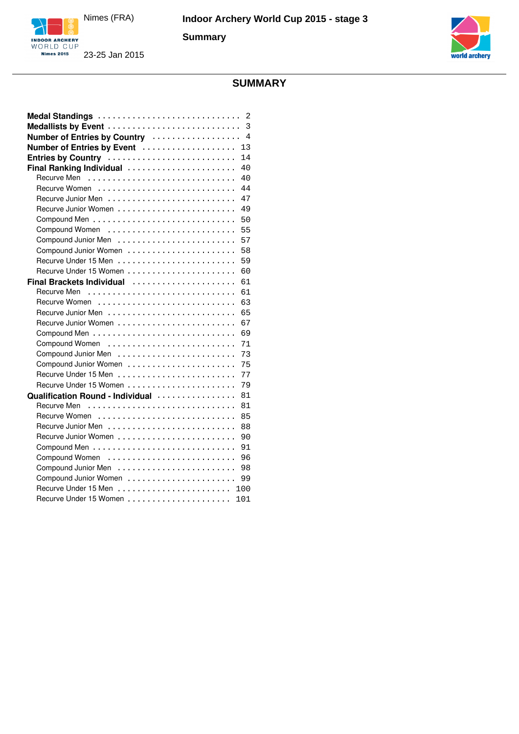Nimes (FRA)

23-25 Jan 2015

**Indoor Archery World Cup 2015 - stage 3**

**Summary**

# SUMMARY

| | |
|---|---|
| **Medal Standings** | 2 |
| **Medallists by Event** | 3 |
| **Number of Entries by Country** | 4 |
| **Number of Entries by Event** | 13 |
| **Entries by Country** | 14 |
| **Final Ranking Individual** | 40 |
| Recurve Men | 40 |
| Recurve Women | 44 |
| Recurve Junior Men | 47 |
| Recurve Junior Women | 49 |
| Compound Men | 50 |
| Compound Women | 55 |
| Compound Junior Men | 57 |
| Compound Junior Women | 58 |
| Recurve Under 15 Men | 59 |
| Recurve Under 15 Women | 60 |
| **Final Brackets Individual** | 61 |
| Recurve Men | 61 |
| Recurve Women | 63 |
| Recurve Junior Men | 65 |
| Recurve Junior Women | 67 |
| Compound Men | 69 |
| Compound Women | 71 |
| Compound Junior Men | 73 |
| Compound Junior Women | 75 |
| Recurve Under 15 Men | 77 |
| Recurve Under 15 Women | 79 |
| **Qualification Round - Individual** | 81 |
| Recurve Men | 81 |
| Recurve Women | 85 |
| Recurve Junior Men | 88 |
| Recurve Junior Women | 90 |
| Compound Men | 91 |
| Compound Women | 96 |
| Compound Junior Men | 98 |
| Compound Junior Women | 99 |
| Recurve Under 15 Men | 100 |
| Recurve Under 15 Women | 101 |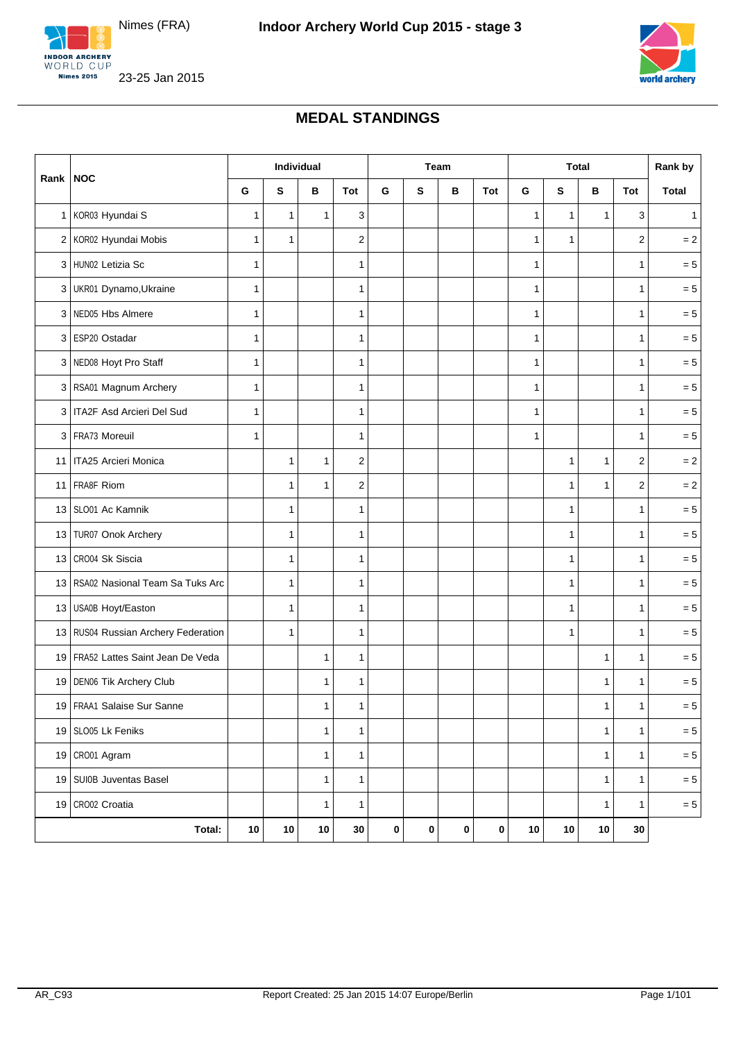# Indoor Archery World Cup 2015 - stage 3

Nimes (FRA)

23-25 Jan 2015

## MEDAL STANDINGS

| Rank | NOC | Individual | | | | Team | | | | Total | | | | Rank by |
|---|---|---|---|---|---|---|---|---|---|---|---|---|---|---|
| | | G | S | B | Tot | G | S | B | Tot | G | S | B | Tot | Total |
| 1 | KOR03 Hyundai S | 1 | 1 | 1 | 3 | | | | | 1 | 1 | 1 | 3 | 1 |
| 2 | KOR02 Hyundai Mobis | 1 | 1 | | 2 | | | | | 1 | 1 | | 2 | = 2 |
| 3 | HUN02 Letizia Sc | 1 | | | 1 | | | | | 1 | | | 1 | = 5 |
| 3 | UKR01 Dynamo,Ukraine | 1 | | | 1 | | | | | 1 | | | 1 | = 5 |
| 3 | NED05 Hbs Almere | 1 | | | 1 | | | | | 1 | | | 1 | = 5 |
| 3 | ESP20 Ostadar | 1 | | | 1 | | | | | 1 | | | 1 | = 5 |
| 3 | NED08 Hoyt Pro Staff | 1 | | | 1 | | | | | 1 | | | 1 | = 5 |
| 3 | RSA01 Magnum Archery | 1 | | | 1 | | | | | 1 | | | 1 | = 5 |
| 3 | ITA2F Asd Arcieri Del Sud | 1 | | | 1 | | | | | 1 | | | 1 | = 5 |
| 3 | FRA73 Moreuil | 1 | | | 1 | | | | | 1 | | | 1 | = 5 |
| 11 | ITA25 Arcieri Monica | | 1 | 1 | 2 | | | | | | 1 | 1 | 2 | = 2 |
| 11 | FRA8F Riom | | 1 | 1 | 2 | | | | | | 1 | 1 | 2 | = 2 |
| 13 | SLO01 Ac Kamnik | | 1 | | 1 | | | | | | 1 | | 1 | = 5 |
| 13 | TUR07 Onok Archery | | 1 | | 1 | | | | | | 1 | | 1 | = 5 |
| 13 | CRO04 Sk Siscia | | 1 | | 1 | | | | | | 1 | | 1 | = 5 |
| 13 | RSA02 Nasional Team Sa Tuks Arc | | 1 | | 1 | | | | | | 1 | | 1 | = 5 |
| 13 | USA0B Hoyt/Easton | | 1 | | 1 | | | | | | 1 | | 1 | = 5 |
| 13 | RUS04 Russian Archery Federation | | 1 | | 1 | | | | | | 1 | | 1 | = 5 |
| 19 | FRA52 Lattes Saint Jean De Veda | | | 1 | 1 | | | | | | | 1 | 1 | = 5 |
| 19 | DEN06 Tik Archery Club | | | 1 | 1 | | | | | | | 1 | 1 | = 5 |
| 19 | FRAA1 Salaise Sur Sanne | | | 1 | 1 | | | | | | | 1 | 1 | = 5 |
| 19 | SLO05 Lk Feniks | | | 1 | 1 | | | | | | | 1 | 1 | = 5 |
| 19 | CRO01 Agram | | | 1 | 1 | | | | | | | 1 | 1 | = 5 |
| 19 | SUI0B Juventas Basel | | | 1 | 1 | | | | | | | 1 | 1 | = 5 |
| 19 | CRO02 Croatia | | | 1 | 1 | | | | | | | 1 | 1 | = 5 |
| | **Total:** | **10** | **10** | **10** | **30** | **0** | **0** | **0** | **0** | **10** | **10** | **10** | **30** | |

AR_C93 Report Created: 25 Jan 2015 14:07 Europe/Berlin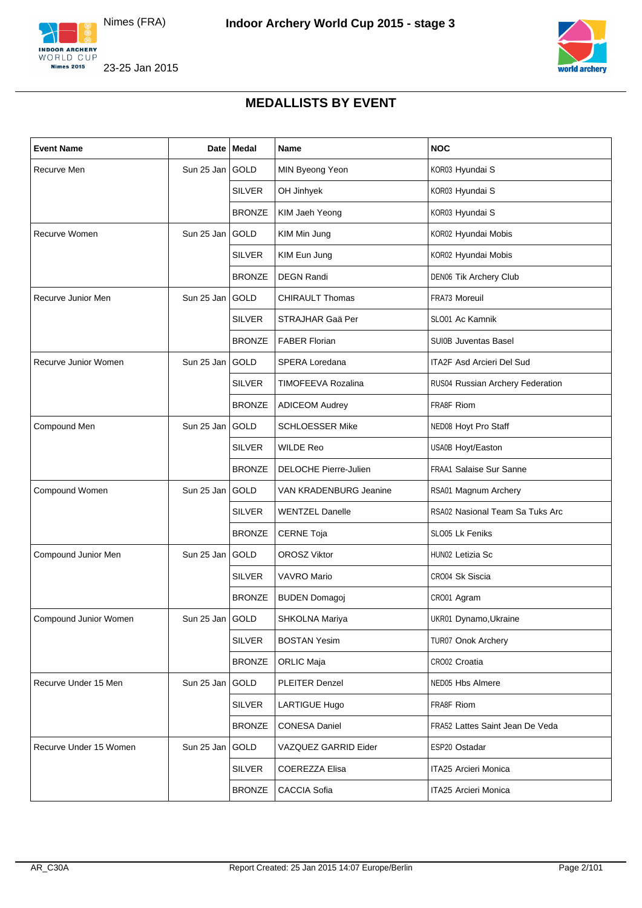# MEDALLISTS BY EVENT

| Event Name | Date | Medal | Name | NOC |
|---|---|---|---|---|
| Recurve Men | Sun 25 Jan | GOLD | MIN Byeong Yeon | KOR03 Hyundai S |
| | | SILVER | OH Jinhyek | KOR03 Hyundai S |
| | | BRONZE | KIM Jaeh Yeong | KOR03 Hyundai S |
| Recurve Women | Sun 25 Jan | GOLD | KIM Min Jung | KOR02 Hyundai Mobis |
| | | SILVER | KIM Eun Jung | KOR02 Hyundai Mobis |
| | | BRONZE | DEGN Randi | DEN06 Tik Archery Club |
| Recurve Junior Men | Sun 25 Jan | GOLD | CHIRAULT Thomas | FRA73 Moreuil |
| | | SILVER | STRAJHAR Gaä Per | SLO01 Ac Kamnik |
| | | BRONZE | FABER Florian | SUI0B Juventas Basel |
| Recurve Junior Women | Sun 25 Jan | GOLD | SPERA Loredana | ITA2F Asd Arcieri Del Sud |
| | | SILVER | TIMOFEEVA Rozalina | RUS04 Russian Archery Federation |
| | | BRONZE | ADICEOM Audrey | FRA8F Riom |
| Compound Men | Sun 25 Jan | GOLD | SCHLOESSER Mike | NED08 Hoyt Pro Staff |
| | | SILVER | WILDE Reo | USA0B Hoyt/Easton |
| | | BRONZE | DELOCHE Pierre-Julien | FRAA1 Salaise Sur Sanne |
| Compound Women | Sun 25 Jan | GOLD | VAN KRADENBURG Jeanine | RSA01 Magnum Archery |
| | | SILVER | WENTZEL Danelle | RSA02 Nasional Team Sa Tuks Arc |
| | | BRONZE | CERNE Toja | SLO05 Lk Feniks |
| Compound Junior Men | Sun 25 Jan | GOLD | OROSZ Viktor | HUN02 Letizia Sc |
| | | SILVER | VAVRO Mario | CRO04 Sk Siscia |
| | | BRONZE | BUDEN Domagoj | CRO01 Agram |
| Compound Junior Women | Sun 25 Jan | GOLD | SHKOLNA Mariya | UKR01 Dynamo,Ukraine |
| | | SILVER | BOSTAN Yesim | TUR07 Onok Archery |
| | | BRONZE | ORLIC Maja | CRO02 Croatia |
| Recurve Under 15 Men | Sun 25 Jan | GOLD | PLEITER Denzel | NED05 Hbs Almere |
| | | SILVER | LARTIGUE Hugo | FRA8F Riom |
| | | BRONZE | CONESA Daniel | FRA52 Lattes Saint Jean De Veda |
| Recurve Under 15 Women | Sun 25 Jan | GOLD | VAZQUEZ GARRID Eider | ESP20 Ostadar |
| | | SILVER | COEREZZA Elisa | ITA25 Arcieri Monica |
| | | BRONZE | CACCIA Sofia | ITA25 Arcieri Monica |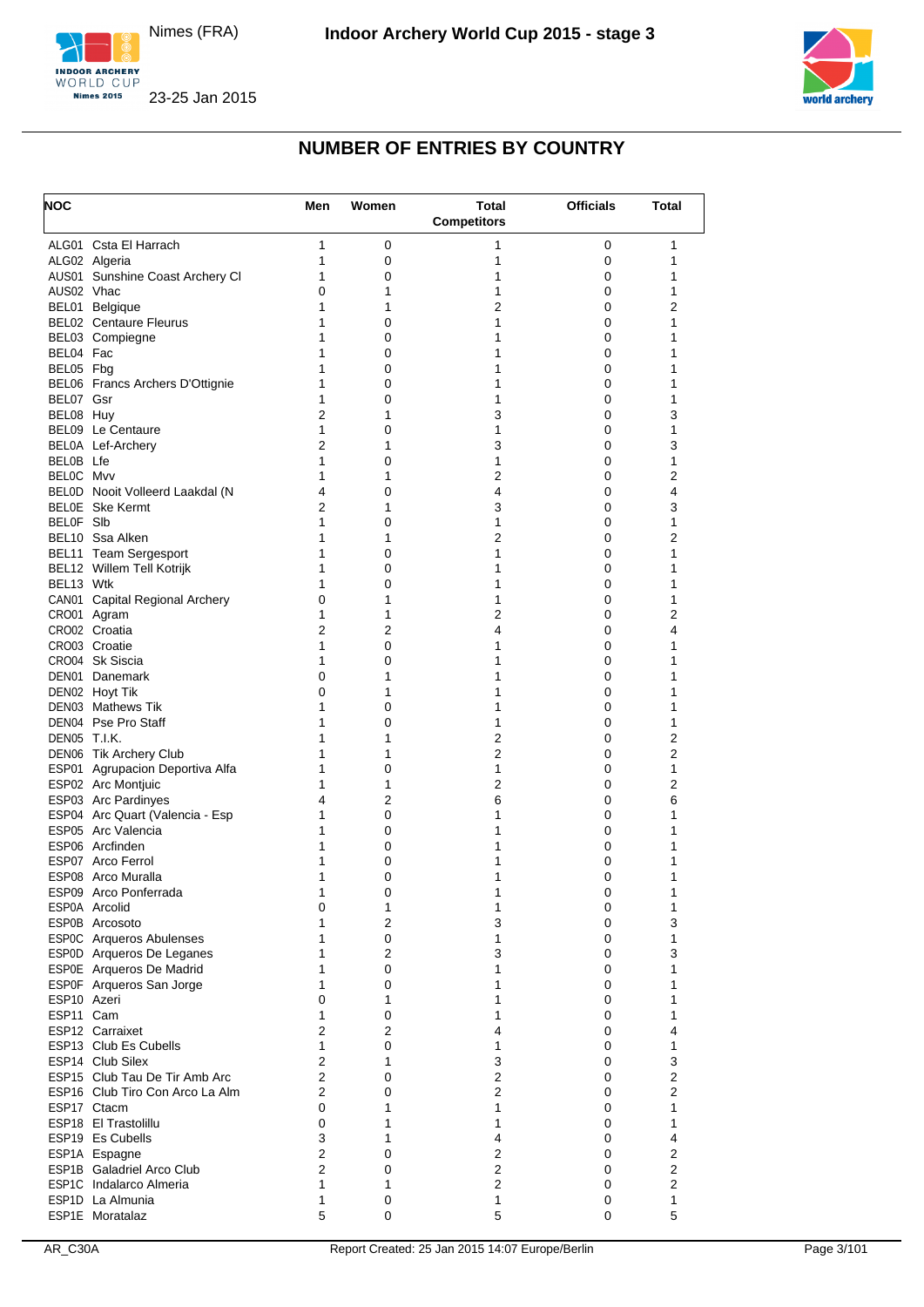## NUMBER OF ENTRIES BY COUNTRY

| NOC | | Men | Women | Total Competitors | Officials | Total |
|---|---|---|---|---|---|---|
| ALG01 | Csta El Harrach | 1 | 0 | 1 | 0 | 1 |
| ALG02 | Algeria | 1 | 0 | 1 | 0 | 1 |
| AUS01 | Sunshine Coast Archery Cl | 1 | 0 | 1 | 0 | 1 |
| AUS02 | Vhac | 0 | 1 | 1 | 0 | 1 |
| BEL01 | Belgique | 1 | 1 | 2 | 0 | 2 |
| BEL02 | Centaure Fleurus | 1 | 0 | 1 | 0 | 1 |
| BEL03 | Compiegne | 1 | 0 | 1 | 0 | 1 |
| BEL04 | Fac | 1 | 0 | 1 | 0 | 1 |
| BEL05 | Fbg | 1 | 0 | 1 | 0 | 1 |
| BEL06 | Francs Archers D'Ottignie | 1 | 0 | 1 | 0 | 1 |
| BEL07 | Gsr | 1 | 0 | 1 | 0 | 1 |
| BEL08 | Huy | 2 | 1 | 3 | 0 | 3 |
| BEL09 | Le Centaure | 1 | 0 | 1 | 0 | 1 |
| BEL0A | Lef-Archery | 2 | 1 | 3 | 0 | 3 |
| BEL0B | Lfe | 1 | 0 | 1 | 0 | 1 |
| BEL0C | Mvv | 1 | 1 | 2 | 0 | 2 |
| BEL0D | Nooit Volleerd Laakdal (N | 4 | 0 | 4 | 0 | 4 |
| BEL0E | Ske Kermt | 2 | 1 | 3 | 0 | 3 |
| BEL0F | Slb | 1 | 0 | 1 | 0 | 1 |
| BEL10 | Ssa Alken | 1 | 1 | 2 | 0 | 2 |
| BEL11 | Team Sergesport | 1 | 0 | 1 | 0 | 1 |
| BEL12 | Willem Tell Kotrijk | 1 | 0 | 1 | 0 | 1 |
| BEL13 | Wtk | 1 | 0 | 1 | 0 | 1 |
| CAN01 | Capital Regional Archery | 0 | 1 | 1 | 0 | 1 |
| CRO01 | Agram | 1 | 1 | 2 | 0 | 2 |
| CRO02 | Croatia | 2 | 2 | 4 | 0 | 4 |
| CRO03 | Croatie | 1 | 0 | 1 | 0 | 1 |
| CRO04 | Sk Siscia | 1 | 0 | 1 | 0 | 1 |
| DEN01 | Danemark | 0 | 1 | 1 | 0 | 1 |
| DEN02 | Hoyt Tik | 0 | 1 | 1 | 0 | 1 |
| DEN03 | Mathews Tik | 1 | 0 | 1 | 0 | 1 |
| DEN04 | Pse Pro Staff | 1 | 0 | 1 | 0 | 1 |
| DEN05 | T.I.K. | 1 | 1 | 2 | 0 | 2 |
| DEN06 | Tik Archery Club | 1 | 1 | 2 | 0 | 2 |
| ESP01 | Agrupacion Deportiva Alfa | 1 | 0 | 1 | 0 | 1 |
| ESP02 | Arc Montjuic | 1 | 1 | 2 | 0 | 2 |
| ESP03 | Arc Pardinyes | 4 | 2 | 6 | 0 | 6 |
| ESP04 | Arc Quart (Valencia - Esp | 1 | 0 | 1 | 0 | 1 |
| ESP05 | Arc Valencia | 1 | 0 | 1 | 0 | 1 |
| ESP06 | Arcfinden | 1 | 0 | 1 | 0 | 1 |
| ESP07 | Arco Ferrol | 1 | 0 | 1 | 0 | 1 |
| ESP08 | Arco Muralla | 1 | 0 | 1 | 0 | 1 |
| ESP09 | Arco Ponferrada | 1 | 0 | 1 | 0 | 1 |
| ESP0A | Arcolid | 0 | 1 | 1 | 0 | 1 |
| ESP0B | Arcosoto | 1 | 2 | 3 | 0 | 3 |
| ESP0C | Arqueros Abulenses | 1 | 0 | 1 | 0 | 1 |
| ESP0D | Arqueros De Leganes | 1 | 2 | 3 | 0 | 3 |
| ESP0E | Arqueros De Madrid | 1 | 0 | 1 | 0 | 1 |
| ESP0F | Arqueros San Jorge | 1 | 0 | 1 | 0 | 1 |
| ESP10 | Azeri | 0 | 1 | 1 | 0 | 1 |
| ESP11 | Cam | 1 | 0 | 1 | 0 | 1 |
| ESP12 | Carraixet | 2 | 2 | 4 | 0 | 4 |
| ESP13 | Club Es Cubells | 1 | 0 | 1 | 0 | 1 |
| ESP14 | Club Silex | 2 | 1 | 3 | 0 | 3 |
| ESP15 | Club Tau De Tir Amb Arc | 2 | 0 | 2 | 0 | 2 |
| ESP16 | Club Tiro Con Arco La Alm | 2 | 0 | 2 | 0 | 2 |
| ESP17 | Ctacm | 0 | 1 | 1 | 0 | 1 |
| ESP18 | El Trastolillu | 0 | 1 | 1 | 0 | 1 |
| ESP19 | Es Cubells | 3 | 1 | 4 | 0 | 4 |
| ESP1A | Espagne | 2 | 0 | 2 | 0 | 2 |
| ESP1B | Galadriel Arco Club | 2 | 0 | 2 | 0 | 2 |
| ESP1C | Indalarco Almeria | 1 | 1 | 2 | 0 | 2 |
| ESP1D | La Almunia | 1 | 0 | 1 | 0 | 1 |
| ESP1E | Moratalaz | 5 | 0 | 5 | 0 | 5 |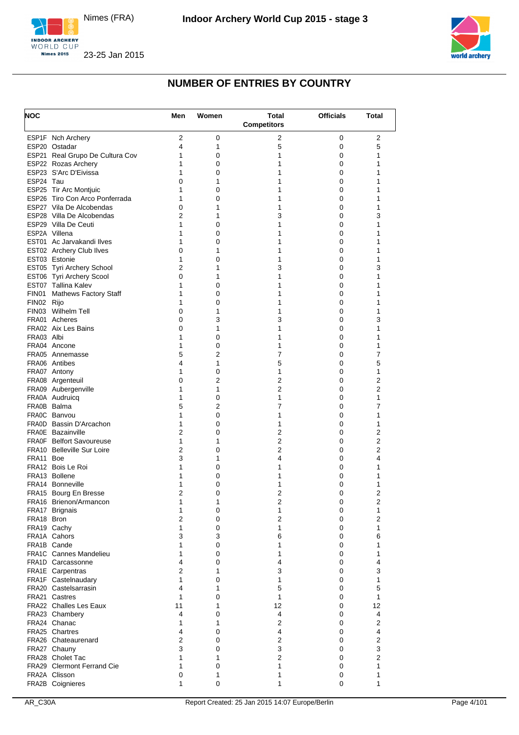## NUMBER OF ENTRIES BY COUNTRY

| NOC | | Men | Women | Total Competitors | Officials | Total |
|---|---|---|---|---|---|---|
| ESP1F | Nch Archery | 2 | 0 | 2 | 0 | 2 |
| ESP20 | Ostadar | 4 | 1 | 5 | 0 | 5 |
| ESP21 | Real Grupo De Cultura Cov | 1 | 0 | 1 | 0 | 1 |
| ESP22 | Rozas Archery | 1 | 0 | 1 | 0 | 1 |
| ESP23 | S'Arc D'Eivissa | 1 | 0 | 1 | 0 | 1 |
| ESP24 | Tau | 0 | 1 | 1 | 0 | 1 |
| ESP25 | Tir Arc Montjuic | 1 | 0 | 1 | 0 | 1 |
| ESP26 | Tiro Con Arco Ponferrada | 1 | 0 | 1 | 0 | 1 |
| ESP27 | Vila De Alcobendas | 0 | 1 | 1 | 0 | 1 |
| ESP28 | Villa De Alcobendas | 2 | 1 | 3 | 0 | 3 |
| ESP29 | Villa De Ceuti | 1 | 0 | 1 | 0 | 1 |
| ESP2A | Villena | 1 | 0 | 1 | 0 | 1 |
| EST01 | Ac Jarvakandi Ilves | 1 | 0 | 1 | 0 | 1 |
| EST02 | Archery Club Ilves | 0 | 1 | 1 | 0 | 1 |
| EST03 | Estonie | 1 | 0 | 1 | 0 | 1 |
| EST05 | Tyri Archery School | 2 | 1 | 3 | 0 | 3 |
| EST06 | Tyri Archery Scool | 0 | 1 | 1 | 0 | 1 |
| EST07 | Tallina Kalev | 1 | 0 | 1 | 0 | 1 |
| FIN01 | Mathews Factory Staff | 1 | 0 | 1 | 0 | 1 |
| FIN02 | Rijo | 1 | 0 | 1 | 0 | 1 |
| FIN03 | Wilhelm Tell | 0 | 1 | 1 | 0 | 1 |
| FRA01 | Acheres | 0 | 3 | 3 | 0 | 3 |
| FRA02 | Aix Les Bains | 0 | 1 | 1 | 0 | 1 |
| FRA03 | Albi | 1 | 0 | 1 | 0 | 1 |
| FRA04 | Ancone | 1 | 0 | 1 | 0 | 1 |
| FRA05 | Annemasse | 5 | 2 | 7 | 0 | 7 |
| FRA06 | Antibes | 4 | 1 | 5 | 0 | 5 |
| FRA07 | Antony | 1 | 0 | 1 | 0 | 1 |
| FRA08 | Argenteuil | 0 | 2 | 2 | 0 | 2 |
| FRA09 | Aubergenville | 1 | 1 | 2 | 0 | 2 |
| FRA0A | Audruicq | 1 | 0 | 1 | 0 | 1 |
| FRA0B | Balma | 5 | 2 | 7 | 0 | 7 |
| FRA0C | Banvou | 1 | 0 | 1 | 0 | 1 |
| FRA0D | Bassin D'Arcachon | 1 | 0 | 1 | 0 | 1 |
| FRA0E | Bazainville | 2 | 0 | 2 | 0 | 2 |
| FRA0F | Belfort Savoureuse | 1 | 1 | 2 | 0 | 2 |
| FRA10 | Belleville Sur Loire | 2 | 0 | 2 | 0 | 2 |
| FRA11 | Boe | 3 | 1 | 4 | 0 | 4 |
| FRA12 | Bois Le Roi | 1 | 0 | 1 | 0 | 1 |
| FRA13 | Bollene | 1 | 0 | 1 | 0 | 1 |
| FRA14 | Bonneville | 1 | 0 | 1 | 0 | 1 |
| FRA15 | Bourg En Bresse | 2 | 0 | 2 | 0 | 2 |
| FRA16 | Brienon/Armancon | 1 | 1 | 2 | 0 | 2 |
| FRA17 | Brignais | 1 | 0 | 1 | 0 | 1 |
| FRA18 | Bron | 2 | 0 | 2 | 0 | 2 |
| FRA19 | Cachy | 1 | 0 | 1 | 0 | 1 |
| FRA1A | Cahors | 3 | 3 | 6 | 0 | 6 |
| FRA1B | Cande | 1 | 0 | 1 | 0 | 1 |
| FRA1C | Cannes Mandelieu | 1 | 0 | 1 | 0 | 1 |
| FRA1D | Carcassonne | 4 | 0 | 4 | 0 | 4 |
| FRA1E | Carpentras | 2 | 1 | 3 | 0 | 3 |
| FRA1F | Castelnaudary | 1 | 0 | 1 | 0 | 1 |
| FRA20 | Castelsarrasin | 4 | 1 | 5 | 0 | 5 |
| FRA21 | Castres | 1 | 0 | 1 | 0 | 1 |
| FRA22 | Challes Les Eaux | 11 | 1 | 12 | 0 | 12 |
| FRA23 | Chambery | 4 | 0 | 4 | 0 | 4 |
| FRA24 | Chanac | 1 | 1 | 2 | 0 | 2 |
| FRA25 | Chartres | 4 | 0 | 4 | 0 | 4 |
| FRA26 | Chateaurenard | 2 | 0 | 2 | 0 | 2 |
| FRA27 | Chauny | 3 | 0 | 3 | 0 | 3 |
| FRA28 | Cholet Tac | 1 | 1 | 2 | 0 | 2 |
| FRA29 | Clermont Ferrand Cie | 1 | 0 | 1 | 0 | 1 |
| FRA2A | Clisson | 0 | 1 | 1 | 0 | 1 |
| FRA2B | Coignieres | 1 | 0 | 1 | 0 | 1 |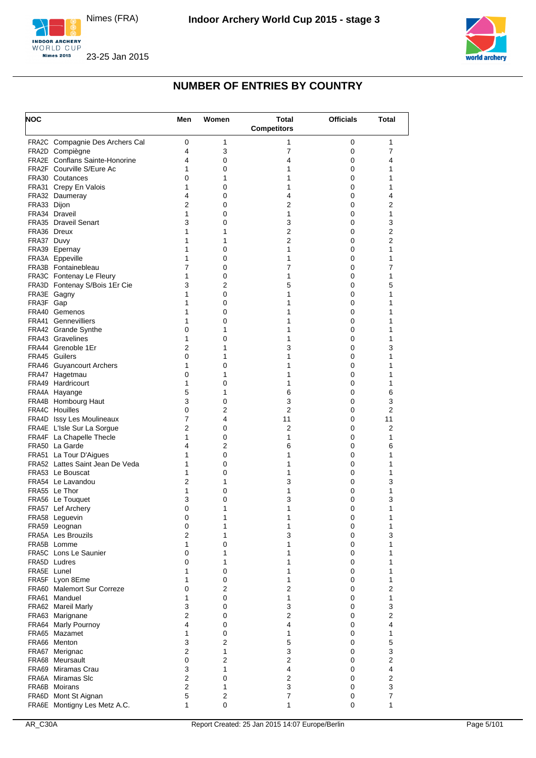## NUMBER OF ENTRIES BY COUNTRY

| NOC | | Men | Women | Total Competitors | Officials | Total |
|---|---|---|---|---|---|---|
| FRA2C | Compagnie Des Archers Cal | 0 | 1 | 1 | 0 | 1 |
| FRA2D | Compiègne | 4 | 3 | 7 | 0 | 7 |
| FRA2E | Conflans Sainte-Honorine | 4 | 0 | 4 | 0 | 4 |
| FRA2F | Courville S/Eure Ac | 1 | 0 | 1 | 0 | 1 |
| FRA30 | Coutances | 0 | 1 | 1 | 0 | 1 |
| FRA31 | Crepy En Valois | 1 | 0 | 1 | 0 | 1 |
| FRA32 | Daumeray | 4 | 0 | 4 | 0 | 4 |
| FRA33 | Dijon | 2 | 0 | 2 | 0 | 2 |
| FRA34 | Draveil | 1 | 0 | 1 | 0 | 1 |
| FRA35 | Draveil Senart | 3 | 0 | 3 | 0 | 3 |
| FRA36 | Dreux | 1 | 1 | 2 | 0 | 2 |
| FRA37 | Duvy | 1 | 1 | 2 | 0 | 2 |
| FRA39 | Epernay | 1 | 0 | 1 | 0 | 1 |
| FRA3A | Eppeville | 1 | 0 | 1 | 0 | 1 |
| FRA3B | Fontainebleau | 7 | 0 | 7 | 0 | 7 |
| FRA3C | Fontenay Le Fleury | 1 | 0 | 1 | 0 | 1 |
| FRA3D | Fontenay S/Bois 1Er Cie | 3 | 2 | 5 | 0 | 5 |
| FRA3E | Gagny | 1 | 0 | 1 | 0 | 1 |
| FRA3F | Gap | 1 | 0 | 1 | 0 | 1 |
| FRA40 | Gemenos | 1 | 0 | 1 | 0 | 1 |
| FRA41 | Gennevilliers | 1 | 0 | 1 | 0 | 1 |
| FRA42 | Grande Synthe | 0 | 1 | 1 | 0 | 1 |
| FRA43 | Gravelines | 1 | 0 | 1 | 0 | 1 |
| FRA44 | Grenoble 1Er | 2 | 1 | 3 | 0 | 3 |
| FRA45 | Guilers | 0 | 1 | 1 | 0 | 1 |
| FRA46 | Guyancourt Archers | 1 | 0 | 1 | 0 | 1 |
| FRA47 | Hagetmau | 0 | 1 | 1 | 0 | 1 |
| FRA49 | Hardricourt | 1 | 0 | 1 | 0 | 1 |
| FRA4A | Hayange | 5 | 1 | 6 | 0 | 6 |
| FRA4B | Hombourg Haut | 3 | 0 | 3 | 0 | 3 |
| FRA4C | Houilles | 0 | 2 | 2 | 0 | 2 |
| FRA4D | Issy Les Moulineaux | 7 | 4 | 11 | 0 | 11 |
| FRA4E | L'Isle Sur La Sorgue | 2 | 0 | 2 | 0 | 2 |
| FRA4F | La Chapelle Thecle | 1 | 0 | 1 | 0 | 1 |
| FRA50 | La Garde | 4 | 2 | 6 | 0 | 6 |
| FRA51 | La Tour D'Aigues | 1 | 0 | 1 | 0 | 1 |
| FRA52 | Lattes Saint Jean De Veda | 1 | 0 | 1 | 0 | 1 |
| FRA53 | Le Bouscat | 1 | 0 | 1 | 0 | 1 |
| FRA54 | Le Lavandou | 2 | 1 | 3 | 0 | 3 |
| FRA55 | Le Thor | 1 | 0 | 1 | 0 | 1 |
| FRA56 | Le Touquet | 3 | 0 | 3 | 0 | 3 |
| FRA57 | Lef Archery | 0 | 1 | 1 | 0 | 1 |
| FRA58 | Leguevin | 0 | 1 | 1 | 0 | 1 |
| FRA59 | Leognan | 0 | 1 | 1 | 0 | 1 |
| FRA5A | Les Brouzils | 2 | 1 | 3 | 0 | 3 |
| FRA5B | Lomme | 1 | 0 | 1 | 0 | 1 |
| FRA5C | Lons Le Saunier | 0 | 1 | 1 | 0 | 1 |
| FRA5D | Ludres | 0 | 1 | 1 | 0 | 1 |
| FRA5E | Lunel | 1 | 0 | 1 | 0 | 1 |
| FRA5F | Lyon 8Eme | 1 | 0 | 1 | 0 | 1 |
| FRA60 | Malemort Sur Correze | 0 | 2 | 2 | 0 | 2 |
| FRA61 | Manduel | 1 | 0 | 1 | 0 | 1 |
| FRA62 | Mareil Marly | 3 | 0 | 3 | 0 | 3 |
| FRA63 | Marignane | 2 | 0 | 2 | 0 | 2 |
| FRA64 | Marly Pournoy | 4 | 0 | 4 | 0 | 4 |
| FRA65 | Mazamet | 1 | 0 | 1 | 0 | 1 |
| FRA66 | Menton | 3 | 2 | 5 | 0 | 5 |
| FRA67 | Merignac | 2 | 1 | 3 | 0 | 3 |
| FRA68 | Meursault | 0 | 2 | 2 | 0 | 2 |
| FRA69 | Miramas Crau | 3 | 1 | 4 | 0 | 4 |
| FRA6A | Miramas Slc | 2 | 0 | 2 | 0 | 2 |
| FRA6B | Moirans | 2 | 1 | 3 | 0 | 3 |
| FRA6D | Mont St Aignan | 5 | 2 | 7 | 0 | 7 |
| FRA6E | Montigny Les Metz A.C. | 1 | 0 | 1 | 0 | 1 |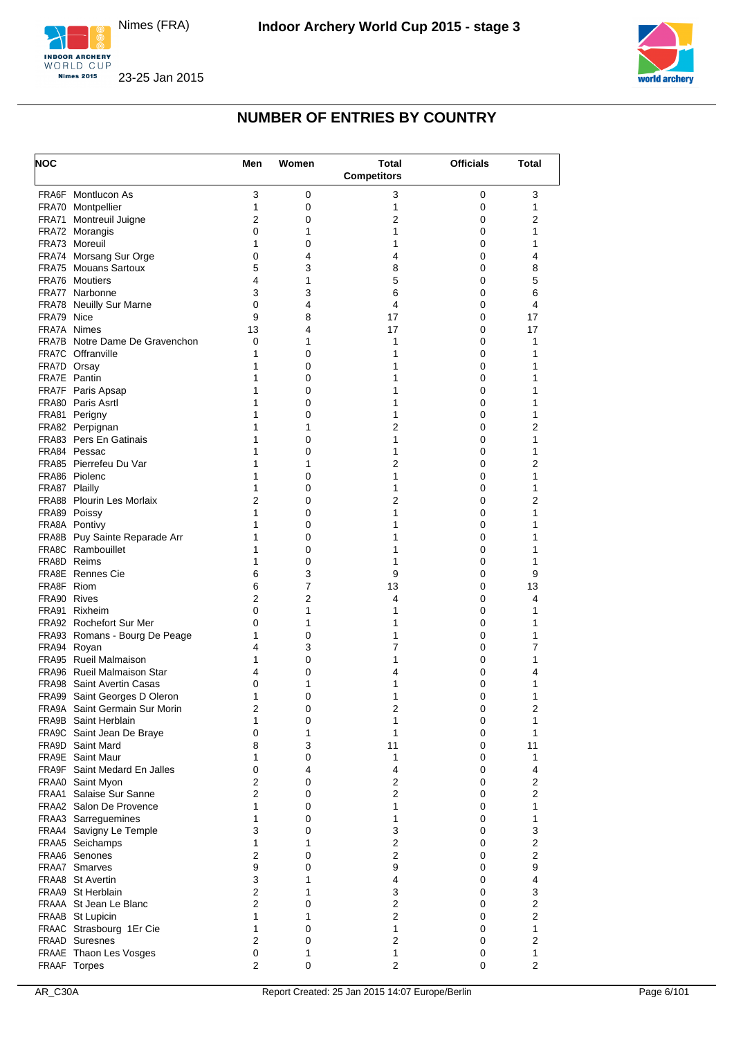## NUMBER OF ENTRIES BY COUNTRY

| NOC | | Men | Women | Total Competitors | Officials | Total |
|---|---|---|---|---|---|---|
| FRA6F | Montlucon As | 3 | 0 | 3 | 0 | 3 |
| FRA70 | Montpellier | 1 | 0 | 1 | 0 | 1 |
| FRA71 | Montreuil Juigne | 2 | 0 | 2 | 0 | 2 |
| FRA72 | Morangis | 0 | 1 | 1 | 0 | 1 |
| FRA73 | Moreuil | 1 | 0 | 1 | 0 | 1 |
| FRA74 | Morsang Sur Orge | 0 | 4 | 4 | 0 | 4 |
| FRA75 | Mouans Sartoux | 5 | 3 | 8 | 0 | 8 |
| FRA76 | Moutiers | 4 | 1 | 5 | 0 | 5 |
| FRA77 | Narbonne | 3 | 3 | 6 | 0 | 6 |
| FRA78 | Neuilly Sur Marne | 0 | 4 | 4 | 0 | 4 |
| FRA79 | Nice | 9 | 8 | 17 | 0 | 17 |
| FRA7A | Nimes | 13 | 4 | 17 | 0 | 17 |
| FRA7B | Notre Dame De Gravenchon | 0 | 1 | 1 | 0 | 1 |
| FRA7C | Offranville | 1 | 0 | 1 | 0 | 1 |
| FRA7D | Orsay | 1 | 0 | 1 | 0 | 1 |
| FRA7E | Pantin | 1 | 0 | 1 | 0 | 1 |
| FRA7F | Paris Apsap | 1 | 0 | 1 | 0 | 1 |
| FRA80 | Paris Asrtl | 1 | 0 | 1 | 0 | 1 |
| FRA81 | Perigny | 1 | 0 | 1 | 0 | 1 |
| FRA82 | Perpignan | 1 | 1 | 2 | 0 | 2 |
| FRA83 | Pers En Gatinais | 1 | 0 | 1 | 0 | 1 |
| FRA84 | Pessac | 1 | 0 | 1 | 0 | 1 |
| FRA85 | Pierrefeu Du Var | 1 | 1 | 2 | 0 | 2 |
| FRA86 | Piolenc | 1 | 0 | 1 | 0 | 1 |
| FRA87 | Plailly | 1 | 0 | 1 | 0 | 1 |
| FRA88 | Plourin Les Morlaix | 2 | 0 | 2 | 0 | 2 |
| FRA89 | Poissy | 1 | 0 | 1 | 0 | 1 |
| FRA8A | Pontivy | 1 | 0 | 1 | 0 | 1 |
| FRA8B | Puy Sainte Reparade Arr | 1 | 0 | 1 | 0 | 1 |
| FRA8C | Rambouillet | 1 | 0 | 1 | 0 | 1 |
| FRA8D | Reims | 1 | 0 | 1 | 0 | 1 |
| FRA8E | Rennes Cie | 6 | 3 | 9 | 0 | 9 |
| FRA8F | Riom | 6 | 7 | 13 | 0 | 13 |
| FRA90 | Rives | 2 | 2 | 4 | 0 | 4 |
| FRA91 | Rixheim | 0 | 1 | 1 | 0 | 1 |
| FRA92 | Rochefort Sur Mer | 0 | 1 | 1 | 0 | 1 |
| FRA93 | Romans - Bourg De Peage | 1 | 0 | 1 | 0 | 1 |
| FRA94 | Royan | 4 | 3 | 7 | 0 | 7 |
| FRA95 | Rueil Malmaison | 1 | 0 | 1 | 0 | 1 |
| FRA96 | Rueil Malmaison Star | 4 | 0 | 4 | 0 | 4 |
| FRA98 | Saint Avertin Casas | 0 | 1 | 1 | 0 | 1 |
| FRA99 | Saint Georges D Oleron | 1 | 0 | 1 | 0 | 1 |
| FRA9A | Saint Germain Sur Morin | 2 | 0 | 2 | 0 | 2 |
| FRA9B | Saint Herblain | 1 | 0 | 1 | 0 | 1 |
| FRA9C | Saint Jean De Braye | 0 | 1 | 1 | 0 | 1 |
| FRA9D | Saint Mard | 8 | 3 | 11 | 0 | 11 |
| FRA9E | Saint Maur | 1 | 0 | 1 | 0 | 1 |
| FRA9F | Saint Medard En Jalles | 0 | 4 | 4 | 0 | 4 |
| FRAA0 | Saint Myon | 2 | 0 | 2 | 0 | 2 |
| FRAA1 | Salaise Sur Sanne | 2 | 0 | 2 | 0 | 2 |
| FRAA2 | Salon De Provence | 1 | 0 | 1 | 0 | 1 |
| FRAA3 | Sarreguemines | 1 | 0 | 1 | 0 | 1 |
| FRAA4 | Savigny Le Temple | 3 | 0 | 3 | 0 | 3 |
| FRAA5 | Seichamps | 1 | 1 | 2 | 0 | 2 |
| FRAA6 | Senones | 2 | 0 | 2 | 0 | 2 |
| FRAA7 | Smarves | 9 | 0 | 9 | 0 | 9 |
| FRAA8 | St Avertin | 3 | 1 | 4 | 0 | 4 |
| FRAA9 | St Herblain | 2 | 1 | 3 | 0 | 3 |
| FRAAA | St Jean Le Blanc | 2 | 0 | 2 | 0 | 2 |
| FRAAB | St Lupicin | 1 | 1 | 2 | 0 | 2 |
| FRAAC | Strasbourg 1Er Cie | 1 | 0 | 1 | 0 | 1 |
| FRAAD | Suresnes | 2 | 0 | 2 | 0 | 2 |
| FRAAE | Thaon Les Vosges | 0 | 1 | 1 | 0 | 1 |
| FRAAF | Torpes | 2 | 0 | 2 | 0 | 2 |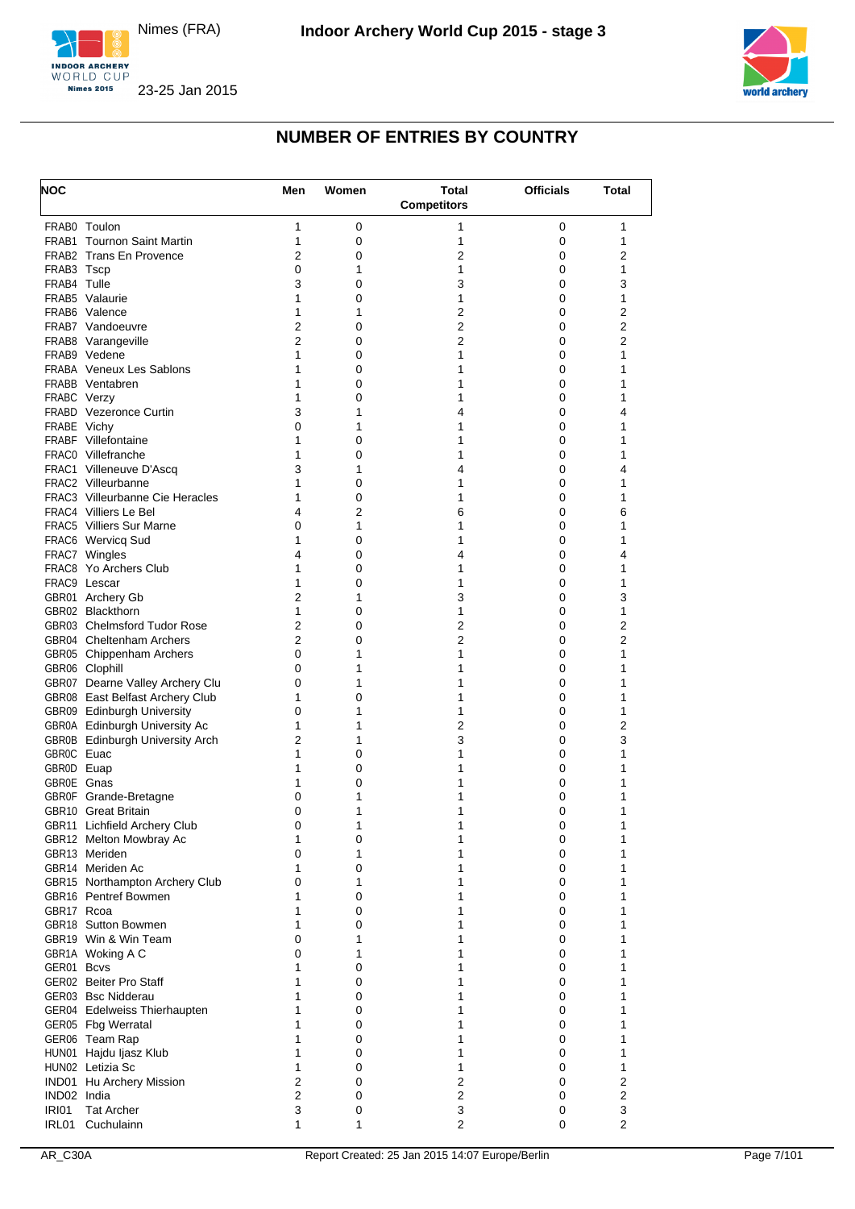# NUMBER OF ENTRIES BY COUNTRY

| NOC | | Men | Women | Total Competitors | Officials | Total |
|---|---|---|---|---|---|---|
| FRAB0 | Toulon | 1 | 0 | 1 | 0 | 1 |
| FRAB1 | Tournon Saint Martin | 1 | 0 | 1 | 0 | 1 |
| FRAB2 | Trans En Provence | 2 | 0 | 2 | 0 | 2 |
| FRAB3 | Tscp | 0 | 1 | 1 | 0 | 1 |
| FRAB4 | Tulle | 3 | 0 | 3 | 0 | 3 |
| FRAB5 | Valaurie | 1 | 0 | 1 | 0 | 1 |
| FRAB6 | Valence | 1 | 1 | 2 | 0 | 2 |
| FRAB7 | Vandoeuvre | 2 | 0 | 2 | 0 | 2 |
| FRAB8 | Varangeville | 2 | 0 | 2 | 0 | 2 |
| FRAB9 | Vedene | 1 | 0 | 1 | 0 | 1 |
| FRABA | Veneux Les Sablons | 1 | 0 | 1 | 0 | 1 |
| FRABB | Ventabren | 1 | 0 | 1 | 0 | 1 |
| FRABC | Verzy | 1 | 0 | 1 | 0 | 1 |
| FRABD | Vezeronce Curtin | 3 | 1 | 4 | 0 | 4 |
| FRABE | Vichy | 0 | 1 | 1 | 0 | 1 |
| FRABF | Villefontaine | 1 | 0 | 1 | 0 | 1 |
| FRAC0 | Villefranche | 1 | 0 | 1 | 0 | 1 |
| FRAC1 | Villeneuve D'Ascq | 3 | 1 | 4 | 0 | 4 |
| FRAC2 | Villeurbanne | 1 | 0 | 1 | 0 | 1 |
| FRAC3 | Villeurbanne Cie Heracles | 1 | 0 | 1 | 0 | 1 |
| FRAC4 | Villiers Le Bel | 4 | 2 | 6 | 0 | 6 |
| FRAC5 | Villiers Sur Marne | 0 | 1 | 1 | 0 | 1 |
| FRAC6 | Wervicq Sud | 1 | 0 | 1 | 0 | 1 |
| FRAC7 | Wingles | 4 | 0 | 4 | 0 | 4 |
| FRAC8 | Yo Archers Club | 1 | 0 | 1 | 0 | 1 |
| FRAC9 | Lescar | 1 | 0 | 1 | 0 | 1 |
| GBR01 | Archery Gb | 2 | 1 | 3 | 0 | 3 |
| GBR02 | Blackthorn | 1 | 0 | 1 | 0 | 1 |
| GBR03 | Chelmsford Tudor Rose | 2 | 0 | 2 | 0 | 2 |
| GBR04 | Cheltenham Archers | 2 | 0 | 2 | 0 | 2 |
| GBR05 | Chippenham Archers | 0 | 1 | 1 | 0 | 1 |
| GBR06 | Clophill | 0 | 1 | 1 | 0 | 1 |
| GBR07 | Dearne Valley Archery Clu | 0 | 1 | 1 | 0 | 1 |
| GBR08 | East Belfast Archery Club | 1 | 0 | 1 | 0 | 1 |
| GBR09 | Edinburgh University | 0 | 1 | 1 | 0 | 1 |
| GBR0A | Edinburgh University Ac | 1 | 1 | 2 | 0 | 2 |
| GBR0B | Edinburgh University Arch | 2 | 1 | 3 | 0 | 3 |
| GBR0C | Euac | 1 | 0 | 1 | 0 | 1 |
| GBR0D | Euap | 1 | 0 | 1 | 0 | 1 |
| GBR0E | Gnas | 1 | 0 | 1 | 0 | 1 |
| GBR0F | Grande-Bretagne | 0 | 1 | 1 | 0 | 1 |
| GBR10 | Great Britain | 0 | 1 | 1 | 0 | 1 |
| GBR11 | Lichfield Archery Club | 0 | 1 | 1 | 0 | 1 |
| GBR12 | Melton Mowbray Ac | 1 | 0 | 1 | 0 | 1 |
| GBR13 | Meriden | 0 | 1 | 1 | 0 | 1 |
| GBR14 | Meriden Ac | 1 | 0 | 1 | 0 | 1 |
| GBR15 | Northampton Archery Club | 0 | 1 | 1 | 0 | 1 |
| GBR16 | Pentref Bowmen | 1 | 0 | 1 | 0 | 1 |
| GBR17 | Rcoa | 1 | 0 | 1 | 0 | 1 |
| GBR18 | Sutton Bowmen | 1 | 0 | 1 | 0 | 1 |
| GBR19 | Win & Win Team | 0 | 1 | 1 | 0 | 1 |
| GBR1A | Woking A C | 0 | 1 | 1 | 0 | 1 |
| GER01 | Bcvs | 1 | 0 | 1 | 0 | 1 |
| GER02 | Beiter Pro Staff | 1 | 0 | 1 | 0 | 1 |
| GER03 | Bsc Nidderau | 1 | 0 | 1 | 0 | 1 |
| GER04 | Edelweiss Thierhaupten | 1 | 0 | 1 | 0 | 1 |
| GER05 | Fbg Werratal | 1 | 0 | 1 | 0 | 1 |
| GER06 | Team Rap | 1 | 0 | 1 | 0 | 1 |
| HUN01 | Hajdu Ijasz Klub | 1 | 0 | 1 | 0 | 1 |
| HUN02 | Letizia Sc | 1 | 0 | 1 | 0 | 1 |
| IND01 | Hu Archery Mission | 2 | 0 | 2 | 0 | 2 |
| IND02 | India | 2 | 0 | 2 | 0 | 2 |
| IRI01 | Tat Archer | 3 | 0 | 3 | 0 | 3 |
| IRL01 | Cuchulainn | 1 | 1 | 2 | 0 | 2 |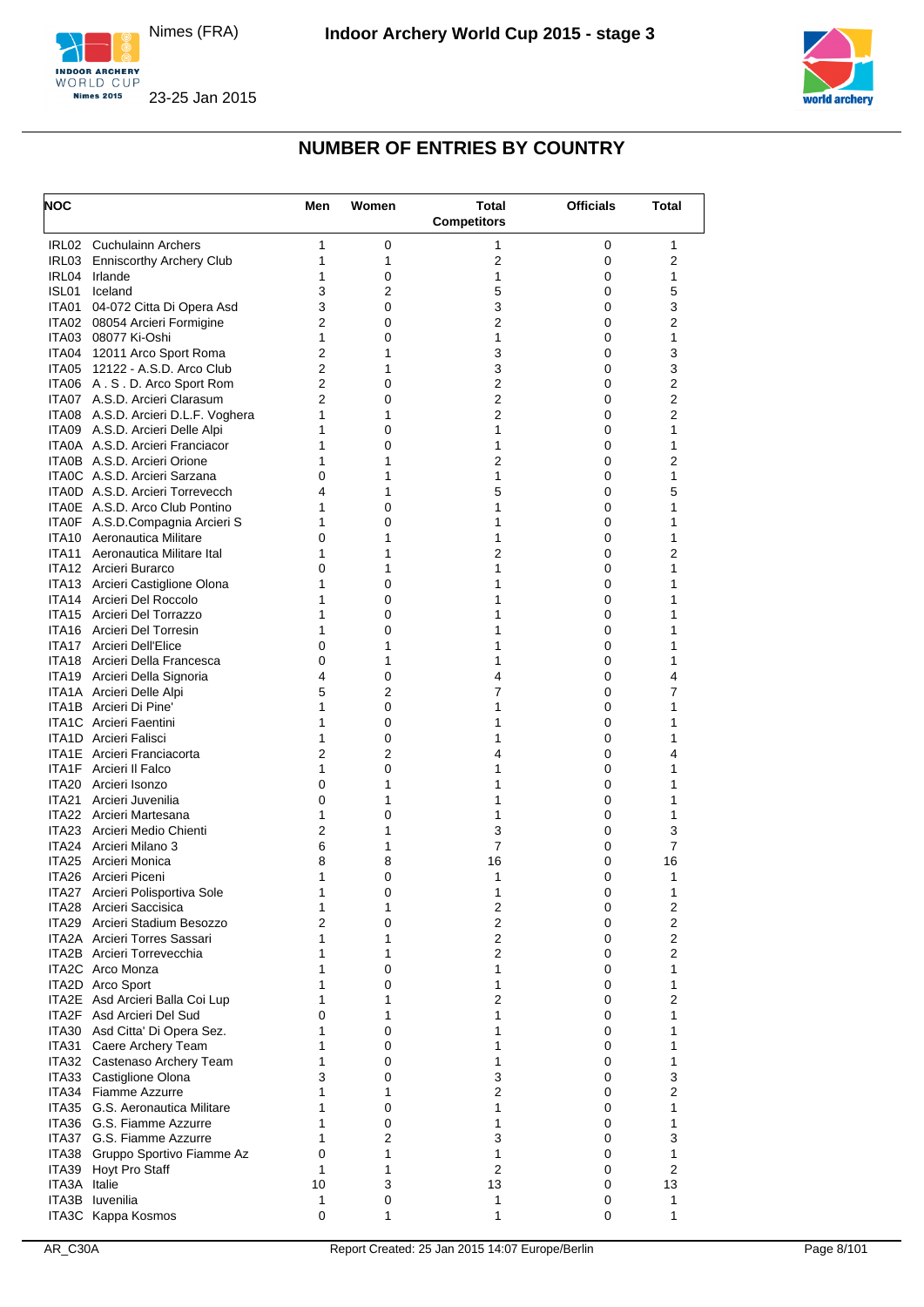## NUMBER OF ENTRIES BY COUNTRY

| NOC | | Men | Women | Total Competitors | Officials | Total |
|---|---|---|---|---|---|---|
| IRL02 | Cuchulainn Archers | 1 | 0 | 1 | 0 | 1 |
| IRL03 | Enniscorthy Archery Club | 1 | 1 | 2 | 0 | 2 |
| IRL04 | Irlande | 1 | 0 | 1 | 0 | 1 |
| ISL01 | Iceland | 3 | 2 | 5 | 0 | 5 |
| ITA01 | 04-072 Citta Di Opera Asd | 3 | 0 | 3 | 0 | 3 |
| ITA02 | 08054 Arcieri Formigine | 2 | 0 | 2 | 0 | 2 |
| ITA03 | 08077 Ki-Oshi | 1 | 0 | 1 | 0 | 1 |
| ITA04 | 12011 Arco Sport Roma | 2 | 1 | 3 | 0 | 3 |
| ITA05 | 12122 - A.S.D. Arco Club | 2 | 1 | 3 | 0 | 3 |
| ITA06 | A . S . D. Arco Sport Rom | 2 | 0 | 2 | 0 | 2 |
| ITA07 | A.S.D. Arcieri Clarasum | 2 | 0 | 2 | 0 | 2 |
| ITA08 | A.S.D. Arcieri D.L.F. Voghera | 1 | 1 | 2 | 0 | 2 |
| ITA09 | A.S.D. Arcieri Delle Alpi | 1 | 0 | 1 | 0 | 1 |
| ITA0A | A.S.D. Arcieri Franciacor | 1 | 0 | 1 | 0 | 1 |
| ITA0B | A.S.D. Arcieri Orione | 1 | 1 | 2 | 0 | 2 |
| ITA0C | A.S.D. Arcieri Sarzana | 0 | 1 | 1 | 0 | 1 |
| ITA0D | A.S.D. Arcieri Torrevecch | 4 | 1 | 5 | 0 | 5 |
| ITA0E | A.S.D. Arco Club Pontino | 1 | 0 | 1 | 0 | 1 |
| ITA0F | A.S.D.Compagnia Arcieri S | 1 | 0 | 1 | 0 | 1 |
| ITA10 | Aeronautica Militare | 0 | 1 | 1 | 0 | 1 |
| ITA11 | Aeronautica Militare Ital | 1 | 1 | 2 | 0 | 2 |
| ITA12 | Arcieri Burarco | 0 | 1 | 1 | 0 | 1 |
| ITA13 | Arcieri Castiglione Olona | 1 | 0 | 1 | 0 | 1 |
| ITA14 | Arcieri Del Roccolo | 1 | 0 | 1 | 0 | 1 |
| ITA15 | Arcieri Del Torrazzo | 1 | 0 | 1 | 0 | 1 |
| ITA16 | Arcieri Del Torresin | 1 | 0 | 1 | 0 | 1 |
| ITA17 | Arcieri Dell'Elice | 0 | 1 | 1 | 0 | 1 |
| ITA18 | Arcieri Della Francesca | 0 | 1 | 1 | 0 | 1 |
| ITA19 | Arcieri Della Signoria | 4 | 0 | 4 | 0 | 4 |
| ITA1A | Arcieri Delle Alpi | 5 | 2 | 7 | 0 | 7 |
| ITA1B | Arcieri Di Pine' | 1 | 0 | 1 | 0 | 1 |
| ITA1C | Arcieri Faentini | 1 | 0 | 1 | 0 | 1 |
| ITA1D | Arcieri Falisci | 1 | 0 | 1 | 0 | 1 |
| ITA1E | Arcieri Franciacorta | 2 | 2 | 4 | 0 | 4 |
| ITA1F | Arcieri Il Falco | 1 | 0 | 1 | 0 | 1 |
| ITA20 | Arcieri Isonzo | 0 | 1 | 1 | 0 | 1 |
| ITA21 | Arcieri Juvenilia | 0 | 1 | 1 | 0 | 1 |
| ITA22 | Arcieri Martesana | 1 | 0 | 1 | 0 | 1 |
| ITA23 | Arcieri Medio Chienti | 2 | 1 | 3 | 0 | 3 |
| ITA24 | Arcieri Milano 3 | 6 | 1 | 7 | 0 | 7 |
| ITA25 | Arcieri Monica | 8 | 8 | 16 | 0 | 16 |
| ITA26 | Arcieri Piceni | 1 | 0 | 1 | 0 | 1 |
| ITA27 | Arcieri Polisportiva Sole | 1 | 0 | 1 | 0 | 1 |
| ITA28 | Arcieri Saccisica | 1 | 1 | 2 | 0 | 2 |
| ITA29 | Arcieri Stadium Besozzo | 2 | 0 | 2 | 0 | 2 |
| ITA2A | Arcieri Torres Sassari | 1 | 1 | 2 | 0 | 2 |
| ITA2B | Arcieri Torrevecchia | 1 | 1 | 2 | 0 | 2 |
| ITA2C | Arco Monza | 1 | 0 | 1 | 0 | 1 |
| ITA2D | Arco Sport | 1 | 0 | 1 | 0 | 1 |
| ITA2E | Asd Arcieri Balla Coi Lup | 1 | 1 | 2 | 0 | 2 |
| ITA2F | Asd Arcieri Del Sud | 0 | 1 | 1 | 0 | 1 |
| ITA30 | Asd Citta' Di Opera Sez. | 1 | 0 | 1 | 0 | 1 |
| ITA31 | Caere Archery Team | 1 | 0 | 1 | 0 | 1 |
| ITA32 | Castenaso Archery Team | 1 | 0 | 1 | 0 | 1 |
| ITA33 | Castiglione Olona | 3 | 0 | 3 | 0 | 3 |
| ITA34 | Fiamme Azzurre | 1 | 1 | 2 | 0 | 2 |
| ITA35 | G.S. Aeronautica Militare | 1 | 0 | 1 | 0 | 1 |
| ITA36 | G.S. Fiamme Azzurre | 1 | 0 | 1 | 0 | 1 |
| ITA37 | G.S. Fiamme Azzurre | 1 | 2 | 3 | 0 | 3 |
| ITA38 | Gruppo Sportivo Fiamme Az | 0 | 1 | 1 | 0 | 1 |
| ITA39 | Hoyt Pro Staff | 1 | 1 | 2 | 0 | 2 |
| ITA3A | Italie | 10 | 3 | 13 | 0 | 13 |
| ITA3B | Iuvenilia | 1 | 0 | 1 | 0 | 1 |
| ITA3C | Kappa Kosmos | 0 | 1 | 1 | 0 | 1 |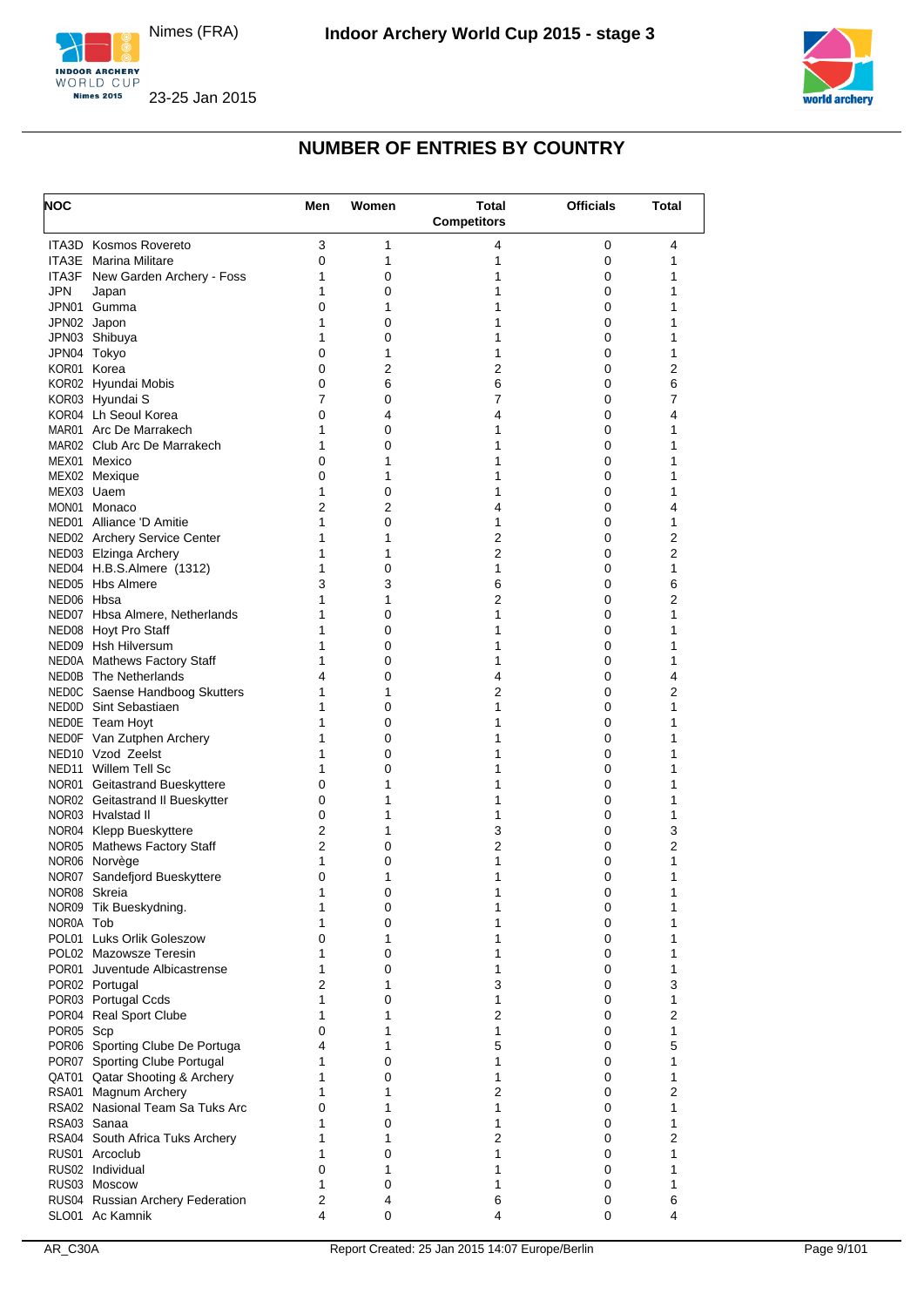## NUMBER OF ENTRIES BY COUNTRY

| NOC | | Men | Women | Total Competitors | Officials | Total |
|---|---|---|---|---|---|---|
| ITA3D | Kosmos Rovereto | 3 | 1 | 4 | 0 | 4 |
| ITA3E | Marina Militare | 0 | 1 | 1 | 0 | 1 |
| ITA3F | New Garden Archery - Foss | 1 | 0 | 1 | 0 | 1 |
| JPN | Japan | 1 | 0 | 1 | 0 | 1 |
| JPN01 | Gumma | 0 | 1 | 1 | 0 | 1 |
| JPN02 | Japon | 1 | 0 | 1 | 0 | 1 |
| JPN03 | Shibuya | 1 | 0 | 1 | 0 | 1 |
| JPN04 | Tokyo | 0 | 1 | 1 | 0 | 1 |
| KOR01 | Korea | 0 | 2 | 2 | 0 | 2 |
| KOR02 | Hyundai Mobis | 0 | 6 | 6 | 0 | 6 |
| KOR03 | Hyundai S | 7 | 0 | 7 | 0 | 7 |
| KOR04 | Lh Seoul Korea | 0 | 4 | 4 | 0 | 4 |
| MAR01 | Arc De Marrakech | 1 | 0 | 1 | 0 | 1 |
| MAR02 | Club Arc De Marrakech | 1 | 0 | 1 | 0 | 1 |
| MEX01 | Mexico | 0 | 1 | 1 | 0 | 1 |
| MEX02 | Mexique | 0 | 1 | 1 | 0 | 1 |
| MEX03 | Uaem | 1 | 0 | 1 | 0 | 1 |
| MON01 | Monaco | 2 | 2 | 4 | 0 | 4 |
| NED01 | Alliance 'D Amitie | 1 | 0 | 1 | 0 | 1 |
| NED02 | Archery Service Center | 1 | 1 | 2 | 0 | 2 |
| NED03 | Elzinga Archery | 1 | 1 | 2 | 0 | 2 |
| NED04 | H.B.S.Almere (1312) | 1 | 0 | 1 | 0 | 1 |
| NED05 | Hbs Almere | 3 | 3 | 6 | 0 | 6 |
| NED06 | Hbsa | 1 | 1 | 2 | 0 | 2 |
| NED07 | Hbsa Almere, Netherlands | 1 | 0 | 1 | 0 | 1 |
| NED08 | Hoyt Pro Staff | 1 | 0 | 1 | 0 | 1 |
| NED09 | Hsh Hilversum | 1 | 0 | 1 | 0 | 1 |
| NED0A | Mathews Factory Staff | 1 | 0 | 1 | 0 | 1 |
| NED0B | The Netherlands | 4 | 0 | 4 | 0 | 4 |
| NED0C | Saense Handboog Skutters | 1 | 1 | 2 | 0 | 2 |
| NED0D | Sint Sebastiaen | 1 | 0 | 1 | 0 | 1 |
| NED0E | Team Hoyt | 1 | 0 | 1 | 0 | 1 |
| NED0F | Van Zutphen Archery | 1 | 0 | 1 | 0 | 1 |
| NED10 | Vzod Zeelst | 1 | 0 | 1 | 0 | 1 |
| NED11 | Willem Tell Sc | 1 | 0 | 1 | 0 | 1 |
| NOR01 | Geitastrand Bueskyttere | 0 | 1 | 1 | 0 | 1 |
| NOR02 | Geitastrand Il Bueskytter | 0 | 1 | 1 | 0 | 1 |
| NOR03 | Hvalstad Il | 0 | 1 | 1 | 0 | 1 |
| NOR04 | Klepp Bueskyttere | 2 | 1 | 3 | 0 | 3 |
| NOR05 | Mathews Factory Staff | 2 | 0 | 2 | 0 | 2 |
| NOR06 | Norvège | 1 | 0 | 1 | 0 | 1 |
| NOR07 | Sandefjord Bueskyttere | 0 | 1 | 1 | 0 | 1 |
| NOR08 | Skreia | 1 | 0 | 1 | 0 | 1 |
| NOR09 | Tik Bueskydning. | 1 | 0 | 1 | 0 | 1 |
| NOR0A | Tob | 1 | 0 | 1 | 0 | 1 |
| POL01 | Luks Orlik Goleszow | 0 | 1 | 1 | 0 | 1 |
| POL02 | Mazowsze Teresin | 1 | 0 | 1 | 0 | 1 |
| POR01 | Juventude Albicastrense | 1 | 0 | 1 | 0 | 1 |
| POR02 | Portugal | 2 | 1 | 3 | 0 | 3 |
| POR03 | Portugal Ccds | 1 | 0 | 1 | 0 | 1 |
| POR04 | Real Sport Clube | 1 | 1 | 2 | 0 | 2 |
| POR05 | Scp | 0 | 1 | 1 | 0 | 1 |
| POR06 | Sporting Clube De Portuga | 4 | 1 | 5 | 0 | 5 |
| POR07 | Sporting Clube Portugal | 1 | 0 | 1 | 0 | 1 |
| QAT01 | Qatar Shooting & Archery | 1 | 0 | 1 | 0 | 1 |
| RSA01 | Magnum Archery | 1 | 1 | 2 | 0 | 2 |
| RSA02 | Nasional Team Sa Tuks Arc | 0 | 1 | 1 | 0 | 1 |
| RSA03 | Sanaa | 1 | 0 | 1 | 0 | 1 |
| RSA04 | South Africa Tuks Archery | 1 | 1 | 2 | 0 | 2 |
| RUS01 | Arcoclub | 1 | 0 | 1 | 0 | 1 |
| RUS02 | Individual | 0 | 1 | 1 | 0 | 1 |
| RUS03 | Moscow | 1 | 0 | 1 | 0 | 1 |
| RUS04 | Russian Archery Federation | 2 | 4 | 6 | 0 | 6 |
| SLO01 | Ac Kamnik | 4 | 0 | 4 | 0 | 4 |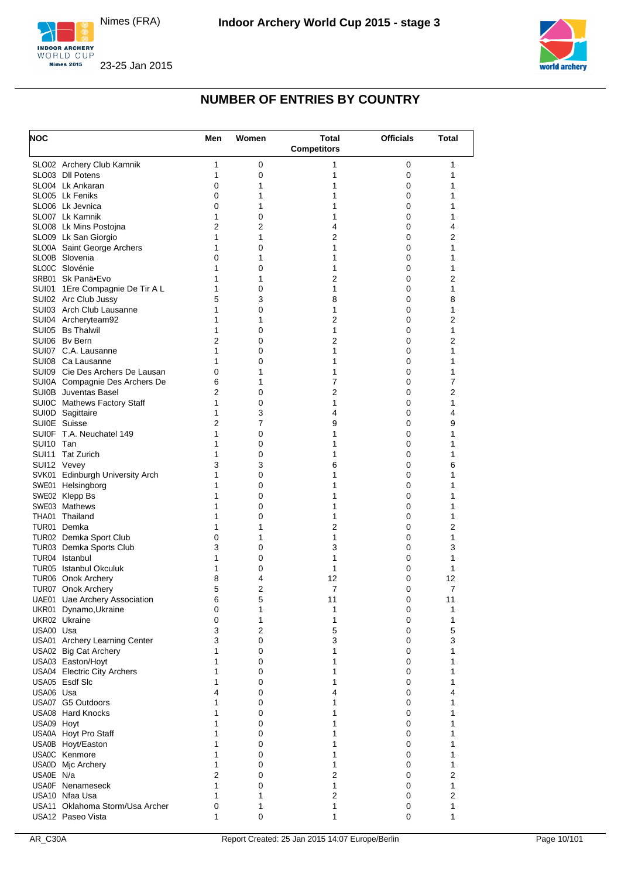# NUMBER OF ENTRIES BY COUNTRY

| NOC | Men | Women | Total Competitors | Officials | Total |
|---|---|---|---|---|---|
| SLO02 Archery Club Kamnik | 1 | 0 | 1 | 0 | 1 |
| SLO03 Dll Potens | 1 | 0 | 1 | 0 | 1 |
| SLO04 Lk Ankaran | 0 | 1 | 1 | 0 | 1 |
| SLO05 Lk Feniks | 0 | 1 | 1 | 0 | 1 |
| SLO06 Lk Jevnica | 0 | 1 | 1 | 0 | 1 |
| SLO07 Lk Kamnik | 1 | 0 | 1 | 0 | 1 |
| SLO08 Lk Mins Postojna | 2 | 2 | 4 | 0 | 4 |
| SLO09 Lk San Giorgio | 1 | 1 | 2 | 0 | 2 |
| SLO0A Saint George Archers | 1 | 0 | 1 | 0 | 1 |
| SLO0B Slovenia | 0 | 1 | 1 | 0 | 1 |
| SLO0C Slovénie | 1 | 0 | 1 | 0 | 1 |
| SRB01 Sk Panä•Evo | 1 | 1 | 2 | 0 | 2 |
| SUI01 1Ere Compagnie De Tir A L | 1 | 0 | 1 | 0 | 1 |
| SUI02 Arc Club Jussy | 5 | 3 | 8 | 0 | 8 |
| SUI03 Arch Club Lausanne | 1 | 0 | 1 | 0 | 1 |
| SUI04 Archeryteam92 | 1 | 1 | 2 | 0 | 2 |
| SUI05 Bs Thalwil | 1 | 0 | 1 | 0 | 1 |
| SUI06 Bv Bern | 2 | 0 | 2 | 0 | 2 |
| SUI07 C.A. Lausanne | 1 | 0 | 1 | 0 | 1 |
| SUI08 Ca Lausanne | 1 | 0 | 1 | 0 | 1 |
| SUI09 Cie Des Archers De Lausan | 0 | 1 | 1 | 0 | 1 |
| SUI0A Compagnie Des Archers De | 6 | 1 | 7 | 0 | 7 |
| SUI0B Juventas Basel | 2 | 0 | 2 | 0 | 2 |
| SUI0C Mathews Factory Staff | 1 | 0 | 1 | 0 | 1 |
| SUI0D Sagittaire | 1 | 3 | 4 | 0 | 4 |
| SUI0E Suisse | 2 | 7 | 9 | 0 | 9 |
| SUI0F T.A. Neuchatel 149 | 1 | 0 | 1 | 0 | 1 |
| SUI10 Tan | 1 | 0 | 1 | 0 | 1 |
| SUI11 Tat Zurich | 1 | 0 | 1 | 0 | 1 |
| SUI12 Vevey | 3 | 3 | 6 | 0 | 6 |
| SVK01 Edinburgh University Arch | 1 | 0 | 1 | 0 | 1 |
| SWE01 Helsingborg | 1 | 0 | 1 | 0 | 1 |
| SWE02 Klepp Bs | 1 | 0 | 1 | 0 | 1 |
| SWE03 Mathews | 1 | 0 | 1 | 0 | 1 |
| THA01 Thailand | 1 | 0 | 1 | 0 | 1 |
| TUR01 Demka | 1 | 1 | 2 | 0 | 2 |
| TUR02 Demka Sport Club | 0 | 1 | 1 | 0 | 1 |
| TUR03 Demka Sports Club | 3 | 0 | 3 | 0 | 3 |
| TUR04 Istanbul | 1 | 0 | 1 | 0 | 1 |
| TUR05 Istanbul Okculuk | 1 | 0 | 1 | 0 | 1 |
| TUR06 Onok Archery | 8 | 4 | 12 | 0 | 12 |
| TUR07 Onok Archery | 5 | 2 | 7 | 0 | 7 |
| UAE01 Uae Archery Association | 6 | 5 | 11 | 0 | 11 |
| UKR01 Dynamo,Ukraine | 0 | 1 | 1 | 0 | 1 |
| UKR02 Ukraine | 0 | 1 | 1 | 0 | 1 |
| USA00 Usa | 3 | 2 | 5 | 0 | 5 |
| USA01 Archery Learning Center | 3 | 0 | 3 | 0 | 3 |
| USA02 Big Cat Archery | 1 | 0 | 1 | 0 | 1 |
| USA03 Easton/Hoyt | 1 | 0 | 1 | 0 | 1 |
| USA04 Electric City Archers | 1 | 0 | 1 | 0 | 1 |
| USA05 Esdf Slc | 1 | 0 | 1 | 0 | 1 |
| USA06 Usa | 4 | 0 | 4 | 0 | 4 |
| USA07 G5 Outdoors | 1 | 0 | 1 | 0 | 1 |
| USA08 Hard Knocks | 1 | 0 | 1 | 0 | 1 |
| USA09 Hoyt | 1 | 0 | 1 | 0 | 1 |
| USA0A Hoyt Pro Staff | 1 | 0 | 1 | 0 | 1 |
| USA0B Hoyt/Easton | 1 | 0 | 1 | 0 | 1 |
| USA0C Kenmore | 1 | 0 | 1 | 0 | 1 |
| USA0D Mjc Archery | 1 | 0 | 1 | 0 | 1 |
| USA0E N/a | 2 | 0 | 2 | 0 | 2 |
| USA0F Nenameseck | 1 | 0 | 1 | 0 | 1 |
| USA10 Nfaa Usa | 1 | 1 | 2 | 0 | 2 |
| USA11 Oklahoma Storm/Usa Archer | 0 | 1 | 1 | 0 | 1 |
| USA12 Paseo Vista | 1 | 0 | 1 | 0 | 1 |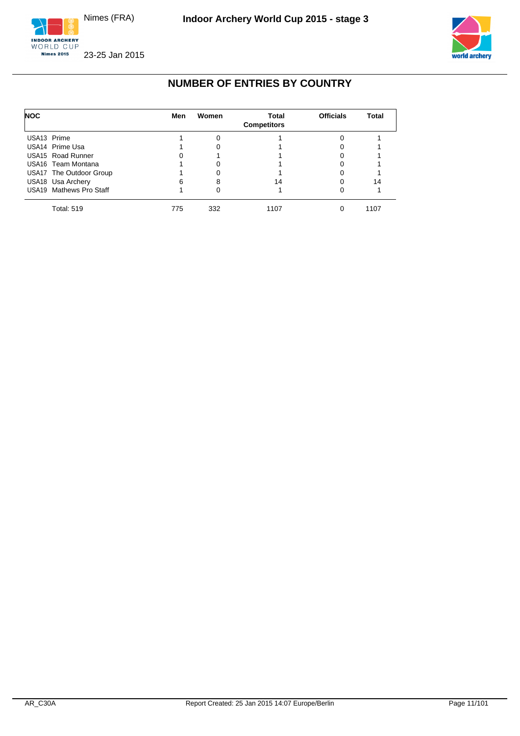## NUMBER OF ENTRIES BY COUNTRY

| NOC | Men | Women | Total Competitors | Officials | Total |
|---|---|---|---|---|---|
| USA13 Prime | 1 | 0 | 1 | 0 | 1 |
| USA14 Prime Usa | 1 | 0 | 1 | 0 | 1 |
| USA15 Road Runner | 0 | 1 | 1 | 0 | 1 |
| USA16 Team Montana | 1 | 0 | 1 | 0 | 1 |
| USA17 The Outdoor Group | 1 | 0 | 1 | 0 | 1 |
| USA18 Usa Archery | 6 | 8 | 14 | 0 | 14 |
| USA19 Mathews Pro Staff | 1 | 0 | 1 | 0 | 1 |
| Total: 519 | 775 | 332 | 1107 | 0 | 1107 |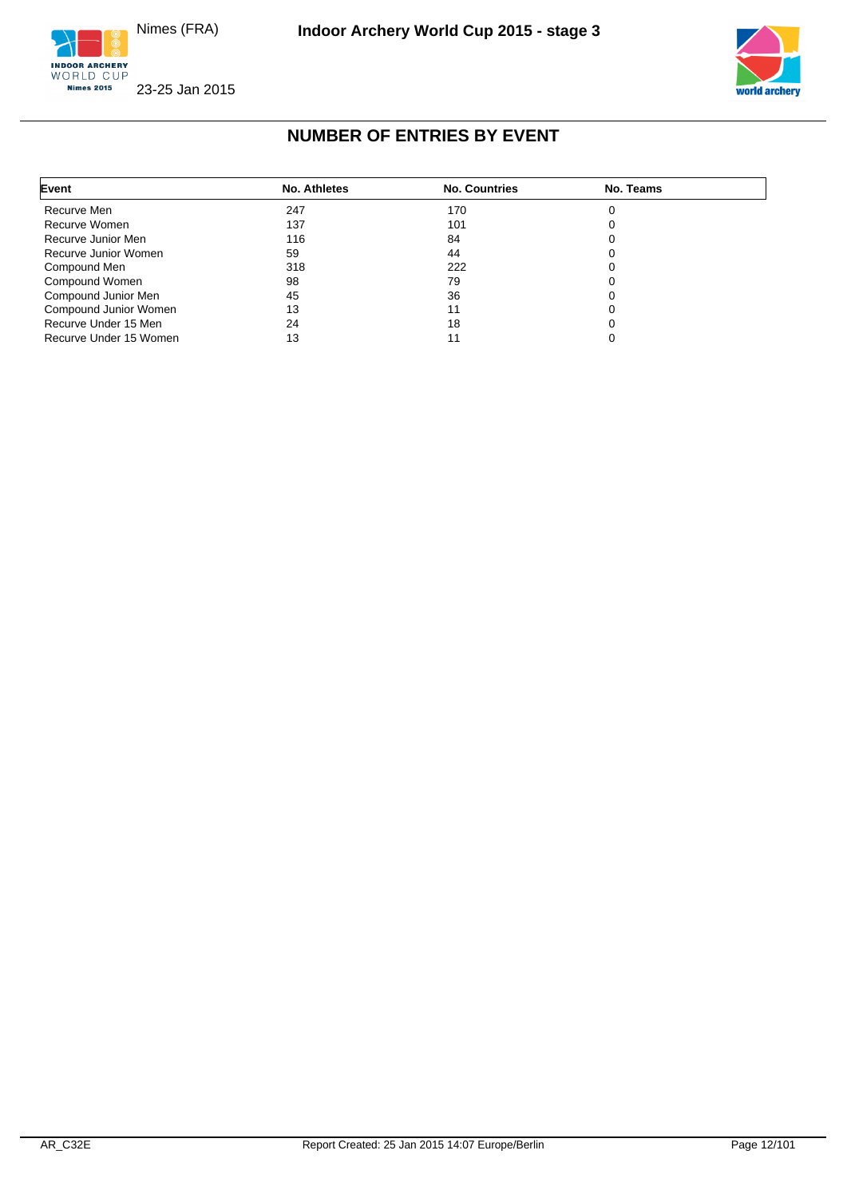# NUMBER OF ENTRIES BY EVENT

| Event | No. Athletes | No. Countries | No. Teams |
|---|---|---|---|
| Recurve Men | 247 | 170 | 0 |
| Recurve Women | 137 | 101 | 0 |
| Recurve Junior Men | 116 | 84 | 0 |
| Recurve Junior Women | 59 | 44 | 0 |
| Compound Men | 318 | 222 | 0 |
| Compound Women | 98 | 79 | 0 |
| Compound Junior Men | 45 | 36 | 0 |
| Compound Junior Women | 13 | 11 | 0 |
| Recurve Under 15 Men | 24 | 18 | 0 |
| Recurve Under 15 Women | 13 | 11 | 0 |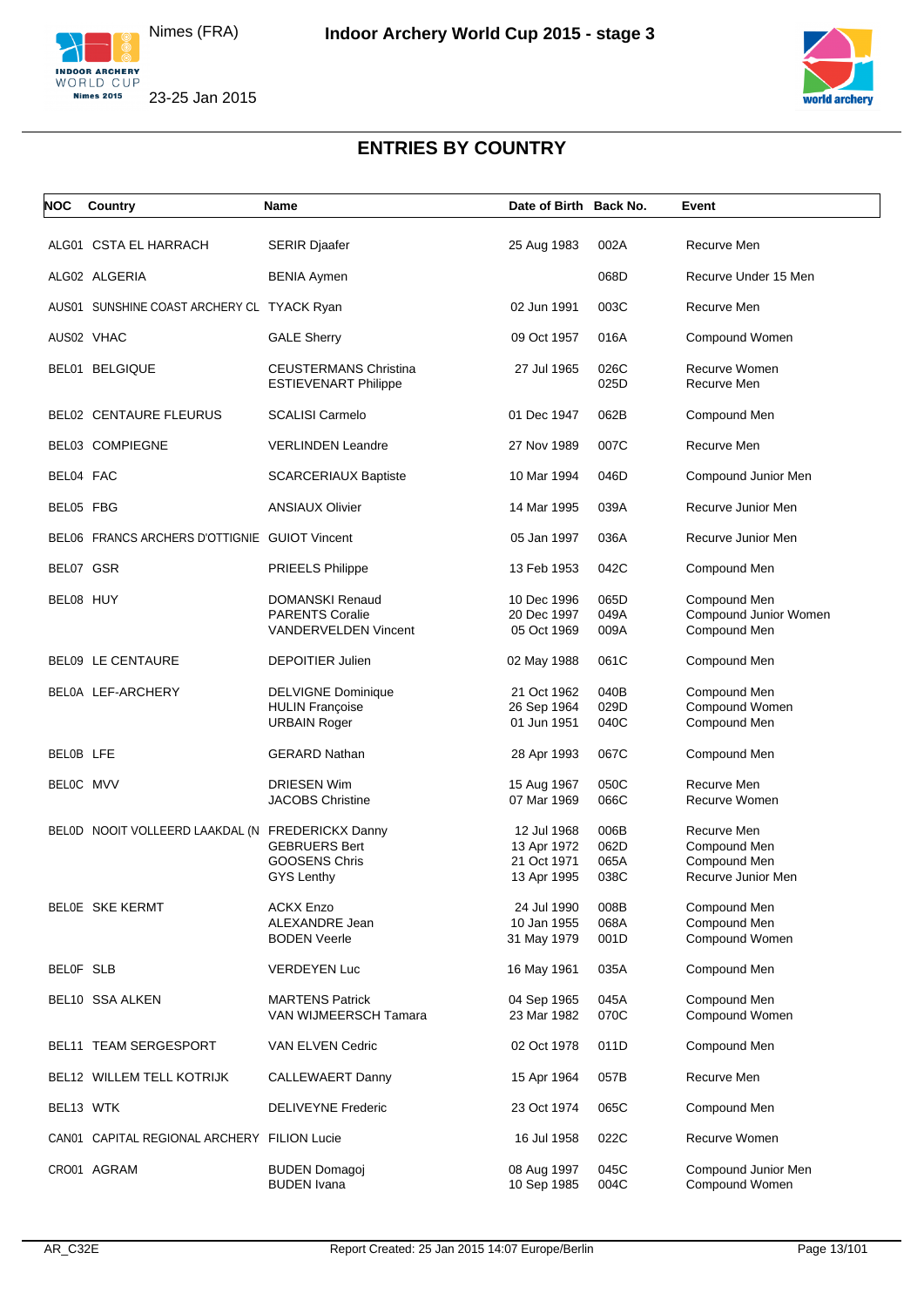# ENTRIES BY COUNTRY

| NOC | Country | Name | Date of Birth | Back No. | Event |
|---|---|---|---|---|---|
| ALG01 | CSTA EL HARRACH | SERIR Djaafer | 25 Aug 1983 | 002A | Recurve Men |
| ALG02 | ALGERIA | BENIA Aymen | | 068D | Recurve Under 15 Men |
| AUS01 | SUNSHINE COAST ARCHERY CL | TYACK Ryan | 02 Jun 1991 | 003C | Recurve Men |
| AUS02 | VHAC | GALE Sherry | 09 Oct 1957 | 016A | Compound Women |
| BEL01 | BELGIQUE | CEUSTERMANS Christina | 27 Jul 1965 | 026C | Recurve Women |
| | | ESTIEVENART Philippe | | 025D | Recurve Men |
| BEL02 | CENTAURE FLEURUS | SCALISI Carmelo | 01 Dec 1947 | 062B | Compound Men |
| BEL03 | COMPIEGNE | VERLINDEN Leandre | 27 Nov 1989 | 007C | Recurve Men |
| BEL04 | FAC | SCARCERIAUX Baptiste | 10 Mar 1994 | 046D | Compound Junior Men |
| BEL05 | FBG | ANSIAUX Olivier | 14 Mar 1995 | 039A | Recurve Junior Men |
| BEL06 | FRANCS ARCHERS D'OTTIGNIE | GUIOT Vincent | 05 Jan 1997 | 036A | Recurve Junior Men |
| BEL07 | GSR | PRIEELS Philippe | 13 Feb 1953 | 042C | Compound Men |
| BEL08 | HUY | DOMANSKI Renaud | 10 Dec 1996 | 065D | Compound Men |
| | | PARENTS Coralie | 20 Dec 1997 | 049A | Compound Junior Women |
| | | VANDERVELDEN Vincent | 05 Oct 1969 | 009A | Compound Men |
| BEL09 | LE CENTAURE | DEPOITIER Julien | 02 May 1988 | 061C | Compound Men |
| BEL0A | LEF-ARCHERY | DELVIGNE Dominique | 21 Oct 1962 | 040B | Compound Men |
| | | HULIN Françoise | 26 Sep 1964 | 029D | Compound Women |
| | | URBAIN Roger | 01 Jun 1951 | 040C | Compound Men |
| BEL0B | LFE | GERARD Nathan | 28 Apr 1993 | 067C | Compound Men |
| BEL0C | MVV | DRIESEN Wim | 15 Aug 1967 | 050C | Recurve Men |
| | | JACOBS Christine | 07 Mar 1969 | 066C | Recurve Women |
| BEL0D | NOOIT VOLLEERD LAAKDAL (N | FREDERICKX Danny | 12 Jul 1968 | 006B | Recurve Men |
| | | GEBRUERS Bert | 13 Apr 1972 | 062D | Compound Men |
| | | GOOSENS Chris | 21 Oct 1971 | 065A | Compound Men |
| | | GYS Lenthy | 13 Apr 1995 | 038C | Recurve Junior Men |
| BEL0E | SKE KERMT | ACKX Enzo | 24 Jul 1990 | 008B | Compound Men |
| | | ALEXANDRE Jean | 10 Jan 1955 | 068A | Compound Men |
| | | BODEN Veerle | 31 May 1979 | 001D | Compound Women |
| BEL0F | SLB | VERDEYEN Luc | 16 May 1961 | 035A | Compound Men |
| BEL10 | SSA ALKEN | MARTENS Patrick | 04 Sep 1965 | 045A | Compound Men |
| | | VAN WIJMEERSCH Tamara | 23 Mar 1982 | 070C | Compound Women |
| BEL11 | TEAM SERGESPORT | VAN ELVEN Cedric | 02 Oct 1978 | 011D | Compound Men |
| BEL12 | WILLEM TELL KOTRIJK | CALLEWAERT Danny | 15 Apr 1964 | 057B | Recurve Men |
| BEL13 | WTK | DELIVEYNE Frederic | 23 Oct 1974 | 065C | Compound Men |
| CAN01 | CAPITAL REGIONAL ARCHERY | FILION Lucie | 16 Jul 1958 | 022C | Recurve Women |
| CRO01 | AGRAM | BUDEN Domagoj | 08 Aug 1997 | 045C | Compound Junior Men |
| | | BUDEN Ivana | 10 Sep 1985 | 004C | Compound Women |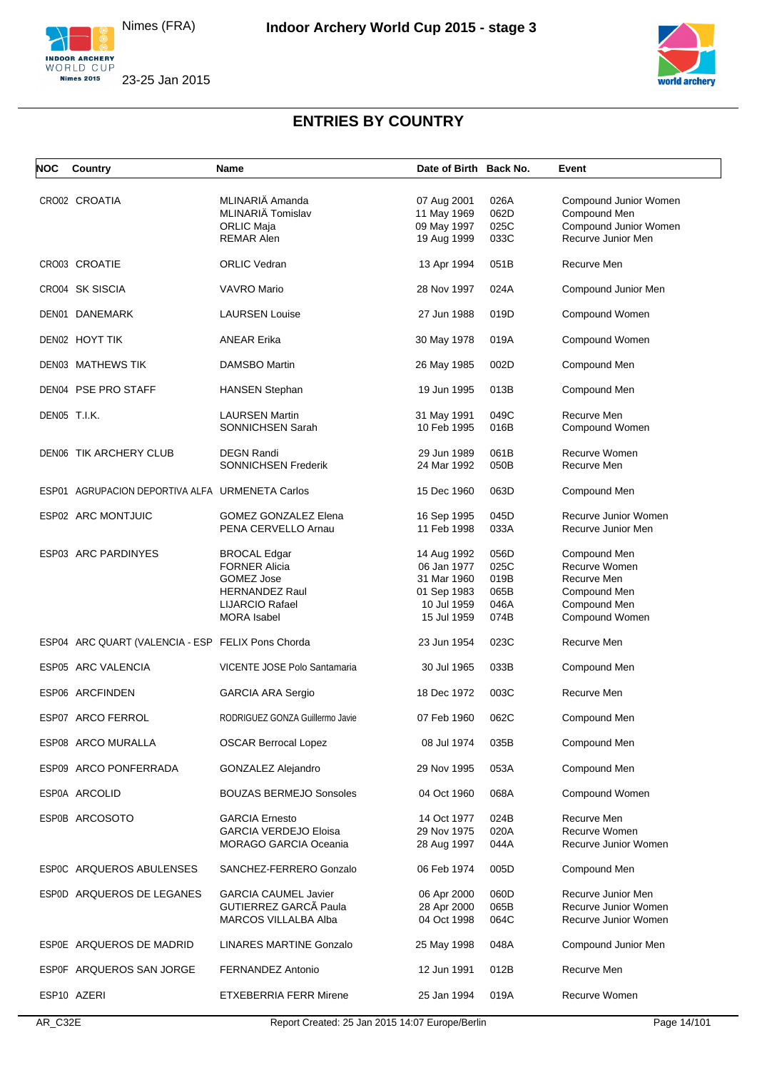## ENTRIES BY COUNTRY

| NOC | Country | Name | Date of Birth | Back No. | Event |
|---|---|---|---|---|---|
| CRO02 | CROATIA | MLINARIĂ Amanda | 07 Aug 2001 | 026A | Compound Junior Women |
| | | MLINARIĂ Tomislav | 11 May 1969 | 062D | Compound Men |
| | | ORLIC Maja | 09 May 1997 | 025C | Compound Junior Women |
| | | REMAR Alen | 19 Aug 1999 | 033C | Recurve Junior Men |
| CRO03 | CROATIE | ORLIC Vedran | 13 Apr 1994 | 051B | Recurve Men |
| CRO04 | SK SISCIA | VAVRO Mario | 28 Nov 1997 | 024A | Compound Junior Men |
| DEN01 | DANEMARK | LAURSEN Louise | 27 Jun 1988 | 019D | Compound Women |
| DEN02 | HOYT TIK | ANEAR Erika | 30 May 1978 | 019A | Compound Women |
| DEN03 | MATHEWS TIK | DAMSBO Martin | 26 May 1985 | 002D | Compound Men |
| DEN04 | PSE PRO STAFF | HANSEN Stephan | 19 Jun 1995 | 013B | Compound Men |
| DEN05 | T.I.K. | LAURSEN Martin | 31 May 1991 | 049C | Recurve Men |
| | | SONNICHSEN Sarah | 10 Feb 1995 | 016B | Compound Women |
| DEN06 | TIK ARCHERY CLUB | DEGN Randi | 29 Jun 1989 | 061B | Recurve Women |
| | | SONNICHSEN Frederik | 24 Mar 1992 | 050B | Recurve Men |
| ESP01 | AGRUPACION DEPORTIVA ALFA | URMENETA Carlos | 15 Dec 1960 | 063D | Compound Men |
| ESP02 | ARC MONTJUIC | GOMEZ GONZALEZ Elena | 16 Sep 1995 | 045D | Recurve Junior Women |
| | | PENA CERVELLO Arnau | 11 Feb 1998 | 033A | Recurve Junior Men |
| ESP03 | ARC PARDINYES | BROCAL Edgar | 14 Aug 1992 | 056D | Compound Men |
| | | FORNER Alicia | 06 Jan 1977 | 025C | Recurve Women |
| | | GOMEZ Jose | 31 Mar 1960 | 019B | Recurve Men |
| | | HERNANDEZ Raul | 01 Sep 1983 | 065B | Compound Men |
| | | LIJARCIO Rafael | 10 Jul 1959 | 046A | Compound Men |
| | | MORA Isabel | 15 Jul 1959 | 074B | Compound Women |
| ESP04 | ARC QUART (VALENCIA - ESP | FELIX Pons Chorda | 23 Jun 1954 | 023C | Recurve Men |
| ESP05 | ARC VALENCIA | VICENTE JOSE Polo Santamaria | 30 Jul 1965 | 033B | Compound Men |
| ESP06 | ARCFINDEN | GARCIA ARA Sergio | 18 Dec 1972 | 003C | Recurve Men |
| ESP07 | ARCO FERROL | RODRIGUEZ GONZA Guillermo Javie | 07 Feb 1960 | 062C | Compound Men |
| ESP08 | ARCO MURALLA | OSCAR Berrocal Lopez | 08 Jul 1974 | 035B | Compound Men |
| ESP09 | ARCO PONFERRADA | GONZALEZ Alejandro | 29 Nov 1995 | 053A | Compound Men |
| ESP0A | ARCOLID | BOUZAS BERMEJO Sonsoles | 04 Oct 1960 | 068A | Compound Women |
| ESP0B | ARCOSOTO | GARCIA Ernesto | 14 Oct 1977 | 024B | Recurve Men |
| | | GARCIA VERDEJO Eloisa | 29 Nov 1975 | 020A | Recurve Women |
| | | MORAGO GARCIA Oceania | 28 Aug 1997 | 044A | Recurve Junior Women |
| ESP0C | ARQUEROS ABULENSES | SANCHEZ-FERRERO Gonzalo | 06 Feb 1974 | 005D | Compound Men |
| ESP0D | ARQUEROS DE LEGANES | GARCIA CAUMEL Javier | 06 Apr 2000 | 060D | Recurve Junior Men |
| | | GUTIERREZ GARCĂ Paula | 28 Apr 2000 | 065B | Recurve Junior Women |
| | | MARCOS VILLALBA Alba | 04 Oct 1998 | 064C | Recurve Junior Women |
| ESP0E | ARQUEROS DE MADRID | LINARES MARTINE Gonzalo | 25 May 1998 | 048A | Compound Junior Men |
| ESP0F | ARQUEROS SAN JORGE | FERNANDEZ Antonio | 12 Jun 1991 | 012B | Recurve Men |
| ESP10 | AZERI | ETXEBERRIA FERR Mirene | 25 Jan 1994 | 019A | Recurve Women |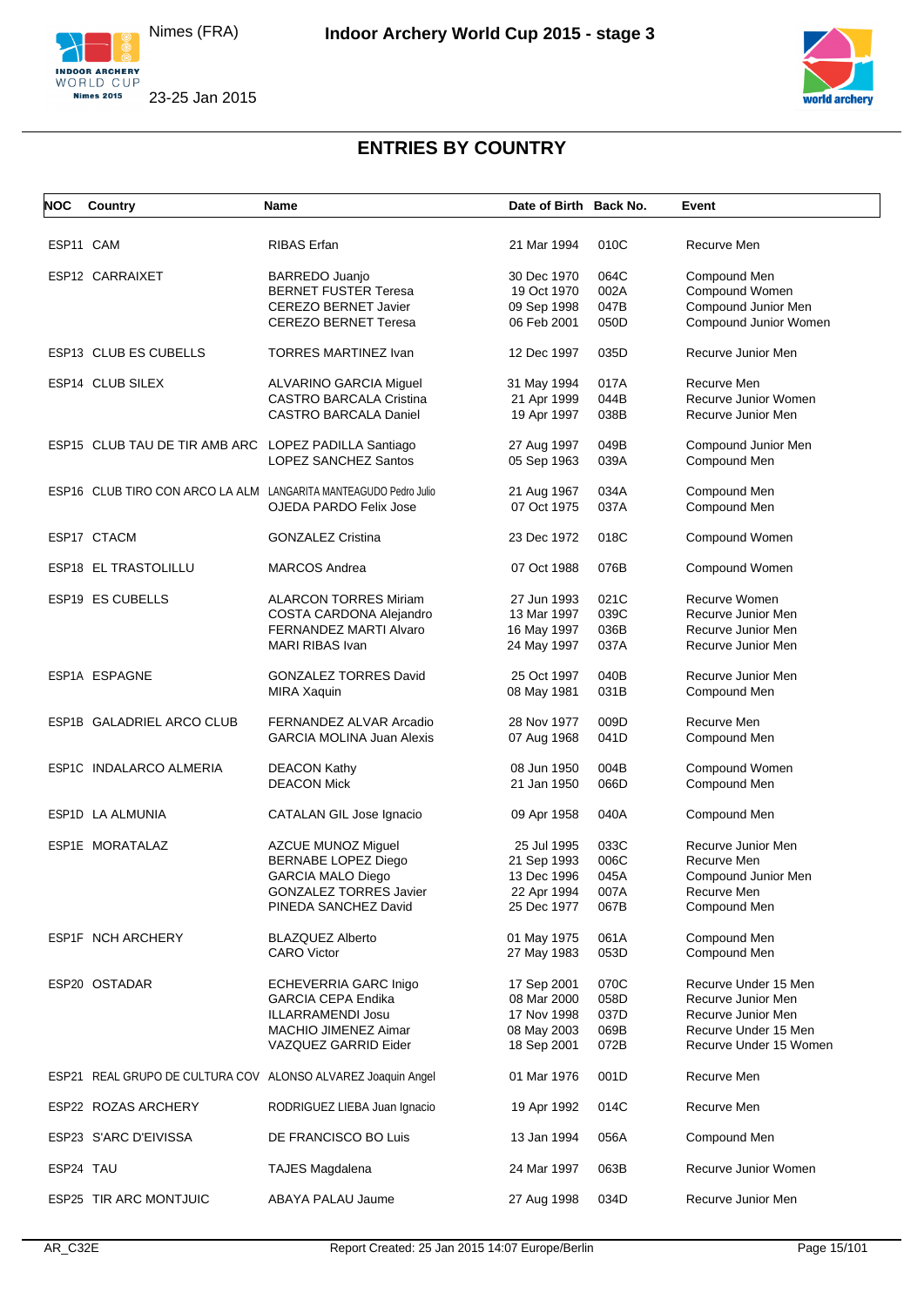## ENTRIES BY COUNTRY

| NOC | Country | Name | Date of Birth | Back No. | Event |
|---|---|---|---|---|---|
| ESP11 | CAM | RIBAS Erfan | 21 Mar 1994 | 010C | Recurve Men |
| ESP12 | CARRAIXET | BARREDO Juanjo | 30 Dec 1970 | 064C | Compound Men |
| | | BERNET FUSTER Teresa | 19 Oct 1970 | 002A | Compound Women |
| | | CEREZO BERNET Javier | 09 Sep 1998 | 047B | Compound Junior Men |
| | | CEREZO BERNET Teresa | 06 Feb 2001 | 050D | Compound Junior Women |
| ESP13 | CLUB ES CUBELLS | TORRES MARTINEZ Ivan | 12 Dec 1997 | 035D | Recurve Junior Men |
| ESP14 | CLUB SILEX | ALVARINO GARCIA Miguel | 31 May 1994 | 017A | Recurve Men |
| | | CASTRO BARCALA Cristina | 21 Apr 1999 | 044B | Recurve Junior Women |
| | | CASTRO BARCALA Daniel | 19 Apr 1997 | 038B | Recurve Junior Men |
| ESP15 | CLUB TAU DE TIR AMB ARC | LOPEZ PADILLA Santiago | 27 Aug 1997 | 049B | Compound Junior Men |
| | | LOPEZ SANCHEZ Santos | 05 Sep 1963 | 039A | Compound Men |
| ESP16 | CLUB TIRO CON ARCO LA ALM | LANGARITA MANTEAGUDO Pedro Julio | 21 Aug 1967 | 034A | Compound Men |
| | | OJEDA PARDO Felix Jose | 07 Oct 1975 | 037A | Compound Men |
| ESP17 | CTACM | GONZALEZ Cristina | 23 Dec 1972 | 018C | Compound Women |
| ESP18 | EL TRASTOLILLU | MARCOS Andrea | 07 Oct 1988 | 076B | Compound Women |
| ESP19 | ES CUBELLS | ALARCON TORRES Miriam | 27 Jun 1993 | 021C | Recurve Women |
| | | COSTA CARDONA Alejandro | 13 Mar 1997 | 039C | Recurve Junior Men |
| | | FERNANDEZ MARTI Alvaro | 16 May 1997 | 036B | Recurve Junior Men |
| | | MARI RIBAS Ivan | 24 May 1997 | 037A | Recurve Junior Men |
| ESP1A | ESPAGNE | GONZALEZ TORRES David | 25 Oct 1997 | 040B | Recurve Junior Men |
| | | MIRA Xaquin | 08 May 1981 | 031B | Compound Men |
| ESP1B | GALADRIEL ARCO CLUB | FERNANDEZ ALVAR Arcadio | 28 Nov 1977 | 009D | Recurve Men |
| | | GARCIA MOLINA Juan Alexis | 07 Aug 1968 | 041D | Compound Men |
| ESP1C | INDALARCO ALMERIA | DEACON Kathy | 08 Jun 1950 | 004B | Compound Women |
| | | DEACON Mick | 21 Jan 1950 | 066D | Compound Men |
| ESP1D | LA ALMUNIA | CATALAN GIL Jose Ignacio | 09 Apr 1958 | 040A | Compound Men |
| ESP1E | MORATALAZ | AZCUE MUNOZ Miguel | 25 Jul 1995 | 033C | Recurve Junior Men |
| | | BERNABE LOPEZ Diego | 21 Sep 1993 | 006C | Recurve Men |
| | | GARCIA MALO Diego | 13 Dec 1996 | 045A | Compound Junior Men |
| | | GONZALEZ TORRES Javier | 22 Apr 1994 | 007A | Recurve Men |
| | | PINEDA SANCHEZ David | 25 Dec 1977 | 067B | Compound Men |
| ESP1F | NCH ARCHERY | BLAZQUEZ Alberto | 01 May 1975 | 061A | Compound Men |
| | | CARO Victor | 27 May 1983 | 053D | Compound Men |
| ESP20 | OSTADAR | ECHEVERRIA GARC Inigo | 17 Sep 2001 | 070C | Recurve Under 15 Men |
| | | GARCIA CEPA Endika | 08 Mar 2000 | 058D | Recurve Junior Men |
| | | ILLARRAMENDI Josu | 17 Nov 1998 | 037D | Recurve Junior Men |
| | | MACHIO JIMENEZ Aimar | 08 May 2003 | 069B | Recurve Under 15 Men |
| | | VAZQUEZ GARRID Eider | 18 Sep 2001 | 072B | Recurve Under 15 Women |
| ESP21 | REAL GRUPO DE CULTURA COV | ALONSO ALVAREZ Joaquin Angel | 01 Mar 1976 | 001D | Recurve Men |
| ESP22 | ROZAS ARCHERY | RODRIGUEZ LIEBA Juan Ignacio | 19 Apr 1992 | 014C | Recurve Men |
| ESP23 | S'ARC D'EIVISSA | DE FRANCISCO BO Luis | 13 Jan 1994 | 056A | Compound Men |
| ESP24 | TAU | TAJES Magdalena | 24 Mar 1997 | 063B | Recurve Junior Women |
| ESP25 | TIR ARC MONTJUIC | ABAYA PALAU Jaume | 27 Aug 1998 | 034D | Recurve Junior Men |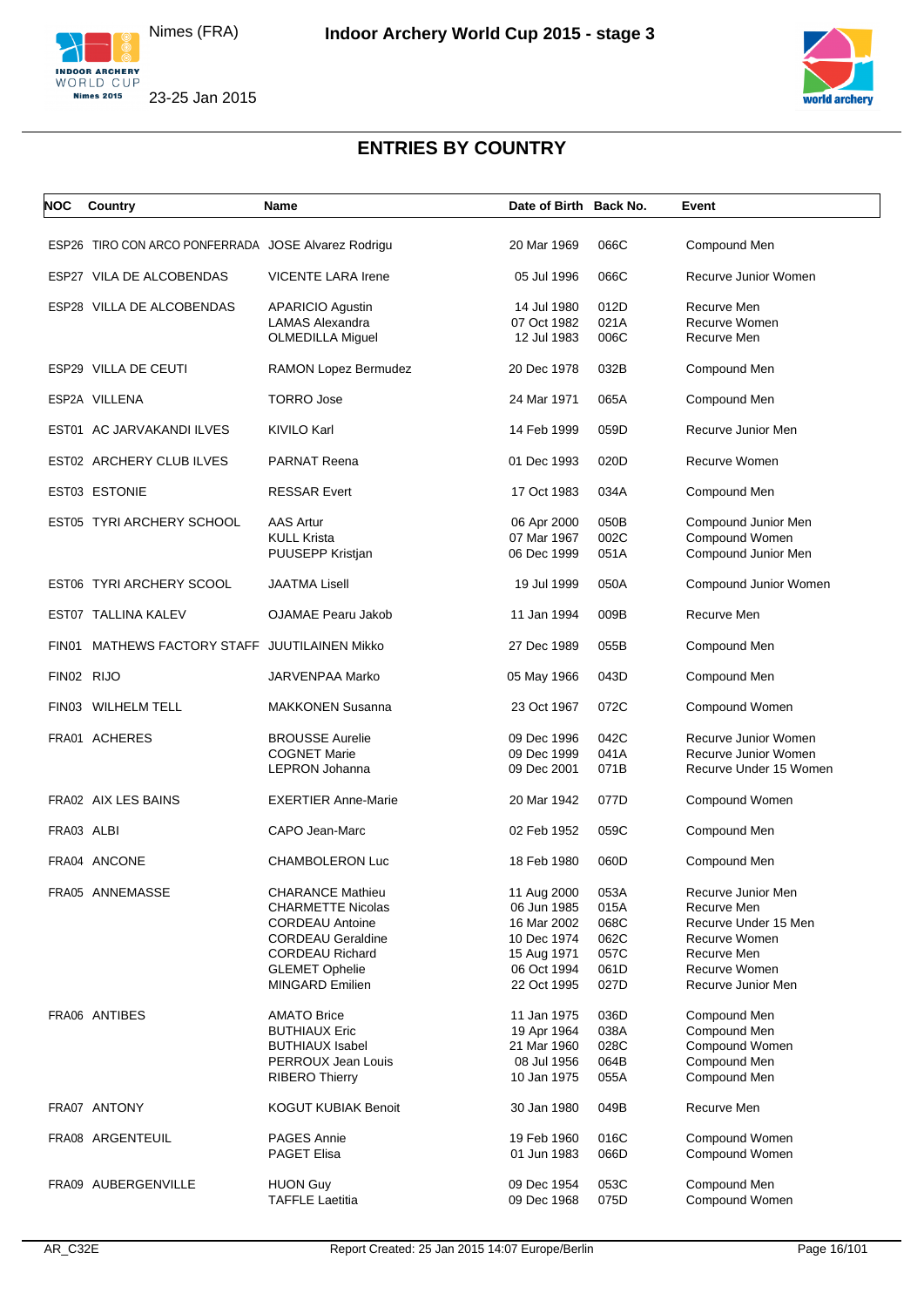# ENTRIES BY COUNTRY

| NOC | Country | Name | Date of Birth | Back No. | Event |
|---|---|---|---|---|---|
| ESP26 | TIRO CON ARCO PONFERRADA | JOSE Alvarez Rodrigu | 20 Mar 1969 | 066C | Compound Men |
| ESP27 | VILA DE ALCOBENDAS | VICENTE LARA Irene | 05 Jul 1996 | 066C | Recurve Junior Women |
| ESP28 | VILLA DE ALCOBENDAS | APARICIO Agustin | 14 Jul 1980 | 012D | Recurve Men |
| | | LAMAS Alexandra | 07 Oct 1982 | 021A | Recurve Women |
| | | OLMEDILLA Miguel | 12 Jul 1983 | 006C | Recurve Men |
| ESP29 | VILLA DE CEUTI | RAMON Lopez Bermudez | 20 Dec 1978 | 032B | Compound Men |
| ESP2A | VILLENA | TORRO Jose | 24 Mar 1971 | 065A | Compound Men |
| EST01 | AC JARVAKANDI ILVES | KIVILO Karl | 14 Feb 1999 | 059D | Recurve Junior Men |
| EST02 | ARCHERY CLUB ILVES | PARNAT Reena | 01 Dec 1993 | 020D | Recurve Women |
| EST03 | ESTONIE | RESSAR Evert | 17 Oct 1983 | 034A | Compound Men |
| EST05 | TYRI ARCHERY SCHOOL | AAS Artur | 06 Apr 2000 | 050B | Compound Junior Men |
| | | KULL Krista | 07 Mar 1967 | 002C | Compound Women |
| | | PUUSEPP Kristjan | 06 Dec 1999 | 051A | Compound Junior Men |
| EST06 | TYRI ARCHERY SCOOL | JAATMA Lisell | 19 Jul 1999 | 050A | Compound Junior Women |
| EST07 | TALLINA KALEV | OJAMAE Pearu Jakob | 11 Jan 1994 | 009B | Recurve Men |
| FIN01 | MATHEWS FACTORY STAFF | JUUTILAINEN Mikko | 27 Dec 1989 | 055B | Compound Men |
| FIN02 | RIJO | JARVENPAA Marko | 05 May 1966 | 043D | Compound Men |
| FIN03 | WILHELM TELL | MAKKONEN Susanna | 23 Oct 1967 | 072C | Compound Women |
| FRA01 | ACHERES | BROUSSE Aurelie | 09 Dec 1996 | 042C | Recurve Junior Women |
| | | COGNET Marie | 09 Dec 1999 | 041A | Recurve Junior Women |
| | | LEPRON Johanna | 09 Dec 2001 | 071B | Recurve Under 15 Women |
| FRA02 | AIX LES BAINS | EXERTIER Anne-Marie | 20 Mar 1942 | 077D | Compound Women |
| FRA03 | ALBI | CAPO Jean-Marc | 02 Feb 1952 | 059C | Compound Men |
| FRA04 | ANCONE | CHAMBOLERON Luc | 18 Feb 1980 | 060D | Compound Men |
| FRA05 | ANNEMASSE | CHARANCE Mathieu | 11 Aug 2000 | 053A | Recurve Junior Men |
| | | CHARMETTE Nicolas | 06 Jun 1985 | 015A | Recurve Men |
| | | CORDEAU Antoine | 16 Mar 2002 | 068C | Recurve Under 15 Men |
| | | CORDEAU Geraldine | 10 Dec 1974 | 062C | Recurve Women |
| | | CORDEAU Richard | 15 Aug 1971 | 057C | Recurve Men |
| | | GLEMET Ophelie | 06 Oct 1994 | 061D | Recurve Women |
| | | MINGARD Emilien | 22 Oct 1995 | 027D | Recurve Junior Men |
| FRA06 | ANTIBES | AMATO Brice | 11 Jan 1975 | 036D | Compound Men |
| | | BUTHIAUX Eric | 19 Apr 1964 | 038A | Compound Men |
| | | BUTHIAUX Isabel | 21 Mar 1960 | 028C | Compound Women |
| | | PERROUX Jean Louis | 08 Jul 1956 | 064B | Compound Men |
| | | RIBERO Thierry | 10 Jan 1975 | 055A | Compound Men |
| FRA07 | ANTONY | KOGUT KUBIAK Benoit | 30 Jan 1980 | 049B | Recurve Men |
| FRA08 | ARGENTEUIL | PAGES Annie | 19 Feb 1960 | 016C | Compound Women |
| | | PAGET Elisa | 01 Jun 1983 | 066D | Compound Women |
| FRA09 | AUBERGENVILLE | HUON Guy | 09 Dec 1954 | 053C | Compound Men |
| | | TAFFLE Laetitia | 09 Dec 1968 | 075D | Compound Women |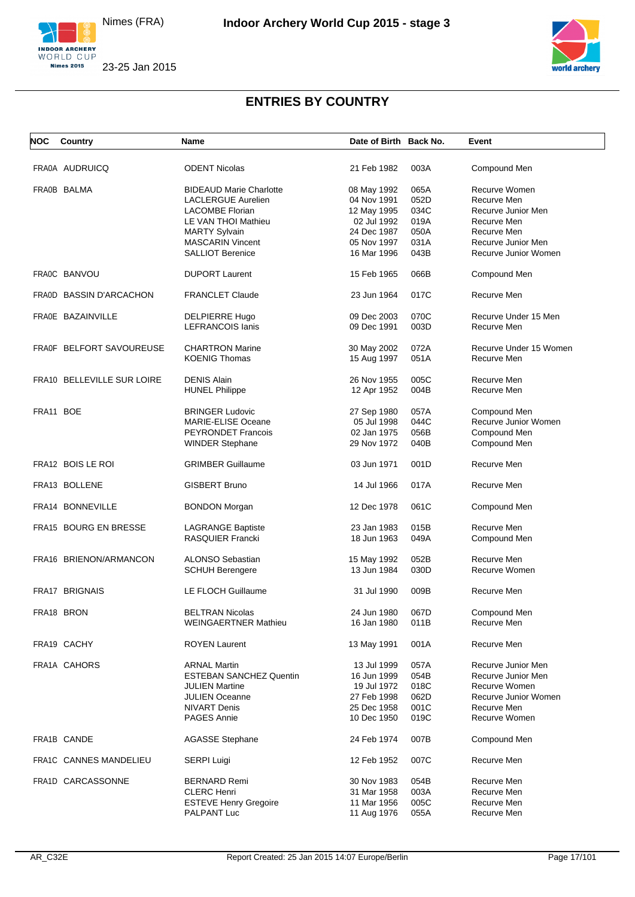# ENTRIES BY COUNTRY

| NOC | Country | Name | Date of Birth | Back No. | Event |
|---|---|---|---|---|---|
| FRA0A | AUDRUICQ | ODENT Nicolas | 21 Feb 1982 | 003A | Compound Men |
| FRA0B | BALMA | BIDEAUD Marie Charlotte | 08 May 1992 | 065A | Recurve Women |
| | | LACLERGUE Aurelien | 04 Nov 1991 | 052D | Recurve Men |
| | | LACOMBE Florian | 12 May 1995 | 034C | Recurve Junior Men |
| | | LE VAN THOI Mathieu | 02 Jul 1992 | 019A | Recurve Men |
| | | MARTY Sylvain | 24 Dec 1987 | 050A | Recurve Men |
| | | MASCARIN Vincent | 05 Nov 1997 | 031A | Recurve Junior Men |
| | | SALLIOT Berenice | 16 Mar 1996 | 043B | Recurve Junior Women |
| FRA0C | BANVOU | DUPORT Laurent | 15 Feb 1965 | 066B | Compound Men |
| FRA0D | BASSIN D'ARCACHON | FRANCLET Claude | 23 Jun 1964 | 017C | Recurve Men |
| FRA0E | BAZAINVILLE | DELPIERRE Hugo | 09 Dec 2003 | 070C | Recurve Under 15 Men |
| | | LEFRANCOIS Ianis | 09 Dec 1991 | 003D | Recurve Men |
| FRA0F | BELFORT SAVOUREUSE | CHARTRON Marine | 30 May 2002 | 072A | Recurve Under 15 Women |
| | | KOENIG Thomas | 15 Aug 1997 | 051A | Recurve Men |
| FRA10 | BELLEVILLE SUR LOIRE | DENIS Alain | 26 Nov 1955 | 005C | Recurve Men |
| | | HUNEL Philippe | 12 Apr 1952 | 004B | Recurve Men |
| FRA11 | BOE | BRINGER Ludovic | 27 Sep 1980 | 057A | Compound Men |
| | | MARIE-ELISE Oceane | 05 Jul 1998 | 044C | Recurve Junior Women |
| | | PEYRONDET Francois | 02 Jan 1975 | 056B | Compound Men |
| | | WINDER Stephane | 29 Nov 1972 | 040B | Compound Men |
| FRA12 | BOIS LE ROI | GRIMBER Guillaume | 03 Jun 1971 | 001D | Recurve Men |
| FRA13 | BOLLENE | GISBERT Bruno | 14 Jul 1966 | 017A | Recurve Men |
| FRA14 | BONNEVILLE | BONDON Morgan | 12 Dec 1978 | 061C | Compound Men |
| FRA15 | BOURG EN BRESSE | LAGRANGE Baptiste | 23 Jan 1983 | 015B | Recurve Men |
| | | RASQUIER Francki | 18 Jun 1963 | 049A | Compound Men |
| FRA16 | BRIENON/ARMANCON | ALONSO Sebastian | 15 May 1992 | 052B | Recurve Men |
| | | SCHUH Berengere | 13 Jun 1984 | 030D | Recurve Women |
| FRA17 | BRIGNAIS | LE FLOCH Guillaume | 31 Jul 1990 | 009B | Recurve Men |
| FRA18 | BRON | BELTRAN Nicolas | 24 Jun 1980 | 067D | Compound Men |
| | | WEINGAERTNER Mathieu | 16 Jan 1980 | 011B | Recurve Men |
| FRA19 | CACHY | ROYEN Laurent | 13 May 1991 | 001A | Recurve Men |
| FRA1A | CAHORS | ARNAL Martin | 13 Jul 1999 | 057A | Recurve Junior Men |
| | | ESTEBAN SANCHEZ Quentin | 16 Jun 1999 | 054B | Recurve Junior Men |
| | | JULIEN Martine | 19 Jul 1972 | 018C | Recurve Women |
| | | JULIEN Oceanne | 27 Feb 1998 | 062D | Recurve Junior Women |
| | | NIVART Denis | 25 Dec 1958 | 001C | Recurve Men |
| | | PAGES Annie | 10 Dec 1950 | 019C | Recurve Women |
| FRA1B | CANDE | AGASSE Stephane | 24 Feb 1974 | 007B | Compound Men |
| FRA1C | CANNES MANDELIEU | SERPI Luigi | 12 Feb 1952 | 007C | Recurve Men |
| FRA1D | CARCASSONNE | BERNARD Remi | 30 Nov 1983 | 054B | Recurve Men |
| | | CLERC Henri | 31 Mar 1958 | 003A | Recurve Men |
| | | ESTEVE Henry Gregoire | 11 Mar 1956 | 005C | Recurve Men |
| | | PALPANT Luc | 11 Aug 1976 | 055A | Recurve Men |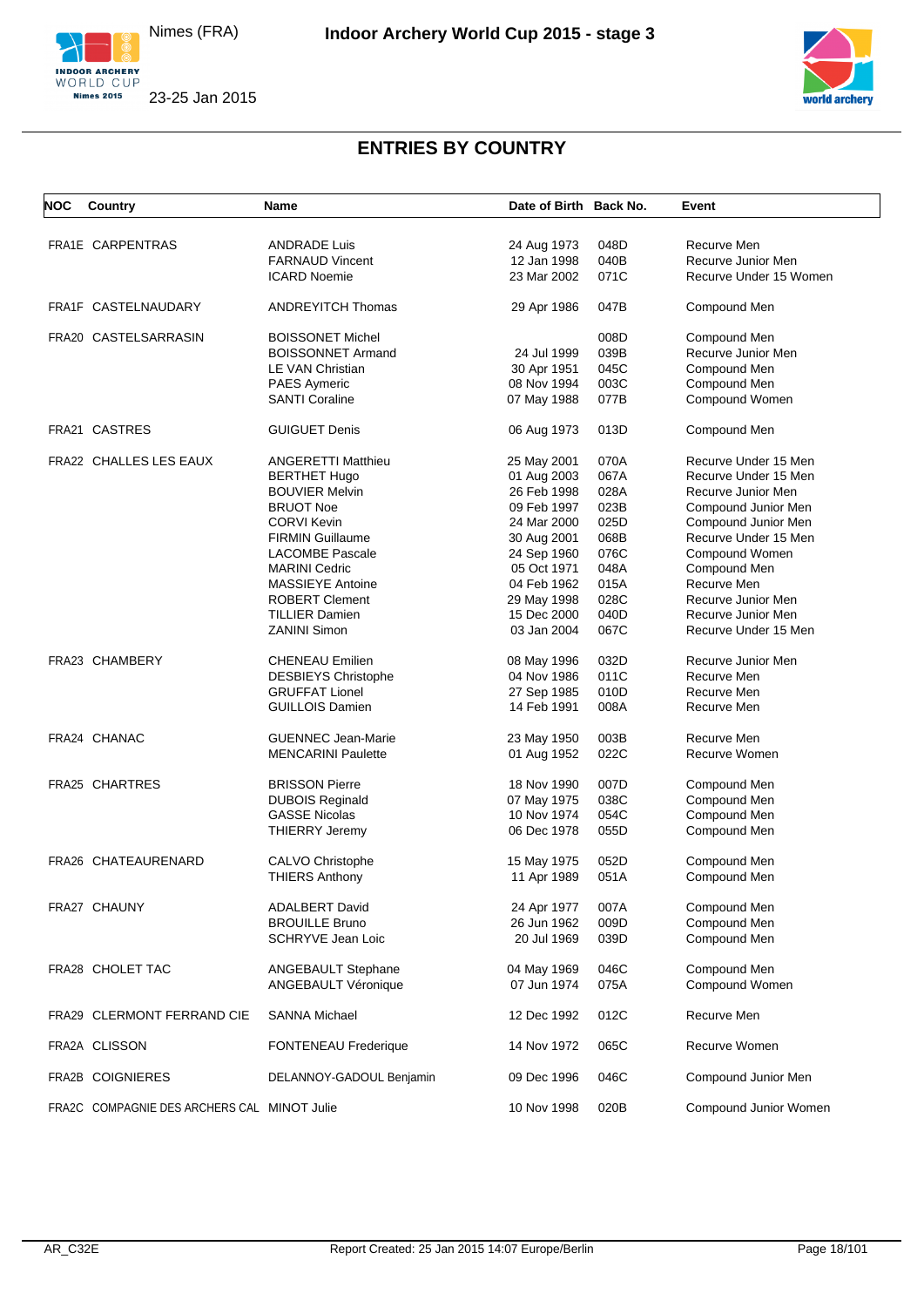# ENTRIES BY COUNTRY

| NOC | Country | Name | Date of Birth | Back No. | Event |
|---|---|---|---|---|---|
| FRA1E | CARPENTRAS | ANDRADE Luis | 24 Aug 1973 | 048D | Recurve Men |
| | | FARNAUD Vincent | 12 Jan 1998 | 040B | Recurve Junior Men |
| | | ICARD Noemie | 23 Mar 2002 | 071C | Recurve Under 15 Women |
| FRA1F | CASTELNAUDARY | ANDREYITCH Thomas | 29 Apr 1986 | 047B | Compound Men |
| FRA20 | CASTELSARRASIN | BOISSONET Michel | | 008D | Compound Men |
| | | BOISSONNET Armand | 24 Jul 1999 | 039B | Recurve Junior Men |
| | | LE VAN Christian | 30 Apr 1951 | 045C | Compound Men |
| | | PAES Aymeric | 08 Nov 1994 | 003C | Compound Men |
| | | SANTI Coraline | 07 May 1988 | 077B | Compound Women |
| FRA21 | CASTRES | GUIGUET Denis | 06 Aug 1973 | 013D | Compound Men |
| FRA22 | CHALLES LES EAUX | ANGERETTI Matthieu | 25 May 2001 | 070A | Recurve Under 15 Men |
| | | BERTHET Hugo | 01 Aug 2003 | 067A | Recurve Under 15 Men |
| | | BOUVIER Melvin | 26 Feb 1998 | 028A | Recurve Junior Men |
| | | BRUOT Noe | 09 Feb 1997 | 023B | Compound Junior Men |
| | | CORVI Kevin | 24 Mar 2000 | 025D | Compound Junior Men |
| | | FIRMIN Guillaume | 30 Aug 2001 | 068B | Recurve Under 15 Men |
| | | LACOMBE Pascale | 24 Sep 1960 | 076C | Compound Women |
| | | MARINI Cedric | 05 Oct 1971 | 048A | Compound Men |
| | | MASSIEYE Antoine | 04 Feb 1962 | 015A | Recurve Men |
| | | ROBERT Clement | 29 May 1998 | 028C | Recurve Junior Men |
| | | TILLIER Damien | 15 Dec 2000 | 040D | Recurve Junior Men |
| | | ZANINI Simon | 03 Jan 2004 | 067C | Recurve Under 15 Men |
| FRA23 | CHAMBERY | CHENEAU Emilien | 08 May 1996 | 032D | Recurve Junior Men |
| | | DESBIEYS Christophe | 04 Nov 1986 | 011C | Recurve Men |
| | | GRUFFAT Lionel | 27 Sep 1985 | 010D | Recurve Men |
| | | GUILLOIS Damien | 14 Feb 1991 | 008A | Recurve Men |
| FRA24 | CHANAC | GUENNEC Jean-Marie | 23 May 1950 | 003B | Recurve Men |
| | | MENCARINI Paulette | 01 Aug 1952 | 022C | Recurve Women |
| FRA25 | CHARTRES | BRISSON Pierre | 18 Nov 1990 | 007D | Compound Men |
| | | DUBOIS Reginald | 07 May 1975 | 038C | Compound Men |
| | | GASSE Nicolas | 10 Nov 1974 | 054C | Compound Men |
| | | THIERRY Jeremy | 06 Dec 1978 | 055D | Compound Men |
| FRA26 | CHATEAURENARD | CALVO Christophe | 15 May 1975 | 052D | Compound Men |
| | | THIERS Anthony | 11 Apr 1989 | 051A | Compound Men |
| FRA27 | CHAUNY | ADALBERT David | 24 Apr 1977 | 007A | Compound Men |
| | | BROUILLE Bruno | 26 Jun 1962 | 009D | Compound Men |
| | | SCHRYVE Jean Loic | 20 Jul 1969 | 039D | Compound Men |
| FRA28 | CHOLET TAC | ANGEBAULT Stephane | 04 May 1969 | 046C | Compound Men |
| | | ANGEBAULT Véronique | 07 Jun 1974 | 075A | Compound Women |
| FRA29 | CLERMONT FERRAND CIE | SANNA Michael | 12 Dec 1992 | 012C | Recurve Men |
| FRA2A | CLISSON | FONTENEAU Frederique | 14 Nov 1972 | 065C | Recurve Women |
| FRA2B | COIGNIERES | DELANNOY-GADOUL Benjamin | 09 Dec 1996 | 046C | Compound Junior Men |
| FRA2C | COMPAGNIE DES ARCHERS CAL | MINOT Julie | 10 Nov 1998 | 020B | Compound Junior Women |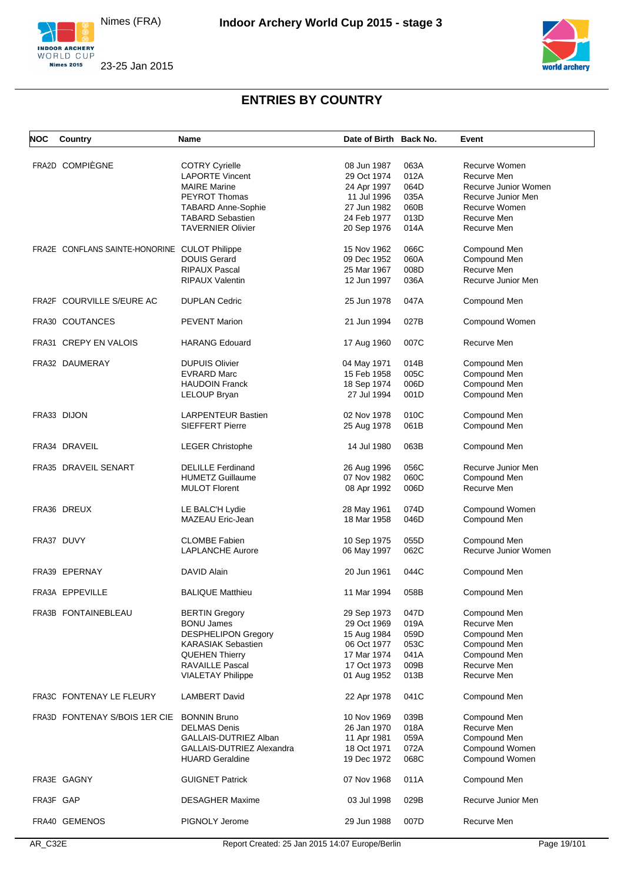## ENTRIES BY COUNTRY

| NOC | Country | Name | Date of Birth | Back No. | Event |
|---|---|---|---|---|---|
| FRA2D | COMPIÈGNE | COTRY Cyrielle | 08 Jun 1987 | 063A | Recurve Women |
| | | LAPORTE Vincent | 29 Oct 1974 | 012A | Recurve Men |
| | | MAIRE Marine | 24 Apr 1997 | 064D | Recurve Junior Women |
| | | PEYROT Thomas | 11 Jul 1996 | 035A | Recurve Junior Men |
| | | TABARD Anne-Sophie | 27 Jun 1982 | 060B | Recurve Women |
| | | TABARD Sebastien | 24 Feb 1977 | 013D | Recurve Men |
| | | TAVERNIER Olivier | 20 Sep 1976 | 014A | Recurve Men |
| FRA2E | CONFLANS SAINTE-HONORINE | CULOT Philippe | 15 Nov 1962 | 066C | Compound Men |
| | | DOUIS Gerard | 09 Dec 1952 | 060A | Compound Men |
| | | RIPAUX Pascal | 25 Mar 1967 | 008D | Recurve Men |
| | | RIPAUX Valentin | 12 Jun 1997 | 036A | Recurve Junior Men |
| FRA2F | COURVILLE S/EURE AC | DUPLAN Cedric | 25 Jun 1978 | 047A | Compound Men |
| FRA30 | COUTANCES | PEVENT Marion | 21 Jun 1994 | 027B | Compound Women |
| FRA31 | CREPY EN VALOIS | HARANG Edouard | 17 Aug 1960 | 007C | Recurve Men |
| FRA32 | DAUMERAY | DUPUIS Olivier | 04 May 1971 | 014B | Compound Men |
| | | EVRARD Marc | 15 Feb 1958 | 005C | Compound Men |
| | | HAUDOIN Franck | 18 Sep 1974 | 006D | Compound Men |
| | | LELOUP Bryan | 27 Jul 1994 | 001D | Compound Men |
| FRA33 | DIJON | LARPENTEUR Bastien | 02 Nov 1978 | 010C | Compound Men |
| | | SIEFFERT Pierre | 25 Aug 1978 | 061B | Compound Men |
| FRA34 | DRAVEIL | LEGER Christophe | 14 Jul 1980 | 063B | Compound Men |
| FRA35 | DRAVEIL SENART | DELILLE Ferdinand | 26 Aug 1996 | 056C | Recurve Junior Men |
| | | HUMETZ Guillaume | 07 Nov 1982 | 060C | Compound Men |
| | | MULOT Florent | 08 Apr 1992 | 006D | Recurve Men |
| FRA36 | DREUX | LE BALC'H Lydie | 28 May 1961 | 074D | Compound Women |
| | | MAZEAU Eric-Jean | 18 Mar 1958 | 046D | Compound Men |
| FRA37 | DUVY | CLOMBE Fabien | 10 Sep 1975 | 055D | Compound Men |
| | | LAPLANCHE Aurore | 06 May 1997 | 062C | Recurve Junior Women |
| FRA39 | EPERNAY | DAVID Alain | 20 Jun 1961 | 044C | Compound Men |
| FRA3A | EPPEVILLE | BALIQUE Matthieu | 11 Mar 1994 | 058B | Compound Men |
| FRA3B | FONTAINEBLEAU | BERTIN Gregory | 29 Sep 1973 | 047D | Compound Men |
| | | BONU James | 29 Oct 1969 | 019A | Recurve Men |
| | | DESPHELIPON Gregory | 15 Aug 1984 | 059D | Compound Men |
| | | KARASIAK Sebastien | 06 Oct 1977 | 053C | Compound Men |
| | | QUEHEN Thierry | 17 Mar 1974 | 041A | Compound Men |
| | | RAVAILLE Pascal | 17 Oct 1973 | 009B | Recurve Men |
| | | VIALETAY Philippe | 01 Aug 1952 | 013B | Recurve Men |
| FRA3C | FONTENAY LE FLEURY | LAMBERT David | 22 Apr 1978 | 041C | Compound Men |
| FRA3D | FONTENAY S/BOIS 1ER CIE | BONNIN Bruno | 10 Nov 1969 | 039B | Compound Men |
| | | DELMAS Denis | 26 Jan 1970 | 018A | Recurve Men |
| | | GALLAIS-DUTRIEZ Alban | 11 Apr 1981 | 059A | Compound Men |
| | | GALLAIS-DUTRIEZ Alexandra | 18 Oct 1971 | 072A | Compound Women |
| | | HUARD Geraldine | 19 Dec 1972 | 068C | Compound Women |
| FRA3E | GAGNY | GUIGNET Patrick | 07 Nov 1968 | 011A | Compound Men |
| FRA3F | GAP | DESAGHER Maxime | 03 Jul 1998 | 029B | Recurve Junior Men |
| FRA40 | GEMENOS | PIGNOLY Jerome | 29 Jun 1988 | 007D | Recurve Men |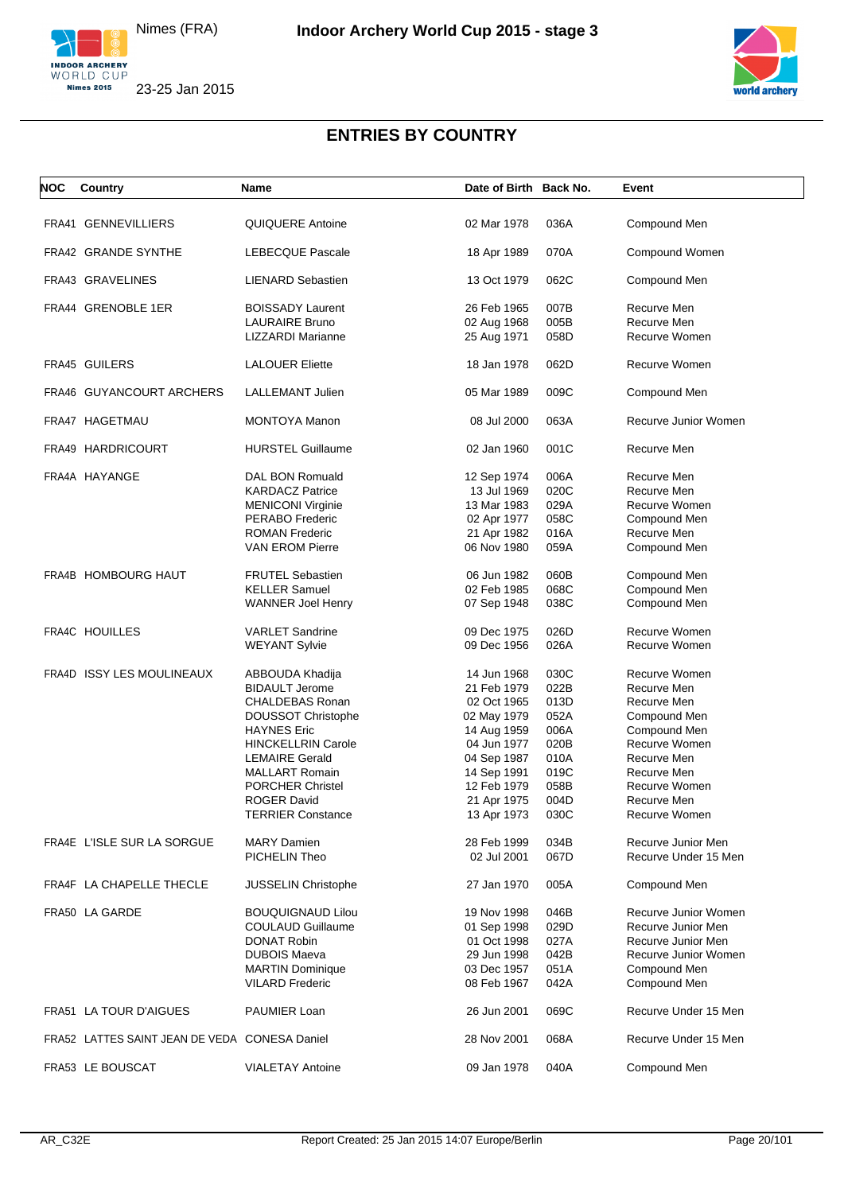# ENTRIES BY COUNTRY

| NOC | Country | Name | Date of Birth | Back No. | Event |
|---|---|---|---|---|---|
| FRA41 | GENNEVILLIERS | QUIQUERE Antoine | 02 Mar 1978 | 036A | Compound Men |
| FRA42 | GRANDE SYNTHE | LEBECQUE Pascale | 18 Apr 1989 | 070A | Compound Women |
| FRA43 | GRAVELINES | LIENARD Sebastien | 13 Oct 1979 | 062C | Compound Men |
| FRA44 | GRENOBLE 1ER | BOISSADY Laurent | 26 Feb 1965 | 007B | Recurve Men |
| | | LAURAIRE Bruno | 02 Aug 1968 | 005B | Recurve Men |
| | | LIZZARDI Marianne | 25 Aug 1971 | 058D | Recurve Women |
| FRA45 | GUILERS | LALOUER Eliette | 18 Jan 1978 | 062D | Recurve Women |
| FRA46 | GUYANCOURT ARCHERS | LALLEMANT Julien | 05 Mar 1989 | 009C | Compound Men |
| FRA47 | HAGETMAU | MONTOYA Manon | 08 Jul 2000 | 063A | Recurve Junior Women |
| FRA49 | HARDRICOURT | HURSTEL Guillaume | 02 Jan 1960 | 001C | Recurve Men |
| FRA4A | HAYANGE | DAL BON Romuald | 12 Sep 1974 | 006A | Recurve Men |
| | | KARDACZ Patrice | 13 Jul 1969 | 020C | Recurve Men |
| | | MENICONI Virginie | 13 Mar 1983 | 029A | Recurve Women |
| | | PERABO Frederic | 02 Apr 1977 | 058C | Compound Men |
| | | ROMAN Frederic | 21 Apr 1982 | 016A | Recurve Men |
| | | VAN EROM Pierre | 06 Nov 1980 | 059A | Compound Men |
| FRA4B | HOMBOURG HAUT | FRUTEL Sebastien | 06 Jun 1982 | 060B | Compound Men |
| | | KELLER Samuel | 02 Feb 1985 | 068C | Compound Men |
| | | WANNER Joel Henry | 07 Sep 1948 | 038C | Compound Men |
| FRA4C | HOUILLES | VARLET Sandrine | 09 Dec 1975 | 026D | Recurve Women |
| | | WEYANT Sylvie | 09 Dec 1956 | 026A | Recurve Women |
| FRA4D | ISSY LES MOULINEAUX | ABBOUDA Khadija | 14 Jun 1968 | 030C | Recurve Women |
| | | BIDAULT Jerome | 21 Feb 1979 | 022B | Recurve Men |
| | | CHALDEBAS Ronan | 02 Oct 1965 | 013D | Recurve Men |
| | | DOUSSOT Christophe | 02 May 1979 | 052A | Compound Men |
| | | HAYNES Eric | 14 Aug 1959 | 006A | Compound Men |
| | | HINCKELLRIN Carole | 04 Jun 1977 | 020B | Recurve Women |
| | | LEMAIRE Gerald | 04 Sep 1987 | 010A | Recurve Men |
| | | MALLART Romain | 14 Sep 1991 | 019C | Recurve Men |
| | | PORCHER Christel | 12 Feb 1979 | 058B | Recurve Women |
| | | ROGER David | 21 Apr 1975 | 004D | Recurve Men |
| | | TERRIER Constance | 13 Apr 1973 | 030C | Recurve Women |
| FRA4E | L'ISLE SUR LA SORGUE | MARY Damien | 28 Feb 1999 | 034B | Recurve Junior Men |
| | | PICHELIN Theo | 02 Jul 2001 | 067D | Recurve Under 15 Men |
| FRA4F | LA CHAPELLE THECLE | JUSSELIN Christophe | 27 Jan 1970 | 005A | Compound Men |
| FRA50 | LA GARDE | BOUQUIGNAUD Lilou | 19 Nov 1998 | 046B | Recurve Junior Women |
| | | COULAUD Guillaume | 01 Sep 1998 | 029D | Recurve Junior Men |
| | | DONAT Robin | 01 Oct 1998 | 027A | Recurve Junior Men |
| | | DUBOIS Maeva | 29 Jun 1998 | 042B | Recurve Junior Women |
| | | MARTIN Dominique | 03 Dec 1957 | 051A | Compound Men |
| | | VILARD Frederic | 08 Feb 1967 | 042A | Compound Men |
| FRA51 | LA TOUR D'AIGUES | PAUMIER Loan | 26 Jun 2001 | 069C | Recurve Under 15 Men |
| FRA52 | LATTES SAINT JEAN DE VEDA | CONESA Daniel | 28 Nov 2001 | 068A | Recurve Under 15 Men |
| FRA53 | LE BOUSCAT | VIALETAY Antoine | 09 Jan 1978 | 040A | Compound Men |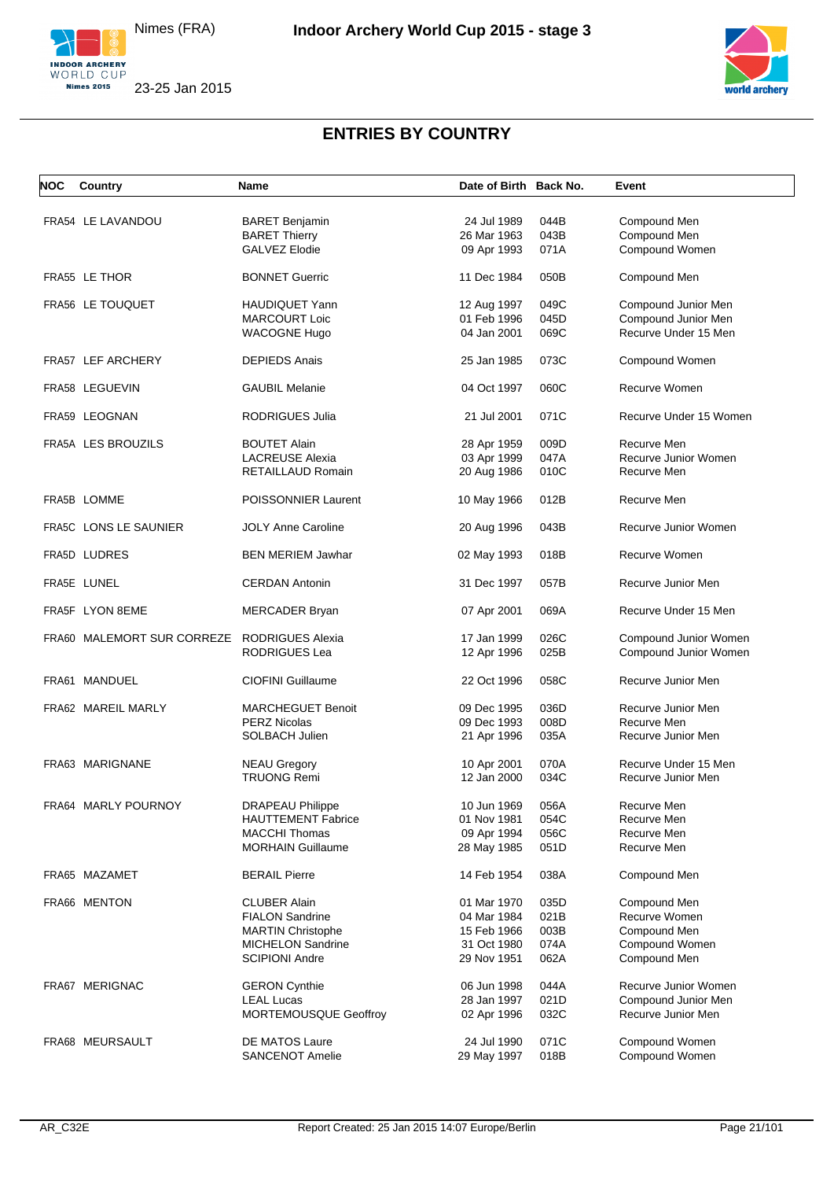## ENTRIES BY COUNTRY

| NOC | Country | Name | Date of Birth | Back No. | Event |
|---|---|---|---|---|---|
| FRA54 | LE LAVANDOU | BARET Benjamin | 24 Jul 1989 | 044B | Compound Men |
| | | BARET Thierry | 26 Mar 1963 | 043B | Compound Men |
| | | GALVEZ Elodie | 09 Apr 1993 | 071A | Compound Women |
| FRA55 | LE THOR | BONNET Guerric | 11 Dec 1984 | 050B | Compound Men |
| FRA56 | LE TOUQUET | HAUDIQUET Yann | 12 Aug 1997 | 049C | Compound Junior Men |
| | | MARCOURT Loic | 01 Feb 1996 | 045D | Compound Junior Men |
| | | WACOGNE Hugo | 04 Jan 2001 | 069C | Recurve Under 15 Men |
| FRA57 | LEF ARCHERY | DEPIEDS Anais | 25 Jan 1985 | 073C | Compound Women |
| FRA58 | LEGUEVIN | GAUBIL Melanie | 04 Oct 1997 | 060C | Recurve Women |
| FRA59 | LEOGNAN | RODRIGUES Julia | 21 Jul 2001 | 071C | Recurve Under 15 Women |
| FRA5A | LES BROUZILS | BOUTET Alain | 28 Apr 1959 | 009D | Recurve Men |
| | | LACREUSE Alexia | 03 Apr 1999 | 047A | Recurve Junior Women |
| | | RETAILLAUD Romain | 20 Aug 1986 | 010C | Recurve Men |
| FRA5B | LOMME | POISSONNIER Laurent | 10 May 1966 | 012B | Recurve Men |
| FRA5C | LONS LE SAUNIER | JOLY Anne Caroline | 20 Aug 1996 | 043B | Recurve Junior Women |
| FRA5D | LUDRES | BEN MERIEM Jawhar | 02 May 1993 | 018B | Recurve Women |
| FRA5E | LUNEL | CERDAN Antonin | 31 Dec 1997 | 057B | Recurve Junior Men |
| FRA5F | LYON 8EME | MERCADER Bryan | 07 Apr 2001 | 069A | Recurve Under 15 Men |
| FRA60 | MALEMORT SUR CORREZE | RODRIGUES Alexia | 17 Jan 1999 | 026C | Compound Junior Women |
| | | RODRIGUES Lea | 12 Apr 1996 | 025B | Compound Junior Women |
| FRA61 | MANDUEL | CIOFINI Guillaume | 22 Oct 1996 | 058C | Recurve Junior Men |
| FRA62 | MAREIL MARLY | MARCHEGUET Benoit | 09 Dec 1995 | 036D | Recurve Junior Men |
| | | PERZ Nicolas | 09 Dec 1993 | 008D | Recurve Men |
| | | SOLBACH Julien | 21 Apr 1996 | 035A | Recurve Junior Men |
| FRA63 | MARIGNANE | NEAU Gregory | 10 Apr 2001 | 070A | Recurve Under 15 Men |
| | | TRUONG Remi | 12 Jan 2000 | 034C | Recurve Junior Men |
| FRA64 | MARLY POURNOY | DRAPEAU Philippe | 10 Jun 1969 | 056A | Recurve Men |
| | | HAUTTEMENT Fabrice | 01 Nov 1981 | 054C | Recurve Men |
| | | MACCHI Thomas | 09 Apr 1994 | 056C | Recurve Men |
| | | MORHAIN Guillaume | 28 May 1985 | 051D | Recurve Men |
| FRA65 | MAZAMET | BERAIL Pierre | 14 Feb 1954 | 038A | Compound Men |
| FRA66 | MENTON | CLUBER Alain | 01 Mar 1970 | 035D | Compound Men |
| | | FIALON Sandrine | 04 Mar 1984 | 021B | Recurve Women |
| | | MARTIN Christophe | 15 Feb 1966 | 003B | Compound Men |
| | | MICHELON Sandrine | 31 Oct 1980 | 074A | Compound Women |
| | | SCIPIONI Andre | 29 Nov 1951 | 062A | Compound Men |
| FRA67 | MERIGNAC | GERON Cynthie | 06 Jun 1998 | 044A | Recurve Junior Women |
| | | LEAL Lucas | 28 Jan 1997 | 021D | Compound Junior Men |
| | | MORTEMOUSQUE Geoffroy | 02 Apr 1996 | 032C | Recurve Junior Men |
| FRA68 | MEURSAULT | DE MATOS Laure | 24 Jul 1990 | 071C | Compound Women |
| | | SANCENOT Amelie | 29 May 1997 | 018B | Compound Women |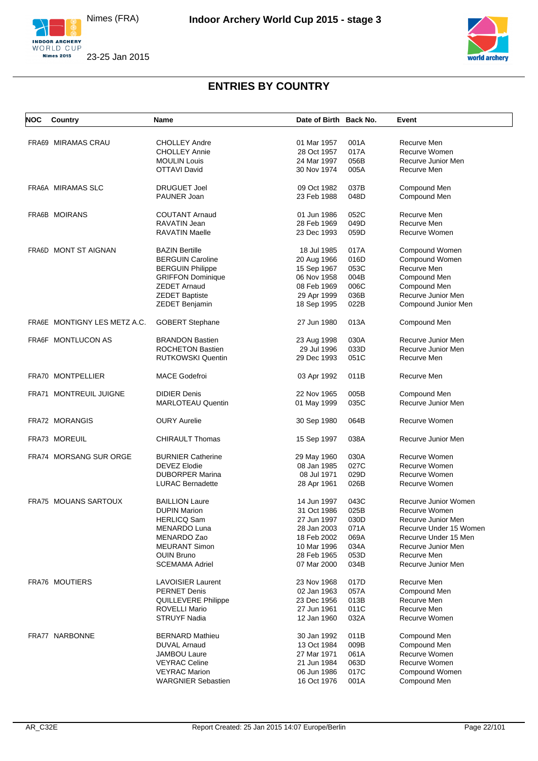## ENTRIES BY COUNTRY

| NOC | Country | Name | Date of Birth | Back No. | Event |
|---|---|---|---|---|---|
| FRA69 | MIRAMAS CRAU | CHOLLEY Andre | 01 Mar 1957 | 001A | Recurve Men |
| | | CHOLLEY Annie | 28 Oct 1957 | 017A | Recurve Women |
| | | MOULIN Louis | 24 Mar 1997 | 056B | Recurve Junior Men |
| | | OTTAVI David | 30 Nov 1974 | 005A | Recurve Men |
| FRA6A | MIRAMAS SLC | DRUGUET Joel | 09 Oct 1982 | 037B | Compound Men |
| | | PAUNER Joan | 23 Feb 1988 | 048D | Compound Men |
| FRA6B | MOIRANS | COUTANT Arnaud | 01 Jun 1986 | 052C | Recurve Men |
| | | RAVATIN Jean | 28 Feb 1969 | 049D | Recurve Men |
| | | RAVATIN Maelle | 23 Dec 1993 | 059D | Recurve Women |
| FRA6D | MONT ST AIGNAN | BAZIN Bertille | 18 Jul 1985 | 017A | Compound Women |
| | | BERGUIN Caroline | 20 Aug 1966 | 016D | Compound Women |
| | | BERGUIN Philippe | 15 Sep 1967 | 053C | Recurve Men |
| | | GRIFFON Dominique | 06 Nov 1958 | 004B | Compound Men |
| | | ZEDET Arnaud | 08 Feb 1969 | 006C | Compound Men |
| | | ZEDET Baptiste | 29 Apr 1999 | 036B | Recurve Junior Men |
| | | ZEDET Benjamin | 18 Sep 1995 | 022B | Compound Junior Men |
| FRA6E | MONTIGNY LES METZ A.C. | GOBERT Stephane | 27 Jun 1980 | 013A | Compound Men |
| FRA6F | MONTLUCON AS | BRANDON Bastien | 23 Aug 1998 | 030A | Recurve Junior Men |
| | | ROCHETON Bastien | 29 Jul 1996 | 033D | Recurve Junior Men |
| | | RUTKOWSKI Quentin | 29 Dec 1993 | 051C | Recurve Men |
| FRA70 | MONTPELLIER | MACE Godefroi | 03 Apr 1992 | 011B | Recurve Men |
| FRA71 | MONTREUIL JUIGNE | DIDIER Denis | 22 Nov 1965 | 005B | Compound Men |
| | | MARLOTEAU Quentin | 01 May 1999 | 035C | Recurve Junior Men |
| FRA72 | MORANGIS | OURY Aurelie | 30 Sep 1980 | 064B | Recurve Women |
| FRA73 | MOREUIL | CHIRAULT Thomas | 15 Sep 1997 | 038A | Recurve Junior Men |
| FRA74 | MORSANG SUR ORGE | BURNIER Catherine | 29 May 1960 | 030A | Recurve Women |
| | | DEVEZ Elodie | 08 Jan 1985 | 027C | Recurve Women |
| | | DUBORPER Marina | 08 Jul 1971 | 029D | Recurve Women |
| | | LURAC Bernadette | 28 Apr 1961 | 026B | Recurve Women |
| FRA75 | MOUANS SARTOUX | BAILLION Laure | 14 Jun 1997 | 043C | Recurve Junior Women |
| | | DUPIN Marion | 31 Oct 1986 | 025B | Recurve Women |
| | | HERLICQ Sam | 27 Jun 1997 | 030D | Recurve Junior Men |
| | | MENARDO Luna | 28 Jan 2003 | 071A | Recurve Under 15 Women |
| | | MENARDO Zao | 18 Feb 2002 | 069A | Recurve Under 15 Men |
| | | MEURANT Simon | 10 Mar 1996 | 034A | Recurve Junior Men |
| | | OUIN Bruno | 28 Feb 1965 | 053D | Recurve Men |
| | | SCEMAMA Adriel | 07 Mar 2000 | 034B | Recurve Junior Men |
| FRA76 | MOUTIERS | LAVOISIER Laurent | 23 Nov 1968 | 017D | Recurve Men |
| | | PERNET Denis | 02 Jan 1963 | 057A | Compound Men |
| | | QUILLEVERE Philippe | 23 Dec 1956 | 013B | Recurve Men |
| | | ROVELLI Mario | 27 Jun 1961 | 011C | Recurve Men |
| | | STRUYF Nadia | 12 Jan 1960 | 032A | Recurve Women |
| FRA77 | NARBONNE | BERNARD Mathieu | 30 Jan 1992 | 011B | Compound Men |
| | | DUVAL Arnaud | 13 Oct 1984 | 009B | Compound Men |
| | | JAMBOU Laure | 27 Mar 1971 | 061A | Recurve Women |
| | | VEYRAC Celine | 21 Jun 1984 | 063D | Recurve Women |
| | | VEYRAC Marion | 06 Jun 1986 | 017C | Compound Women |
| | | WARGNIER Sebastien | 16 Oct 1976 | 001A | Compound Men |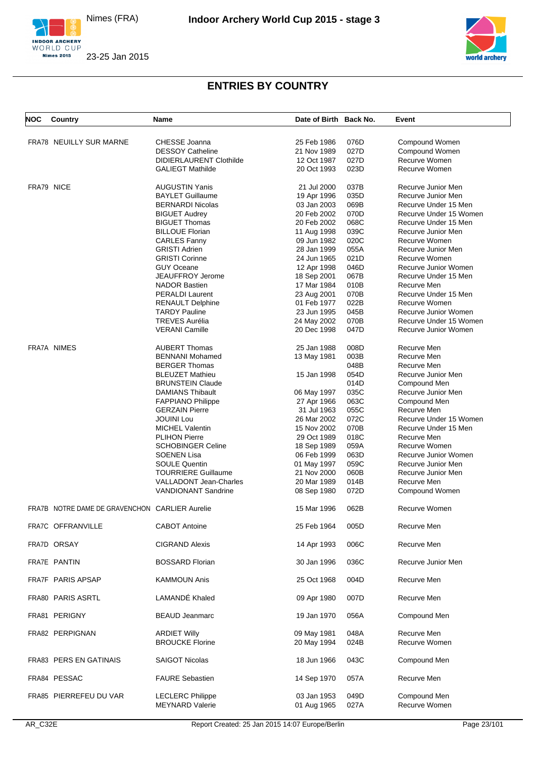## ENTRIES BY COUNTRY

| NOC | Country | Name | Date of Birth | Back No. | Event |
|---|---|---|---|---|---|
| FRA78 | NEUILLY SUR MARNE | CHESSE Joanna | 25 Feb 1986 | 076D | Compound Women |
| | | DESSOY Catheline | 21 Nov 1989 | 027D | Compound Women |
| | | DIDIERLAURENT Clothilde | 12 Oct 1987 | 027D | Recurve Women |
| | | GALIEGT Mathilde | 20 Oct 1993 | 023D | Recurve Women |
| FRA79 | NICE | AUGUSTIN Yanis | 21 Jul 2000 | 037B | Recurve Junior Men |
| | | BAYLET Guillaume | 19 Apr 1996 | 035D | Recurve Junior Men |
| | | BERNARDI Nicolas | 03 Jan 2003 | 069B | Recurve Under 15 Men |
| | | BIGUET Audrey | 20 Feb 2002 | 070D | Recurve Under 15 Women |
| | | BIGUET Thomas | 20 Feb 2002 | 068C | Recurve Under 15 Men |
| | | BILLOUE Florian | 11 Aug 1998 | 039C | Recurve Junior Men |
| | | CARLES Fanny | 09 Jun 1982 | 020C | Recurve Women |
| | | GRISTI Adrien | 28 Jan 1999 | 055A | Recurve Junior Men |
| | | GRISTI Corinne | 24 Jun 1965 | 021D | Recurve Women |
| | | GUY Oceane | 12 Apr 1998 | 046D | Recurve Junior Women |
| | | JEAUFFROY Jerome | 18 Sep 2001 | 067B | Recurve Under 15 Men |
| | | NADOR Bastien | 17 Mar 1984 | 010B | Recurve Men |
| | | PERALDI Laurent | 23 Aug 2001 | 070B | Recurve Under 15 Men |
| | | RENAULT Delphine | 01 Feb 1977 | 022B | Recurve Women |
| | | TARDY Pauline | 23 Jun 1995 | 045B | Recurve Junior Women |
| | | TREVES Aurélia | 24 May 2002 | 070B | Recurve Under 15 Women |
| | | VERANI Camille | 20 Dec 1998 | 047D | Recurve Junior Women |
| FRA7A | NIMES | AUBERT Thomas | 25 Jan 1988 | 008D | Recurve Men |
| | | BENNANI Mohamed | 13 May 1981 | 003B | Recurve Men |
| | | BERGER Thomas | | 048B | Recurve Men |
| | | BLEUZET Mathieu | 15 Jan 1998 | 054D | Recurve Junior Men |
| | | BRUNSTEIN Claude | | 014D | Compound Men |
| | | DAMIANS Thibault | 06 May 1997 | 035C | Recurve Junior Men |
| | | FAPPIANO Philippe | 27 Apr 1966 | 063C | Compound Men |
| | | GERZAIN Pierre | 31 Jul 1963 | 055C | Recurve Men |
| | | JOUINI Lou | 26 Mar 2002 | 072C | Recurve Under 15 Women |
| | | MICHEL Valentin | 15 Nov 2002 | 070B | Recurve Under 15 Men |
| | | PLIHON Pierre | 29 Oct 1989 | 018C | Recurve Men |
| | | SCHOBINGER Celine | 18 Sep 1989 | 059A | Recurve Women |
| | | SOENEN Lisa | 06 Feb 1999 | 063D | Recurve Junior Women |
| | | SOULE Quentin | 01 May 1997 | 059C | Recurve Junior Men |
| | | TOURRIERE Guillaume | 21 Nov 2000 | 060B | Recurve Junior Men |
| | | VALLADONT Jean-Charles | 20 Mar 1989 | 014B | Recurve Men |
| | | VANDIONANT Sandrine | 08 Sep 1980 | 072D | Compound Women |
| FRA7B | NOTRE DAME DE GRAVENCHON | CARLIER Aurelie | 15 Mar 1996 | 062B | Recurve Women |
| FRA7C | OFFRANVILLE | CABOT Antoine | 25 Feb 1964 | 005D | Recurve Men |
| FRA7D | ORSAY | CIGRAND Alexis | 14 Apr 1993 | 006C | Recurve Men |
| FRA7E | PANTIN | BOSSARD Florian | 30 Jan 1996 | 036C | Recurve Junior Men |
| FRA7F | PARIS APSAP | KAMMOUN Anis | 25 Oct 1968 | 004D | Recurve Men |
| FRA80 | PARIS ASRTL | LAMANDÉ Khaled | 09 Apr 1980 | 007D | Recurve Men |
| FRA81 | PERIGNY | BEAUD Jeanmarc | 19 Jan 1970 | 056A | Compound Men |
| FRA82 | PERPIGNAN | ARDIET Willy | 09 May 1981 | 048A | Recurve Men |
| | | BROUCKE Florine | 20 May 1994 | 024B | Recurve Women |
| FRA83 | PERS EN GATINAIS | SAIGOT Nicolas | 18 Jun 1966 | 043C | Compound Men |
| FRA84 | PESSAC | FAURE Sebastien | 14 Sep 1970 | 057A | Recurve Men |
| FRA85 | PIERREFEU DU VAR | LECLERC Philippe | 03 Jan 1953 | 049D | Compound Men |
| | | MEYNARD Valerie | 01 Aug 1965 | 027A | Recurve Women |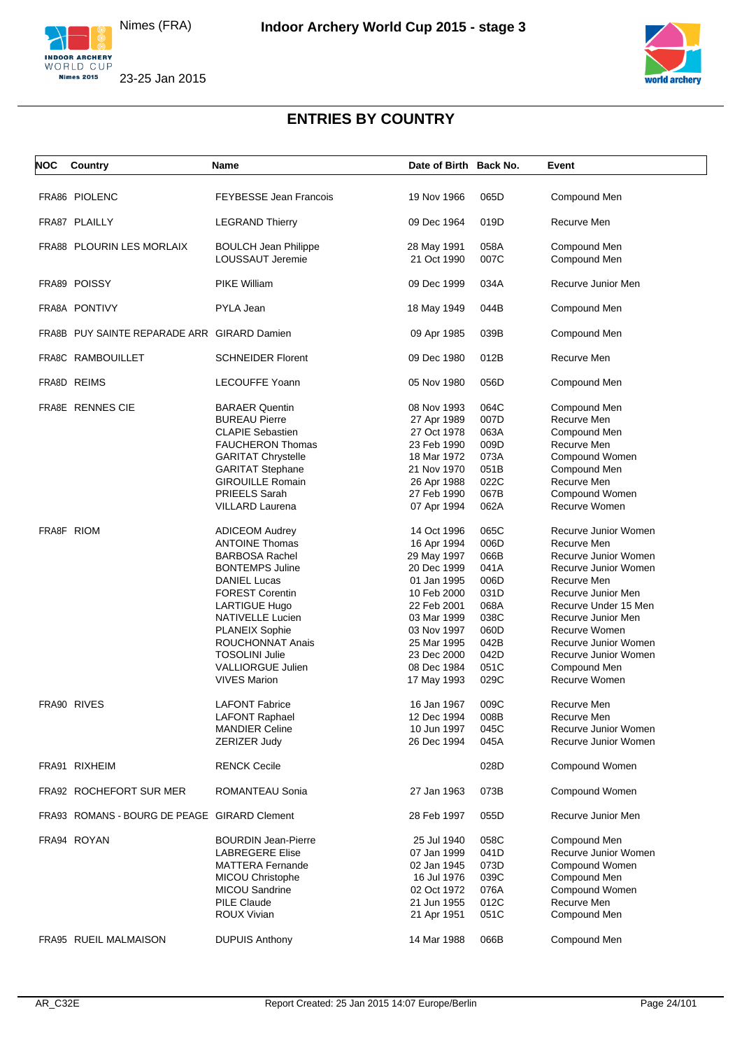# ENTRIES BY COUNTRY

| NOC | Country | Name | Date of Birth | Back No. | Event |
|---|---|---|---|---|---|
| FRA86 | PIOLENC | FEYBESSE Jean Francois | 19 Nov 1966 | 065D | Compound Men |
| FRA87 | PLAILLY | LEGRAND Thierry | 09 Dec 1964 | 019D | Recurve Men |
| FRA88 | PLOURIN LES MORLAIX | BOULCH Jean Philippe | 28 May 1991 | 058A | Compound Men |
| | | LOUSSAUT Jeremie | 21 Oct 1990 | 007C | Compound Men |
| FRA89 | POISSY | PIKE William | 09 Dec 1999 | 034A | Recurve Junior Men |
| FRA8A | PONTIVY | PYLA Jean | 18 May 1949 | 044B | Compound Men |
| FRA8B | PUY SAINTE REPARADE ARR | GIRARD Damien | 09 Apr 1985 | 039B | Compound Men |
| FRA8C | RAMBOUILLET | SCHNEIDER Florent | 09 Dec 1980 | 012B | Recurve Men |
| FRA8D | REIMS | LECOUFFE Yoann | 05 Nov 1980 | 056D | Compound Men |
| FRA8E | RENNES CIE | BARAER Quentin | 08 Nov 1993 | 064C | Compound Men |
| | | BUREAU Pierre | 27 Apr 1989 | 007D | Recurve Men |
| | | CLAPIE Sebastien | 27 Oct 1978 | 063A | Compound Men |
| | | FAUCHERON Thomas | 23 Feb 1990 | 009D | Recurve Men |
| | | GARITAT Chrystelle | 18 Mar 1972 | 073A | Compound Women |
| | | GARITAT Stephane | 21 Nov 1970 | 051B | Compound Men |
| | | GIROUILLE Romain | 26 Apr 1988 | 022C | Recurve Men |
| | | PRIEELS Sarah | 27 Feb 1990 | 067B | Compound Women |
| | | VILLARD Laurena | 07 Apr 1994 | 062A | Recurve Women |
| FRA8F | RIOM | ADICEOM Audrey | 14 Oct 1996 | 065C | Recurve Junior Women |
| | | ANTOINE Thomas | 16 Apr 1994 | 006D | Recurve Men |
| | | BARBOSA Rachel | 29 May 1997 | 066B | Recurve Junior Women |
| | | BONTEMPS Juline | 20 Dec 1999 | 041A | Recurve Junior Women |
| | | DANIEL Lucas | 01 Jan 1995 | 006D | Recurve Men |
| | | FOREST Corentin | 10 Feb 2000 | 031D | Recurve Junior Men |
| | | LARTIGUE Hugo | 22 Feb 2001 | 068A | Recurve Under 15 Men |
| | | NATIVELLE Lucien | 03 Mar 1999 | 038C | Recurve Junior Men |
| | | PLANEIX Sophie | 03 Nov 1997 | 060D | Recurve Women |
| | | ROUCHONNAT Anais | 25 Mar 1995 | 042B | Recurve Junior Women |
| | | TOSOLINI Julie | 23 Dec 2000 | 042D | Recurve Junior Women |
| | | VALLIORGUE Julien | 08 Dec 1984 | 051C | Compound Men |
| | | VIVES Marion | 17 May 1993 | 029C | Recurve Women |
| FRA90 | RIVES | LAFONT Fabrice | 16 Jan 1967 | 009C | Recurve Men |
| | | LAFONT Raphael | 12 Dec 1994 | 008B | Recurve Men |
| | | MANDIER Celine | 10 Jun 1997 | 045C | Recurve Junior Women |
| | | ZERIZER Judy | 26 Dec 1994 | 045A | Recurve Junior Women |
| FRA91 | RIXHEIM | RENCK Cecile | | 028D | Compound Women |
| FRA92 | ROCHEFORT SUR MER | ROMANTEAU Sonia | 27 Jan 1963 | 073B | Compound Women |
| FRA93 | ROMANS - BOURG DE PEAGE | GIRARD Clement | 28 Feb 1997 | 055D | Recurve Junior Men |
| FRA94 | ROYAN | BOURDIN Jean-Pierre | 25 Jul 1940 | 058C | Compound Men |
| | | LABREGERE Elise | 07 Jan 1999 | 041D | Recurve Junior Women |
| | | MATTERA Fernande | 02 Jan 1945 | 073D | Compound Women |
| | | MICOU Christophe | 16 Jul 1976 | 039C | Compound Men |
| | | MICOU Sandrine | 02 Oct 1972 | 076A | Compound Women |
| | | PILE Claude | 21 Jun 1955 | 012C | Recurve Men |
| | | ROUX Vivian | 21 Apr 1951 | 051C | Compound Men |
| FRA95 | RUEIL MALMAISON | DUPUIS Anthony | 14 Mar 1988 | 066B | Compound Men |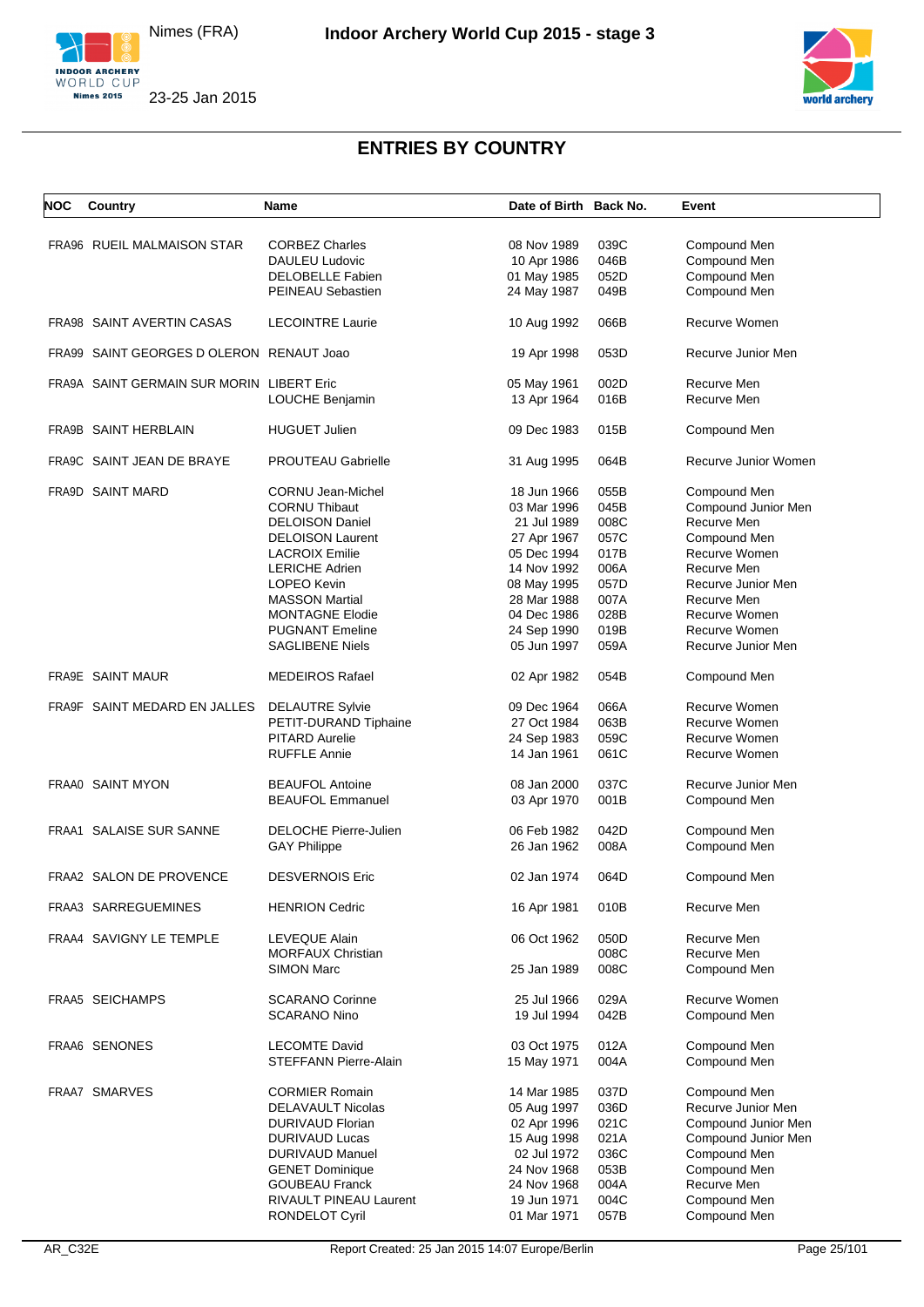## ENTRIES BY COUNTRY

| NOC | Country | Name | Date of Birth | Back No. | Event |
|---|---|---|---|---|---|
| FRA96 | RUEIL MALMAISON STAR | CORBEZ Charles | 08 Nov 1989 | 039C | Compound Men |
| | | DAULEU Ludovic | 10 Apr 1986 | 046B | Compound Men |
| | | DELOBELLE Fabien | 01 May 1985 | 052D | Compound Men |
| | | PEINEAU Sebastien | 24 May 1987 | 049B | Compound Men |
| FRA98 | SAINT AVERTIN CASAS | LECOINTRE Laurie | 10 Aug 1992 | 066B | Recurve Women |
| FRA99 | SAINT GEORGES D OLERON | RENAUT Joao | 19 Apr 1998 | 053D | Recurve Junior Men |
| FRA9A | SAINT GERMAIN SUR MORIN | LIBERT Eric | 05 May 1961 | 002D | Recurve Men |
| | | LOUCHE Benjamin | 13 Apr 1964 | 016B | Recurve Men |
| FRA9B | SAINT HERBLAIN | HUGUET Julien | 09 Dec 1983 | 015B | Compound Men |
| FRA9C | SAINT JEAN DE BRAYE | PROUTEAU Gabrielle | 31 Aug 1995 | 064B | Recurve Junior Women |
| FRA9D | SAINT MARD | CORNU Jean-Michel | 18 Jun 1966 | 055B | Compound Men |
| | | CORNU Thibaut | 03 Mar 1996 | 045B | Compound Junior Men |
| | | DELOISON Daniel | 21 Jul 1989 | 008C | Recurve Men |
| | | DELOISON Laurent | 27 Apr 1967 | 057C | Compound Men |
| | | LACROIX Emilie | 05 Dec 1994 | 017B | Recurve Women |
| | | LERICHE Adrien | 14 Nov 1992 | 006A | Recurve Men |
| | | LOPEO Kevin | 08 May 1995 | 057D | Recurve Junior Men |
| | | MASSON Martial | 28 Mar 1988 | 007A | Recurve Men |
| | | MONTAGNE Elodie | 04 Dec 1986 | 028B | Recurve Women |
| | | PUGNANT Emeline | 24 Sep 1990 | 019B | Recurve Women |
| | | SAGLIBENE Niels | 05 Jun 1997 | 059A | Recurve Junior Men |
| FRA9E | SAINT MAUR | MEDEIROS Rafael | 02 Apr 1982 | 054B | Compound Men |
| FRA9F | SAINT MEDARD EN JALLES | DELAUTRE Sylvie | 09 Dec 1964 | 066A | Recurve Women |
| | | PETIT-DURAND Tiphaine | 27 Oct 1984 | 063B | Recurve Women |
| | | PITARD Aurelie | 24 Sep 1983 | 059C | Recurve Women |
| | | RUFFLE Annie | 14 Jan 1961 | 061C | Recurve Women |
| FRAA0 | SAINT MYON | BEAUFOL Antoine | 08 Jan 2000 | 037C | Recurve Junior Men |
| | | BEAUFOL Emmanuel | 03 Apr 1970 | 001B | Compound Men |
| FRAA1 | SALAISE SUR SANNE | DELOCHE Pierre-Julien | 06 Feb 1982 | 042D | Compound Men |
| | | GAY Philippe | 26 Jan 1962 | 008A | Compound Men |
| FRAA2 | SALON DE PROVENCE | DESVERNOIS Eric | 02 Jan 1974 | 064D | Compound Men |
| FRAA3 | SARREGUEMINES | HENRION Cedric | 16 Apr 1981 | 010B | Recurve Men |
| FRAA4 | SAVIGNY LE TEMPLE | LEVEQUE Alain | 06 Oct 1962 | 050D | Recurve Men |
| | | MORFAUX Christian | | 008C | Recurve Men |
| | | SIMON Marc | 25 Jan 1989 | 008C | Compound Men |
| FRAA5 | SEICHAMPS | SCARANO Corinne | 25 Jul 1966 | 029A | Recurve Women |
| | | SCARANO Nino | 19 Jul 1994 | 042B | Compound Men |
| FRAA6 | SENONES | LECOMTE David | 03 Oct 1975 | 012A | Compound Men |
| | | STEFFANN Pierre-Alain | 15 May 1971 | 004A | Compound Men |
| FRAA7 | SMARVES | CORMIER Romain | 14 Mar 1985 | 037D | Compound Men |
| | | DELAVAULT Nicolas | 05 Aug 1997 | 036D | Recurve Junior Men |
| | | DURIVAUD Florian | 02 Apr 1996 | 021C | Compound Junior Men |
| | | DURIVAUD Lucas | 15 Aug 1998 | 021A | Compound Junior Men |
| | | DURIVAUD Manuel | 02 Jul 1972 | 036C | Compound Men |
| | | GENET Dominique | 24 Nov 1968 | 053B | Compound Men |
| | | GOUBEAU Franck | 24 Nov 1968 | 004A | Recurve Men |
| | | RIVAULT PINEAU Laurent | 19 Jun 1971 | 004C | Compound Men |
| | | RONDELOT Cyril | 01 Mar 1971 | 057B | Compound Men |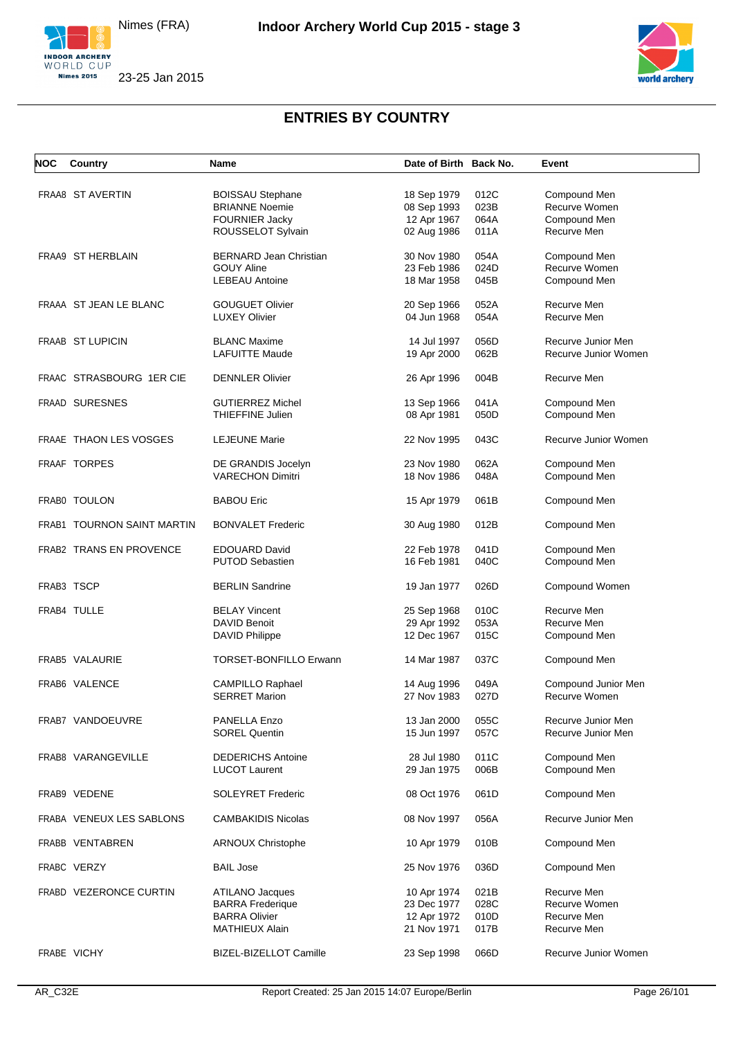## ENTRIES BY COUNTRY

| NOC | Country | Name | Date of Birth | Back No. | Event |
|---|---|---|---|---|---|
| FRAA8 | ST AVERTIN | BOISSAU Stephane | 18 Sep 1979 | 012C | Compound Men |
| | | BRIANNE Noemie | 08 Sep 1993 | 023B | Recurve Women |
| | | FOURNIER Jacky | 12 Apr 1967 | 064A | Compound Men |
| | | ROUSSELOT Sylvain | 02 Aug 1986 | 011A | Recurve Men |
| FRAA9 | ST HERBLAIN | BERNARD Jean Christian | 30 Nov 1980 | 054A | Compound Men |
| | | GOUY Aline | 23 Feb 1986 | 024D | Recurve Women |
| | | LEBEAU Antoine | 18 Mar 1958 | 045B | Compound Men |
| FRAAA | ST JEAN LE BLANC | GOUGUET Olivier | 20 Sep 1966 | 052A | Recurve Men |
| | | LUXEY Olivier | 04 Jun 1968 | 054A | Recurve Men |
| FRAAB | ST LUPICIN | BLANC Maxime | 14 Jul 1997 | 056D | Recurve Junior Men |
| | | LAFUITTE Maude | 19 Apr 2000 | 062B | Recurve Junior Women |
| FRAAC | STRASBOURG 1ER CIE | DENNLER Olivier | 26 Apr 1996 | 004B | Recurve Men |
| FRAAD | SURESNES | GUTIERREZ Michel | 13 Sep 1966 | 041A | Compound Men |
| | | THIEFFINE Julien | 08 Apr 1981 | 050D | Compound Men |
| FRAAE | THAON LES VOSGES | LEJEUNE Marie | 22 Nov 1995 | 043C | Recurve Junior Women |
| FRAAF | TORPES | DE GRANDIS Jocelyn | 23 Nov 1980 | 062A | Compound Men |
| | | VARECHON Dimitri | 18 Nov 1986 | 048A | Compound Men |
| FRAB0 | TOULON | BABOU Eric | 15 Apr 1979 | 061B | Compound Men |
| FRAB1 | TOURNON SAINT MARTIN | BONVALET Frederic | 30 Aug 1980 | 012B | Compound Men |
| FRAB2 | TRANS EN PROVENCE | EDOUARD David | 22 Feb 1978 | 041D | Compound Men |
| | | PUTOD Sebastien | 16 Feb 1981 | 040C | Compound Men |
| FRAB3 | TSCP | BERLIN Sandrine | 19 Jan 1977 | 026D | Compound Women |
| FRAB4 | TULLE | BELAY Vincent | 25 Sep 1968 | 010C | Recurve Men |
| | | DAVID Benoit | 29 Apr 1992 | 053A | Recurve Men |
| | | DAVID Philippe | 12 Dec 1967 | 015C | Compound Men |
| FRAB5 | VALAURIE | TORSET-BONFILLO Erwann | 14 Mar 1987 | 037C | Compound Men |
| FRAB6 | VALENCE | CAMPILLO Raphael | 14 Aug 1996 | 049A | Compound Junior Men |
| | | SERRET Marion | 27 Nov 1983 | 027D | Recurve Women |
| FRAB7 | VANDOEUVRE | PANELLA Enzo | 13 Jan 2000 | 055C | Recurve Junior Men |
| | | SOREL Quentin | 15 Jun 1997 | 057C | Recurve Junior Men |
| FRAB8 | VARANGEVILLE | DEDERICHS Antoine | 28 Jul 1980 | 011C | Compound Men |
| | | LUCOT Laurent | 29 Jan 1975 | 006B | Compound Men |
| FRAB9 | VEDENE | SOLEYRET Frederic | 08 Oct 1976 | 061D | Compound Men |
| FRABA | VENEUX LES SABLONS | CAMBAKIDIS Nicolas | 08 Nov 1997 | 056A | Recurve Junior Men |
| FRABB | VENTABREN | ARNOUX Christophe | 10 Apr 1979 | 010B | Compound Men |
| FRABC | VERZY | BAIL Jose | 25 Nov 1976 | 036D | Compound Men |
| FRABD | VEZERONCE CURTIN | ATILANO Jacques | 10 Apr 1974 | 021B | Recurve Men |
| | | BARRA Frederique | 23 Dec 1977 | 028C | Recurve Women |
| | | BARRA Olivier | 12 Apr 1972 | 010D | Recurve Men |
| | | MATHIEUX Alain | 21 Nov 1971 | 017B | Recurve Men |
| FRABE | VICHY | BIZEL-BIZELLOT Camille | 23 Sep 1998 | 066D | Recurve Junior Women |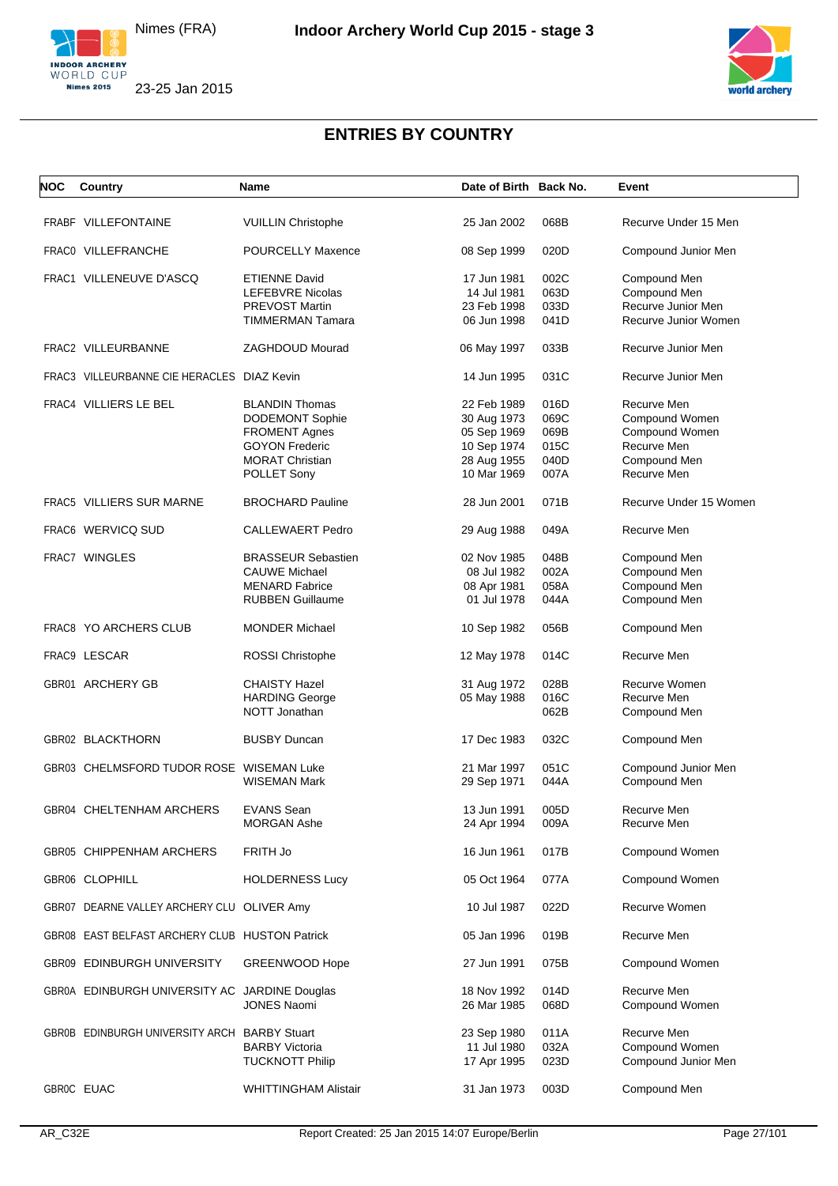## ENTRIES BY COUNTRY

| NOC | Country | Name | Date of Birth | Back No. | Event |
|---|---|---|---|---|---|
| FRABF | VILLEFONTAINE | VUILLIN Christophe | 25 Jan 2002 | 068B | Recurve Under 15 Men |
| FRAC0 | VILLEFRANCHE | POURCELLY Maxence | 08 Sep 1999 | 020D | Compound Junior Men |
| FRAC1 | VILLENEUVE D'ASCQ | ETIENNE David | 17 Jun 1981 | 002C | Compound Men |
| | | LEFEBVRE Nicolas | 14 Jul 1981 | 063D | Compound Men |
| | | PREVOST Martin | 23 Feb 1998 | 033D | Recurve Junior Men |
| | | TIMMERMAN Tamara | 06 Jun 1998 | 041D | Recurve Junior Women |
| FRAC2 | VILLEURBANNE | ZAGHDOUD Mourad | 06 May 1997 | 033B | Recurve Junior Men |
| FRAC3 | VILLEURBANNE CIE HERACLES | DIAZ Kevin | 14 Jun 1995 | 031C | Recurve Junior Men |
| FRAC4 | VILLIERS LE BEL | BLANDIN Thomas | 22 Feb 1989 | 016D | Recurve Men |
| | | DODEMONT Sophie | 30 Aug 1973 | 069C | Compound Women |
| | | FROMENT Agnes | 05 Sep 1969 | 069B | Compound Women |
| | | GOYON Frederic | 10 Sep 1974 | 015C | Recurve Men |
| | | MORAT Christian | 28 Aug 1955 | 040D | Compound Men |
| | | POLLET Sony | 10 Mar 1969 | 007A | Recurve Men |
| FRAC5 | VILLIERS SUR MARNE | BROCHARD Pauline | 28 Jun 2001 | 071B | Recurve Under 15 Women |
| FRAC6 | WERVICQ SUD | CALLEWAERT Pedro | 29 Aug 1988 | 049A | Recurve Men |
| FRAC7 | WINGLES | BRASSEUR Sebastien | 02 Nov 1985 | 048B | Compound Men |
| | | CAUWE Michael | 08 Jul 1982 | 002A | Compound Men |
| | | MENARD Fabrice | 08 Apr 1981 | 058A | Compound Men |
| | | RUBBEN Guillaume | 01 Jul 1978 | 044A | Compound Men |
| FRAC8 | YO ARCHERS CLUB | MONDER Michael | 10 Sep 1982 | 056B | Compound Men |
| FRAC9 | LESCAR | ROSSI Christophe | 12 May 1978 | 014C | Recurve Men |
| GBR01 | ARCHERY GB | CHAISTY Hazel | 31 Aug 1972 | 028B | Recurve Women |
| | | HARDING George | 05 May 1988 | 016C | Recurve Men |
| | | NOTT Jonathan | | 062B | Compound Men |
| GBR02 | BLACKTHORN | BUSBY Duncan | 17 Dec 1983 | 032C | Compound Men |
| GBR03 | CHELMSFORD TUDOR ROSE | WISEMAN Luke | 21 Mar 1997 | 051C | Compound Junior Men |
| | | WISEMAN Mark | 29 Sep 1971 | 044A | Compound Men |
| GBR04 | CHELTENHAM ARCHERS | EVANS Sean | 13 Jun 1991 | 005D | Recurve Men |
| | | MORGAN Ashe | 24 Apr 1994 | 009A | Recurve Men |
| GBR05 | CHIPPENHAM ARCHERS | FRITH Jo | 16 Jun 1961 | 017B | Compound Women |
| GBR06 | CLOPHILL | HOLDERNESS Lucy | 05 Oct 1964 | 077A | Compound Women |
| GBR07 | DEARNE VALLEY ARCHERY CLU | OLIVER Amy | 10 Jul 1987 | 022D | Recurve Women |
| GBR08 | EAST BELFAST ARCHERY CLUB | HUSTON Patrick | 05 Jan 1996 | 019B | Recurve Men |
| GBR09 | EDINBURGH UNIVERSITY | GREENWOOD Hope | 27 Jun 1991 | 075B | Compound Women |
| GBR0A | EDINBURGH UNIVERSITY AC | JARDINE Douglas | 18 Nov 1992 | 014D | Recurve Men |
| | | JONES Naomi | 26 Mar 1985 | 068D | Compound Women |
| GBR0B | EDINBURGH UNIVERSITY ARCH | BARBY Stuart | 23 Sep 1980 | 011A | Recurve Men |
| | | BARBY Victoria | 11 Jul 1980 | 032A | Compound Women |
| | | TUCKNOTT Philip | 17 Apr 1995 | 023D | Compound Junior Men |
| GBR0C | EUAC | WHITTINGHAM Alistair | 31 Jan 1973 | 003D | Compound Men |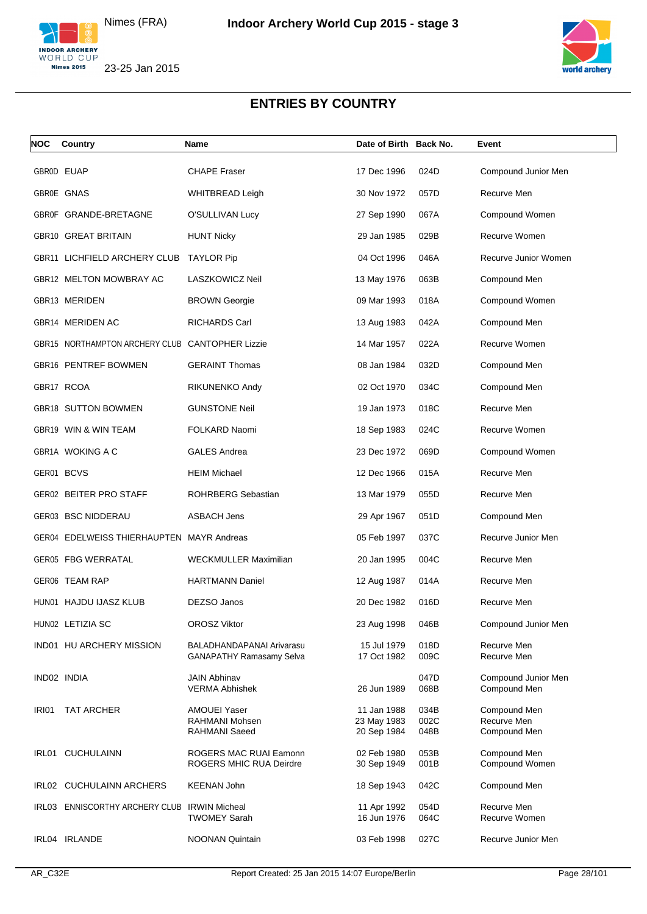# ENTRIES BY COUNTRY

| NOC | Country | Name | Date of Birth | Back No. | Event |
|---|---|---|---|---|---|
| GBR0D | EUAP | CHAPE Fraser | 17 Dec 1996 | 024D | Compound Junior Men |
| GBR0E | GNAS | WHITBREAD Leigh | 30 Nov 1972 | 057D | Recurve Men |
| GBR0F | GRANDE-BRETAGNE | O'SULLIVAN Lucy | 27 Sep 1990 | 067A | Compound Women |
| GBR10 | GREAT BRITAIN | HUNT Nicky | 29 Jan 1985 | 029B | Recurve Women |
| GBR11 | LICHFIELD ARCHERY CLUB | TAYLOR Pip | 04 Oct 1996 | 046A | Recurve Junior Women |
| GBR12 | MELTON MOWBRAY AC | LASZKOWICZ Neil | 13 May 1976 | 063B | Compound Men |
| GBR13 | MERIDEN | BROWN Georgie | 09 Mar 1993 | 018A | Compound Women |
| GBR14 | MERIDEN AC | RICHARDS Carl | 13 Aug 1983 | 042A | Compound Men |
| GBR15 | NORTHAMPTON ARCHERY CLUB | CANTOPHER Lizzie | 14 Mar 1957 | 022A | Recurve Women |
| GBR16 | PENTREF BOWMEN | GERAINT Thomas | 08 Jan 1984 | 032D | Compound Men |
| GBR17 | RCOA | RIKUNENKO Andy | 02 Oct 1970 | 034C | Compound Men |
| GBR18 | SUTTON BOWMEN | GUNSTONE Neil | 19 Jan 1973 | 018C | Recurve Men |
| GBR19 | WIN & WIN TEAM | FOLKARD Naomi | 18 Sep 1983 | 024C | Recurve Women |
| GBR1A | WOKING A C | GALES Andrea | 23 Dec 1972 | 069D | Compound Women |
| GER01 | BCVS | HEIM Michael | 12 Dec 1966 | 015A | Recurve Men |
| GER02 | BEITER PRO STAFF | ROHRBERG Sebastian | 13 Mar 1979 | 055D | Recurve Men |
| GER03 | BSC NIDDERAU | ASBACH Jens | 29 Apr 1967 | 051D | Compound Men |
| GER04 | EDELWEISS THIERHAUPTEN | MAYR Andreas | 05 Feb 1997 | 037C | Recurve Junior Men |
| GER05 | FBG WERRATAL | WECKMULLER Maximilian | 20 Jan 1995 | 004C | Recurve Men |
| GER06 | TEAM RAP | HARTMANN Daniel | 12 Aug 1987 | 014A | Recurve Men |
| HUN01 | HAJDU IJASZ KLUB | DEZSO Janos | 20 Dec 1982 | 016D | Recurve Men |
| HUN02 | LETIZIA SC | OROSZ Viktor | 23 Aug 1998 | 046B | Compound Junior Men |
| IND01 | HU ARCHERY MISSION | BALADHANDAPANAI Arivarasu | 15 Jul 1979 | 018D | Recurve Men |
| | | GANAPATHY Ramasamy Selva | 17 Oct 1982 | 009C | Recurve Men |
| IND02 | INDIA | JAIN Abhinav | | 047D | Compound Junior Men |
| | | VERMA Abhishek | 26 Jun 1989 | 068B | Compound Men |
| IRI01 | TAT ARCHER | AMOUEI Yaser | 11 Jan 1988 | 034B | Compound Men |
| | | RAHMANI Mohsen | 23 May 1983 | 002C | Recurve Men |
| | | RAHMANI Saeed | 20 Sep 1984 | 048B | Compound Men |
| IRL01 | CUCHULAINN | ROGERS MAC RUAI Eamonn | 02 Feb 1980 | 053B | Compound Men |
| | | ROGERS MHIC RUA Deirdre | 30 Sep 1949 | 001B | Compound Women |
| IRL02 | CUCHULAINN ARCHERS | KEENAN John | 18 Sep 1943 | 042C | Compound Men |
| IRL03 | ENNISCORTHY ARCHERY CLUB | IRWIN Micheal | 11 Apr 1992 | 054D | Recurve Men |
| | | TWOMEY Sarah | 16 Jun 1976 | 064C | Recurve Women |
| IRL04 | IRLANDE | NOONAN Quintain | 03 Feb 1998 | 027C | Recurve Junior Men |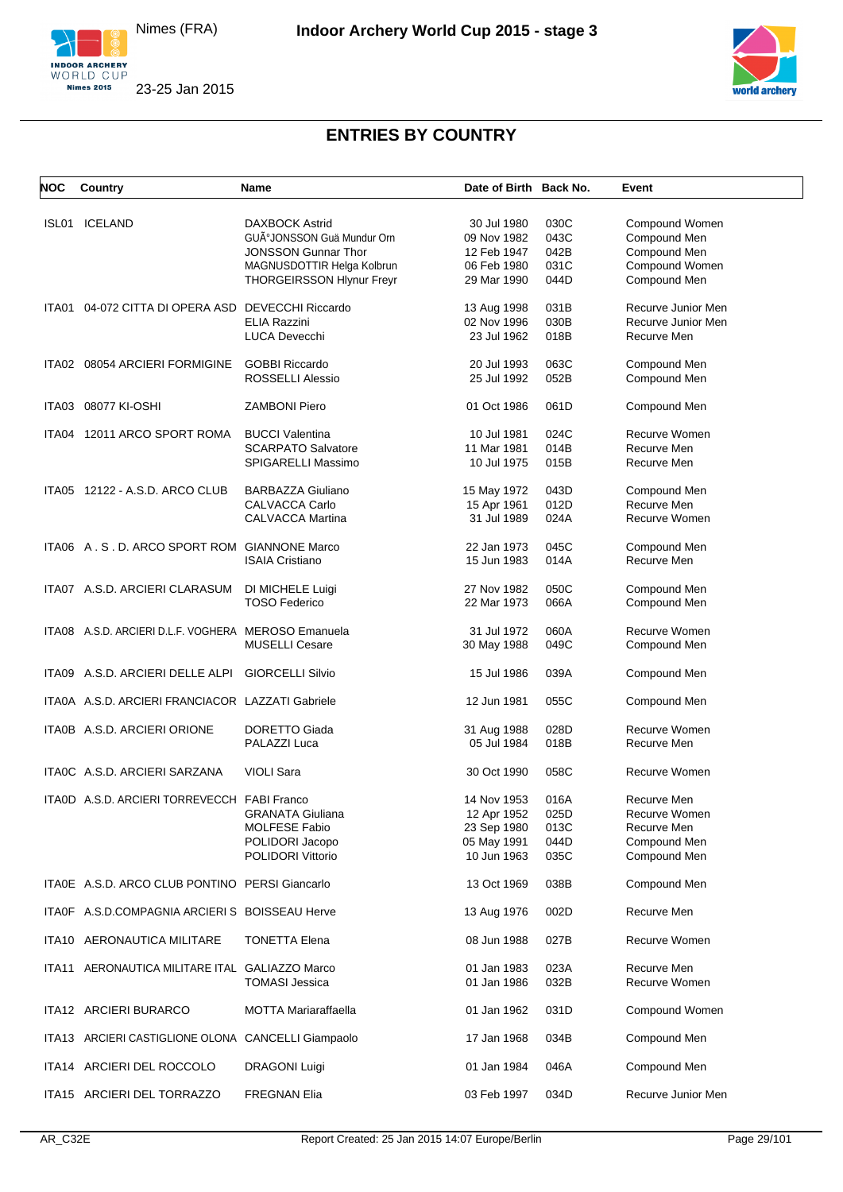# ENTRIES BY COUNTRY

| NOC | Country | Name | Date of Birth | Back No. | Event |
|---|---|---|---|---|---|
| ISL01 | ICELAND | DAXBOCK Astrid | 30 Jul 1980 | 030C | Compound Women |
| | | GUÃ°JONSSON Guä Mundur Orn | 09 Nov 1982 | 043C | Compound Men |
| | | JONSSON Gunnar Thor | 12 Feb 1947 | 042B | Compound Men |
| | | MAGNUSDOTTIR Helga Kolbrun | 06 Feb 1980 | 031C | Compound Women |
| | | THORGEIRSSON Hlynur Freyr | 29 Mar 1990 | 044D | Compound Men |
| ITA01 | 04-072 CITTA DI OPERA ASD | DEVECCHI Riccardo | 13 Aug 1998 | 031B | Recurve Junior Men |
| | | ELIA Razzini | 02 Nov 1996 | 030B | Recurve Junior Men |
| | | LUCA Devecchi | 23 Jul 1962 | 018B | Recurve Men |
| ITA02 | 08054 ARCIERI FORMIGINE | GOBBI Riccardo | 20 Jul 1993 | 063C | Compound Men |
| | | ROSSELLI Alessio | 25 Jul 1992 | 052B | Compound Men |
| ITA03 | 08077 KI-OSHI | ZAMBONI Piero | 01 Oct 1986 | 061D | Compound Men |
| ITA04 | 12011 ARCO SPORT ROMA | BUCCI Valentina | 10 Jul 1981 | 024C | Recurve Women |
| | | SCARPATO Salvatore | 11 Mar 1981 | 014B | Recurve Men |
| | | SPIGARELLI Massimo | 10 Jul 1975 | 015B | Recurve Men |
| ITA05 | 12122 - A.S.D. ARCO CLUB | BARBAZZA Giuliano | 15 May 1972 | 043D | Compound Men |
| | | CALVACCA Carlo | 15 Apr 1961 | 012D | Recurve Men |
| | | CALVACCA Martina | 31 Jul 1989 | 024A | Recurve Women |
| ITA06 | A . S . D. ARCO SPORT ROM | GIANNONE Marco | 22 Jan 1973 | 045C | Compound Men |
| | | ISAIA Cristiano | 15 Jun 1983 | 014A | Recurve Men |
| ITA07 | A.S.D. ARCIERI CLARASUM | DI MICHELE Luigi | 27 Nov 1982 | 050C | Compound Men |
| | | TOSO Federico | 22 Mar 1973 | 066A | Compound Men |
| ITA08 | A.S.D. ARCIERI D.L.F. VOGHERA | MEROSO Emanuela | 31 Jul 1972 | 060A | Recurve Women |
| | | MUSELLI Cesare | 30 May 1988 | 049C | Compound Men |
| ITA09 | A.S.D. ARCIERI DELLE ALPI | GIORCELLI Silvio | 15 Jul 1986 | 039A | Compound Men |
| ITA0A | A.S.D. ARCIERI FRANCIACOR | LAZZATI Gabriele | 12 Jun 1981 | 055C | Compound Men |
| ITA0B | A.S.D. ARCIERI ORIONE | DORETTO Giada | 31 Aug 1988 | 028D | Recurve Women |
| | | PALAZZI Luca | 05 Jul 1984 | 018B | Recurve Men |
| ITA0C | A.S.D. ARCIERI SARZANA | VIOLI Sara | 30 Oct 1990 | 058C | Recurve Women |
| ITA0D | A.S.D. ARCIERI TORREVECCH | FABI Franco | 14 Nov 1953 | 016A | Recurve Men |
| | | GRANATA Giuliana | 12 Apr 1952 | 025D | Recurve Women |
| | | MOLFESE Fabio | 23 Sep 1980 | 013C | Recurve Men |
| | | POLIDORI Jacopo | 05 May 1991 | 044D | Compound Men |
| | | POLIDORI Vittorio | 10 Jun 1963 | 035C | Compound Men |
| ITA0E | A.S.D. ARCO CLUB PONTINO | PERSI Giancarlo | 13 Oct 1969 | 038B | Compound Men |
| ITA0F | A.S.D.COMPAGNIA ARCIERI S | BOISSEAU Herve | 13 Aug 1976 | 002D | Recurve Men |
| ITA10 | AERONAUTICA MILITARE | TONETTA Elena | 08 Jun 1988 | 027B | Recurve Women |
| ITA11 | AERONAUTICA MILITARE ITAL | GALIAZZO Marco | 01 Jan 1983 | 023A | Recurve Men |
| | | TOMASI Jessica | 01 Jan 1986 | 032B | Recurve Women |
| ITA12 | ARCIERI BURARCO | MOTTA Mariaraffaella | 01 Jan 1962 | 031D | Compound Women |
| ITA13 | ARCIERI CASTIGLIONE OLONA | CANCELLI Giampaolo | 17 Jan 1968 | 034B | Compound Men |
| ITA14 | ARCIERI DEL ROCCOLO | DRAGONI Luigi | 01 Jan 1984 | 046A | Compound Men |
| ITA15 | ARCIERI DEL TORRAZZO | FREGNAN Elia | 03 Feb 1997 | 034D | Recurve Junior Men |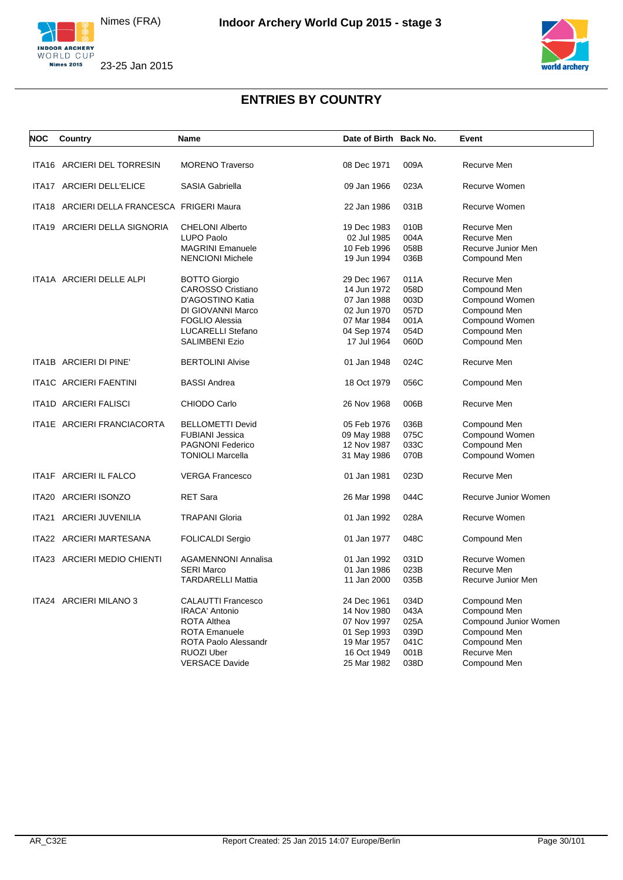## ENTRIES BY COUNTRY

| NOC | Country | Name | Date of Birth | Back No. | Event |
|---|---|---|---|---|---|
| ITA16 | ARCIERI DEL TORRESIN | MORENO Traverso | 08 Dec 1971 | 009A | Recurve Men |
| ITA17 | ARCIERI DELL'ELICE | SASIA Gabriella | 09 Jan 1966 | 023A | Recurve Women |
| ITA18 | ARCIERI DELLA FRANCESCA | FRIGERI Maura | 22 Jan 1986 | 031B | Recurve Women |
| ITA19 | ARCIERI DELLA SIGNORIA | CHELONI Alberto | 19 Dec 1983 | 010B | Recurve Men |
| | | LUPO Paolo | 02 Jul 1985 | 004A | Recurve Men |
| | | MAGRINI Emanuele | 10 Feb 1996 | 058B | Recurve Junior Men |
| | | NENCIONI Michele | 19 Jun 1994 | 036B | Compound Men |
| ITA1A | ARCIERI DELLE ALPI | BOTTO Giorgio | 29 Dec 1967 | 011A | Recurve Men |
| | | CAROSSO Cristiano | 14 Jun 1972 | 058D | Compound Men |
| | | D'AGOSTINO Katia | 07 Jan 1988 | 003D | Compound Women |
| | | DI GIOVANNI Marco | 02 Jun 1970 | 057D | Compound Men |
| | | FOGLIO Alessia | 07 Mar 1984 | 001A | Compound Women |
| | | LUCARELLI Stefano | 04 Sep 1974 | 054D | Compound Men |
| | | SALIMBENI Ezio | 17 Jul 1964 | 060D | Compound Men |
| ITA1B | ARCIERI DI PINE' | BERTOLINI Alvise | 01 Jan 1948 | 024C | Recurve Men |
| ITA1C | ARCIERI FAENTINI | BASSI Andrea | 18 Oct 1979 | 056C | Compound Men |
| ITA1D | ARCIERI FALISCI | CHIODO Carlo | 26 Nov 1968 | 006B | Recurve Men |
| ITA1E | ARCIERI FRANCIACORTA | BELLOMETTI Devid | 05 Feb 1976 | 036B | Compound Men |
| | | FUBIANI Jessica | 09 May 1988 | 075C | Compound Women |
| | | PAGNONI Federico | 12 Nov 1987 | 033C | Compound Men |
| | | TONIOLI Marcella | 31 May 1986 | 070B | Compound Women |
| ITA1F | ARCIERI IL FALCO | VERGA Francesco | 01 Jan 1981 | 023D | Recurve Men |
| ITA20 | ARCIERI ISONZO | RET Sara | 26 Mar 1998 | 044C | Recurve Junior Women |
| ITA21 | ARCIERI JUVENILIA | TRAPANI Gloria | 01 Jan 1992 | 028A | Recurve Women |
| ITA22 | ARCIERI MARTESANA | FOLICALDI Sergio | 01 Jan 1977 | 048C | Compound Men |
| ITA23 | ARCIERI MEDIO CHIENTI | AGAMENNONI Annalisa | 01 Jan 1992 | 031D | Recurve Women |
| | | SERI Marco | 01 Jan 1986 | 023B | Recurve Men |
| | | TARDARELLI Mattia | 11 Jan 2000 | 035B | Recurve Junior Men |
| ITA24 | ARCIERI MILANO 3 | CALAUTTI Francesco | 24 Dec 1961 | 034D | Compound Men |
| | | IRACA' Antonio | 14 Nov 1980 | 043A | Compound Men |
| | | ROTA Althea | 07 Nov 1997 | 025A | Compound Junior Women |
| | | ROTA Emanuele | 01 Sep 1993 | 039D | Compound Men |
| | | ROTA Paolo Alessandr | 19 Mar 1957 | 041C | Compound Men |
| | | RUOZI Uber | 16 Oct 1949 | 001B | Recurve Men |
| | | VERSACE Davide | 25 Mar 1982 | 038D | Compound Men |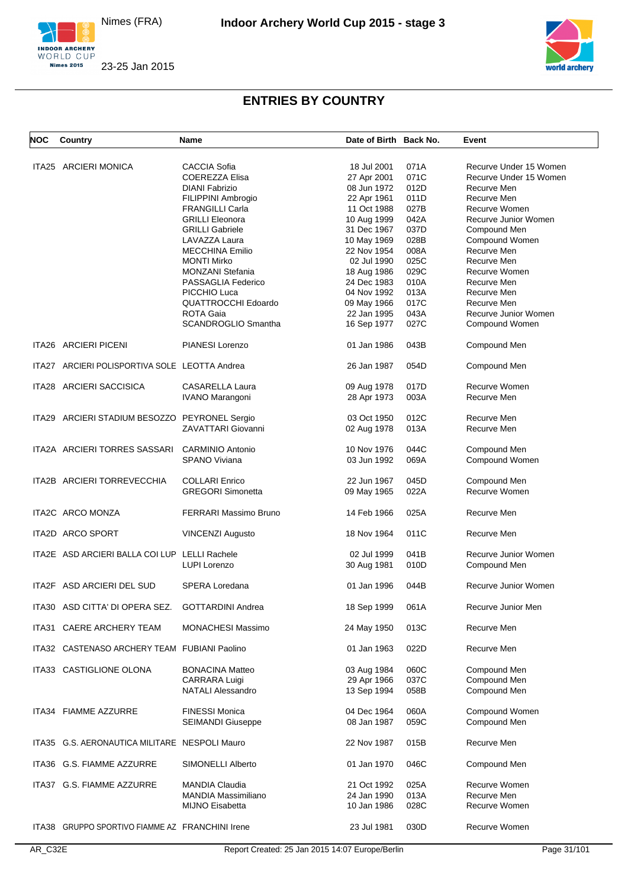## ENTRIES BY COUNTRY

| NOC | Country | Name | Date of Birth | Back No. | Event |
|---|---|---|---|---|---|
| ITA25 | ARCIERI MONICA | CACCIA Sofia | 18 Jul 2001 | 071A | Recurve Under 15 Women |
| | | COEREZZA Elisa | 27 Apr 2001 | 071C | Recurve Under 15 Women |
| | | DIANI Fabrizio | 08 Jun 1972 | 012D | Recurve Men |
| | | FILIPPINI Ambrogio | 22 Apr 1961 | 011D | Recurve Men |
| | | FRANGILLI Carla | 11 Oct 1988 | 027B | Recurve Women |
| | | GRILLI Eleonora | 10 Aug 1999 | 042A | Recurve Junior Women |
| | | GRILLI Gabriele | 31 Dec 1967 | 037D | Compound Men |
| | | LAVAZZA Laura | 10 May 1969 | 028B | Compound Women |
| | | MECCHINA Emilio | 22 Nov 1954 | 008A | Recurve Men |
| | | MONTI Mirko | 02 Jul 1990 | 025C | Recurve Men |
| | | MONZANI Stefania | 18 Aug 1986 | 029C | Recurve Women |
| | | PASSAGLIA Federico | 24 Dec 1983 | 010A | Recurve Men |
| | | PICCHIO Luca | 04 Nov 1992 | 013A | Recurve Men |
| | | QUATTROCCHI Edoardo | 09 May 1966 | 017C | Recurve Men |
| | | ROTA Gaia | 22 Jan 1995 | 043A | Recurve Junior Women |
| | | SCANDROGLIO Smantha | 16 Sep 1977 | 027C | Compound Women |
| ITA26 | ARCIERI PICENI | PIANESI Lorenzo | 01 Jan 1986 | 043B | Compound Men |
| ITA27 | ARCIERI POLISPORTIVA SOLE | LEOTTA Andrea | 26 Jan 1987 | 054D | Compound Men |
| ITA28 | ARCIERI SACCISICA | CASARELLA Laura | 09 Aug 1978 | 017D | Recurve Women |
| | | IVANO Marangoni | 28 Apr 1973 | 003A | Recurve Men |
| ITA29 | ARCIERI STADIUM BESOZZO | PEYRONEL Sergio | 03 Oct 1950 | 012C | Recurve Men |
| | | ZAVATTARI Giovanni | 02 Aug 1978 | 013A | Recurve Men |
| ITA2A | ARCIERI TORRES SASSARI | CARMINIO Antonio | 10 Nov 1976 | 044C | Compound Men |
| | | SPANO Viviana | 03 Jun 1992 | 069A | Compound Women |
| ITA2B | ARCIERI TORREVECCHIA | COLLARI Enrico | 22 Jun 1967 | 045D | Compound Men |
| | | GREGORI Simonetta | 09 May 1965 | 022A | Recurve Women |
| ITA2C | ARCO MONZA | FERRARI Massimo Bruno | 14 Feb 1966 | 025A | Recurve Men |
| ITA2D | ARCO SPORT | VINCENZI Augusto | 18 Nov 1964 | 011C | Recurve Men |
| ITA2E | ASD ARCIERI BALLA COI LUP | LELLI Rachele | 02 Jul 1999 | 041B | Recurve Junior Women |
| | | LUPI Lorenzo | 30 Aug 1981 | 010D | Compound Men |
| ITA2F | ASD ARCIERI DEL SUD | SPERA Loredana | 01 Jan 1996 | 044B | Recurve Junior Women |
| ITA30 | ASD CITTA' DI OPERA SEZ. | GOTTARDINI Andrea | 18 Sep 1999 | 061A | Recurve Junior Men |
| ITA31 | CAERE ARCHERY TEAM | MONACHESI Massimo | 24 May 1950 | 013C | Recurve Men |
| ITA32 | CASTENASO ARCHERY TEAM | FUBIANI Paolino | 01 Jan 1963 | 022D | Recurve Men |
| ITA33 | CASTIGLIONE OLONA | BONACINA Matteo | 03 Aug 1984 | 060C | Compound Men |
| | | CARRARA Luigi | 29 Apr 1966 | 037C | Compound Men |
| | | NATALI Alessandro | 13 Sep 1994 | 058B | Compound Men |
| ITA34 | FIAMME AZZURRE | FINESSI Monica | 04 Dec 1964 | 060A | Compound Women |
| | | SEIMANDI Giuseppe | 08 Jan 1987 | 059C | Compound Men |
| ITA35 | G.S. AERONAUTICA MILITARE | NESPOLI Mauro | 22 Nov 1987 | 015B | Recurve Men |
| ITA36 | G.S. FIAMME AZZURRE | SIMONELLI Alberto | 01 Jan 1970 | 046C | Compound Men |
| ITA37 | G.S. FIAMME AZZURRE | MANDIA Claudia | 21 Oct 1992 | 025A | Recurve Women |
| | | MANDIA Massimiliano | 24 Jan 1990 | 013A | Recurve Men |
| | | MIJNO Eisabetta | 10 Jan 1986 | 028C | Recurve Women |
| ITA38 | GRUPPO SPORTIVO FIAMME AZ | FRANCHINI Irene | 23 Jul 1981 | 030D | Recurve Women |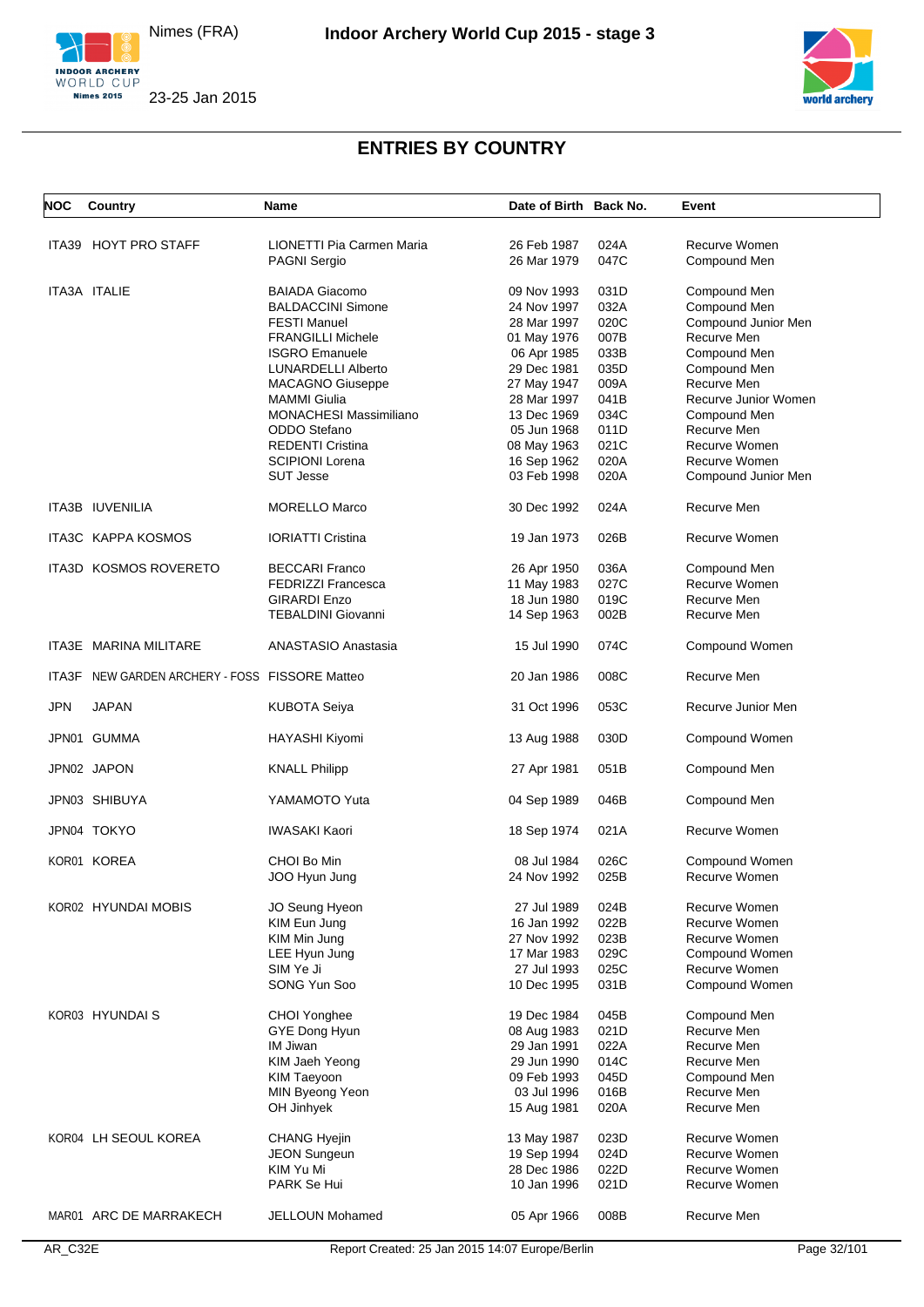## ENTRIES BY COUNTRY

| NOC | Country | Name | Date of Birth | Back No. | Event |
|---|---|---|---|---|---|
| ITA39 | HOYT PRO STAFF | LIONETTI Pia Carmen Maria | 26 Feb 1987 | 024A | Recurve Women |
| | | PAGNI Sergio | 26 Mar 1979 | 047C | Compound Men |
| ITA3A | ITALIE | BAIADA Giacomo | 09 Nov 1993 | 031D | Compound Men |
| | | BALDACCINI Simone | 24 Nov 1997 | 032A | Compound Men |
| | | FESTI Manuel | 28 Mar 1997 | 020C | Compound Junior Men |
| | | FRANGILLI Michele | 01 May 1976 | 007B | Recurve Men |
| | | ISGRO Emanuele | 06 Apr 1985 | 033B | Compound Men |
| | | LUNARDELLI Alberto | 29 Dec 1981 | 035D | Compound Men |
| | | MACAGNO Giuseppe | 27 May 1947 | 009A | Recurve Men |
| | | MAMMI Giulia | 28 Mar 1997 | 041B | Recurve Junior Women |
| | | MONACHESI Massimiliano | 13 Dec 1969 | 034C | Compound Men |
| | | ODDO Stefano | 05 Jun 1968 | 011D | Recurve Men |
| | | REDENTI Cristina | 08 May 1963 | 021C | Recurve Women |
| | | SCIPIONI Lorena | 16 Sep 1962 | 020A | Recurve Women |
| | | SUT Jesse | 03 Feb 1998 | 020A | Compound Junior Men |
| ITA3B | IUVENILIA | MORELLO Marco | 30 Dec 1992 | 024A | Recurve Men |
| ITA3C | KAPPA KOSMOS | IORIATTI Cristina | 19 Jan 1973 | 026B | Recurve Women |
| ITA3D | KOSMOS ROVERETO | BECCARI Franco | 26 Apr 1950 | 036A | Compound Men |
| | | FEDRIZZI Francesca | 11 May 1983 | 027C | Recurve Women |
| | | GIRARDI Enzo | 18 Jun 1980 | 019C | Recurve Men |
| | | TEBALDINI Giovanni | 14 Sep 1963 | 002B | Recurve Men |
| ITA3E | MARINA MILITARE | ANASTASIO Anastasia | 15 Jul 1990 | 074C | Compound Women |
| ITA3F | NEW GARDEN ARCHERY - FOSS | FISSORE Matteo | 20 Jan 1986 | 008C | Recurve Men |
| JPN | JAPAN | KUBOTA Seiya | 31 Oct 1996 | 053C | Recurve Junior Men |
| JPN01 | GUMMA | HAYASHI Kiyomi | 13 Aug 1988 | 030D | Compound Women |
| JPN02 | JAPON | KNALL Philipp | 27 Apr 1981 | 051B | Compound Men |
| JPN03 | SHIBUYA | YAMAMOTO Yuta | 04 Sep 1989 | 046B | Compound Men |
| JPN04 | TOKYO | IWASAKI Kaori | 18 Sep 1974 | 021A | Recurve Women |
| KOR01 | KOREA | CHOI Bo Min | 08 Jul 1984 | 026C | Compound Women |
| | | JOO Hyun Jung | 24 Nov 1992 | 025B | Recurve Women |
| KOR02 | HYUNDAI MOBIS | JO Seung Hyeon | 27 Jul 1989 | 024B | Recurve Women |
| | | KIM Eun Jung | 16 Jan 1992 | 022B | Recurve Women |
| | | KIM Min Jung | 27 Nov 1992 | 023B | Recurve Women |
| | | LEE Hyun Jung | 17 Mar 1983 | 029C | Compound Women |
| | | SIM Ye Ji | 27 Jul 1993 | 025C | Recurve Women |
| | | SONG Yun Soo | 10 Dec 1995 | 031B | Compound Women |
| KOR03 | HYUNDAI S | CHOI Yonghee | 19 Dec 1984 | 045B | Compound Men |
| | | GYE Dong Hyun | 08 Aug 1983 | 021D | Recurve Men |
| | | IM Jiwan | 29 Jan 1991 | 022A | Recurve Men |
| | | KIM Jaeh Yeong | 29 Jun 1990 | 014C | Recurve Men |
| | | KIM Taeyoon | 09 Feb 1993 | 045D | Compound Men |
| | | MIN Byeong Yeon | 03 Jul 1996 | 016B | Recurve Men |
| | | OH Jinhyek | 15 Aug 1981 | 020A | Recurve Men |
| KOR04 | LH SEOUL KOREA | CHANG Hyejin | 13 May 1987 | 023D | Recurve Women |
| | | JEON Sungeun | 19 Sep 1994 | 024D | Recurve Women |
| | | KIM Yu Mi | 28 Dec 1986 | 022D | Recurve Women |
| | | PARK Se Hui | 10 Jan 1996 | 021D | Recurve Women |
| MAR01 | ARC DE MARRAKECH | JELLOUN Mohamed | 05 Apr 1966 | 008B | Recurve Men |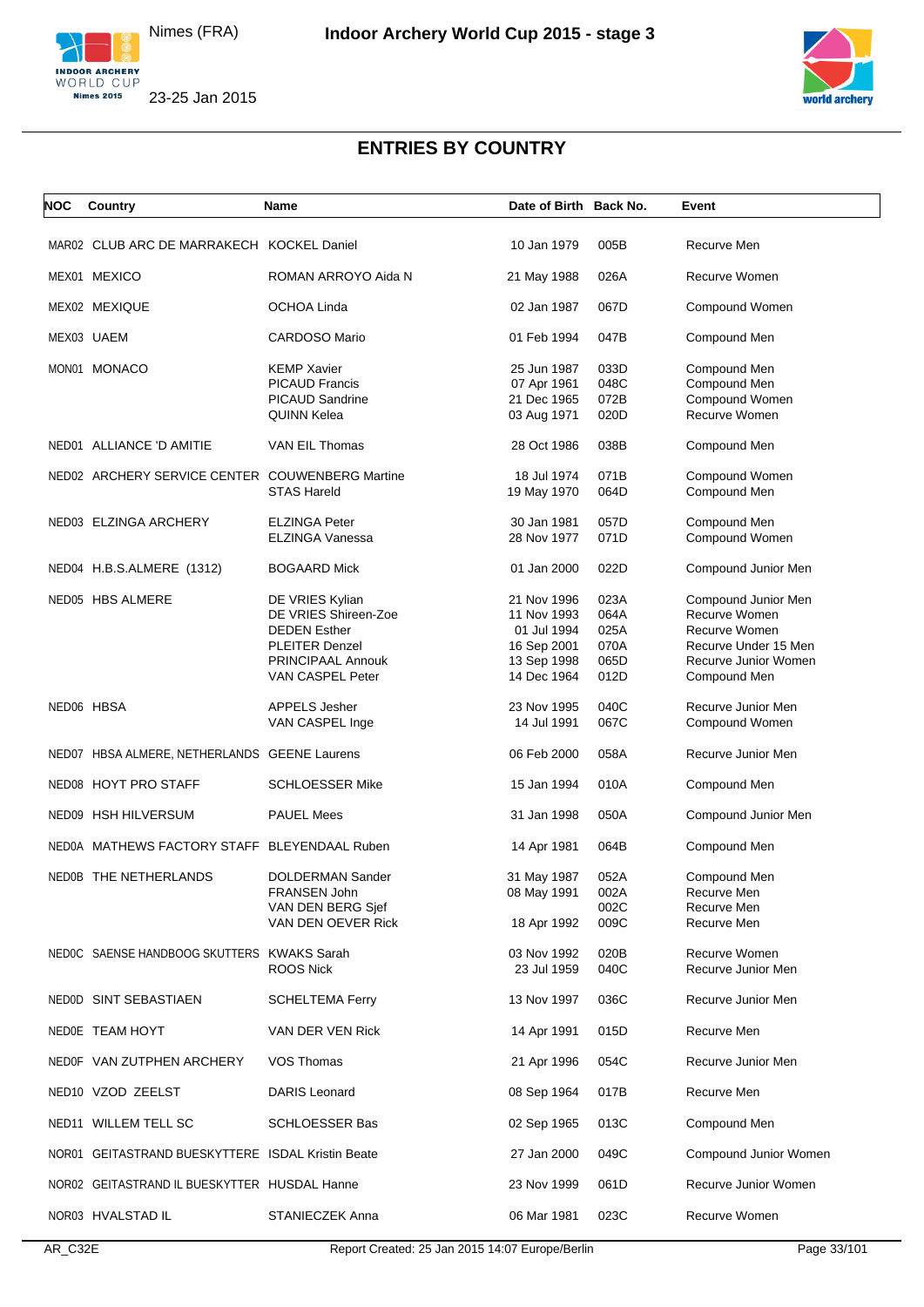# ENTRIES BY COUNTRY

| NOC | Country | Name | Date of Birth | Back No. | Event |
|---|---|---|---|---|---|
| MAR02 | CLUB ARC DE MARRAKECH | KOCKEL Daniel | 10 Jan 1979 | 005B | Recurve Men |
| MEX01 | MEXICO | ROMAN ARROYO Aida N | 21 May 1988 | 026A | Recurve Women |
| MEX02 | MEXIQUE | OCHOA Linda | 02 Jan 1987 | 067D | Compound Women |
| MEX03 | UAEM | CARDOSO Mario | 01 Feb 1994 | 047B | Compound Men |
| MON01 | MONACO | KEMP Xavier | 25 Jun 1987 | 033D | Compound Men |
| | | PICAUD Francis | 07 Apr 1961 | 048C | Compound Men |
| | | PICAUD Sandrine | 21 Dec 1965 | 072B | Compound Women |
| | | QUINN Kelea | 03 Aug 1971 | 020D | Recurve Women |
| NED01 | ALLIANCE 'D AMITIE | VAN EIL Thomas | 28 Oct 1986 | 038B | Compound Men |
| NED02 | ARCHERY SERVICE CENTER | COUWENBERG Martine | 18 Jul 1974 | 071B | Compound Women |
| | | STAS Hareld | 19 May 1970 | 064D | Compound Men |
| NED03 | ELZINGA ARCHERY | ELZINGA Peter | 30 Jan 1981 | 057D | Compound Men |
| | | ELZINGA Vanessa | 28 Nov 1977 | 071D | Compound Women |
| NED04 | H.B.S.ALMERE (1312) | BOGAARD Mick | 01 Jan 2000 | 022D | Compound Junior Men |
| NED05 | HBS ALMERE | DE VRIES Kylian | 21 Nov 1996 | 023A | Compound Junior Men |
| | | DE VRIES Shireen-Zoe | 11 Nov 1993 | 064A | Recurve Women |
| | | DEDEN Esther | 01 Jul 1994 | 025A | Recurve Women |
| | | PLEITER Denzel | 16 Sep 2001 | 070A | Recurve Under 15 Men |
| | | PRINCIPAAL Annouk | 13 Sep 1998 | 065D | Recurve Junior Women |
| | | VAN CASPEL Peter | 14 Dec 1964 | 012D | Compound Men |
| NED06 | HBSA | APPELS Jesher | 23 Nov 1995 | 040C | Recurve Junior Men |
| | | VAN CASPEL Inge | 14 Jul 1991 | 067C | Compound Women |
| NED07 | HBSA ALMERE, NETHERLANDS | GEENE Laurens | 06 Feb 2000 | 058A | Recurve Junior Men |
| NED08 | HOYT PRO STAFF | SCHLOESSER Mike | 15 Jan 1994 | 010A | Compound Men |
| NED09 | HSH HILVERSUM | PAUEL Mees | 31 Jan 1998 | 050A | Compound Junior Men |
| NED0A | MATHEWS FACTORY STAFF | BLEYENDAAL Ruben | 14 Apr 1981 | 064B | Compound Men |
| NED0B | THE NETHERLANDS | DOLDERMAN Sander | 31 May 1987 | 052A | Compound Men |
| | | FRANSEN John | 08 May 1991 | 002A | Recurve Men |
| | | VAN DEN BERG Sjef | | 002C | Recurve Men |
| | | VAN DEN OEVER Rick | 18 Apr 1992 | 009C | Recurve Men |
| NED0C | SAENSE HANDBOOG SKUTTERS | KWAKS Sarah | 03 Nov 1992 | 020B | Recurve Women |
| | | ROOS Nick | 23 Jul 1959 | 040C | Recurve Junior Men |
| NED0D | SINT SEBASTIAEN | SCHELTEMA Ferry | 13 Nov 1997 | 036C | Recurve Junior Men |
| NED0E | TEAM HOYT | VAN DER VEN Rick | 14 Apr 1991 | 015D | Recurve Men |
| NED0F | VAN ZUTPHEN ARCHERY | VOS Thomas | 21 Apr 1996 | 054C | Recurve Junior Men |
| NED10 | VZOD ZEELST | DARIS Leonard | 08 Sep 1964 | 017B | Recurve Men |
| NED11 | WILLEM TELL SC | SCHLOESSER Bas | 02 Sep 1965 | 013C | Compound Men |
| NOR01 | GEITASTRAND BUESKYTTERE | ISDAL Kristin Beate | 27 Jan 2000 | 049C | Compound Junior Women |
| NOR02 | GEITASTRAND IL BUESKYTTER | HUSDAL Hanne | 23 Nov 1999 | 061D | Recurve Junior Women |
| NOR03 | HVALSTAD IL | STANIECZEK Anna | 06 Mar 1981 | 023C | Recurve Women |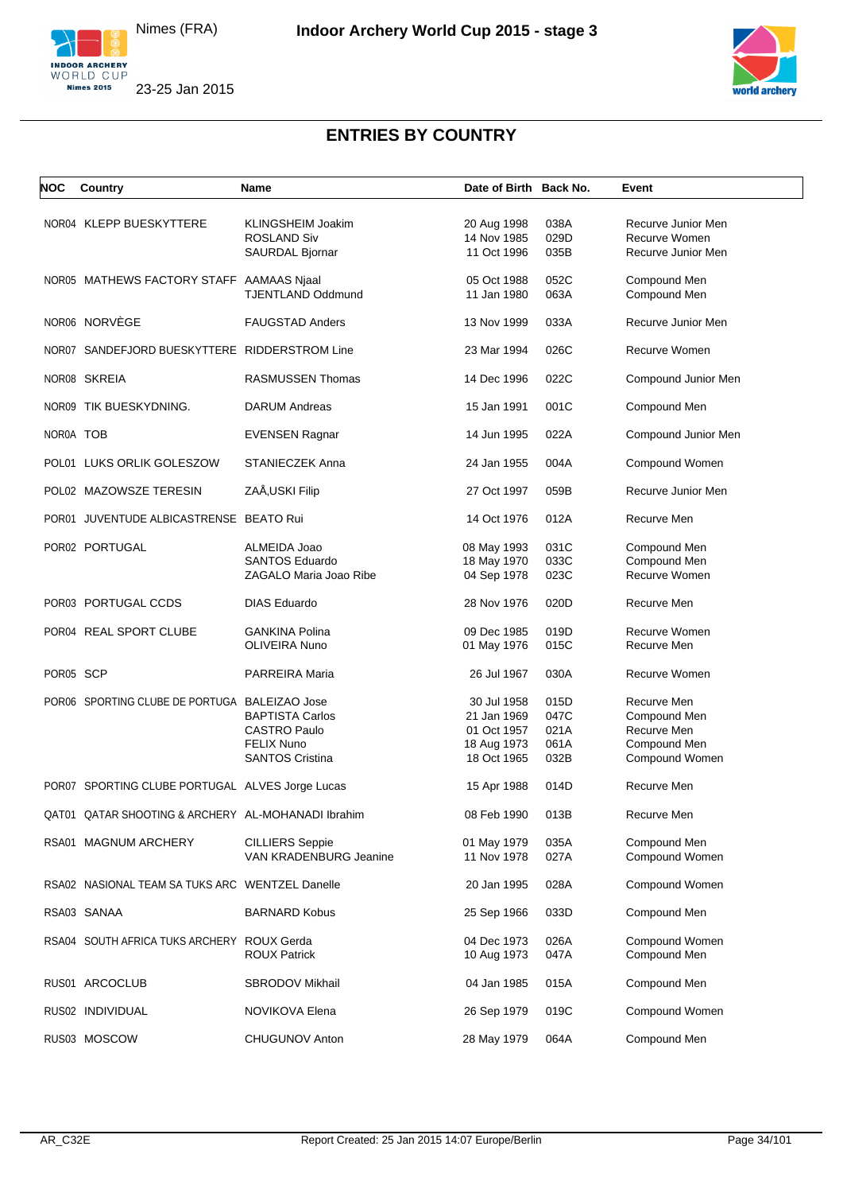# ENTRIES BY COUNTRY

| NOC | Country | Name | Date of Birth | Back No. | Event |
|---|---|---|---|---|---|
| NOR04 | KLEPP BUESKYTTERE | KLINGSHEIM Joakim | 20 Aug 1998 | 038A | Recurve Junior Men |
| | | ROSLAND Siv | 14 Nov 1985 | 029D | Recurve Women |
| | | SAURDAL Bjornar | 11 Oct 1996 | 035B | Recurve Junior Men |
| NOR05 | MATHEWS FACTORY STAFF | AAMAAS Njaal | 05 Oct 1988 | 052C | Compound Men |
| | | TJENTLAND Oddmund | 11 Jan 1980 | 063A | Compound Men |
| NOR06 | NORVÈGE | FAUGSTAD Anders | 13 Nov 1999 | 033A | Recurve Junior Men |
| NOR07 | SANDEFJORD BUESKYTTERE | RIDDERSTROM Line | 23 Mar 1994 | 026C | Recurve Women |
| NOR08 | SKREIA | RASMUSSEN Thomas | 14 Dec 1996 | 022C | Compound Junior Men |
| NOR09 | TIK BUESKYDNING. | DARUM Andreas | 15 Jan 1991 | 001C | Compound Men |
| NOR0A | TOB | EVENSEN Ragnar | 14 Jun 1995 | 022A | Compound Junior Men |
| POL01 | LUKS ORLIK GOLESZOW | STANIECZEK Anna | 24 Jan 1955 | 004A | Compound Women |
| POL02 | MAZOWSZE TERESIN | ZAÅ‚USKI Filip | 27 Oct 1997 | 059B | Recurve Junior Men |
| POR01 | JUVENTUDE ALBICASTRENSE | BEATO Rui | 14 Oct 1976 | 012A | Recurve Men |
| POR02 | PORTUGAL | ALMEIDA Joao | 08 May 1993 | 031C | Compound Men |
| | | SANTOS Eduardo | 18 May 1970 | 033C | Compound Men |
| | | ZAGALO Maria Joao Ribe | 04 Sep 1978 | 023C | Recurve Women |
| POR03 | PORTUGAL CCDS | DIAS Eduardo | 28 Nov 1976 | 020D | Recurve Men |
| POR04 | REAL SPORT CLUBE | GANKINA Polina | 09 Dec 1985 | 019D | Recurve Women |
| | | OLIVEIRA Nuno | 01 May 1976 | 015C | Recurve Men |
| POR05 | SCP | PARREIRA Maria | 26 Jul 1967 | 030A | Recurve Women |
| POR06 | SPORTING CLUBE DE PORTUGA | BALEIZAO Jose | 30 Jul 1958 | 015D | Recurve Men |
| | | BAPTISTA Carlos | 21 Jan 1969 | 047C | Compound Men |
| | | CASTRO Paulo | 01 Oct 1957 | 021A | Recurve Men |
| | | FELIX Nuno | 18 Aug 1973 | 061A | Compound Men |
| | | SANTOS Cristina | 18 Oct 1965 | 032B | Compound Women |
| POR07 | SPORTING CLUBE PORTUGAL | ALVES Jorge Lucas | 15 Apr 1988 | 014D | Recurve Men |
| QAT01 | QATAR SHOOTING & ARCHERY | AL-MOHANADI Ibrahim | 08 Feb 1990 | 013B | Recurve Men |
| RSA01 | MAGNUM ARCHERY | CILLIERS Seppie | 01 May 1979 | 035A | Compound Men |
| | | VAN KRADENBURG Jeanine | 11 Nov 1978 | 027A | Compound Women |
| RSA02 | NASIONAL TEAM SA TUKS ARC | WENTZEL Danelle | 20 Jan 1995 | 028A | Compound Women |
| RSA03 | SANAA | BARNARD Kobus | 25 Sep 1966 | 033D | Compound Men |
| RSA04 | SOUTH AFRICA TUKS ARCHERY | ROUX Gerda | 04 Dec 1973 | 026A | Compound Women |
| | | ROUX Patrick | 10 Aug 1973 | 047A | Compound Men |
| RUS01 | ARCOCLUB | SBRODOV Mikhail | 04 Jan 1985 | 015A | Compound Men |
| RUS02 | INDIVIDUAL | NOVIKOVA Elena | 26 Sep 1979 | 019C | Compound Women |
| RUS03 | MOSCOW | CHUGUNOV Anton | 28 May 1979 | 064A | Compound Men |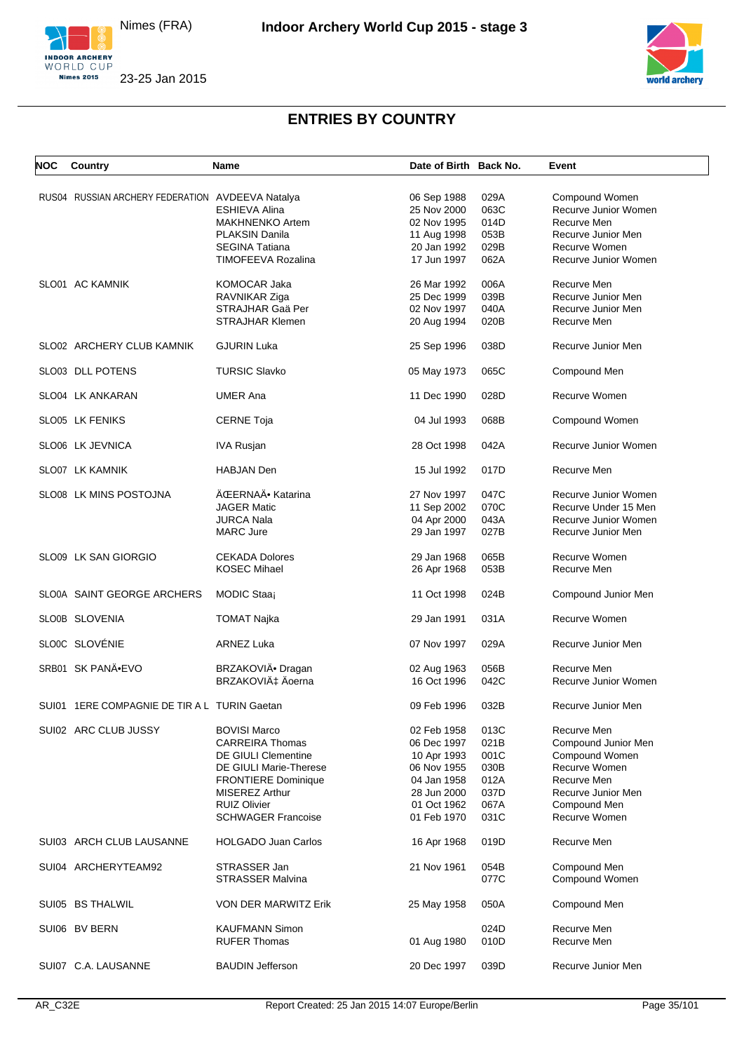# ENTRIES BY COUNTRY

| NOC | Country | Name | Date of Birth | Back No. | Event |
|---|---|---|---|---|---|
| RUS04 | RUSSIAN ARCHERY FEDERATION | AVDEEVA Natalya | 06 Sep 1988 | 029A | Compound Women |
| | | ESHIEVA Alina | 25 Nov 2000 | 063C | Recurve Junior Women |
| | | MAKHNENKO Artem | 02 Nov 1995 | 014D | Recurve Men |
| | | PLAKSIN Danila | 11 Aug 1998 | 053B | Recurve Junior Men |
| | | SEGINA Tatiana | 20 Jan 1992 | 029B | Recurve Women |
| | | TIMOFEEVA Rozalina | 17 Jun 1997 | 062A | Recurve Junior Women |
| SLO01 | AC KAMNIK | KOMOCAR Jaka | 26 Mar 1992 | 006A | Recurve Men |
| | | RAVNIKAR Ziga | 25 Dec 1999 | 039B | Recurve Junior Men |
| | | STRAJHAR Gaä Per | 02 Nov 1997 | 040A | Recurve Junior Men |
| | | STRAJHAR Klemen | 20 Aug 1994 | 020B | Recurve Men |
| SLO02 | ARCHERY CLUB KAMNIK | GJURIN Luka | 25 Sep 1996 | 038D | Recurve Junior Men |
| SLO03 | DLL POTENS | TURSIC Slavko | 05 May 1973 | 065C | Compound Men |
| SLO04 | LK ANKARAN | UMER Ana | 11 Dec 1990 | 028D | Recurve Women |
| SLO05 | LK FENIKS | CERNE Toja | 04 Jul 1993 | 068B | Compound Women |
| SLO06 | LK JEVNICA | IVA Rusjan | 28 Oct 1998 | 042A | Recurve Junior Women |
| SLO07 | LK KAMNIK | HABJAN Den | 15 Jul 1992 | 017D | Recurve Men |
| SLO08 | LK MINS POSTOJNA | ÄŒERNAÄ• Katarina | 27 Nov 1997 | 047C | Recurve Junior Women |
| | | JAGER Matic | 11 Sep 2002 | 070C | Recurve Under 15 Men |
| | | JURCA Nala | 04 Apr 2000 | 043A | Recurve Junior Women |
| | | MARC Jure | 29 Jan 1997 | 027B | Recurve Junior Men |
| SLO09 | LK SAN GIORGIO | CEKADA Dolores | 29 Jan 1968 | 065B | Recurve Women |
| | | KOSEC Mihael | 26 Apr 1968 | 053B | Recurve Men |
| SLO0A | SAINT GEORGE ARCHERS | MODIC Staa¡ | 11 Oct 1998 | 024B | Compound Junior Men |
| SLO0B | SLOVENIA | TOMAT Najka | 29 Jan 1991 | 031A | Recurve Women |
| SLO0C | SLOVÉNIE | ARNEZ Luka | 07 Nov 1997 | 029A | Recurve Junior Men |
| SRB01 | SK PANÄ•EVO | BRZAKOVIÄ• Dragan | 02 Aug 1963 | 056B | Recurve Men |
| | | BRZAKOVIÄ‡ Äoerna | 16 Oct 1996 | 042C | Recurve Junior Women |
| SUI01 | 1ERE COMPAGNIE DE TIR A L | TURIN Gaetan | 09 Feb 1996 | 032B | Recurve Junior Men |
| SUI02 | ARC CLUB JUSSY | BOVISI Marco | 02 Feb 1958 | 013C | Recurve Men |
| | | CARREIRA Thomas | 06 Dec 1997 | 021B | Compound Junior Men |
| | | DE GIULI Clementine | 10 Apr 1993 | 001C | Compound Women |
| | | DE GIULI Marie-Therese | 06 Nov 1955 | 030B | Recurve Women |
| | | FRONTIERE Dominique | 04 Jan 1958 | 012A | Recurve Men |
| | | MISEREZ Arthur | 28 Jun 2000 | 037D | Recurve Junior Men |
| | | RUIZ Olivier | 01 Oct 1962 | 067A | Compound Men |
| | | SCHWAGER Francoise | 01 Feb 1970 | 031C | Recurve Women |
| SUI03 | ARCH CLUB LAUSANNE | HOLGADO Juan Carlos | 16 Apr 1968 | 019D | Recurve Men |
| SUI04 | ARCHERYTEAM92 | STRASSER Jan | 21 Nov 1961 | 054B | Compound Men |
| | | STRASSER Malvina | | 077C | Compound Women |
| SUI05 | BS THALWIL | VON DER MARWITZ Erik | 25 May 1958 | 050A | Compound Men |
| SUI06 | BV BERN | KAUFMANN Simon | | 024D | Recurve Men |
| | | RUFER Thomas | 01 Aug 1980 | 010D | Recurve Men |
| SUI07 | C.A. LAUSANNE | BAUDIN Jefferson | 20 Dec 1997 | 039D | Recurve Junior Men |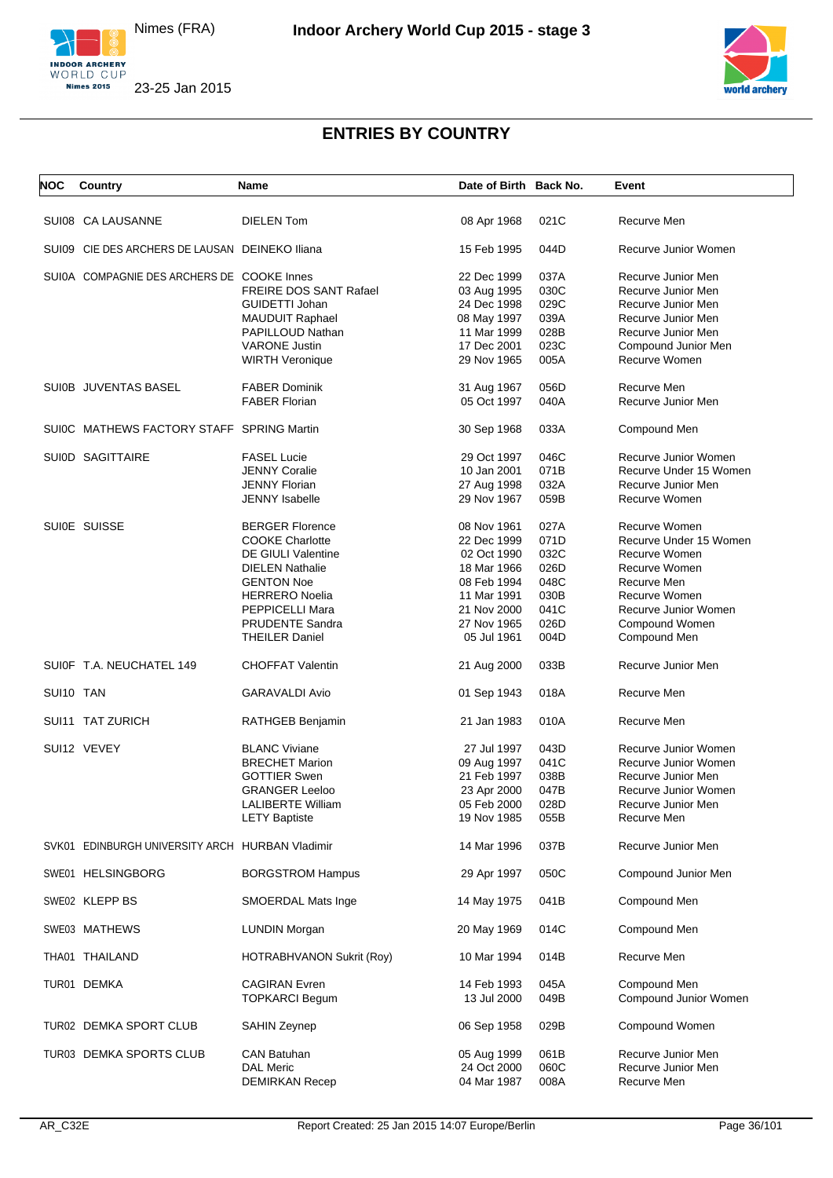# Indoor Archery World Cup 2015 - stage 3

Nimes (FRA)

23-25 Jan 2015

## ENTRIES BY COUNTRY

| NOC | Country | Name | Date of Birth | Back No. | Event |
|---|---|---|---|---|---|
| SUI08 | CA LAUSANNE | DIELEN Tom | 08 Apr 1968 | 021C | Recurve Men |
| SUI09 | CIE DES ARCHERS DE LAUSAN | DEINEKO Iliana | 15 Feb 1995 | 044D | Recurve Junior Women |
| SUI0A | COMPAGNIE DES ARCHERS DE | COOKE Innes | 22 Dec 1999 | 037A | Recurve Junior Men |
| | | FREIRE DOS SANT Rafael | 03 Aug 1995 | 030C | Recurve Junior Men |
| | | GUIDETTI Johan | 24 Dec 1998 | 029C | Recurve Junior Men |
| | | MAUDUIT Raphael | 08 May 1997 | 039A | Recurve Junior Men |
| | | PAPILLOUD Nathan | 11 Mar 1999 | 028B | Recurve Junior Men |
| | | VARONE Justin | 17 Dec 2001 | 023C | Compound Junior Men |
| | | WIRTH Veronique | 29 Nov 1965 | 005A | Recurve Women |
| SUI0B | JUVENTAS BASEL | FABER Dominik | 31 Aug 1967 | 056D | Recurve Men |
| | | FABER Florian | 05 Oct 1997 | 040A | Recurve Junior Men |
| SUI0C | MATHEWS FACTORY STAFF | SPRING Martin | 30 Sep 1968 | 033A | Compound Men |
| SUI0D | SAGITTAIRE | FASEL Lucie | 29 Oct 1997 | 046C | Recurve Junior Women |
| | | JENNY Coralie | 10 Jan 2001 | 071B | Recurve Under 15 Women |
| | | JENNY Florian | 27 Aug 1998 | 032A | Recurve Junior Men |
| | | JENNY Isabelle | 29 Nov 1967 | 059B | Recurve Women |
| SUI0E | SUISSE | BERGER Florence | 08 Nov 1961 | 027A | Recurve Women |
| | | COOKE Charlotte | 22 Dec 1999 | 071D | Recurve Under 15 Women |
| | | DE GIULI Valentine | 02 Oct 1990 | 032C | Recurve Women |
| | | DIELEN Nathalie | 18 Mar 1966 | 026D | Recurve Women |
| | | GENTON Noe | 08 Feb 1994 | 048C | Recurve Men |
| | | HERRERO Noelia | 11 Mar 1991 | 030B | Recurve Women |
| | | PEPPICELLI Mara | 21 Nov 2000 | 041C | Recurve Junior Women |
| | | PRUDENTE Sandra | 27 Nov 1965 | 026D | Compound Women |
| | | THEILER Daniel | 05 Jul 1961 | 004D | Compound Men |
| SUI0F | T.A. NEUCHATEL 149 | CHOFFAT Valentin | 21 Aug 2000 | 033B | Recurve Junior Men |
| SUI10 | TAN | GARAVALDI Avio | 01 Sep 1943 | 018A | Recurve Men |
| SUI11 | TAT ZURICH | RATHGEB Benjamin | 21 Jan 1983 | 010A | Recurve Men |
| SUI12 | VEVEY | BLANC Viviane | 27 Jul 1997 | 043D | Recurve Junior Women |
| | | BRECHET Marion | 09 Aug 1997 | 041C | Recurve Junior Women |
| | | GOTTIER Swen | 21 Feb 1997 | 038B | Recurve Junior Men |
| | | GRANGER Leeloo | 23 Apr 2000 | 047B | Recurve Junior Women |
| | | LALIBERTE William | 05 Feb 2000 | 028D | Recurve Junior Men |
| | | LETY Baptiste | 19 Nov 1985 | 055B | Recurve Men |
| SVK01 | EDINBURGH UNIVERSITY ARCH | HURBAN Vladimir | 14 Mar 1996 | 037B | Recurve Junior Men |
| SWE01 | HELSINGBORG | BORGSTROM Hampus | 29 Apr 1997 | 050C | Compound Junior Men |
| SWE02 | KLEPP BS | SMOERDAL Mats Inge | 14 May 1975 | 041B | Compound Men |
| SWE03 | MATHEWS | LUNDIN Morgan | 20 May 1969 | 014C | Compound Men |
| THA01 | THAILAND | HOTRABHVANON Sukrit (Roy) | 10 Mar 1994 | 014B | Recurve Men |
| TUR01 | DEMKA | CAGIRAN Evren | 14 Feb 1993 | 045A | Compound Men |
| | | TOPKARCI Begum | 13 Jul 2000 | 049B | Compound Junior Women |
| TUR02 | DEMKA SPORT CLUB | SAHIN Zeynep | 06 Sep 1958 | 029B | Compound Women |
| TUR03 | DEMKA SPORTS CLUB | CAN Batuhan | 05 Aug 1999 | 061B | Recurve Junior Men |
| | | DAL Meric | 24 Oct 2000 | 060C | Recurve Junior Men |
| | | DEMIRKAN Recep | 04 Mar 1987 | 008A | Recurve Men |

AR_C32E Report Created: 25 Jan 2015 14:07 Europe/Berlin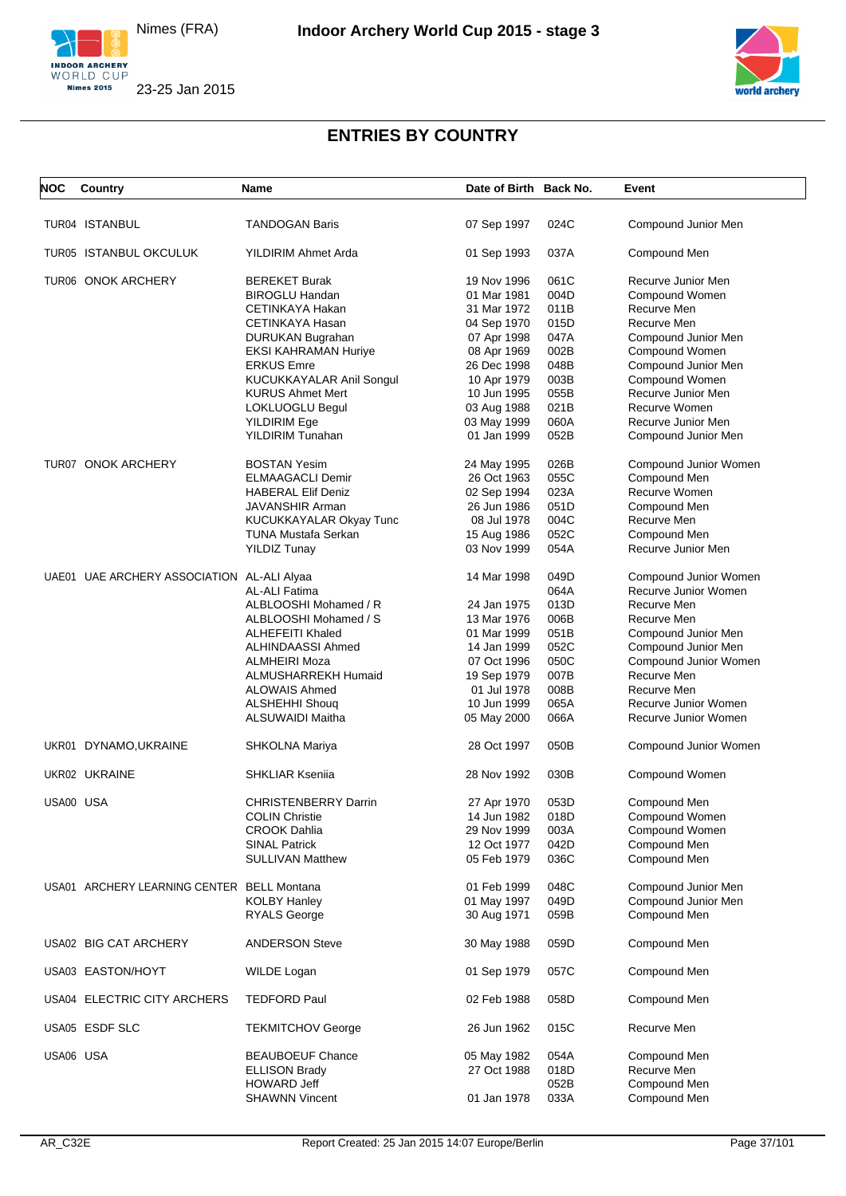# ENTRIES BY COUNTRY

| NOC | Country | Name | Date of Birth | Back No. | Event |
|---|---|---|---|---|---|
| TUR04 | ISTANBUL | TANDOGAN Baris | 07 Sep 1997 | 024C | Compound Junior Men |
| TUR05 | ISTANBUL OKCULUK | YILDIRIM Ahmet Arda | 01 Sep 1993 | 037A | Compound Men |
| TUR06 | ONOK ARCHERY | BEREKET Burak | 19 Nov 1996 | 061C | Recurve Junior Men |
| | | BIROGLU Handan | 01 Mar 1981 | 004D | Compound Women |
| | | CETINKAYA Hakan | 31 Mar 1972 | 011B | Recurve Men |
| | | CETINKAYA Hasan | 04 Sep 1970 | 015D | Recurve Men |
| | | DURUKAN Bugrahan | 07 Apr 1998 | 047A | Compound Junior Men |
| | | EKSI KAHRAMAN Huriye | 08 Apr 1969 | 002B | Compound Women |
| | | ERKUS Emre | 26 Dec 1998 | 048B | Compound Junior Men |
| | | KUCUKKAYALAR Anil Songul | 10 Apr 1979 | 003B | Compound Women |
| | | KURUS Ahmet Mert | 10 Jun 1995 | 055B | Recurve Junior Men |
| | | LOKLUOGLU Begul | 03 Aug 1988 | 021B | Recurve Women |
| | | YILDIRIM Ege | 03 May 1999 | 060A | Recurve Junior Men |
| | | YILDIRIM Tunahan | 01 Jan 1999 | 052B | Compound Junior Men |
| TUR07 | ONOK ARCHERY | BOSTAN Yesim | 24 May 1995 | 026B | Compound Junior Women |
| | | ELMAAGACLI Demir | 26 Oct 1963 | 055C | Compound Men |
| | | HABERAL Elif Deniz | 02 Sep 1994 | 023A | Recurve Women |
| | | JAVANSHIR Arman | 26 Jun 1986 | 051D | Compound Men |
| | | KUCUKKAYALAR Okyay Tunc | 08 Jul 1978 | 004C | Recurve Men |
| | | TUNA Mustafa Serkan | 15 Aug 1986 | 052C | Compound Men |
| | | YILDIZ Tunay | 03 Nov 1999 | 054A | Recurve Junior Men |
| UAE01 | UAE ARCHERY ASSOCIATION | AL-ALI Alyaa | 14 Mar 1998 | 049D | Compound Junior Women |
| | | AL-ALI Fatima | | 064A | Recurve Junior Women |
| | | ALBLOOSHI Mohamed / R | 24 Jan 1975 | 013D | Recurve Men |
| | | ALBLOOSHI Mohamed / S | 13 Mar 1976 | 006B | Recurve Men |
| | | ALHEFEITI Khaled | 01 Mar 1999 | 051B | Compound Junior Men |
| | | ALHINDAASSI Ahmed | 14 Jan 1999 | 052C | Compound Junior Men |
| | | ALMHEIRI Moza | 07 Oct 1996 | 050C | Compound Junior Women |
| | | ALMUSHARREKH Humaid | 19 Sep 1979 | 007B | Recurve Men |
| | | ALOWAIS Ahmed | 01 Jul 1978 | 008B | Recurve Men |
| | | ALSHEHHI Shouq | 10 Jun 1999 | 065A | Recurve Junior Women |
| | | ALSUWAIDI Maitha | 05 May 2000 | 066A | Recurve Junior Women |
| UKR01 | DYNAMO,UKRAINE | SHKOLNA Mariya | 28 Oct 1997 | 050B | Compound Junior Women |
| UKR02 | UKRAINE | SHKLIAR Kseniia | 28 Nov 1992 | 030B | Compound Women |
| USA00 | USA | CHRISTENBERRY Darrin | 27 Apr 1970 | 053D | Compound Men |
| | | COLIN Christie | 14 Jun 1982 | 018D | Compound Women |
| | | CROOK Dahlia | 29 Nov 1999 | 003A | Compound Women |
| | | SINAL Patrick | 12 Oct 1977 | 042D | Compound Men |
| | | SULLIVAN Matthew | 05 Feb 1979 | 036C | Compound Men |
| USA01 | ARCHERY LEARNING CENTER | BELL Montana | 01 Feb 1999 | 048C | Compound Junior Men |
| | | KOLBY Hanley | 01 May 1997 | 049D | Compound Junior Men |
| | | RYALS George | 30 Aug 1971 | 059B | Compound Men |
| USA02 | BIG CAT ARCHERY | ANDERSON Steve | 30 May 1988 | 059D | Compound Men |
| USA03 | EASTON/HOYT | WILDE Logan | 01 Sep 1979 | 057C | Compound Men |
| USA04 | ELECTRIC CITY ARCHERS | TEDFORD Paul | 02 Feb 1988 | 058D | Compound Men |
| USA05 | ESDF SLC | TEKMITCHOV George | 26 Jun 1962 | 015C | Recurve Men |
| USA06 | USA | BEAUBOEUF Chance | 05 May 1982 | 054A | Compound Men |
| | | ELLISON Brady | 27 Oct 1988 | 018D | Recurve Men |
| | | HOWARD Jeff | | 052B | Compound Men |
| | | SHAWNN Vincent | 01 Jan 1978 | 033A | Compound Men |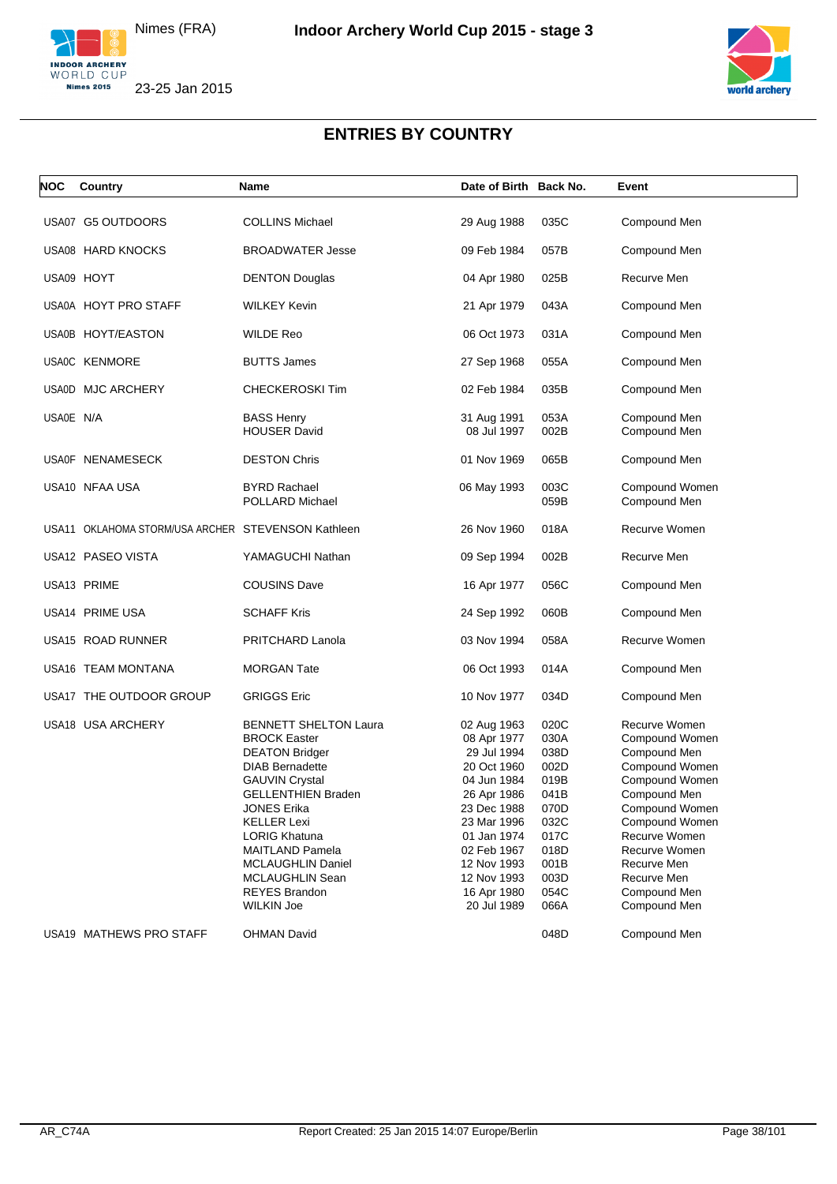Nimes (FRA)

**Indoor Archery World Cup 2015 - stage 3**

23-25 Jan 2015

## ENTRIES BY COUNTRY

| NOC | Country | Name | Date of Birth | Back No. | Event |
|---|---|---|---|---|---|
| USA07 | G5 OUTDOORS | COLLINS Michael | 29 Aug 1988 | 035C | Compound Men |
| USA08 | HARD KNOCKS | BROADWATER Jesse | 09 Feb 1984 | 057B | Compound Men |
| USA09 | HOYT | DENTON Douglas | 04 Apr 1980 | 025B | Recurve Men |
| USA0A | HOYT PRO STAFF | WILKEY Kevin | 21 Apr 1979 | 043A | Compound Men |
| USA0B | HOYT/EASTON | WILDE Reo | 06 Oct 1973 | 031A | Compound Men |
| USA0C | KENMORE | BUTTS James | 27 Sep 1968 | 055A | Compound Men |
| USA0D | MJC ARCHERY | CHECKEROSKI Tim | 02 Feb 1984 | 035B | Compound Men |
| USA0E | N/A | BASS Henry | 31 Aug 1991 | 053A | Compound Men |
| | | HOUSER David | 08 Jul 1997 | 002B | Compound Men |
| USA0F | NENAMESECK | DESTON Chris | 01 Nov 1969 | 065B | Compound Men |
| USA10 | NFAA USA | BYRD Rachael | 06 May 1993 | 003C | Compound Women |
| | | POLLARD Michael | | 059B | Compound Men |
| USA11 | OKLAHOMA STORM/USA ARCHER | STEVENSON Kathleen | 26 Nov 1960 | 018A | Recurve Women |
| USA12 | PASEO VISTA | YAMAGUCHI Nathan | 09 Sep 1994 | 002B | Recurve Men |
| USA13 | PRIME | COUSINS Dave | 16 Apr 1977 | 056C | Compound Men |
| USA14 | PRIME USA | SCHAFF Kris | 24 Sep 1992 | 060B | Compound Men |
| USA15 | ROAD RUNNER | PRITCHARD Lanola | 03 Nov 1994 | 058A | Recurve Women |
| USA16 | TEAM MONTANA | MORGAN Tate | 06 Oct 1993 | 014A | Compound Men |
| USA17 | THE OUTDOOR GROUP | GRIGGS Eric | 10 Nov 1977 | 034D | Compound Men |
| USA18 | USA ARCHERY | BENNETT SHELTON Laura | 02 Aug 1963 | 020C | Recurve Women |
| | | BROCK Easter | 08 Apr 1977 | 030A | Compound Women |
| | | DEATON Bridger | 29 Jul 1994 | 038D | Compound Men |
| | | DIAB Bernadette | 20 Oct 1960 | 002D | Compound Women |
| | | GAUVIN Crystal | 04 Jun 1984 | 019B | Compound Women |
| | | GELLENTHIEN Braden | 26 Apr 1986 | 041B | Compound Men |
| | | JONES Erika | 23 Dec 1988 | 070D | Compound Women |
| | | KELLER Lexi | 23 Mar 1996 | 032C | Compound Women |
| | | LORIG Khatuna | 01 Jan 1974 | 017C | Recurve Women |
| | | MAITLAND Pamela | 02 Feb 1967 | 018D | Recurve Women |
| | | MCLAUGHLIN Daniel | 12 Nov 1993 | 001B | Recurve Men |
| | | MCLAUGHLIN Sean | 12 Nov 1993 | 003D | Recurve Men |
| | | REYES Brandon | 16 Apr 1980 | 054C | Compound Men |
| | | WILKIN Joe | 20 Jul 1989 | 066A | Compound Men |
| USA19 | MATHEWS PRO STAFF | OHMAN David | | 048D | Compound Men |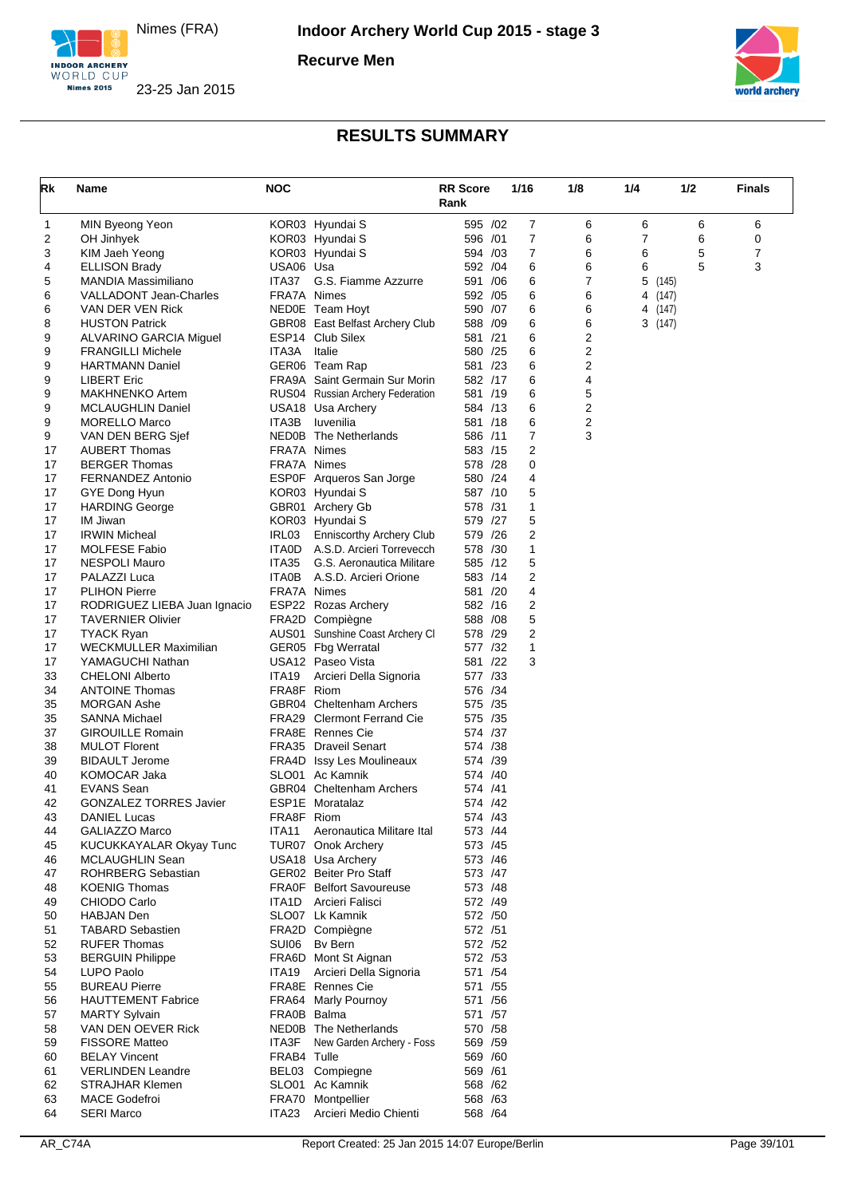# Indoor Archery World Cup 2015 - stage 3

Nimes (FRA)

23-25 Jan 2015

**Recurve Men**

## RESULTS SUMMARY

| Rk | Name | NOC | | RR Score Rank | 1/16 | 1/8 | 1/4 | 1/2 | Finals |
|---|---|---|---|---|---|---|---|---|---|
| 1 | MIN Byeong Yeon | KOR03 | Hyundai S | 595 /02 | 7 | 6 | 6 | 6 | 6 |
| 2 | OH Jinhyek | KOR03 | Hyundai S | 596 /01 | 7 | 6 | 7 | 6 | 0 |
| 3 | KIM Jaeh Yeong | KOR03 | Hyundai S | 594 /03 | 7 | 6 | 6 | 5 | 7 |
| 4 | ELLISON Brady | USA06 | Usa | 592 /04 | 6 | 6 | 6 | 5 | 3 |
| 5 | MANDIA Massimiliano | ITA37 | G.S. Fiamme Azzurre | 591 /06 | 6 | 7 | 5 (145) | | |
| 6 | VALLADONT Jean-Charles | FRA7A | Nimes | 592 /05 | 6 | 6 | 4 (147) | | |
| 6 | VAN DER VEN Rick | NED0E | Team Hoyt | 590 /07 | 6 | 6 | 4 (147) | | |
| 8 | HUSTON Patrick | GBR08 | East Belfast Archery Club | 588 /09 | 6 | 6 | 3 (147) | | |
| 9 | ALVARINO GARCIA Miguel | ESP14 | Club Silex | 581 /21 | 6 | 2 | | | |
| 9 | FRANGILLI Michele | ITA3A | Italie | 580 /25 | 6 | 2 | | | |
| 9 | HARTMANN Daniel | GER06 | Team Rap | 581 /23 | 6 | 2 | | | |
| 9 | LIBERT Eric | FRA9A | Saint Germain Sur Morin | 582 /17 | 6 | 4 | | | |
| 9 | MAKHNENKO Artem | RUS04 | Russian Archery Federation | 581 /19 | 6 | 5 | | | |
| 9 | MCLAUGHLIN Daniel | USA18 | Usa Archery | 584 /13 | 6 | 2 | | | |
| 9 | MORELLO Marco | ITA3B | Iuvenilia | 581 /18 | 6 | 2 | | | |
| 9 | VAN DEN BERG Sjef | NED0B | The Netherlands | 586 /11 | 7 | 3 | | | |
| 17 | AUBERT Thomas | FRA7A | Nimes | 583 /15 | 2 | | | | |
| 17 | BERGER Thomas | FRA7A | Nimes | 578 /28 | 0 | | | | |
| 17 | FERNANDEZ Antonio | ESP0F | Arqueros San Jorge | 580 /24 | 4 | | | | |
| 17 | GYE Dong Hyun | KOR03 | Hyundai S | 587 /10 | 5 | | | | |
| 17 | HARDING George | GBR01 | Archery Gb | 578 /31 | 1 | | | | |
| 17 | IM Jiwan | KOR03 | Hyundai S | 579 /27 | 5 | | | | |
| 17 | IRWIN Micheal | IRL03 | Enniscorthy Archery Club | 579 /26 | 2 | | | | |
| 17 | MOLFESE Fabio | ITA0D | A.S.D. Arcieri Torrevecch | 578 /30 | 1 | | | | |
| 17 | NESPOLI Mauro | ITA35 | G.S. Aeronautica Militare | 585 /12 | 5 | | | | |
| 17 | PALAZZI Luca | ITA0B | A.S.D. Arcieri Orione | 583 /14 | 2 | | | | |
| 17 | PLIHON Pierre | FRA7A | Nimes | 581 /20 | 4 | | | | |
| 17 | RODRIGUEZ LIEBA Juan Ignacio | ESP22 | Rozas Archery | 582 /16 | 2 | | | | |
| 17 | TAVERNIER Olivier | FRA2D | Compiègne | 588 /08 | 5 | | | | |
| 17 | TYACK Ryan | AUS01 | Sunshine Coast Archery Cl | 578 /29 | 2 | | | | |
| 17 | WECKMULLER Maximilian | GER05 | Fbg Werratal | 577 /32 | 1 | | | | |
| 17 | YAMAGUCHI Nathan | USA12 | Paseo Vista | 581 /22 | 3 | | | | |
| 33 | CHELONI Alberto | ITA19 | Arcieri Della Signoria | 577 /33 | | | | | |
| 34 | ANTOINE Thomas | FRA8F | Riom | 576 /34 | | | | | |
| 35 | MORGAN Ashe | GBR04 | Cheltenham Archers | 575 /35 | | | | | |
| 35 | SANNA Michael | FRA29 | Clermont Ferrand Cie | 575 /35 | | | | | |
| 37 | GIROUILLE Romain | FRA8E | Rennes Cie | 574 /37 | | | | | |
| 38 | MULOT Florent | FRA35 | Draveil Senart | 574 /38 | | | | | |
| 39 | BIDAULT Jerome | FRA4D | Issy Les Moulineaux | 574 /39 | | | | | |
| 40 | KOMOCAR Jaka | SLO01 | Ac Kamnik | 574 /40 | | | | | |
| 41 | EVANS Sean | GBR04 | Cheltenham Archers | 574 /41 | | | | | |
| 42 | GONZALEZ TORRES Javier | ESP1E | Moratalaz | 574 /42 | | | | | |
| 43 | DANIEL Lucas | FRA8F | Riom | 574 /43 | | | | | |
| 44 | GALIAZZO Marco | ITA11 | Aeronautica Militare Ital | 573 /44 | | | | | |
| 45 | KUCUKKAYALAR Okyay Tunc | TUR07 | Onok Archery | 573 /45 | | | | | |
| 46 | MCLAUGHLIN Sean | USA18 | Usa Archery | 573 /46 | | | | | |
| 47 | ROHRBERG Sebastian | GER02 | Beiter Pro Staff | 573 /47 | | | | | |
| 48 | KOENIG Thomas | FRA0F | Belfort Savoureuse | 573 /48 | | | | | |
| 49 | CHIODO Carlo | ITA1D | Arcieri Falisci | 572 /49 | | | | | |
| 50 | HABJAN Den | SLO07 | Lk Kamnik | 572 /50 | | | | | |
| 51 | TABARD Sebastien | FRA2D | Compiègne | 572 /51 | | | | | |
| 52 | RUFER Thomas | SUI06 | Bv Bern | 572 /52 | | | | | |
| 53 | BERGUIN Philippe | FRA6D | Mont St Aignan | 572 /53 | | | | | |
| 54 | LUPO Paolo | ITA19 | Arcieri Della Signoria | 571 /54 | | | | | |
| 55 | BUREAU Pierre | FRA8E | Rennes Cie | 571 /55 | | | | | |
| 56 | HAUTTEMENT Fabrice | FRA64 | Marly Pournoy | 571 /56 | | | | | |
| 57 | MARTY Sylvain | FRA0B | Balma | 571 /57 | | | | | |
| 58 | VAN DEN OEVER Rick | NED0B | The Netherlands | 570 /58 | | | | | |
| 59 | FISSORE Matteo | ITA3F | New Garden Archery - Foss | 569 /59 | | | | | |
| 60 | BELAY Vincent | FRAB4 | Tulle | 569 /60 | | | | | |
| 61 | VERLINDEN Leandre | BEL03 | Compiegne | 569 /61 | | | | | |
| 62 | STRAJHAR Klemen | SLO01 | Ac Kamnik | 568 /62 | | | | | |
| 63 | MACE Godefroi | FRA70 | Montpellier | 568 /63 | | | | | |
| 64 | SERI Marco | ITA23 | Arcieri Medio Chienti | 568 /64 | | | | | |

AR_C74A — Report Created: 25 Jan 2015 14:07 Europe/Berlin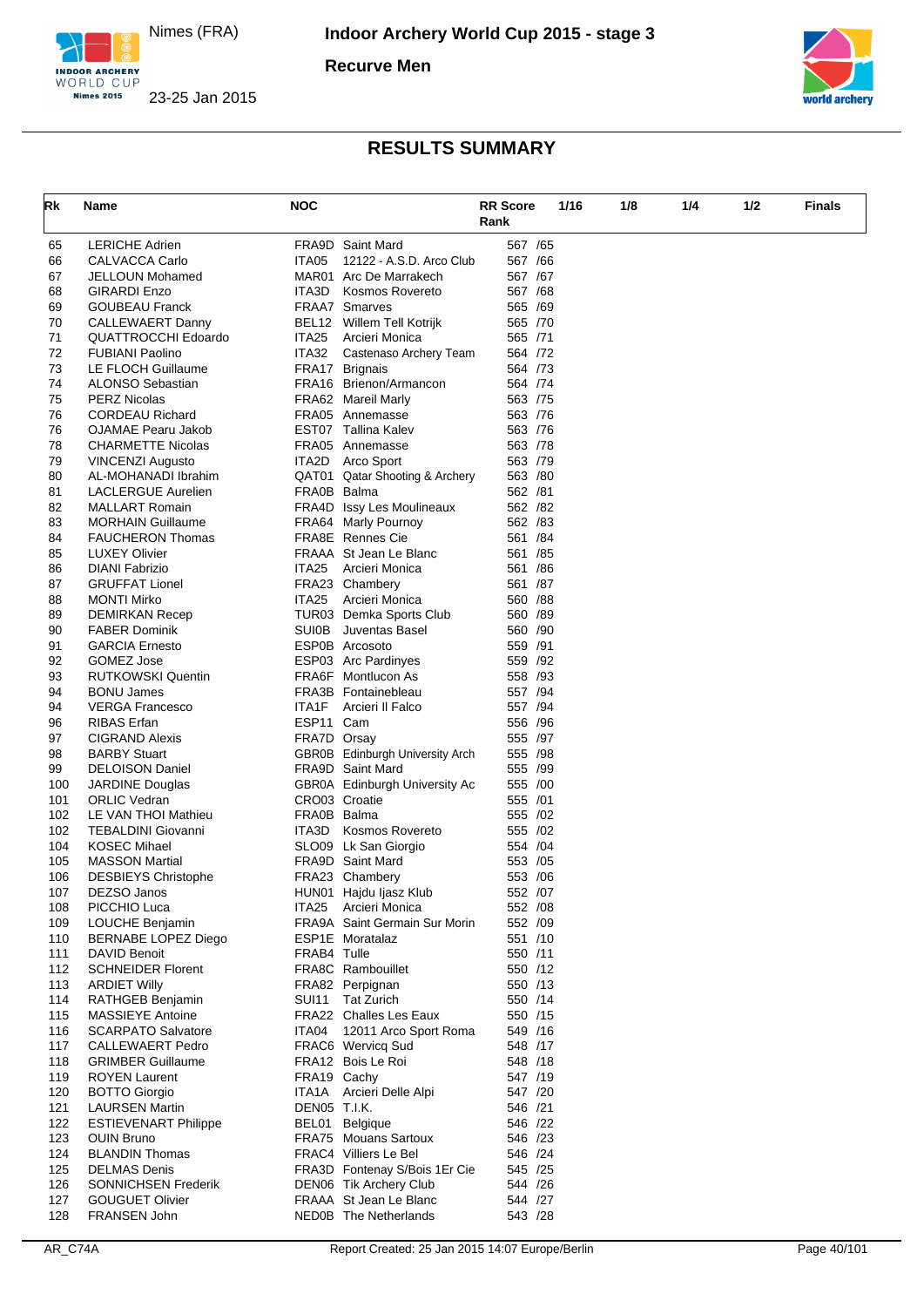# Indoor Archery World Cup 2015 - stage 3

Nimes (FRA)

23-25 Jan 2015

**Recurve Men**

## RESULTS SUMMARY

| Rk | Name | NOC | | RR Score Rank | 1/16 | 1/8 | 1/4 | 1/2 | Finals |
|---|---|---|---|---|---|---|---|---|---|
| 65 | LERICHE Adrien | FRA9D | Saint Mard | 567 /65 | | | | | |
| 66 | CALVACCA Carlo | ITA05 | 12122 - A.S.D. Arco Club | 567 /66 | | | | | |
| 67 | JELLOUN Mohamed | MAR01 | Arc De Marrakech | 567 /67 | | | | | |
| 68 | GIRARDI Enzo | ITA3D | Kosmos Rovereto | 567 /68 | | | | | |
| 69 | GOUBEAU Franck | FRAA7 | Smarves | 565 /69 | | | | | |
| 70 | CALLEWAERT Danny | BEL12 | Willem Tell Kotrijk | 565 /70 | | | | | |
| 71 | QUATTROCCHI Edoardo | ITA25 | Arcieri Monica | 565 /71 | | | | | |
| 72 | FUBIANI Paolino | ITA32 | Castenaso Archery Team | 564 /72 | | | | | |
| 73 | LE FLOCH Guillaume | FRA17 | Brignais | 564 /73 | | | | | |
| 74 | ALONSO Sebastian | FRA16 | Brienon/Armancon | 564 /74 | | | | | |
| 75 | PERZ Nicolas | FRA62 | Mareil Marly | 563 /75 | | | | | |
| 76 | CORDEAU Richard | FRA05 | Annemasse | 563 /76 | | | | | |
| 76 | OJAMAE Pearu Jakob | EST07 | Tallina Kalev | 563 /76 | | | | | |
| 78 | CHARMETTE Nicolas | FRA05 | Annemasse | 563 /78 | | | | | |
| 79 | VINCENZI Augusto | ITA2D | Arco Sport | 563 /79 | | | | | |
| 80 | AL-MOHANADI Ibrahim | QAT01 | Qatar Shooting & Archery | 563 /80 | | | | | |
| 81 | LACLERGUE Aurelien | FRA0B | Balma | 562 /81 | | | | | |
| 82 | MALLART Romain | FRA4D | Issy Les Moulineaux | 562 /82 | | | | | |
| 83 | MORHAIN Guillaume | FRA64 | Marly Pournoy | 562 /83 | | | | | |
| 84 | FAUCHERON Thomas | FRA8E | Rennes Cie | 561 /84 | | | | | |
| 85 | LUXEY Olivier | FRAAA | St Jean Le Blanc | 561 /85 | | | | | |
| 86 | DIANI Fabrizio | ITA25 | Arcieri Monica | 561 /86 | | | | | |
| 87 | GRUFFAT Lionel | FRA23 | Chambery | 561 /87 | | | | | |
| 88 | MONTI Mirko | ITA25 | Arcieri Monica | 560 /88 | | | | | |
| 89 | DEMIRKAN Recep | TUR03 | Demka Sports Club | 560 /89 | | | | | |
| 90 | FABER Dominik | SUI0B | Juventas Basel | 560 /90 | | | | | |
| 91 | GARCIA Ernesto | ESP0B | Arcosoto | 559 /91 | | | | | |
| 92 | GOMEZ Jose | ESP03 | Arc Pardinyes | 559 /92 | | | | | |
| 93 | RUTKOWSKI Quentin | FRA6F | Montlucon As | 558 /93 | | | | | |
| 94 | BONU James | FRA3B | Fontainebleau | 557 /94 | | | | | |
| 94 | VERGA Francesco | ITA1F | Arcieri Il Falco | 557 /94 | | | | | |
| 96 | RIBAS Erfan | ESP11 | Cam | 556 /96 | | | | | |
| 97 | CIGRAND Alexis | FRA7D | Orsay | 555 /97 | | | | | |
| 98 | BARBY Stuart | GBR0B | Edinburgh University Arch | 555 /98 | | | | | |
| 99 | DELOISON Daniel | FRA9D | Saint Mard | 555 /99 | | | | | |
| 100 | JARDINE Douglas | GBR0A | Edinburgh University Ac | 555 /00 | | | | | |
| 101 | ORLIC Vedran | CRO03 | Croatie | 555 /01 | | | | | |
| 102 | LE VAN THOI Mathieu | FRA0B | Balma | 555 /02 | | | | | |
| 102 | TEBALDINI Giovanni | ITA3D | Kosmos Rovereto | 555 /02 | | | | | |
| 104 | KOSEC Mihael | SLO09 | Lk San Giorgio | 554 /04 | | | | | |
| 105 | MASSON Martial | FRA9D | Saint Mard | 553 /05 | | | | | |
| 106 | DESBIEYS Christophe | FRA23 | Chambery | 553 /06 | | | | | |
| 107 | DEZSO Janos | HUN01 | Hajdu Ijasz Klub | 552 /07 | | | | | |
| 108 | PICCHIO Luca | ITA25 | Arcieri Monica | 552 /08 | | | | | |
| 109 | LOUCHE Benjamin | FRA9A | Saint Germain Sur Morin | 552 /09 | | | | | |
| 110 | BERNABE LOPEZ Diego | ESP1E | Moratalaz | 551 /10 | | | | | |
| 111 | DAVID Benoit | FRAB4 | Tulle | 550 /11 | | | | | |
| 112 | SCHNEIDER Florent | FRA8C | Rambouillet | 550 /12 | | | | | |
| 113 | ARDIET Willy | FRA82 | Perpignan | 550 /13 | | | | | |
| 114 | RATHGEB Benjamin | SUI11 | Tat Zurich | 550 /14 | | | | | |
| 115 | MASSIEYE Antoine | FRA22 | Challes Les Eaux | 550 /15 | | | | | |
| 116 | SCARPATO Salvatore | ITA04 | 12011 Arco Sport Roma | 549 /16 | | | | | |
| 117 | CALLEWAERT Pedro | FRAC6 | Wervicq Sud | 548 /17 | | | | | |
| 118 | GRIMBER Guillaume | FRA12 | Bois Le Roi | 548 /18 | | | | | |
| 119 | ROYEN Laurent | FRA19 | Cachy | 547 /19 | | | | | |
| 120 | BOTTO Giorgio | ITA1A | Arcieri Delle Alpi | 547 /20 | | | | | |
| 121 | LAURSEN Martin | DEN05 | T.I.K. | 546 /21 | | | | | |
| 122 | ESTIEVENART Philippe | BEL01 | Belgique | 546 /22 | | | | | |
| 123 | OUIN Bruno | FRA75 | Mouans Sartoux | 546 /23 | | | | | |
| 124 | BLANDIN Thomas | FRAC4 | Villiers Le Bel | 546 /24 | | | | | |
| 125 | DELMAS Denis | FRA3D | Fontenay S/Bois 1Er Cie | 545 /25 | | | | | |
| 126 | SONNICHSEN Frederik | DEN06 | Tik Archery Club | 544 /26 | | | | | |
| 127 | GOUGUET Olivier | FRAAA | St Jean Le Blanc | 544 /27 | | | | | |
| 128 | FRANSEN John | NED0B | The Netherlands | 543 /28 | | | | | |

AR_C74A Report Created: 25 Jan 2015 14:07 Europe/Berlin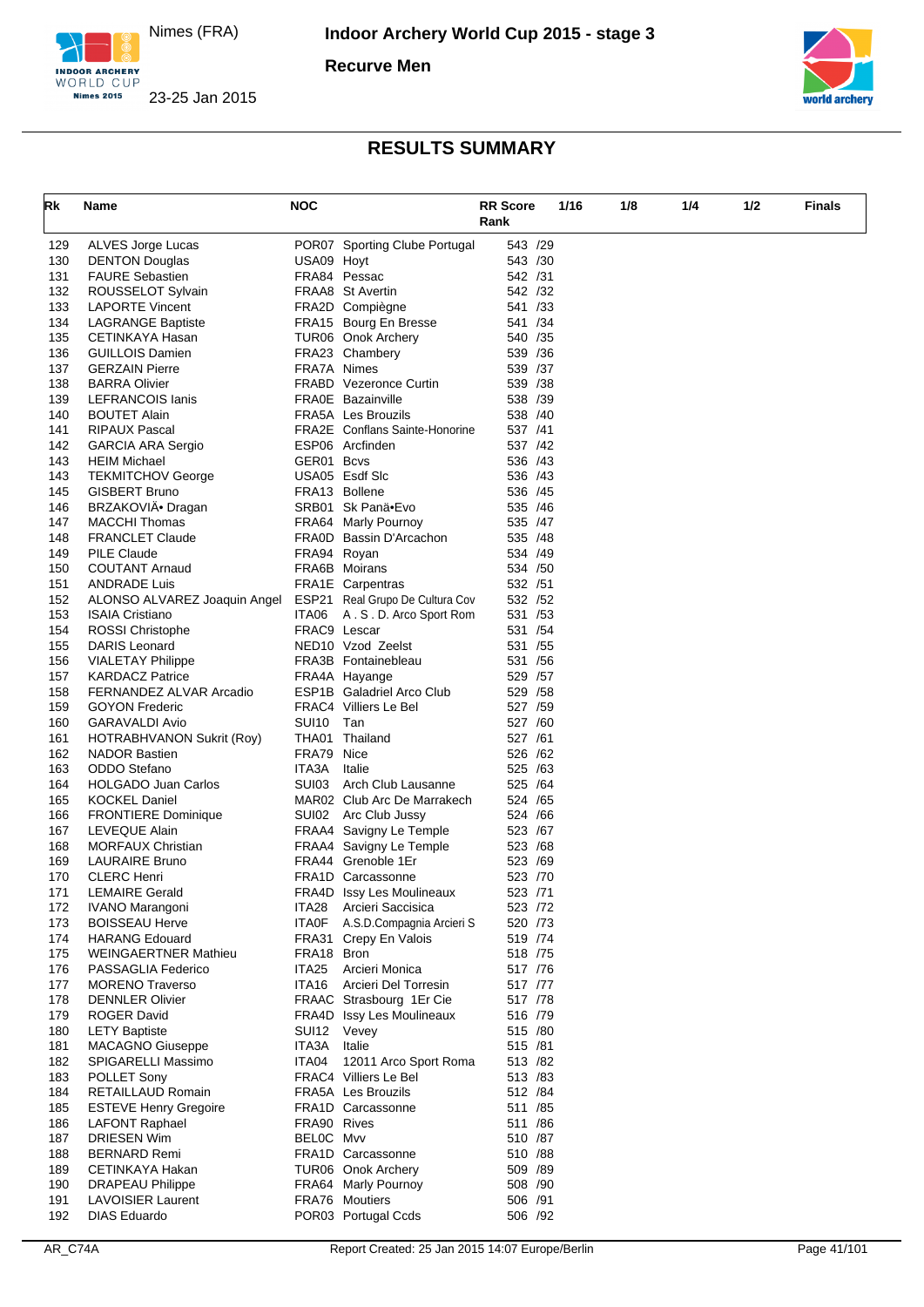# Indoor Archery World Cup 2015 - stage 3

Nimes (FRA)
23-25 Jan 2015

**Recurve Men**

## RESULTS SUMMARY

| Rk | Name | NOC | | RR Score Rank | 1/16 | 1/8 | 1/4 | 1/2 | Finals |
|---|---|---|---|---|---|---|---|---|---|
| 129 | ALVES Jorge Lucas | POR07 | Sporting Clube Portugal | 543 /29 | | | | | |
| 130 | DENTON Douglas | USA09 | Hoyt | 543 /30 | | | | | |
| 131 | FAURE Sebastien | FRA84 | Pessac | 542 /31 | | | | | |
| 132 | ROUSSELOT Sylvain | FRAA8 | St Avertin | 542 /32 | | | | | |
| 133 | LAPORTE Vincent | FRA2D | Compiègne | 541 /33 | | | | | |
| 134 | LAGRANGE Baptiste | FRA15 | Bourg En Bresse | 541 /34 | | | | | |
| 135 | CETINKAYA Hasan | TUR06 | Onok Archery | 540 /35 | | | | | |
| 136 | GUILLOIS Damien | FRA23 | Chambery | 539 /36 | | | | | |
| 137 | GERZAIN Pierre | FRA7A | Nimes | 539 /37 | | | | | |
| 138 | BARRA Olivier | FRABD | Vezeronce Curtin | 539 /38 | | | | | |
| 139 | LEFRANCOIS Ianis | FRA0E | Bazainville | 538 /39 | | | | | |
| 140 | BOUTET Alain | FRA5A | Les Brouzils | 538 /40 | | | | | |
| 141 | RIPAUX Pascal | FRA2E | Conflans Sainte-Honorine | 537 /41 | | | | | |
| 142 | GARCIA ARA Sergio | ESP06 | Arcfinden | 537 /42 | | | | | |
| 143 | HEIM Michael | GER01 | Bcvs | 536 /43 | | | | | |
| 143 | TEKMITCHOV George | USA05 | Esdf Slc | 536 /43 | | | | | |
| 145 | GISBERT Bruno | FRA13 | Bollene | 536 /45 | | | | | |
| 146 | BRZAKOVIÄ• Dragan | SRB01 | Sk Panä•Evo | 535 /46 | | | | | |
| 147 | MACCHI Thomas | FRA64 | Marly Pournoy | 535 /47 | | | | | |
| 148 | FRANCLET Claude | FRA0D | Bassin D'Arcachon | 535 /48 | | | | | |
| 149 | PILE Claude | FRA94 | Royan | 534 /49 | | | | | |
| 150 | COUTANT Arnaud | FRA6B | Moirans | 534 /50 | | | | | |
| 151 | ANDRADE Luis | FRA1E | Carpentras | 532 /51 | | | | | |
| 152 | ALONSO ALVAREZ Joaquin Angel | ESP21 | Real Grupo De Cultura Cov | 532 /52 | | | | | |
| 153 | ISAIA Cristiano | ITA06 | A . S . D. Arco Sport Rom | 531 /53 | | | | | |
| 154 | ROSSI Christophe | FRAC9 | Lescar | 531 /54 | | | | | |
| 155 | DARIS Leonard | NED10 | Vzod Zeelst | 531 /55 | | | | | |
| 156 | VIALETAY Philippe | FRA3B | Fontainebleau | 531 /56 | | | | | |
| 157 | KARDACZ Patrice | FRA4A | Hayange | 529 /57 | | | | | |
| 158 | FERNANDEZ ALVAR Arcadio | ESP1B | Galadriel Arco Club | 529 /58 | | | | | |
| 159 | GOYON Frederic | FRAC4 | Villiers Le Bel | 527 /59 | | | | | |
| 160 | GARAVALDI Avio | SUI10 | Tan | 527 /60 | | | | | |
| 161 | HOTRABHVANON Sukrit (Roy) | THA01 | Thailand | 527 /61 | | | | | |
| 162 | NADOR Bastien | FRA79 | Nice | 526 /62 | | | | | |
| 163 | ODDO Stefano | ITA3A | Italie | 525 /63 | | | | | |
| 164 | HOLGADO Juan Carlos | SUI03 | Arch Club Lausanne | 525 /64 | | | | | |
| 165 | KOCKEL Daniel | MAR02 | Club Arc De Marrakech | 524 /65 | | | | | |
| 166 | FRONTIERE Dominique | SUI02 | Arc Club Jussy | 524 /66 | | | | | |
| 167 | LEVEQUE Alain | FRAA4 | Savigny Le Temple | 523 /67 | | | | | |
| 168 | MORFAUX Christian | FRAA4 | Savigny Le Temple | 523 /68 | | | | | |
| 169 | LAURAIRE Bruno | FRA44 | Grenoble 1Er | 523 /69 | | | | | |
| 170 | CLERC Henri | FRA1D | Carcassonne | 523 /70 | | | | | |
| 171 | LEMAIRE Gerald | FRA4D | Issy Les Moulineaux | 523 /71 | | | | | |
| 172 | IVANO Marangoni | ITA28 | Arcieri Saccisica | 523 /72 | | | | | |
| 173 | BOISSEAU Herve | ITA0F | A.S.D.Compagnia Arcieri S | 520 /73 | | | | | |
| 174 | HARANG Edouard | FRA31 | Crepy En Valois | 519 /74 | | | | | |
| 175 | WEINGAERTNER Mathieu | FRA18 | Bron | 518 /75 | | | | | |
| 176 | PASSAGLIA Federico | ITA25 | Arcieri Monica | 517 /76 | | | | | |
| 177 | MORENO Traverso | ITA16 | Arcieri Del Torresin | 517 /77 | | | | | |
| 178 | DENNLER Olivier | FRAAC | Strasbourg 1Er Cie | 517 /78 | | | | | |
| 179 | ROGER David | FRA4D | Issy Les Moulineaux | 516 /79 | | | | | |
| 180 | LETY Baptiste | SUI12 | Vevey | 515 /80 | | | | | |
| 181 | MACAGNO Giuseppe | ITA3A | Italie | 515 /81 | | | | | |
| 182 | SPIGARELLI Massimo | ITA04 | 12011 Arco Sport Roma | 513 /82 | | | | | |
| 183 | POLLET Sony | FRAC4 | Villiers Le Bel | 513 /83 | | | | | |
| 184 | RETAILLAUD Romain | FRA5A | Les Brouzils | 512 /84 | | | | | |
| 185 | ESTEVE Henry Gregoire | FRA1D | Carcassonne | 511 /85 | | | | | |
| 186 | LAFONT Raphael | FRA90 | Rives | 511 /86 | | | | | |
| 187 | DRIESEN Wim | BEL0C | Mvv | 510 /87 | | | | | |
| 188 | BERNARD Remi | FRA1D | Carcassonne | 510 /88 | | | | | |
| 189 | CETINKAYA Hakan | TUR06 | Onok Archery | 509 /89 | | | | | |
| 190 | DRAPEAU Philippe | FRA64 | Marly Pournoy | 508 /90 | | | | | |
| 191 | LAVOISIER Laurent | FRA76 | Moutiers | 506 /91 | | | | | |
| 192 | DIAS Eduardo | POR03 | Portugal Ccds | 506 /92 | | | | | |

AR_C74A Report Created: 25 Jan 2015 14:07 Europe/Berlin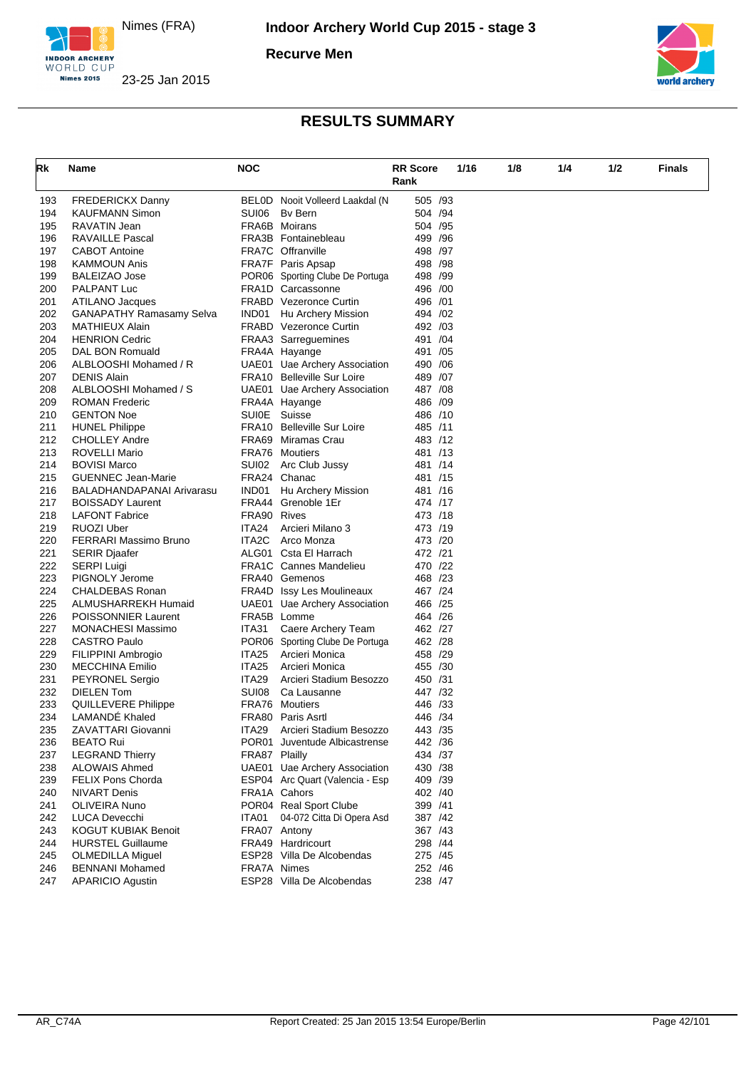# RESULTS SUMMARY

Indoor Archery World Cup 2015 - stage 3

Recurve Men

Nimes (FRA)

23-25 Jan 2015

| Rk | Name | NOC | | RR Score Rank | 1/16 | 1/8 | 1/4 | 1/2 | Finals |
|---|---|---|---|---|---|---|---|---|---|
| 193 | FREDERICKX Danny | BEL0D | Nooit Volleerd Laakdal (N | 505 /93 | | | | | |
| 194 | KAUFMANN Simon | SUI06 | Bv Bern | 504 /94 | | | | | |
| 195 | RAVATIN Jean | FRA6B | Moirans | 504 /95 | | | | | |
| 196 | RAVAILLE Pascal | FRA3B | Fontainebleau | 499 /96 | | | | | |
| 197 | CABOT Antoine | FRA7C | Offranville | 498 /97 | | | | | |
| 198 | KAMMOUN Anis | FRA7F | Paris Apsap | 498 /98 | | | | | |
| 199 | BALEIZAO Jose | POR06 | Sporting Clube De Portuga | 498 /99 | | | | | |
| 200 | PALPANT Luc | FRA1D | Carcassonne | 496 /00 | | | | | |
| 201 | ATILANO Jacques | FRABD | Vezerонce Curtin | 496 /01 | | | | | |
| 202 | GANAPATHY Ramasamy Selva | IND01 | Hu Archery Mission | 494 /02 | | | | | |
| 203 | MATHIEUX Alain | FRABD | Vezeronce Curtin | 492 /03 | | | | | |
| 204 | HENRION Cedric | FRAA3 | Sarreguemines | 491 /04 | | | | | |
| 205 | DAL BON Romuald | FRA4A | Hayange | 491 /05 | | | | | |
| 206 | ALBLOOSHI Mohamed / R | UAE01 | Uae Archery Association | 490 /06 | | | | | |
| 207 | DENIS Alain | FRA10 | Belleville Sur Loire | 489 /07 | | | | | |
| 208 | ALBLOOSHI Mohamed / S | UAE01 | Uae Archery Association | 487 /08 | | | | | |
| 209 | ROMAN Frederic | FRA4A | Hayange | 486 /09 | | | | | |
| 210 | GENTON Noe | SUI0E | Suisse | 486 /10 | | | | | |
| 211 | HUNEL Philippe | FRA10 | Belleville Sur Loire | 485 /11 | | | | | |
| 212 | CHOLLEY Andre | FRA69 | Miramas Crau | 483 /12 | | | | | |
| 213 | ROVELLI Mario | FRA76 | Moutiers | 481 /13 | | | | | |
| 214 | BOVISI Marco | SUI02 | Arc Club Jussy | 481 /14 | | | | | |
| 215 | GUENNEC Jean-Marie | FRA24 | Chanac | 481 /15 | | | | | |
| 216 | BALADHANDAPANAI Arivarasu | IND01 | Hu Archery Mission | 481 /16 | | | | | |
| 217 | BOISSADY Laurent | FRA44 | Grenoble 1Er | 474 /17 | | | | | |
| 218 | LAFONT Fabrice | FRA90 | Rives | 473 /18 | | | | | |
| 219 | RUOZI Uber | ITA24 | Arcieri Milano 3 | 473 /19 | | | | | |
| 220 | FERRARI Massimo Bruno | ITA2C | Arco Monza | 473 /20 | | | | | |
| 221 | SERIR Djaafer | ALG01 | Csta El Harrach | 472 /21 | | | | | |
| 222 | SERPI Luigi | FRA1C | Cannes Mandelieu | 470 /22 | | | | | |
| 223 | PIGNOLY Jerome | FRA40 | Gemenos | 468 /23 | | | | | |
| 224 | CHALDEBAS Ronan | FRA4D | Issy Les Moulineaux | 467 /24 | | | | | |
| 225 | ALMUSHARREKH Humaid | UAE01 | Uae Archery Association | 466 /25 | | | | | |
| 226 | POISSONNIER Laurent | FRA5B | Lomme | 464 /26 | | | | | |
| 227 | MONACHESI Massimo | ITA31 | Caere Archery Team | 462 /27 | | | | | |
| 228 | CASTRO Paulo | POR06 | Sporting Clube De Portuga | 462 /28 | | | | | |
| 229 | FILIPPINI Ambrogio | ITA25 | Arcieri Monica | 458 /29 | | | | | |
| 230 | MECCHINA Emilio | ITA25 | Arcieri Monica | 455 /30 | | | | | |
| 231 | PEYRONEL Sergio | ITA29 | Arcieri Stadium Besozzo | 450 /31 | | | | | |
| 232 | DIELEN Tom | SUI08 | Ca Lausanne | 447 /32 | | | | | |
| 233 | QUILLEVERE Philippe | FRA76 | Moutiers | 446 /33 | | | | | |
| 234 | LAMANDÉ Khaled | FRA80 | Paris Asrtl | 446 /34 | | | | | |
| 235 | ZAVATTARI Giovanni | ITA29 | Arcieri Stadium Besozzo | 443 /35 | | | | | |
| 236 | BEATO Rui | POR01 | Juventude Albicastrense | 442 /36 | | | | | |
| 237 | LEGRAND Thierry | FRA87 | Plailly | 434 /37 | | | | | |
| 238 | ALOWAIS Ahmed | UAE01 | Uae Archery Association | 430 /38 | | | | | |
| 239 | FELIX Pons Chorda | ESP04 | Arc Quart (Valencia - Esp | 409 /39 | | | | | |
| 240 | NIVART Denis | FRA1A | Cahors | 402 /40 | | | | | |
| 241 | OLIVEIRA Nuno | POR04 | Real Sport Clube | 399 /41 | | | | | |
| 242 | LUCA Devecchi | ITA01 | 04-072 Citta Di Opera Asd | 387 /42 | | | | | |
| 243 | KOGUT KUBIAK Benoit | FRA07 | Antony | 367 /43 | | | | | |
| 244 | HURSTEL Guillaume | FRA49 | Hardricourt | 298 /44 | | | | | |
| 245 | OLMEDILLA Miguel | ESP28 | Villa De Alcobendas | 275 /45 | | | | | |
| 246 | BENNANI Mohamed | FRA7A | Nimes | 252 /46 | | | | | |
| 247 | APARICIO Agustin | ESP28 | Villa De Alcobendas | 238 /47 | | | | | |

AR_C74A — Report Created: 25 Jan 2015 13:54 Europe/Berlin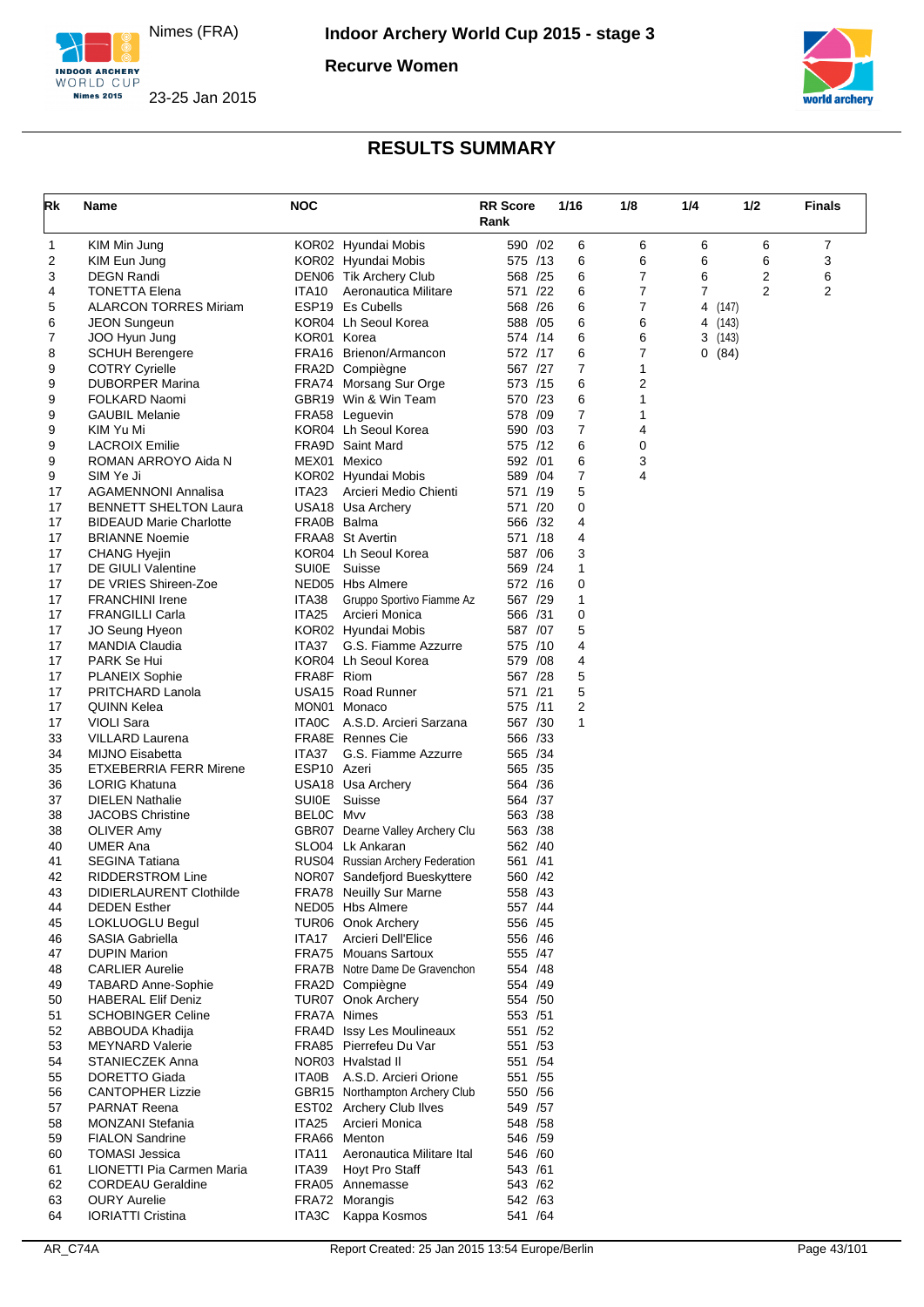# Indoor Archery World Cup 2015 - stage 3

Nimes (FRA)

23-25 Jan 2015

**Recurve Women**

## RESULTS SUMMARY

| Rk | Name | NOC | | RR Score Rank | 1/16 | 1/8 | 1/4 | 1/2 | Finals |
|---|---|---|---|---|---|---|---|---|---|
| 1 | KIM Min Jung | KOR02 | Hyundai Mobis | 590 /02 | 6 | 6 | 6 | 6 | 7 |
| 2 | KIM Eun Jung | KOR02 | Hyundai Mobis | 575 /13 | 6 | 6 | 6 | 6 | 3 |
| 3 | DEGN Randi | DEN06 | Tik Archery Club | 568 /25 | 6 | 7 | 6 | 2 | 6 |
| 4 | TONETTA Elena | ITA10 | Aeronautica Militare | 571 /22 | 6 | 7 | 7 | 2 | 2 |
| 5 | ALARCON TORRES Miriam | ESP19 | Es Cubells | 568 /26 | 6 | 7 | 4 (147) | | |
| 6 | JEON Sungeun | KOR04 | Lh Seoul Korea | 588 /05 | 6 | 6 | 4 (143) | | |
| 7 | JOO Hyun Jung | KOR01 | Korea | 574 /14 | 6 | 6 | 3 (143) | | |
| 8 | SCHUH Berengere | FRA16 | Brienon/Armancon | 572 /17 | 6 | 7 | 0 (84) | | |
| 9 | COTRY Cyrielle | FRA2D | Compiègne | 567 /27 | 7 | 1 | | | |
| 9 | DUBORPER Marina | FRA74 | Morsang Sur Orge | 573 /15 | 6 | 2 | | | |
| 9 | FOLKARD Naomi | GBR19 | Win & Win Team | 570 /23 | 6 | 1 | | | |
| 9 | GAUBIL Melanie | FRA58 | Leguevin | 578 /09 | 7 | 1 | | | |
| 9 | KIM Yu Mi | KOR04 | Lh Seoul Korea | 590 /03 | 7 | 4 | | | |
| 9 | LACROIX Emilie | FRA9D | Saint Mard | 575 /12 | 6 | 0 | | | |
| 9 | ROMAN ARROYO Aida N | MEX01 | Mexico | 592 /01 | 6 | 3 | | | |
| 9 | SIM Ye Ji | KOR02 | Hyundai Mobis | 589 /04 | 7 | 4 | | | |
| 17 | AGAMENNONI Annalisa | ITA23 | Arcieri Medio Chienti | 571 /19 | 5 | | | | |
| 17 | BENNETT SHELTON Laura | USA18 | Usa Archery | 571 /20 | 0 | | | | |
| 17 | BIDEAUD Marie Charlotte | FRA0B | Balma | 566 /32 | 4 | | | | |
| 17 | BRIANNE Noemie | FRAA8 | St Avertin | 571 /18 | 4 | | | | |
| 17 | CHANG Hyejin | KOR04 | Lh Seoul Korea | 587 /06 | 3 | | | | |
| 17 | DE GIULI Valentine | SUI0E | Suisse | 569 /24 | 1 | | | | |
| 17 | DE VRIES Shireen-Zoe | NED05 | Hbs Almere | 572 /16 | 0 | | | | |
| 17 | FRANCHINI Irene | ITA38 | Gruppo Sportivo Fiamme Az | 567 /29 | 1 | | | | |
| 17 | FRANGILLI Carla | ITA25 | Arcieri Monica | 566 /31 | 0 | | | | |
| 17 | JO Seung Hyeon | KOR02 | Hyundai Mobis | 587 /07 | 5 | | | | |
| 17 | MANDIA Claudia | ITA37 | G.S. Fiamme Azzurre | 575 /10 | 4 | | | | |
| 17 | PARK Se Hui | KOR04 | Lh Seoul Korea | 579 /08 | 4 | | | | |
| 17 | PLANEIX Sophie | FRA8F | Riom | 567 /28 | 5 | | | | |
| 17 | PRITCHARD Lanola | USA15 | Road Runner | 571 /21 | 5 | | | | |
| 17 | QUINN Kelea | MON01 | Monaco | 575 /11 | 2 | | | | |
| 17 | VIOLI Sara | ITA0C | A.S.D. Arcieri Sarzana | 567 /30 | 1 | | | | |
| 33 | VILLARD Laurena | FRA8E | Rennes Cie | 566 /33 | | | | | |
| 34 | MIJNO Eisabetta | ITA37 | G.S. Fiamme Azzurre | 565 /34 | | | | | |
| 35 | ETXEBERRIA FERR Mirene | ESP10 | Azeri | 565 /35 | | | | | |
| 36 | LORIG Khatuna | USA18 | Usa Archery | 564 /36 | | | | | |
| 37 | DIELEN Nathalie | SUI0E | Suisse | 564 /37 | | | | | |
| 38 | JACOBS Christine | BEL0C | Mvv | 563 /38 | | | | | |
| 38 | OLIVER Amy | GBR07 | Dearne Valley Archery Clu | 563 /38 | | | | | |
| 40 | UMER Ana | SLO04 | Lk Ankaran | 562 /40 | | | | | |
| 41 | SEGINA Tatiana | RUS04 | Russian Archery Federation | 561 /41 | | | | | |
| 42 | RIDDERSTROM Line | NOR07 | Sandefjord Bueskyttere | 560 /42 | | | | | |
| 43 | DIDIERLAURENT Clothilde | FRA78 | Neuilly Sur Marne | 558 /43 | | | | | |
| 44 | DEDEN Esther | NED05 | Hbs Almere | 557 /44 | | | | | |
| 45 | LOKLUOGLU Begul | TUR06 | Onok Archery | 556 /45 | | | | | |
| 46 | SASIA Gabriella | ITA17 | Arcieri Dell'Elice | 556 /46 | | | | | |
| 47 | DUPIN Marion | FRA75 | Mouans Sartoux | 555 /47 | | | | | |
| 48 | CARLIER Aurelie | FRA7B | Notre Dame De Gravenchon | 554 /48 | | | | | |
| 49 | TABARD Anne-Sophie | FRA2D | Compiègne | 554 /49 | | | | | |
| 50 | HABERAL Elif Deniz | TUR07 | Onok Archery | 554 /50 | | | | | |
| 51 | SCHOBINGER Celine | FRA7A | Nimes | 553 /51 | | | | | |
| 52 | ABBOUDA Khadija | FRA4D | Issy Les Moulineaux | 551 /52 | | | | | |
| 53 | MEYNARD Valerie | FRA85 | Pierrefeu Du Var | 551 /53 | | | | | |
| 54 | STANIECZEK Anna | NOR03 | Hvalstad Il | 551 /54 | | | | | |
| 55 | DORETTO Giada | ITA0B | A.S.D. Arcieri Orione | 551 /55 | | | | | |
| 56 | CANTOPHER Lizzie | GBR15 | Northampton Archery Club | 550 /56 | | | | | |
| 57 | PARNAT Reena | EST02 | Archery Club Ilves | 549 /57 | | | | | |
| 58 | MONZANI Stefania | ITA25 | Arcieri Monica | 548 /58 | | | | | |
| 59 | FIALON Sandrine | FRA66 | Menton | 546 /59 | | | | | |
| 60 | TOMASI Jessica | ITA11 | Aeronautica Militare Ital | 546 /60 | | | | | |
| 61 | LIONETTI Pia Carmen Maria | ITA39 | Hoyt Pro Staff | 543 /61 | | | | | |
| 62 | CORDEAU Geraldine | FRA05 | Annemasse | 543 /62 | | | | | |
| 63 | OURY Aurelie | FRA72 | Morangis | 542 /63 | | | | | |
| 64 | IORIATTI Cristina | ITA3C | Kappa Kosmos | 541 /64 | | | | | |

AR_C74A Report Created: 25 Jan 2015 13:54 Europe/Berlin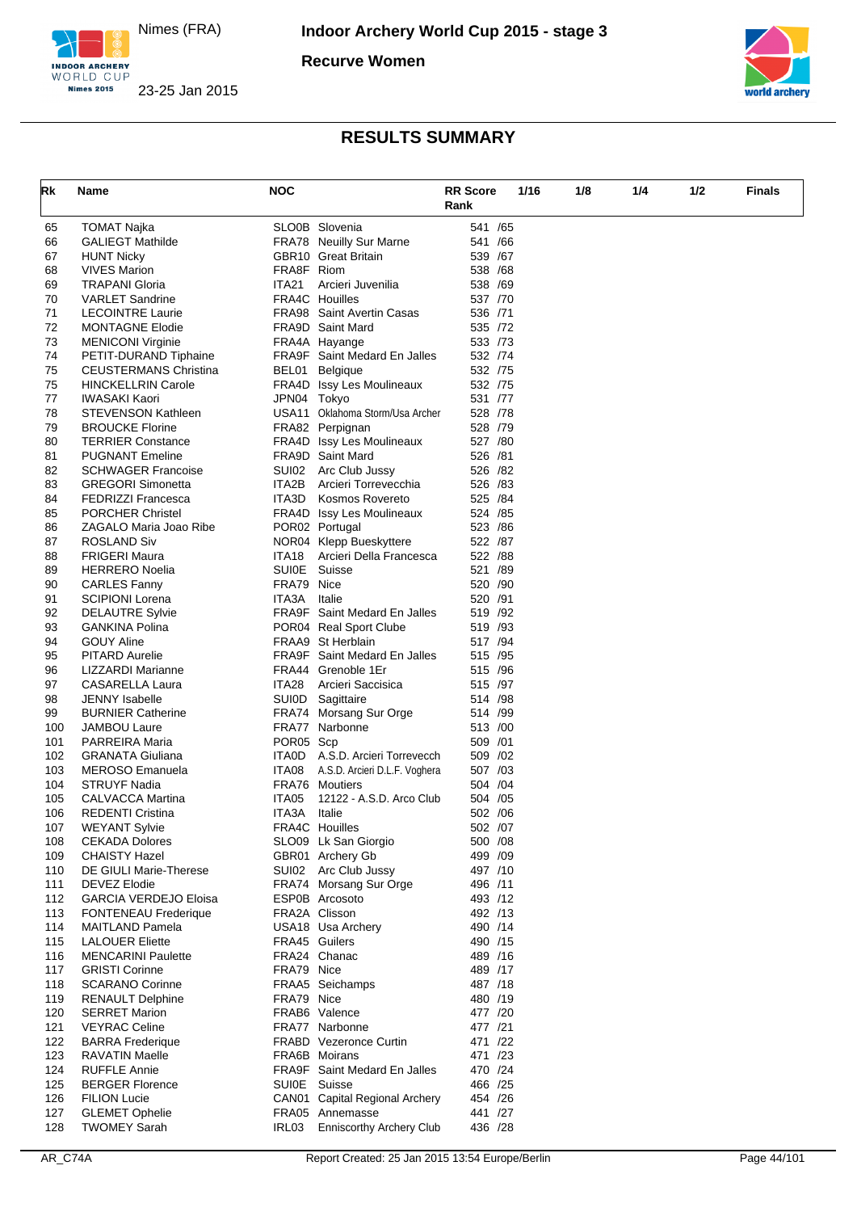# RESULTS SUMMARY

| Rk | Name | NOC | | RR Score Rank | 1/16 | 1/8 | 1/4 | 1/2 | Finals |
|---|---|---|---|---|---|---|---|---|---|
| 65 | TOMAT Najka | SLO0B | Slovenia | 541 /65 | | | | | |
| 66 | GALIEGT Mathilde | FRA78 | Neuilly Sur Marne | 541 /66 | | | | | |
| 67 | HUNT Nicky | GBR10 | Great Britain | 539 /67 | | | | | |
| 68 | VIVES Marion | FRA8F | Riom | 538 /68 | | | | | |
| 69 | TRAPANI Gloria | ITA21 | Arcieri Juvenilia | 538 /69 | | | | | |
| 70 | VARLET Sandrine | FRA4C | Houilles | 537 /70 | | | | | |
| 71 | LECOINTRE Laurie | FRA98 | Saint Avertin Casas | 536 /71 | | | | | |
| 72 | MONTAGNE Elodie | FRA9D | Saint Mard | 535 /72 | | | | | |
| 73 | MENICONI Virginie | FRA4A | Hayange | 533 /73 | | | | | |
| 74 | PETIT-DURAND Tiphaine | FRA9F | Saint Medard En Jalles | 532 /74 | | | | | |
| 75 | CEUSTERMANS Christina | BEL01 | Belgique | 532 /75 | | | | | |
| 75 | HINCKELLRIN Carole | FRA4D | Issy Les Moulineaux | 532 /75 | | | | | |
| 77 | IWASAKI Kaori | JPN04 | Tokyo | 531 /77 | | | | | |
| 78 | STEVENSON Kathleen | USA11 | Oklahoma Storm/Usa Archer | 528 /78 | | | | | |
| 79 | BROUCKE Florine | FRA82 | Perpignan | 528 /79 | | | | | |
| 80 | TERRIER Constance | FRA4D | Issy Les Moulineaux | 527 /80 | | | | | |
| 81 | PUGNANT Emeline | FRA9D | Saint Mard | 526 /81 | | | | | |
| 82 | SCHWAGER Francoise | SUI02 | Arc Club Jussy | 526 /82 | | | | | |
| 83 | GREGORI Simonetta | ITA2B | Arcieri Torrevecchia | 526 /83 | | | | | |
| 84 | FEDRIZZI Francesca | ITA3D | Kosmos Rovereto | 525 /84 | | | | | |
| 85 | PORCHER Christel | FRA4D | Issy Les Moulineaux | 524 /85 | | | | | |
| 86 | ZAGALO Maria Joao Ribe | POR02 | Portugal | 523 /86 | | | | | |
| 87 | ROSLAND Siv | NOR04 | Klepp Bueskyttere | 522 /87 | | | | | |
| 88 | FRIGERI Maura | ITA18 | Arcieri Della Francesca | 522 /88 | | | | | |
| 89 | HERRERO Noelia | SUI0E | Suisse | 521 /89 | | | | | |
| 90 | CARLES Fanny | FRA79 | Nice | 520 /90 | | | | | |
| 91 | SCIPIONI Lorena | ITA3A | Italie | 520 /91 | | | | | |
| 92 | DELAUTRE Sylvie | FRA9F | Saint Medard En Jalles | 519 /92 | | | | | |
| 93 | GANKINA Polina | POR04 | Real Sport Clube | 519 /93 | | | | | |
| 94 | GOUY Aline | FRAA9 | St Herblain | 517 /94 | | | | | |
| 95 | PITARD Aurelie | FRA9F | Saint Medard En Jalles | 515 /95 | | | | | |
| 96 | LIZZARDI Marianne | FRA44 | Grenoble 1Er | 515 /96 | | | | | |
| 97 | CASARELLA Laura | ITA28 | Arcieri Saccisica | 515 /97 | | | | | |
| 98 | JENNY Isabelle | SUI0D | Sagittaire | 514 /98 | | | | | |
| 99 | BURNIER Catherine | FRA74 | Morsang Sur Orge | 514 /99 | | | | | |
| 100 | JAMBOU Laure | FRA77 | Narbonne | 513 /00 | | | | | |
| 101 | PARREIRA Maria | POR05 | Scp | 509 /01 | | | | | |
| 102 | GRANATA Giuliana | ITA0D | A.S.D. Arcieri Torrevecch | 509 /02 | | | | | |
| 103 | MEROSO Emanuela | ITA08 | A.S.D. Arcieri D.L.F. Voghera | 507 /03 | | | | | |
| 104 | STRUYF Nadia | FRA76 | Moutiers | 504 /04 | | | | | |
| 105 | CALVACCA Martina | ITA05 | 12122 - A.S.D. Arco Club | 504 /05 | | | | | |
| 106 | REDENTI Cristina | ITA3A | Italie | 502 /06 | | | | | |
| 107 | WEYANT Sylvie | FRA4C | Houilles | 502 /07 | | | | | |
| 108 | CEKADA Dolores | SLO09 | Lk San Giorgio | 500 /08 | | | | | |
| 109 | CHAISTY Hazel | GBR01 | Archery Gb | 499 /09 | | | | | |
| 110 | DE GIULI Marie-Therese | SUI02 | Arc Club Jussy | 497 /10 | | | | | |
| 111 | DEVEZ Elodie | FRA74 | Morsang Sur Orge | 496 /11 | | | | | |
| 112 | GARCIA VERDEJO Eloisa | ESP0B | Arcosoto | 493 /12 | | | | | |
| 113 | FONTENEAU Frederique | FRA2A | Clisson | 492 /13 | | | | | |
| 114 | MAITLAND Pamela | USA18 | Usa Archery | 490 /14 | | | | | |
| 115 | LALOUER Eliette | FRA45 | Guilers | 490 /15 | | | | | |
| 116 | MENCARINI Paulette | FRA24 | Chanac | 489 /16 | | | | | |
| 117 | GRISTI Corinne | FRA79 | Nice | 489 /17 | | | | | |
| 118 | SCARANO Corinne | FRAA5 | Seichamps | 487 /18 | | | | | |
| 119 | RENAULT Delphine | FRA79 | Nice | 480 /19 | | | | | |
| 120 | SERRET Marion | FRAB6 | Valence | 477 /20 | | | | | |
| 121 | VEYRAC Celine | FRA77 | Narbonne | 477 /21 | | | | | |
| 122 | BARRA Frederique | FRABD | Vezeronce Curtin | 471 /22 | | | | | |
| 123 | RAVATIN Maelle | FRA6B | Moirans | 471 /23 | | | | | |
| 124 | RUFFLE Annie | FRA9F | Saint Medard En Jalles | 470 /24 | | | | | |
| 125 | BERGER Florence | SUI0E | Suisse | 466 /25 | | | | | |
| 126 | FILION Lucie | CAN01 | Capital Regional Archery | 454 /26 | | | | | |
| 127 | GLEMET Ophelie | FRA05 | Annemasse | 441 /27 | | | | | |
| 128 | TWOMEY Sarah | IRL03 | Enniscorthy Archery Club | 436 /28 | | | | | |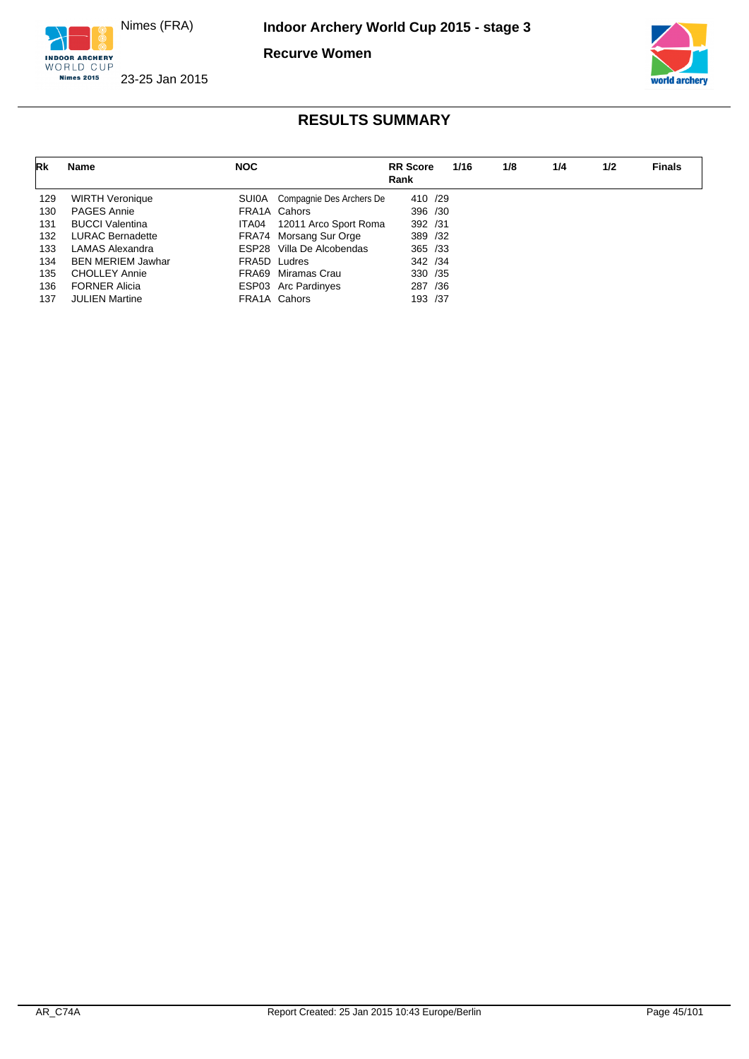Nimes (FRA)

23-25 Jan 2015

**Indoor Archery World Cup 2015 - stage 3**

**Recurve Women**

## RESULTS SUMMARY

| Rk | Name | NOC | | RR Score Rank | 1/16 | 1/8 | 1/4 | 1/2 | Finals |
|---|---|---|---|---|---|---|---|---|---|
| 129 | WIRTH Veronique | SUI0A | Compagnie Des Archers De | 410 /29 | | | | | |
| 130 | PAGES Annie | FRA1A | Cahors | 396 /30 | | | | | |
| 131 | BUCCI Valentina | ITA04 | 12011 Arco Sport Roma | 392 /31 | | | | | |
| 132 | LURAC Bernadette | FRA74 | Morsang Sur Orge | 389 /32 | | | | | |
| 133 | LAMAS Alexandra | ESP28 | Villa De Alcobendas | 365 /33 | | | | | |
| 134 | BEN MERIEM Jawhar | FRA5D | Ludres | 342 /34 | | | | | |
| 135 | CHOLLEY Annie | FRA69 | Miramas Crau | 330 /35 | | | | | |
| 136 | FORNER Alicia | ESP03 | Arc Pardinyes | 287 /36 | | | | | |
| 137 | JULIEN Martine | FRA1A | Cahors | 193 /37 | | | | | |

AR_C74A Report Created: 25 Jan 2015 10:43 Europe/Berlin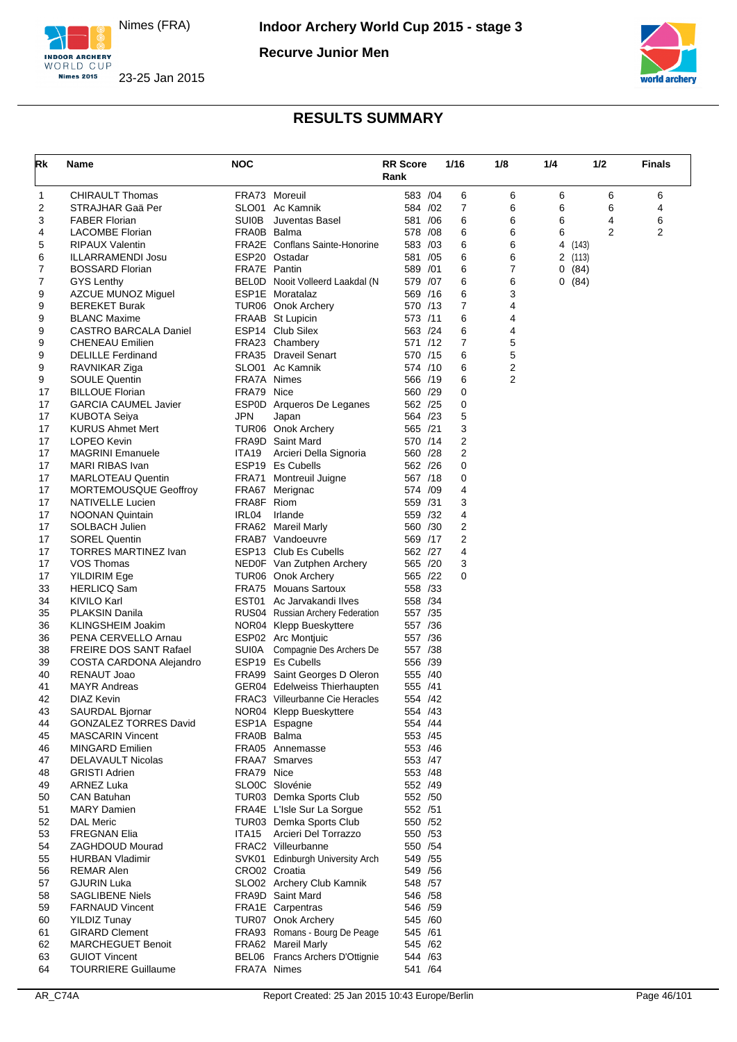# Indoor Archery World Cup 2015 - stage 3

Nimes (FRA)

23-25 Jan 2015

**Recurve Junior Men**

## RESULTS SUMMARY

| Rk | Name | NOC | | RR Score | Rank | 1/16 | 1/8 | 1/4 | 1/2 | Finals |
|---|---|---|---|---|---|---|---|---|---|---|
| 1 | CHIRAULT Thomas | FRA73 | Moreuil | 583 | /04 | 6 | 6 | 6 | 6 | 6 |
| 2 | STRAJHAR Gaä Per | SLO01 | Ac Kamnik | 584 | /02 | 7 | 6 | 6 | 6 | 4 |
| 3 | FABER Florian | SUI0B | Juventas Basel | 581 | /06 | 6 | 6 | 6 | 4 | 6 |
| 4 | LACOMBE Florian | FRA0B | Balma | 578 | /08 | 6 | 6 | 6 | 2 | 2 |
| 5 | RIPAUX Valentin | FRA2E | Conflans Sainte-Honorine | 583 | /03 | 6 | 6 | 4 (143) | | |
| 6 | ILLARRAMENDI Josu | ESP20 | Ostadar | 581 | /05 | 6 | 6 | 2 (113) | | |
| 7 | BOSSARD Florian | FRA7E | Pantin | 589 | /01 | 6 | 7 | 0 (84) | | |
| 7 | GYS Lenthy | BEL0D | Nooit Volleerd Laakdal (N | 579 | /07 | 6 | 6 | 0 (84) | | |
| 9 | AZCUE MUNOZ Miguel | ESP1E | Moratalaz | 569 | /16 | 6 | 3 | | | |
| 9 | BEREKET Burak | TUR06 | Onok Archery | 570 | /13 | 7 | 4 | | | |
| 9 | BLANC Maxime | FRAAB | St Lupicin | 573 | /11 | 6 | 4 | | | |
| 9 | CASTRO BARCALA Daniel | ESP14 | Club Silex | 563 | /24 | 6 | 4 | | | |
| 9 | CHENEAU Emilien | FRA23 | Chambery | 571 | /12 | 7 | 5 | | | |
| 9 | DELILLE Ferdinand | FRA35 | Draveil Senart | 570 | /15 | 6 | 5 | | | |
| 9 | RAVNIKAR Ziga | SLO01 | Ac Kamnik | 574 | /10 | 6 | 2 | | | |
| 9 | SOULE Quentin | FRA7A | Nimes | 566 | /19 | 6 | 2 | | | |
| 17 | BILLOUE Florian | FRA79 | Nice | 560 | /29 | 0 | | | | |
| 17 | GARCIA CAUMEL Javier | ESP0D | Arqueros De Leganes | 562 | /25 | 0 | | | | |
| 17 | KUBOTA Seiya | JPN | Japan | 564 | /23 | 5 | | | | |
| 17 | KURUS Ahmet Mert | TUR06 | Onok Archery | 565 | /21 | 3 | | | | |
| 17 | LOPEO Kevin | FRA9D | Saint Mard | 570 | /14 | 2 | | | | |
| 17 | MAGRINI Emanuele | ITA19 | Arcieri Della Signoria | 560 | /28 | 2 | | | | |
| 17 | MARI RIBAS Ivan | ESP19 | Es Cubells | 562 | /26 | 0 | | | | |
| 17 | MARLOTEAU Quentin | FRA71 | Montreuil Juigne | 567 | /18 | 0 | | | | |
| 17 | MORTEMOUSQUE Geoffroy | FRA67 | Merignac | 574 | /09 | 4 | | | | |
| 17 | NATIVELLE Lucien | FRA8F | Riom | 559 | /31 | 3 | | | | |
| 17 | NOONAN Quintain | IRL04 | Irlande | 559 | /32 | 4 | | | | |
| 17 | SOLBACH Julien | FRA62 | Mareil Marly | 560 | /30 | 2 | | | | |
| 17 | SOREL Quentin | FRAB7 | Vandoeuvre | 569 | /17 | 2 | | | | |
| 17 | TORRES MARTINEZ Ivan | ESP13 | Club Es Cubells | 562 | /27 | 4 | | | | |
| 17 | VOS Thomas | NED0F | Van Zutphen Archery | 565 | /20 | 3 | | | | |
| 17 | YILDIRIM Ege | TUR06 | Onok Archery | 565 | /22 | 0 | | | | |
| 33 | HERLICQ Sam | FRA75 | Mouans Sartoux | 558 | /33 | | | | | |
| 34 | KIVILO Karl | EST01 | Ac Jarvakandi Ilves | 558 | /34 | | | | | |
| 35 | PLAKSIN Danila | RUS04 | Russian Archery Federation | 557 | /35 | | | | | |
| 36 | KLINGSHEIM Joakim | NOR04 | Klepp Bueskyttere | 557 | /36 | | | | | |
| 36 | PENA CERVELLO Arnau | ESP02 | Arc Montjuic | 557 | /36 | | | | | |
| 38 | FREIRE DOS SANT Rafael | SUI0A | Compagnie Des Archers De | 557 | /38 | | | | | |
| 39 | COSTA CARDONA Alejandro | ESP19 | Es Cubells | 556 | /39 | | | | | |
| 40 | RENAUT Joao | FRA99 | Saint Georges D Oleron | 555 | /40 | | | | | |
| 41 | MAYR Andreas | GER04 | Edelweiss Thierhaupten | 555 | /41 | | | | | |
| 42 | DIAZ Kevin | FRAC3 | Villeurbanne Cie Heracles | 554 | /42 | | | | | |
| 43 | SAURDAL Bjornar | NOR04 | Klepp Bueskyttere | 554 | /43 | | | | | |
| 44 | GONZALEZ TORRES David | ESP1A | Espagne | 554 | /44 | | | | | |
| 45 | MASCARIN Vincent | FRA0B | Balma | 553 | /45 | | | | | |
| 46 | MINGARD Emilien | FRA05 | Annemasse | 553 | /46 | | | | | |
| 47 | DELAVAULT Nicolas | FRAA7 | Smarves | 553 | /47 | | | | | |
| 48 | GRISTI Adrien | FRA79 | Nice | 553 | /48 | | | | | |
| 49 | ARNEZ Luka | SLO0C | Slovénie | 552 | /49 | | | | | |
| 50 | CAN Batuhan | TUR03 | Demka Sports Club | 552 | /50 | | | | | |
| 51 | MARY Damien | FRA4E | L'Isle Sur La Sorgue | 552 | /51 | | | | | |
| 52 | DAL Meric | TUR03 | Demka Sports Club | 550 | /52 | | | | | |
| 53 | FREGNAN Elia | ITA15 | Arcieri Del Torrazzo | 550 | /53 | | | | | |
| 54 | ZAGHDOUD Mourad | FRAC2 | Villeurbanne | 550 | /54 | | | | | |
| 55 | HURBAN Vladimir | SVK01 | Edinburgh University Arch | 549 | /55 | | | | | |
| 56 | REMAR Alen | CRO02 | Croatia | 549 | /56 | | | | | |
| 57 | GJURIN Luka | SLO02 | Archery Club Kamnik | 548 | /57 | | | | | |
| 58 | SAGLIBENE Niels | FRA9D | Saint Mard | 546 | /58 | | | | | |
| 59 | FARNAUD Vincent | FRA1E | Carpentras | 546 | /59 | | | | | |
| 60 | YILDIZ Tunay | TUR07 | Onok Archery | 545 | /60 | | | | | |
| 61 | GIRARD Clement | FRA93 | Romans - Bourg De Peage | 545 | /61 | | | | | |
| 62 | MARCHEGUET Benoit | FRA62 | Mareil Marly | 545 | /62 | | | | | |
| 63 | GUIOT Vincent | BEL06 | Francs Archers D'Ottignie | 544 | /63 | | | | | |
| 64 | TOURRIERE Guillaume | FRA7A | Nimes | 541 | /64 | | | | | |

AR_C74A — Report Created: 25 Jan 2015 10:43 Europe/Berlin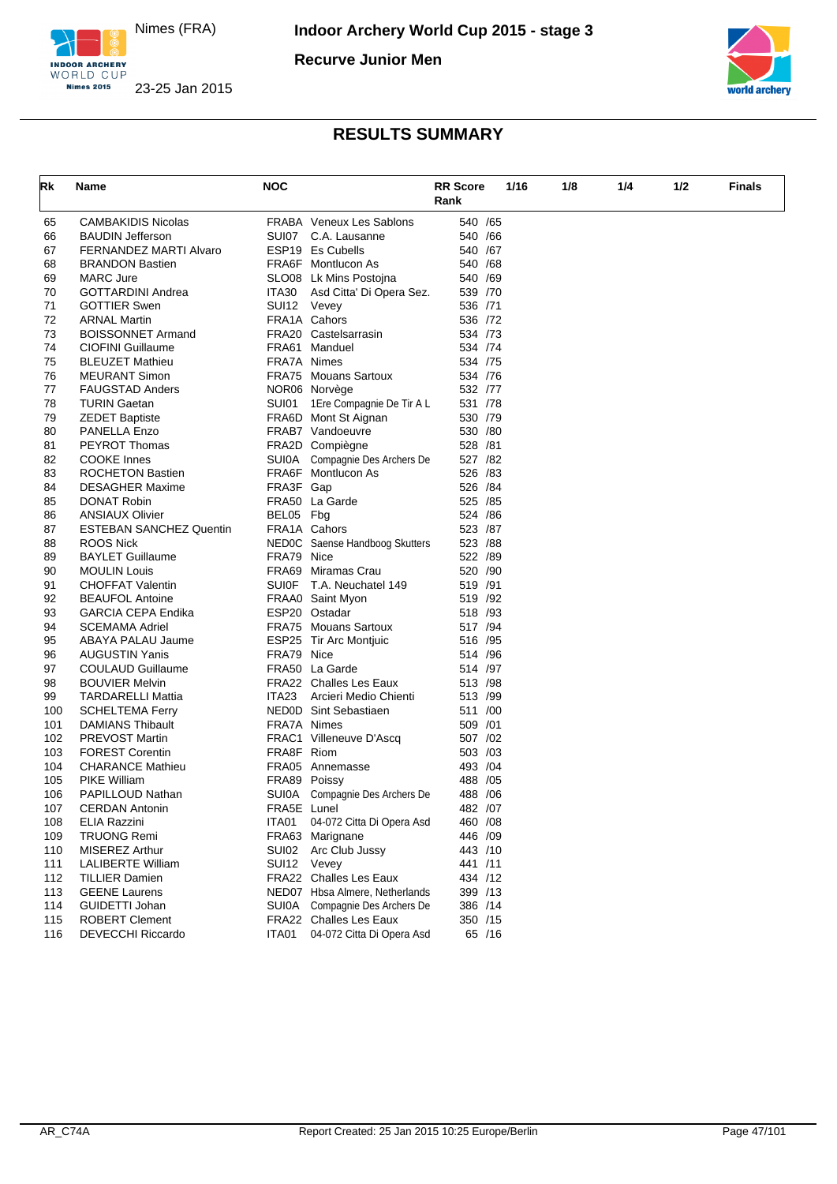# Indoor Archery World Cup 2015 - stage 3

Nimes (FRA)

23-25 Jan 2015

**Recurve Junior Men**

## RESULTS SUMMARY

| Rk | Name | NOC | | RR Score Rank | 1/16 | 1/8 | 1/4 | 1/2 | Finals |
|---|---|---|---|---|---|---|---|---|---|
| 65 | CAMBAKIDIS Nicolas | FRABA | Veneux Les Sablons | 540 /65 | | | | | |
| 66 | BAUDIN Jefferson | SUI07 | C.A. Lausanne | 540 /66 | | | | | |
| 67 | FERNANDEZ MARTI Alvaro | ESP19 | Es Cubells | 540 /67 | | | | | |
| 68 | BRANDON Bastien | FRA6F | Montlucon As | 540 /68 | | | | | |
| 69 | MARC Jure | SLO08 | Lk Mins Postojna | 540 /69 | | | | | |
| 70 | GOTTARDINI Andrea | ITA30 | Asd Citta' Di Opera Sez. | 539 /70 | | | | | |
| 71 | GOTTIER Swen | SUI12 | Vevey | 536 /71 | | | | | |
| 72 | ARNAL Martin | FRA1A | Cahors | 536 /72 | | | | | |
| 73 | BOISSONNET Armand | FRA20 | Castelsarrasin | 534 /73 | | | | | |
| 74 | CIOFINI Guillaume | FRA61 | Manduel | 534 /74 | | | | | |
| 75 | BLEUZET Mathieu | FRA7A | Nimes | 534 /75 | | | | | |
| 76 | MEURANT Simon | FRA75 | Mouans Sartoux | 534 /76 | | | | | |
| 77 | FAUGSTAD Anders | NOR06 | Norvège | 532 /77 | | | | | |
| 78 | TURIN Gaetan | SUI01 | 1Ere Compagnie De Tir A L | 531 /78 | | | | | |
| 79 | ZEDET Baptiste | FRA6D | Mont St Aignan | 530 /79 | | | | | |
| 80 | PANELLA Enzo | FRAB7 | Vandoeuvre | 530 /80 | | | | | |
| 81 | PEYROT Thomas | FRA2D | Compiègne | 528 /81 | | | | | |
| 82 | COOKE Innes | SUI0A | Compagnie Des Archers De | 527 /82 | | | | | |
| 83 | ROCHETON Bastien | FRA6F | Montlucon As | 526 /83 | | | | | |
| 84 | DESAGHER Maxime | FRA3F | Gap | 526 /84 | | | | | |
| 85 | DONAT Robin | FRA50 | La Garde | 525 /85 | | | | | |
| 86 | ANSIAUX Olivier | BEL05 | Fbg | 524 /86 | | | | | |
| 87 | ESTEBAN SANCHEZ Quentin | FRA1A | Cahors | 523 /87 | | | | | |
| 88 | ROOS Nick | NED0C | Saense Handboog Skutters | 523 /88 | | | | | |
| 89 | BAYLET Guillaume | FRA79 | Nice | 522 /89 | | | | | |
| 90 | MOULIN Louis | FRA69 | Miramas Crau | 520 /90 | | | | | |
| 91 | CHOFFAT Valentin | SUI0F | T.A. Neuchatel 149 | 519 /91 | | | | | |
| 92 | BEAUFOL Antoine | FRAA0 | Saint Myon | 519 /92 | | | | | |
| 93 | GARCIA CEPA Endika | ESP20 | Ostadar | 518 /93 | | | | | |
| 94 | SCEMAMA Adriel | FRA75 | Mouans Sartoux | 517 /94 | | | | | |
| 95 | ABAYA PALAU Jaume | ESP25 | Tir Arc Montjuic | 516 /95 | | | | | |
| 96 | AUGUSTIN Yanis | FRA79 | Nice | 514 /96 | | | | | |
| 97 | COULAUD Guillaume | FRA50 | La Garde | 514 /97 | | | | | |
| 98 | BOUVIER Melvin | FRA22 | Challes Les Eaux | 513 /98 | | | | | |
| 99 | TARDARELLI Mattia | ITA23 | Arcieri Medio Chienti | 513 /99 | | | | | |
| 100 | SCHELTEMA Ferry | NED0D | Sint Sebastiaen | 511 /00 | | | | | |
| 101 | DAMIANS Thibault | FRA7A | Nimes | 509 /01 | | | | | |
| 102 | PREVOST Martin | FRAC1 | Villeneuve D'Ascq | 507 /02 | | | | | |
| 103 | FOREST Corentin | FRA8F | Riom | 503 /03 | | | | | |
| 104 | CHARANCE Mathieu | FRA05 | Annemasse | 493 /04 | | | | | |
| 105 | PIKE William | FRA89 | Poissy | 488 /05 | | | | | |
| 106 | PAPILLOUD Nathan | SUI0A | Compagnie Des Archers De | 488 /06 | | | | | |
| 107 | CERDAN Antonin | FRA5E | Lunel | 482 /07 | | | | | |
| 108 | ELIA Razzini | ITA01 | 04-072 Citta Di Opera Asd | 460 /08 | | | | | |
| 109 | TRUONG Remi | FRA63 | Marignane | 446 /09 | | | | | |
| 110 | MISEREZ Arthur | SUI02 | Arc Club Jussy | 443 /10 | | | | | |
| 111 | LALIBERTE William | SUI12 | Vevey | 441 /11 | | | | | |
| 112 | TILLIER Damien | FRA22 | Challes Les Eaux | 434 /12 | | | | | |
| 113 | GEENE Laurens | NED07 | Hbsa Almere, Netherlands | 399 /13 | | | | | |
| 114 | GUIDETTI Johan | SUI0A | Compagnie Des Archers De | 386 /14 | | | | | |
| 115 | ROBERT Clement | FRA22 | Challes Les Eaux | 350 /15 | | | | | |
| 116 | DEVECCHI Riccardo | ITA01 | 04-072 Citta Di Opera Asd | 65 /16 | | | | | |

AR_C74A Report Created: 25 Jan 2015 10:25 Europe/Berlin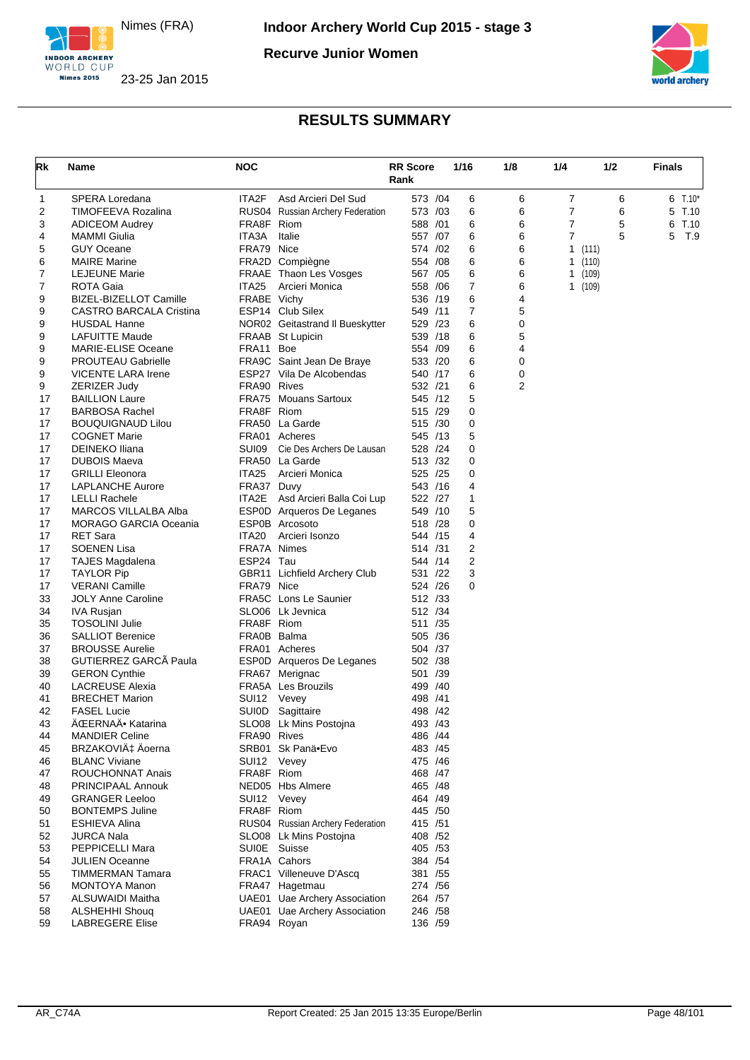Nimes (FRA)

23-25 Jan 2015

**Indoor Archery World Cup 2015 - stage 3**

**Recurve Junior Women**

## RESULTS SUMMARY

| Rk | Name | NOC | | RR Score Rank | 1/16 | 1/8 | 1/4 | 1/2 | Finals |
|---|---|---|---|---|---|---|---|---|---|
| 1 | SPERA Loredana | ITA2F | Asd Arcieri Del Sud | 573 /04 | 6 | 6 | 7 | 6 | 6 T.10* |
| 2 | TIMOFEEVA Rozalina | RUS04 | Russian Archery Federation | 573 /03 | 6 | 6 | 7 | 6 | 5 T.10 |
| 3 | ADICEOM Audrey | FRA8F | Riom | 588 /01 | 6 | 6 | 7 | 5 | 6 T.10 |
| 4 | MAMMI Giulia | ITA3A | Italie | 557 /07 | 6 | 6 | 7 | 5 | 5 T.9 |
| 5 | GUY Oceane | FRA79 | Nice | 574 /02 | 6 | 6 | 1 (111) | | |
| 6 | MAIRE Marine | FRA2D | Compiègne | 554 /08 | 6 | 6 | 1 (110) | | |
| 7 | LEJEUNE Marie | FRAAE | Thaon Les Vosges | 567 /05 | 6 | 6 | 1 (109) | | |
| 7 | ROTA Gaia | ITA25 | Arcieri Monica | 558 /06 | 7 | 6 | 1 (109) | | |
| 9 | BIZEL-BIZELLOT Camille | FRABE | Vichy | 536 /19 | 6 | 4 | | | |
| 9 | CASTRO BARCALA Cristina | ESP14 | Club Silex | 549 /11 | 7 | 5 | | | |
| 9 | HUSDAL Hanne | NOR02 | Geitastrand Il Bueskytter | 529 /23 | 6 | 0 | | | |
| 9 | LAFUITTE Maude | FRAAB | St Lupicin | 539 /18 | 6 | 5 | | | |
| 9 | MARIE-ELISE Oceane | FRA11 | Boe | 554 /09 | 6 | 4 | | | |
| 9 | PROUTEAU Gabrielle | FRA9C | Saint Jean De Braye | 533 /20 | 6 | 0 | | | |
| 9 | VICENTE LARA Irene | ESP27 | Vila De Alcobendas | 540 /17 | 6 | 0 | | | |
| 9 | ZERIZER Judy | FRA90 | Rives | 532 /21 | 6 | 2 | | | |
| 17 | BAILLION Laure | FRA75 | Mouans Sartoux | 545 /12 | 5 | | | | |
| 17 | BARBOSA Rachel | FRA8F | Riom | 515 /29 | 0 | | | | |
| 17 | BOUQUIGNAUD Lilou | FRA50 | La Garde | 515 /30 | 0 | | | | |
| 17 | COGNET Marie | FRA01 | Acheres | 545 /13 | 5 | | | | |
| 17 | DEINEKO Iliana | SUI09 | Cie Des Archers De Lausan | 528 /24 | 0 | | | | |
| 17 | DUBOIS Maeva | FRA50 | La Garde | 513 /32 | 0 | | | | |
| 17 | GRILLI Eleonora | ITA25 | Arcieri Monica | 525 /25 | 0 | | | | |
| 17 | LAPLANCHE Aurore | FRA37 | Duvy | 543 /16 | 4 | | | | |
| 17 | LELLI Rachele | ITA2E | Asd Arcieri Balla Coi Lup | 522 /27 | 1 | | | | |
| 17 | MARCOS VILLALBA Alba | ESP0D | Arqueros De Leganes | 549 /10 | 5 | | | | |
| 17 | MORAGO GARCIA Oceania | ESP0B | Arcosoto | 518 /28 | 0 | | | | |
| 17 | RET Sara | ITA20 | Arcieri Isonzo | 544 /15 | 4 | | | | |
| 17 | SOENEN Lisa | FRA7A | Nimes | 514 /31 | 2 | | | | |
| 17 | TAJES Magdalena | ESP24 | Tau | 544 /14 | 2 | | | | |
| 17 | TAYLOR Pip | GBR11 | Lichfield Archery Club | 531 /22 | 3 | | | | |
| 17 | VERANI Camille | FRA79 | Nice | 524 /26 | 0 | | | | |
| 33 | JOLY Anne Caroline | FRA5C | Lons Le Saunier | 512 /33 | | | | | |
| 34 | IVA Rusjan | SLO06 | Lk Jevnica | 512 /34 | | | | | |
| 35 | TOSOLINI Julie | FRA8F | Riom | 511 /35 | | | | | |
| 36 | SALLIOT Berenice | FRA0B | Balma | 505 /36 | | | | | |
| 37 | BROUSSE Aurelie | FRA01 | Acheres | 504 /37 | | | | | |
| 38 | GUTIERREZ GARCÃ Paula | ESP0D | Arqueros De Leganes | 502 /38 | | | | | |
| 39 | GERON Cynthie | FRA67 | Merignac | 501 /39 | | | | | |
| 40 | LACREUSE Alexia | FRA5A | Les Brouzils | 499 /40 | | | | | |
| 41 | BRECHET Marion | SUI12 | Vevey | 498 /41 | | | | | |
| 42 | FASEL Lucie | SUI0D | Sagittaire | 498 /42 | | | | | |
| 43 | ÄŒERNAÄ• Katarina | SLO08 | Lk Mins Postojna | 493 /43 | | | | | |
| 44 | MANDIER Celine | FRA90 | Rives | 486 /44 | | | | | |
| 45 | BRZAKOVIÄ‡ Äoerna | SRB01 | Sk Panä•Evo | 483 /45 | | | | | |
| 46 | BLANC Viviane | SUI12 | Vevey | 475 /46 | | | | | |
| 47 | ROUCHONNAT Anais | FRA8F | Riom | 468 /47 | | | | | |
| 48 | PRINCIPAAL Annouk | NED05 | Hbs Almere | 465 /48 | | | | | |
| 49 | GRANGER Leeloo | SUI12 | Vevey | 464 /49 | | | | | |
| 50 | BONTEMPS Juline | FRA8F | Riom | 445 /50 | | | | | |
| 51 | ESHIEVA Alina | RUS04 | Russian Archery Federation | 415 /51 | | | | | |
| 52 | JURCA Nala | SLO08 | Lk Mins Postojna | 408 /52 | | | | | |
| 53 | PEPPICELLI Mara | SUI0E | Suisse | 405 /53 | | | | | |
| 54 | JULIEN Oceanne | FRA1A | Cahors | 384 /54 | | | | | |
| 55 | TIMMERMAN Tamara | FRAC1 | Villeneuve D'Ascq | 381 /55 | | | | | |
| 56 | MONTOYA Manon | FRA47 | Hagetmau | 274 /56 | | | | | |
| 57 | ALSUWAIDI Maitha | UAE01 | Uae Archery Association | 264 /57 | | | | | |
| 58 | ALSHEHHI Shouq | UAE01 | Uae Archery Association | 246 /58 | | | | | |
| 59 | LABREGERE Elise | FRA94 | Royan | 136 /59 | | | | | |

AR_C74A Report Created: 25 Jan 2015 13:35 Europe/Berlin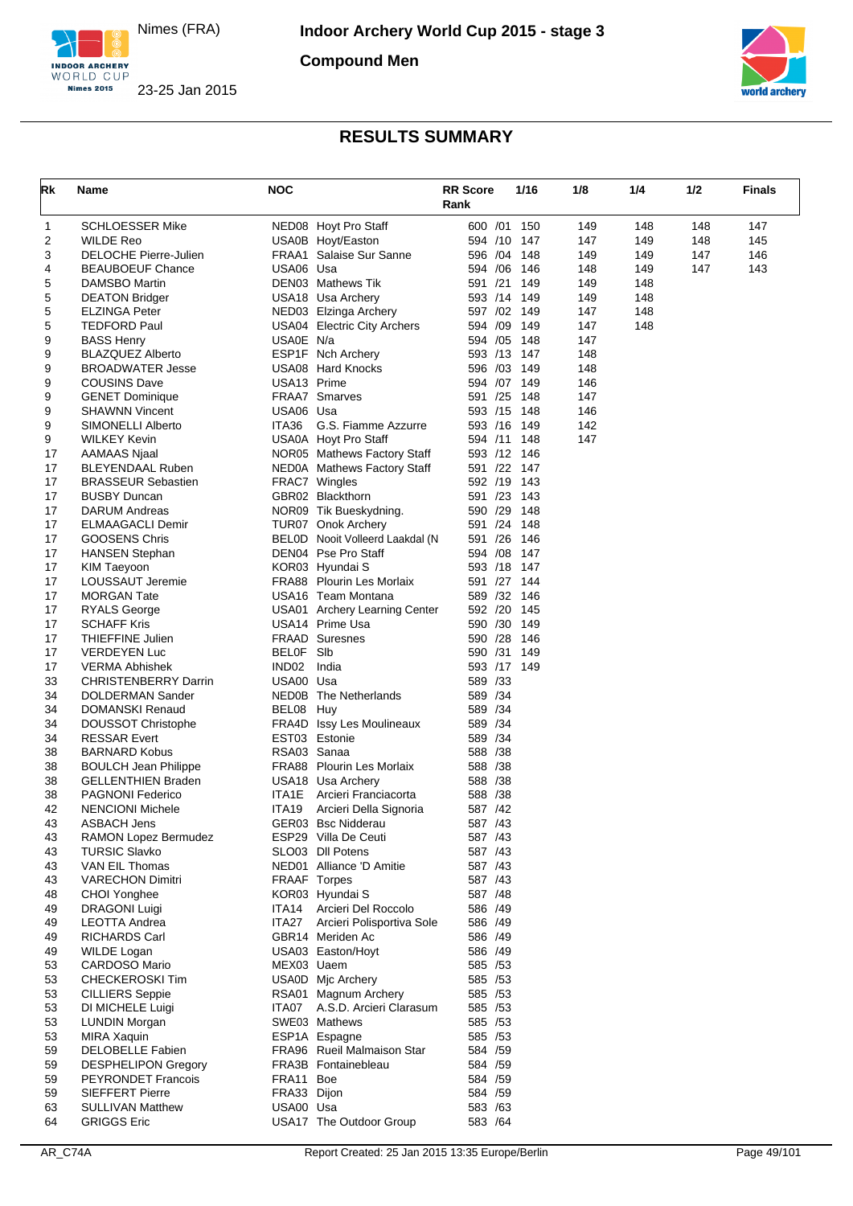# Indoor Archery World Cup 2015 - stage 3

Nimes (FRA)

23-25 Jan 2015

**Compound Men**

## RESULTS SUMMARY

| Rk | Name | NOC | | RR Score Rank | 1/16 | 1/8 | 1/4 | 1/2 | Finals |
|---|---|---|---|---|---|---|---|---|---|
| 1 | SCHLOESSER Mike | NED08 | Hoyt Pro Staff | 600 /01 | 150 | 149 | 148 | 148 | 147 |
| 2 | WILDE Reo | USA0B | Hoyt/Easton | 594 /10 | 147 | 147 | 149 | 148 | 145 |
| 3 | DELOCHE Pierre-Julien | FRAA1 | Salaise Sur Sanne | 596 /04 | 148 | 149 | 149 | 147 | 146 |
| 4 | BEAUBOEUF Chance | USA06 | Usa | 594 /06 | 146 | 148 | 149 | 147 | 143 |
| 5 | DAMSBO Martin | DEN03 | Mathews Tik | 591 /21 | 149 | 149 | 148 | | |
| 5 | DEATON Bridger | USA18 | Usa Archery | 593 /14 | 149 | 149 | 148 | | |
| 5 | ELZINGA Peter | NED03 | Elzinga Archery | 597 /02 | 149 | 147 | 148 | | |
| 5 | TEDFORD Paul | USA04 | Electric City Archers | 594 /09 | 149 | 147 | 148 | | |
| 9 | BASS Henry | USA0E | N/a | 594 /05 | 148 | 147 | | | |
| 9 | BLAZQUEZ Alberto | ESP1F | Nch Archery | 593 /13 | 147 | 148 | | | |
| 9 | BROADWATER Jesse | USA08 | Hard Knocks | 596 /03 | 149 | 148 | | | |
| 9 | COUSINS Dave | USA13 | Prime | 594 /07 | 149 | 146 | | | |
| 9 | GENET Dominique | FRAA7 | Smarves | 591 /25 | 148 | 147 | | | |
| 9 | SHAWNN Vincent | USA06 | Usa | 593 /15 | 148 | 146 | | | |
| 9 | SIMONELLI Alberto | ITA36 | G.S. Fiamme Azzurre | 593 /16 | 149 | 142 | | | |
| 9 | WILKEY Kevin | USA0A | Hoyt Pro Staff | 594 /11 | 148 | 147 | | | |
| 17 | AAMAAS Njaal | NOR05 | Mathews Factory Staff | 593 /12 | 146 | | | | |
| 17 | BLEYENDAAL Ruben | NED0A | Mathews Factory Staff | 591 /22 | 147 | | | | |
| 17 | BRASSEUR Sebastien | FRAC7 | Wingles | 592 /19 | 143 | | | | |
| 17 | BUSBY Duncan | GBR02 | Blackthorn | 591 /23 | 143 | | | | |
| 17 | DARUM Andreas | NOR09 | Tik Bueskydning. | 590 /29 | 148 | | | | |
| 17 | ELMAAGACLI Demir | TUR07 | Onok Archery | 591 /24 | 148 | | | | |
| 17 | GOOSENS Chris | BEL0D | Nooit Volleerd Laakdal (N | 591 /26 | 146 | | | | |
| 17 | HANSEN Stephan | DEN04 | Pse Pro Staff | 594 /08 | 147 | | | | |
| 17 | KIM Taeyoon | KOR03 | Hyundai S | 593 /18 | 147 | | | | |
| 17 | LOUSSAUT Jeremie | FRA88 | Plourin Les Morlaix | 591 /27 | 144 | | | | |
| 17 | MORGAN Tate | USA16 | Team Montana | 589 /32 | 146 | | | | |
| 17 | RYALS George | USA01 | Archery Learning Center | 592 /20 | 145 | | | | |
| 17 | SCHAFF Kris | USA14 | Prime Usa | 590 /30 | 149 | | | | |
| 17 | THIEFFINE Julien | FRAAD | Suresnes | 590 /28 | 146 | | | | |
| 17 | VERDEYEN Luc | BEL0F | Slb | 590 /31 | 149 | | | | |
| 17 | VERMA Abhishek | IND02 | India | 593 /17 | 149 | | | | |
| 33 | CHRISTENBERRY Darrin | USA00 | Usa | 589 /33 | | | | | |
| 34 | DOLDERMAN Sander | NED0B | The Netherlands | 589 /34 | | | | | |
| 34 | DOMANSKI Renaud | BEL08 | Huy | 589 /34 | | | | | |
| 34 | DOUSSOT Christophe | FRA4D | Issy Les Moulineaux | 589 /34 | | | | | |
| 34 | RESSAR Evert | EST03 | Estonie | 589 /34 | | | | | |
| 38 | BARNARD Kobus | RSA03 | Sanaa | 588 /38 | | | | | |
| 38 | BOULCH Jean Philippe | FRA88 | Plourin Les Morlaix | 588 /38 | | | | | |
| 38 | GELLENTHIEN Braden | USA18 | Usa Archery | 588 /38 | | | | | |
| 38 | PAGNONI Federico | ITA1E | Arcieri Franciacorta | 588 /38 | | | | | |
| 42 | NENCIONI Michele | ITA19 | Arcieri Della Signoria | 587 /42 | | | | | |
| 43 | ASBACH Jens | GER03 | Bsc Nidderau | 587 /43 | | | | | |
| 43 | RAMON Lopez Bermudez | ESP29 | Villa De Ceuti | 587 /43 | | | | | |
| 43 | TURSIC Slavko | SLO03 | Dll Potens | 587 /43 | | | | | |
| 43 | VAN EIL Thomas | NED01 | Alliance 'D Amitie | 587 /43 | | | | | |
| 43 | VARECHON Dimitri | FRAAF | Torpes | 587 /43 | | | | | |
| 48 | CHOI Yonghee | KOR03 | Hyundai S | 587 /48 | | | | | |
| 49 | DRAGONI Luigi | ITA14 | Arcieri Del Roccolo | 586 /49 | | | | | |
| 49 | LEOTTA Andrea | ITA27 | Arcieri Polisportiva Sole | 586 /49 | | | | | |
| 49 | RICHARDS Carl | GBR14 | Meriden Ac | 586 /49 | | | | | |
| 49 | WILDE Logan | USA03 | Easton/Hoyt | 586 /49 | | | | | |
| 53 | CARDOSO Mario | MEX03 | Uaem | 585 /53 | | | | | |
| 53 | CHECKEROSKI Tim | USA0D | Mjc Archery | 585 /53 | | | | | |
| 53 | CILLIERS Seppie | RSA01 | Magnum Archery | 585 /53 | | | | | |
| 53 | DI MICHELE Luigi | ITA07 | A.S.D. Arcieri Clarasum | 585 /53 | | | | | |
| 53 | LUNDIN Morgan | SWE03 | Mathews | 585 /53 | | | | | |
| 53 | MIRA Xaquin | ESP1A | Espagne | 585 /53 | | | | | |
| 59 | DELOBELLE Fabien | FRA96 | Rueil Malmaison Star | 584 /59 | | | | | |
| 59 | DESPHELIPON Gregory | FRA3B | Fontainebleau | 584 /59 | | | | | |
| 59 | PEYRONDET Francois | FRA11 | Boe | 584 /59 | | | | | |
| 59 | SIEFFERT Pierre | FRA33 | Dijon | 584 /59 | | | | | |
| 63 | SULLIVAN Matthew | USA00 | Usa | 583 /63 | | | | | |
| 64 | GRIGGS Eric | USA17 | The Outdoor Group | 583 /64 | | | | | |

AR_C74A — Report Created: 25 Jan 2015 13:35 Europe/Berlin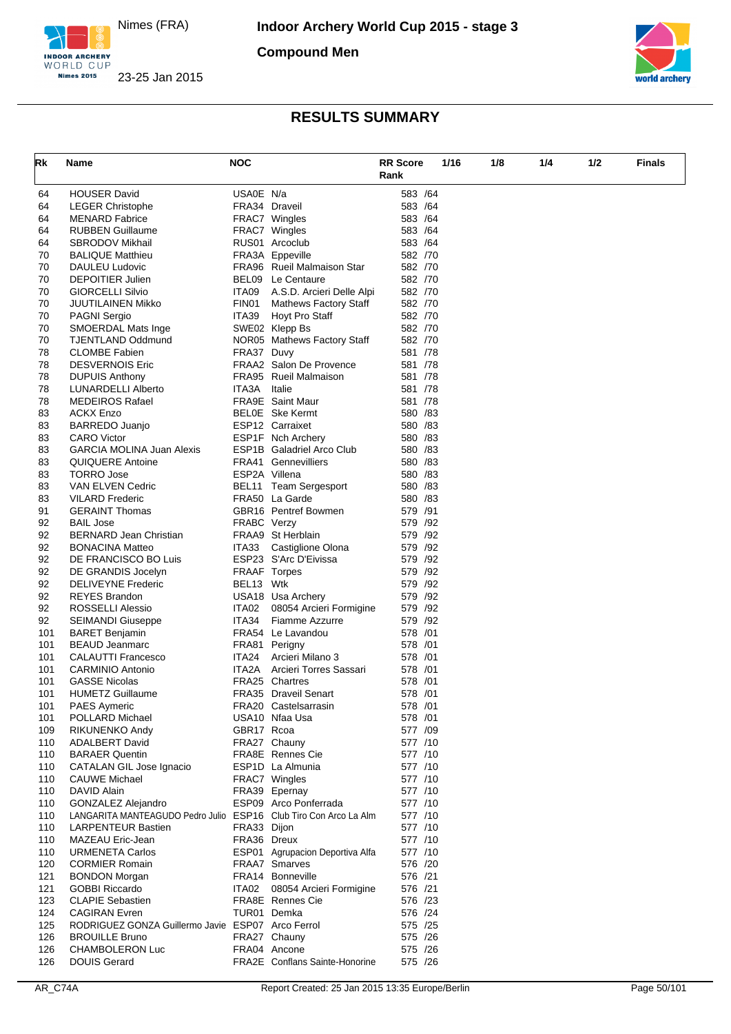# RESULTS SUMMARY

Nimes (FRA) — 23-25 Jan 2015

**Indoor Archery World Cup 2015 - stage 3**

**Compound Men**

| Rk | Name | NOC | | RR Score Rank | 1/16 | 1/8 | 1/4 | 1/2 | Finals |
|---|---|---|---|---|---|---|---|---|---|
| 64 | HOUSER David | USA0E | N/a | 583 /64 | | | | | |
| 64 | LEGER Christophe | FRA34 | Draveil | 583 /64 | | | | | |
| 64 | MENARD Fabrice | FRAC7 | Wingles | 583 /64 | | | | | |
| 64 | RUBBEN Guillaume | FRAC7 | Wingles | 583 /64 | | | | | |
| 64 | SBRODOV Mikhail | RUS01 | Arcoclub | 583 /64 | | | | | |
| 70 | BALIQUE Matthieu | FRA3A | Eppeville | 582 /70 | | | | | |
| 70 | DAULEU Ludovic | FRA96 | Rueil Malmaison Star | 582 /70 | | | | | |
| 70 | DEPOITIER Julien | BEL09 | Le Centaure | 582 /70 | | | | | |
| 70 | GIORCELLI Silvio | ITA09 | A.S.D. Arcieri Delle Alpi | 582 /70 | | | | | |
| 70 | JUUTILAINEN Mikko | FIN01 | Mathews Factory Staff | 582 /70 | | | | | |
| 70 | PAGNI Sergio | ITA39 | Hoyt Pro Staff | 582 /70 | | | | | |
| 70 | SMOERDAL Mats Inge | SWE02 | Klepp Bs | 582 /70 | | | | | |
| 70 | TJENTLAND Oddmund | NOR05 | Mathews Factory Staff | 582 /70 | | | | | |
| 78 | CLOMBE Fabien | FRA37 | Duvy | 581 /78 | | | | | |
| 78 | DESVERNOIS Eric | FRAA2 | Salon De Provence | 581 /78 | | | | | |
| 78 | DUPUIS Anthony | FRA95 | Rueil Malmaison | 581 /78 | | | | | |
| 78 | LUNARDELLI Alberto | ITA3A | Italie | 581 /78 | | | | | |
| 78 | MEDEIROS Rafael | FRA9E | Saint Maur | 581 /78 | | | | | |
| 83 | ACKX Enzo | BEL0E | Ske Kermt | 580 /83 | | | | | |
| 83 | BARREDO Juanjo | ESP12 | Carraixet | 580 /83 | | | | | |
| 83 | CARO Victor | ESP1F | Nch Archery | 580 /83 | | | | | |
| 83 | GARCIA MOLINA Juan Alexis | ESP1B | Galadriel Arco Club | 580 /83 | | | | | |
| 83 | QUIQUERE Antoine | FRA41 | Gennevilliers | 580 /83 | | | | | |
| 83 | TORRO Jose | ESP2A | Villena | 580 /83 | | | | | |
| 83 | VAN ELVEN Cedric | BEL11 | Team Sergesport | 580 /83 | | | | | |
| 83 | VILARD Frederic | FRA50 | La Garde | 580 /83 | | | | | |
| 91 | GERAINT Thomas | GBR16 | Pentref Bowmen | 579 /91 | | | | | |
| 92 | BAIL Jose | FRABC | Verzy | 579 /92 | | | | | |
| 92 | BERNARD Jean Christian | FRAA9 | St Herblain | 579 /92 | | | | | |
| 92 | BONACINA Matteo | ITA33 | Castiglione Olona | 579 /92 | | | | | |
| 92 | DE FRANCISCO BO Luis | ESP23 | S'Arc D'Eivissa | 579 /92 | | | | | |
| 92 | DE GRANDIS Jocelyn | FRAAF | Torpes | 579 /92 | | | | | |
| 92 | DELIVEYNE Frederic | BEL13 | Wtk | 579 /92 | | | | | |
| 92 | REYES Brandon | USA18 | Usa Archery | 579 /92 | | | | | |
| 92 | ROSSELLI Alessio | ITA02 | 08054 Arcieri Formigine | 579 /92 | | | | | |
| 92 | SEIMANDI Giuseppe | ITA34 | Fiamme Azzurre | 579 /92 | | | | | |
| 101 | BARET Benjamin | FRA54 | Le Lavandou | 578 /01 | | | | | |
| 101 | BEAUD Jeanmarc | FRA81 | Perigny | 578 /01 | | | | | |
| 101 | CALAUTTI Francesco | ITA24 | Arcieri Milano 3 | 578 /01 | | | | | |
| 101 | CARMINIO Antonio | ITA2A | Arcieri Torres Sassari | 578 /01 | | | | | |
| 101 | GASSE Nicolas | FRA25 | Chartres | 578 /01 | | | | | |
| 101 | HUMETZ Guillaume | FRA35 | Draveil Senart | 578 /01 | | | | | |
| 101 | PAES Aymeric | FRA20 | Castelsarrasin | 578 /01 | | | | | |
| 101 | POLLARD Michael | USA10 | Nfaa Usa | 578 /01 | | | | | |
| 109 | RIKUNENKO Andy | GBR17 | Rcoa | 577 /09 | | | | | |
| 110 | ADALBERT David | FRA27 | Chauny | 577 /10 | | | | | |
| 110 | BARAER Quentin | FRA8E | Rennes Cie | 577 /10 | | | | | |
| 110 | CATALAN GIL Jose Ignacio | ESP1D | La Almunia | 577 /10 | | | | | |
| 110 | CAUWE Michael | FRAC7 | Wingles | 577 /10 | | | | | |
| 110 | DAVID Alain | FRA39 | Epernay | 577 /10 | | | | | |
| 110 | GONZALEZ Alejandro | ESP09 | Arco Ponferrada | 577 /10 | | | | | |
| 110 | LANGARITA MANTEAGUDO Pedro Julio | ESP16 | Club Tiro Con Arco La Alm | 577 /10 | | | | | |
| 110 | LARPENTEUR Bastien | FRA33 | Dijon | 577 /10 | | | | | |
| 110 | MAZEAU Eric-Jean | FRA36 | Dreux | 577 /10 | | | | | |
| 110 | URMENETA Carlos | ESP01 | Agrupacion Deportiva Alfa | 577 /10 | | | | | |
| 120 | CORMIER Romain | FRAA7 | Smarves | 576 /20 | | | | | |
| 121 | BONDON Morgan | FRA14 | Bonneville | 576 /21 | | | | | |
| 121 | GOBBI Riccardo | ITA02 | 08054 Arcieri Formigine | 576 /21 | | | | | |
| 123 | CLAPIE Sebastien | FRA8E | Rennes Cie | 576 /23 | | | | | |
| 124 | CAGIRAN Evren | TUR01 | Demka | 576 /24 | | | | | |
| 125 | RODRIGUEZ GONZA Guillermo Javie | ESP07 | Arco Ferrol | 575 /25 | | | | | |
| 126 | BROUILLE Bruno | FRA27 | Chauny | 575 /26 | | | | | |
| 126 | CHAMBOLERON Luc | FRA04 | Ancone | 575 /26 | | | | | |
| 126 | DOUIS Gerard | FRA2E | Conflans Sainte-Honorine | 575 /26 | | | | | |

AR_C74A — Report Created: 25 Jan 2015 13:35 Europe/Berlin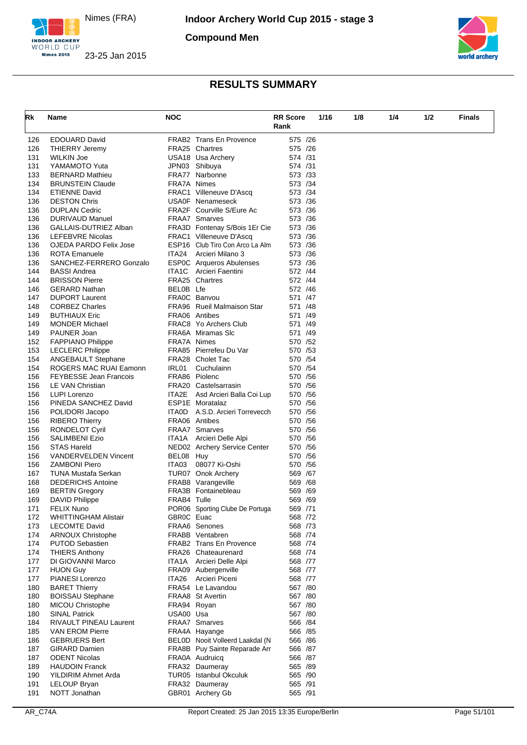# Indoor Archery World Cup 2015 - stage 3

Nimes (FRA)

23-25 Jan 2015

**Compound Men**

## RESULTS SUMMARY

| Rk | Name | NOC | | RR Score Rank | 1/16 | 1/8 | 1/4 | 1/2 | Finals |
|---|---|---|---|---|---|---|---|---|---|
| 126 | EDOUARD David | FRAB2 | Trans En Provence | 575 /26 | | | | | |
| 126 | THIERRY Jeremy | FRA25 | Chartres | 575 /26 | | | | | |
| 131 | WILKIN Joe | USA18 | Usa Archery | 574 /31 | | | | | |
| 131 | YAMAMOTO Yuta | JPN03 | Shibuya | 574 /31 | | | | | |
| 133 | BERNARD Mathieu | FRA77 | Narbonne | 573 /33 | | | | | |
| 134 | BRUNSTEIN Claude | FRA7A | Nimes | 573 /34 | | | | | |
| 134 | ETIENNE David | FRAC1 | Villeneuve D'Ascq | 573 /34 | | | | | |
| 136 | DESTON Chris | USA0F | Nenameseck | 573 /36 | | | | | |
| 136 | DUPLAN Cedric | FRA2F | Courville S/Eure Ac | 573 /36 | | | | | |
| 136 | DURIVAUD Manuel | FRAA7 | Smarves | 573 /36 | | | | | |
| 136 | GALLAIS-DUTRIEZ Alban | FRA3D | Fontenay S/Bois 1Er Cie | 573 /36 | | | | | |
| 136 | LEFEBVRE Nicolas | FRAC1 | Villeneuve D'Ascq | 573 /36 | | | | | |
| 136 | OJEDA PARDO Felix Jose | ESP16 | Club Tiro Con Arco La Alm | 573 /36 | | | | | |
| 136 | ROTA Emanuele | ITA24 | Arcieri Milano 3 | 573 /36 | | | | | |
| 136 | SANCHEZ-FERRERO Gonzalo | ESP0C | Arqueros Abulenses | 573 /36 | | | | | |
| 144 | BASSI Andrea | ITA1C | Arcieri Faentini | 572 /44 | | | | | |
| 144 | BRISSON Pierre | FRA25 | Chartres | 572 /44 | | | | | |
| 146 | GERARD Nathan | BEL0B | Lfe | 572 /46 | | | | | |
| 147 | DUPORT Laurent | FRA0C | Banvou | 571 /47 | | | | | |
| 148 | CORBEZ Charles | FRA96 | Rueil Malmaison Star | 571 /48 | | | | | |
| 149 | BUTHIAUX Eric | FRA06 | Antibes | 571 /49 | | | | | |
| 149 | MONDER Michael | FRAC8 | Yo Archers Club | 571 /49 | | | | | |
| 149 | PAUNER Joan | FRA6A | Miramas Slc | 571 /49 | | | | | |
| 152 | FAPPIANO Philippe | FRA7A | Nimes | 570 /52 | | | | | |
| 153 | LECLERC Philippe | FRA85 | Pierrefeu Du Var | 570 /53 | | | | | |
| 154 | ANGEBAULT Stephane | FRA28 | Cholet Tac | 570 /54 | | | | | |
| 154 | ROGERS MAC RUAI Eamonn | IRL01 | Cuchulainn | 570 /54 | | | | | |
| 156 | FEYBESSE Jean Francois | FRA86 | Piolenc | 570 /56 | | | | | |
| 156 | LE VAN Christian | FRA20 | Castelsarrasin | 570 /56 | | | | | |
| 156 | LUPI Lorenzo | ITA2E | Asd Arcieri Balla Coi Lup | 570 /56 | | | | | |
| 156 | PINEDA SANCHEZ David | ESP1E | Moratalaz | 570 /56 | | | | | |
| 156 | POLIDORI Jacopo | ITA0D | A.S.D. Arcieri Torrevecch | 570 /56 | | | | | |
| 156 | RIBERO Thierry | FRA06 | Antibes | 570 /56 | | | | | |
| 156 | RONDELOT Cyril | FRAA7 | Smarves | 570 /56 | | | | | |
| 156 | SALIMBENI Ezio | ITA1A | Arcieri Delle Alpi | 570 /56 | | | | | |
| 156 | STAS Hareld | NED02 | Archery Service Center | 570 /56 | | | | | |
| 156 | VANDERVELDEN Vincent | BEL08 | Huy | 570 /56 | | | | | |
| 156 | ZAMBONI Piero | ITA03 | 08077 Ki-Oshi | 570 /56 | | | | | |
| 167 | TUNA Mustafa Serkan | TUR07 | Onok Archery | 569 /67 | | | | | |
| 168 | DEDERICHS Antoine | FRAB8 | Varangeville | 569 /68 | | | | | |
| 169 | BERTIN Gregory | FRA3B | Fontainebleau | 569 /69 | | | | | |
| 169 | DAVID Philippe | FRAB4 | Tulle | 569 /69 | | | | | |
| 171 | FELIX Nuno | POR06 | Sporting Clube De Portuga | 569 /71 | | | | | |
| 172 | WHITTINGHAM Alistair | GBR0C | Euac | 568 /72 | | | | | |
| 173 | LECOMTE David | FRAA6 | Senones | 568 /73 | | | | | |
| 174 | ARNOUX Christophe | FRABB | Ventabren | 568 /74 | | | | | |
| 174 | PUTOD Sebastien | FRAB2 | Trans En Provence | 568 /74 | | | | | |
| 174 | THIERS Anthony | FRA26 | Chateaurenard | 568 /74 | | | | | |
| 177 | DI GIOVANNI Marco | ITA1A | Arcieri Delle Alpi | 568 /77 | | | | | |
| 177 | HUON Guy | FRA09 | Aubergenville | 568 /77 | | | | | |
| 177 | PIANESI Lorenzo | ITA26 | Arcieri Piceni | 568 /77 | | | | | |
| 180 | BARET Thierry | FRA54 | Le Lavandou | 567 /80 | | | | | |
| 180 | BOISSAU Stephane | FRAA8 | St Avertin | 567 /80 | | | | | |
| 180 | MICOU Christophe | FRA94 | Royan | 567 /80 | | | | | |
| 180 | SINAL Patrick | USA00 | Usa | 567 /80 | | | | | |
| 184 | RIVAULT PINEAU Laurent | FRAA7 | Smarves | 566 /84 | | | | | |
| 185 | VAN EROM Pierre | FRA4A | Hayange | 566 /85 | | | | | |
| 186 | GEBREURS Bert | BEL0D | Nooit Volleerd Laakdal (N | 566 /86 | | | | | |
| 187 | GIRARD Damien | FRA8B | Puy Sainte Reparade Arr | 566 /87 | | | | | |
| 187 | ODENT Nicolas | FRA0A | Audruicq | 566 /87 | | | | | |
| 189 | HAUDOIN Franck | FRA32 | Daumeray | 565 /89 | | | | | |
| 190 | YILDIRIM Ahmet Arda | TUR05 | Istanbul Okculuk | 565 /90 | | | | | |
| 191 | LELOUP Bryan | FRA32 | Daumeray | 565 /91 | | | | | |
| 191 | NOTT Jonathan | GBR01 | Archery Gb | 565 /91 | | | | | |

AR_C74A Report Created: 25 Jan 2015 13:35 Europe/Berlin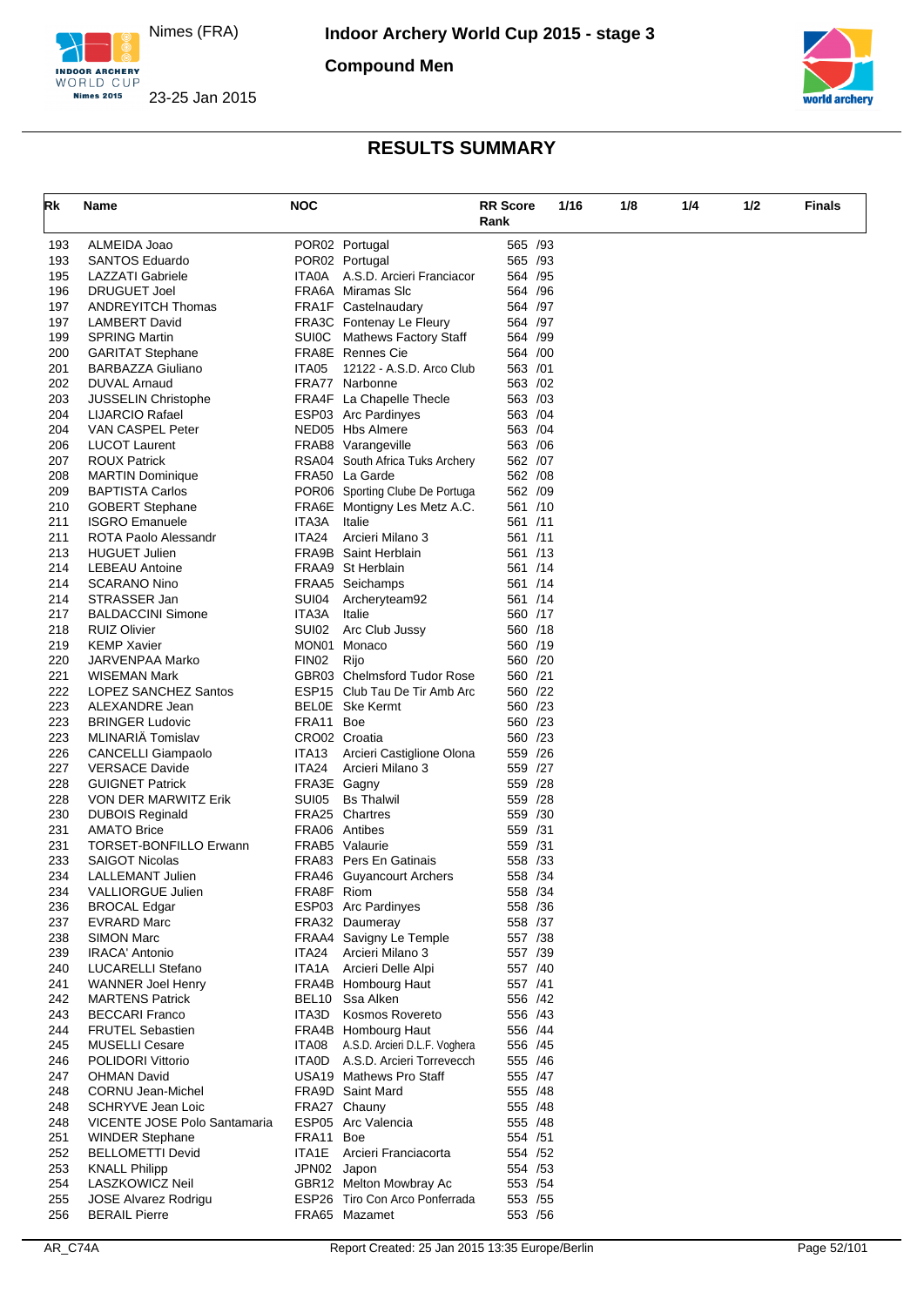# Indoor Archery World Cup 2015 - stage 3

Nimes (FRA)

23-25 Jan 2015

**Compound Men**

## RESULTS SUMMARY

| Rk | Name | NOC | | RR Score Rank | 1/16 | 1/8 | 1/4 | 1/2 | Finals |
|---|---|---|---|---|---|---|---|---|---|
| 193 | ALMEIDA Joao | POR02 | Portugal | 565 /93 | | | | | |
| 193 | SANTOS Eduardo | POR02 | Portugal | 565 /93 | | | | | |
| 195 | LAZZATI Gabriele | ITA0A | A.S.D. Arcieri Franciacor | 564 /95 | | | | | |
| 196 | DRUGUET Joel | FRA6A | Miramas Slc | 564 /96 | | | | | |
| 197 | ANDREYITCH Thomas | FRA1F | Castelnaudary | 564 /97 | | | | | |
| 197 | LAMBERT David | FRA3C | Fontenay Le Fleury | 564 /97 | | | | | |
| 199 | SPRING Martin | SUI0C | Mathews Factory Staff | 564 /99 | | | | | |
| 200 | GARITAT Stephane | FRA8E | Rennes Cie | 564 /00 | | | | | |
| 201 | BARBAZZA Giuliano | ITA05 | 12122 - A.S.D. Arco Club | 563 /01 | | | | | |
| 202 | DUVAL Arnaud | FRA77 | Narbonne | 563 /02 | | | | | |
| 203 | JUSSELIN Christophe | FRA4F | La Chapelle Thecle | 563 /03 | | | | | |
| 204 | LIJARCIO Rafael | ESP03 | Arc Pardinyes | 563 /04 | | | | | |
| 204 | VAN CASPEL Peter | NED05 | Hbs Almere | 563 /04 | | | | | |
| 206 | LUCOT Laurent | FRAB8 | Varangeville | 563 /06 | | | | | |
| 207 | ROUX Patrick | RSA04 | South Africa Tuks Archery | 562 /07 | | | | | |
| 208 | MARTIN Dominique | FRA50 | La Garde | 562 /08 | | | | | |
| 209 | BAPTISTA Carlos | POR06 | Sporting Clube De Portuga | 562 /09 | | | | | |
| 210 | GOBERT Stephane | FRA6E | Montigny Les Metz A.C. | 561 /10 | | | | | |
| 211 | ISGRO Emanuele | ITA3A | Italie | 561 /11 | | | | | |
| 211 | ROTA Paolo Alessandr | ITA24 | Arcieri Milano 3 | 561 /11 | | | | | |
| 213 | HUGUET Julien | FRA9B | Saint Herblain | 561 /13 | | | | | |
| 214 | LEBEAU Antoine | FRAA9 | St Herblain | 561 /14 | | | | | |
| 214 | SCARANO Nino | FRAA5 | Seichamps | 561 /14 | | | | | |
| 214 | STRASSER Jan | SUI04 | Archeryteam92 | 561 /14 | | | | | |
| 217 | BALDACCINI Simone | ITA3A | Italie | 560 /17 | | | | | |
| 218 | RUIZ Olivier | SUI02 | Arc Club Jussy | 560 /18 | | | | | |
| 219 | KEMP Xavier | MON01 | Monaco | 560 /19 | | | | | |
| 220 | JARVENPAA Marko | FIN02 | Rijo | 560 /20 | | | | | |
| 221 | WISEMAN Mark | GBR03 | Chelmsford Tudor Rose | 560 /21 | | | | | |
| 222 | LOPEZ SANCHEZ Santos | ESP15 | Club Tau De Tir Amb Arc | 560 /22 | | | | | |
| 223 | ALEXANDRE Jean | BEL0E | Ske Kermt | 560 /23 | | | | | |
| 223 | BRINGER Ludovic | FRA11 | Boe | 560 /23 | | | | | |
| 223 | MLINARIÃ Tomislav | CRO02 | Croatia | 560 /23 | | | | | |
| 226 | CANCELLI Giampaolo | ITA13 | Arcieri Castiglione Olona | 559 /26 | | | | | |
| 227 | VERSACE Davide | ITA24 | Arcieri Milano 3 | 559 /27 | | | | | |
| 228 | GUIGNET Patrick | FRA3E | Gagny | 559 /28 | | | | | |
| 228 | VON DER MARWITZ Erik | SUI05 | Bs Thalwil | 559 /28 | | | | | |
| 230 | DUBOIS Reginald | FRA25 | Chartres | 559 /30 | | | | | |
| 231 | AMATO Brice | FRA06 | Antibes | 559 /31 | | | | | |
| 231 | TORSET-BONFILLO Erwann | FRAB5 | Valaurie | 559 /31 | | | | | |
| 233 | SAIGOT Nicolas | FRA83 | Pers En Gatinais | 558 /33 | | | | | |
| 234 | LALLEMANT Julien | FRA46 | Guyancourt Archers | 558 /34 | | | | | |
| 234 | VALLIORGUE Julien | FRA8F | Riom | 558 /34 | | | | | |
| 236 | BROCAL Edgar | ESP03 | Arc Pardinyes | 558 /36 | | | | | |
| 237 | EVRARD Marc | FRA32 | Daumeray | 558 /37 | | | | | |
| 238 | SIMON Marc | FRAA4 | Savigny Le Temple | 557 /38 | | | | | |
| 239 | IRACA' Antonio | ITA24 | Arcieri Milano 3 | 557 /39 | | | | | |
| 240 | LUCARELLI Stefano | ITA1A | Arcieri Delle Alpi | 557 /40 | | | | | |
| 241 | WANNER Joel Henry | FRA4B | Hombourg Haut | 557 /41 | | | | | |
| 242 | MARTENS Patrick | BEL10 | Ssa Alken | 556 /42 | | | | | |
| 243 | BECCARI Franco | ITA3D | Kosmos Rovereto | 556 /43 | | | | | |
| 244 | FRUTEL Sebastien | FRA4B | Hombourg Haut | 556 /44 | | | | | |
| 245 | MUSELLI Cesare | ITA08 | A.S.D. Arcieri D.L.F. Voghera | 556 /45 | | | | | |
| 246 | POLIDORI Vittorio | ITA0D | A.S.D. Arcieri Torrevecch | 555 /46 | | | | | |
| 247 | OHMAN David | USA19 | Mathews Pro Staff | 555 /47 | | | | | |
| 248 | CORNU Jean-Michel | FRA9D | Saint Mard | 555 /48 | | | | | |
| 248 | SCHRYVE Jean Loic | FRA27 | Chauny | 555 /48 | | | | | |
| 248 | VICENTE JOSE Polo Santamaria | ESP05 | Arc Valencia | 555 /48 | | | | | |
| 251 | WINDER Stephane | FRA11 | Boe | 554 /51 | | | | | |
| 252 | BELLOMETTI Devid | ITA1E | Arcieri Franciacorta | 554 /52 | | | | | |
| 253 | KNALL Philipp | JPN02 | Japon | 554 /53 | | | | | |
| 254 | LASZKOWICZ Neil | GBR12 | Melton Mowbray Ac | 553 /54 | | | | | |
| 255 | JOSE Alvarez Rodrigu | ESP26 | Tiro Con Arco Ponferrada | 553 /55 | | | | | |
| 256 | BERAIL Pierre | FRA65 | Mazamet | 553 /56 | | | | | |

AR_C74A Report Created: 25 Jan 2015 13:35 Europe/Berlin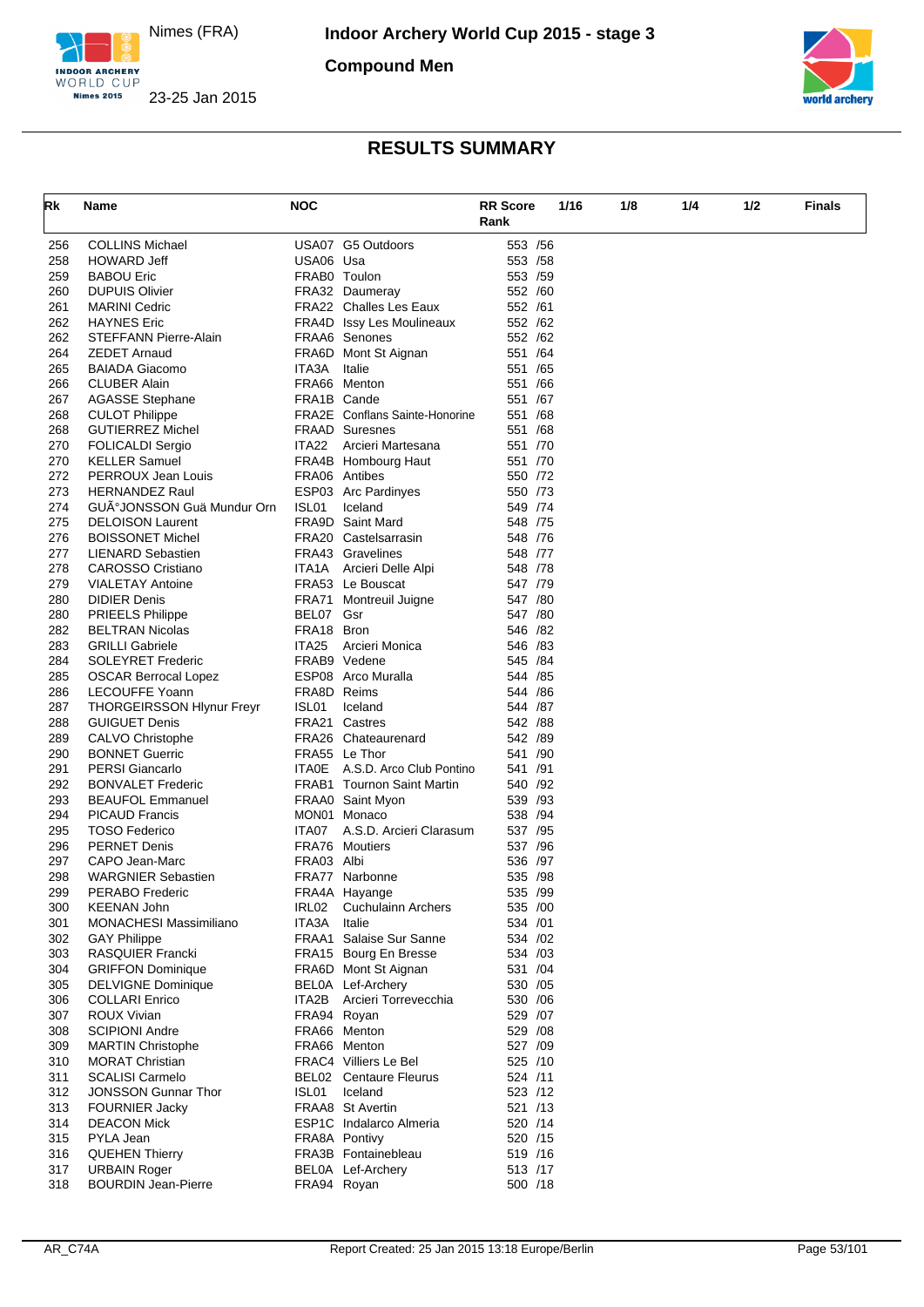# Indoor Archery World Cup 2015 - stage 3

Nimes (FRA)

23-25 Jan 2015

**Compound Men**

## RESULTS SUMMARY

| Rk | Name | NOC | | RR Score Rank | 1/16 | 1/8 | 1/4 | 1/2 | Finals |
|---|---|---|---|---|---|---|---|---|---|
| 256 | COLLINS Michael | USA07 | G5 Outdoors | 553 /56 | | | | | |
| 258 | HOWARD Jeff | USA06 | Usa | 553 /58 | | | | | |
| 259 | BABOU Eric | FRAB0 | Toulon | 553 /59 | | | | | |
| 260 | DUPUIS Olivier | FRA32 | Daumeray | 552 /60 | | | | | |
| 261 | MARINI Cedric | FRA22 | Challes Les Eaux | 552 /61 | | | | | |
| 262 | HAYNES Eric | FRA4D | Issy Les Moulineaux | 552 /62 | | | | | |
| 262 | STEFFANN Pierre-Alain | FRAA6 | Senones | 552 /62 | | | | | |
| 264 | ZEDET Arnaud | FRA6D | Mont St Aignan | 551 /64 | | | | | |
| 265 | BAIADA Giacomo | ITA3A | Italie | 551 /65 | | | | | |
| 266 | CLUBER Alain | FRA66 | Menton | 551 /66 | | | | | |
| 267 | AGASSE Stephane | FRA1B | Cande | 551 /67 | | | | | |
| 268 | CULOT Philippe | FRA2E | Conflans Sainte-Honorine | 551 /68 | | | | | |
| 268 | GUTIERREZ Michel | FRAAD | Suresnes | 551 /68 | | | | | |
| 270 | FOLICALDI Sergio | ITA22 | Arcieri Martesana | 551 /70 | | | | | |
| 270 | KELLER Samuel | FRA4B | Hombourg Haut | 551 /70 | | | | | |
| 272 | PERROUX Jean Louis | FRA06 | Antibes | 550 /72 | | | | | |
| 273 | HERNANDEZ Raul | ESP03 | Arc Pardinyes | 550 /73 | | | | | |
| 274 | GUÃ°JONSSON Guä Mundur Orn | ISL01 | Iceland | 549 /74 | | | | | |
| 275 | DELOISON Laurent | FRA9D | Saint Mard | 548 /75 | | | | | |
| 276 | BOISSONET Michel | FRA20 | Castelsarrasin | 548 /76 | | | | | |
| 277 | LIENARD Sebastien | FRA43 | Gravelines | 548 /77 | | | | | |
| 278 | CAROSSO Cristiano | ITA1A | Arcieri Delle Alpi | 548 /78 | | | | | |
| 279 | VIALETAY Antoine | FRA53 | Le Bouscat | 547 /79 | | | | | |
| 280 | DIDIER Denis | FRA71 | Montreuil Juigne | 547 /80 | | | | | |
| 280 | PRIEELS Philippe | BEL07 | Gsr | 547 /80 | | | | | |
| 282 | BELTRAN Nicolas | FRA18 | Bron | 546 /82 | | | | | |
| 283 | GRILLI Gabriele | ITA25 | Arcieri Monica | 546 /83 | | | | | |
| 284 | SOLEYRET Frederic | FRAB9 | Vedene | 545 /84 | | | | | |
| 285 | OSCAR Berrocal Lopez | ESP08 | Arco Muralla | 544 /85 | | | | | |
| 286 | LECOUFFE Yoann | FRA8D | Reims | 544 /86 | | | | | |
| 287 | THORGEIRSSON Hlynur Freyr | ISL01 | Iceland | 544 /87 | | | | | |
| 288 | GUIGUET Denis | FRA21 | Castres | 542 /88 | | | | | |
| 289 | CALVO Christophe | FRA26 | Chateaurenard | 542 /89 | | | | | |
| 290 | BONNET Guerric | FRA55 | Le Thor | 541 /90 | | | | | |
| 291 | PERSI Giancarlo | ITA0E | A.S.D. Arco Club Pontino | 541 /91 | | | | | |
| 292 | BONVALET Frederic | FRAB1 | Tournon Saint Martin | 540 /92 | | | | | |
| 293 | BEAUFOL Emmanuel | FRAA0 | Saint Myon | 539 /93 | | | | | |
| 294 | PICAUD Francis | MON01 | Monaco | 538 /94 | | | | | |
| 295 | TOSO Federico | ITA07 | A.S.D. Arcieri Clarasum | 537 /95 | | | | | |
| 296 | PERNET Denis | FRA76 | Moutiers | 537 /96 | | | | | |
| 297 | CAPO Jean-Marc | FRA03 | Albi | 536 /97 | | | | | |
| 298 | WARGNIER Sebastien | FRA77 | Narbonne | 535 /98 | | | | | |
| 299 | PERABO Frederic | FRA4A | Hayange | 535 /99 | | | | | |
| 300 | KEENAN John | IRL02 | Cuchulainn Archers | 535 /00 | | | | | |
| 301 | MONACHESI Massimiliano | ITA3A | Italie | 534 /01 | | | | | |
| 302 | GAY Philippe | FRAA1 | Salaise Sur Sanne | 534 /02 | | | | | |
| 303 | RASQUIER Francki | FRA15 | Bourg En Bresse | 534 /03 | | | | | |
| 304 | GRIFFON Dominique | FRA6D | Mont St Aignan | 531 /04 | | | | | |
| 305 | DELVIGNE Dominique | BEL0A | Lef-Archery | 530 /05 | | | | | |
| 306 | COLLARI Enrico | ITA2B | Arcieri Torrevecchia | 530 /06 | | | | | |
| 307 | ROUX Vivian | FRA94 | Royan | 529 /07 | | | | | |
| 308 | SCIPIONI Andre | FRA66 | Menton | 529 /08 | | | | | |
| 309 | MARTIN Christophe | FRA66 | Menton | 527 /09 | | | | | |
| 310 | MORAT Christian | FRAC4 | Villiers Le Bel | 525 /10 | | | | | |
| 311 | SCALISI Carmelo | BEL02 | Centaure Fleurus | 524 /11 | | | | | |
| 312 | JONSSON Gunnar Thor | ISL01 | Iceland | 523 /12 | | | | | |
| 313 | FOURNIER Jacky | FRAA8 | St Avertin | 521 /13 | | | | | |
| 314 | DEACON Mick | ESP1C | Indalarco Almeria | 520 /14 | | | | | |
| 315 | PYLA Jean | FRA8A | Pontivy | 520 /15 | | | | | |
| 316 | QUEHEN Thierry | FRA3B | Fontainebleau | 519 /16 | | | | | |
| 317 | URBAIN Roger | BEL0A | Lef-Archery | 513 /17 | | | | | |
| 318 | BOURDIN Jean-Pierre | FRA94 | Royan | 500 /18 | | | | | |

AR_C74A — Report Created: 25 Jan 2015 13:18 Europe/Berlin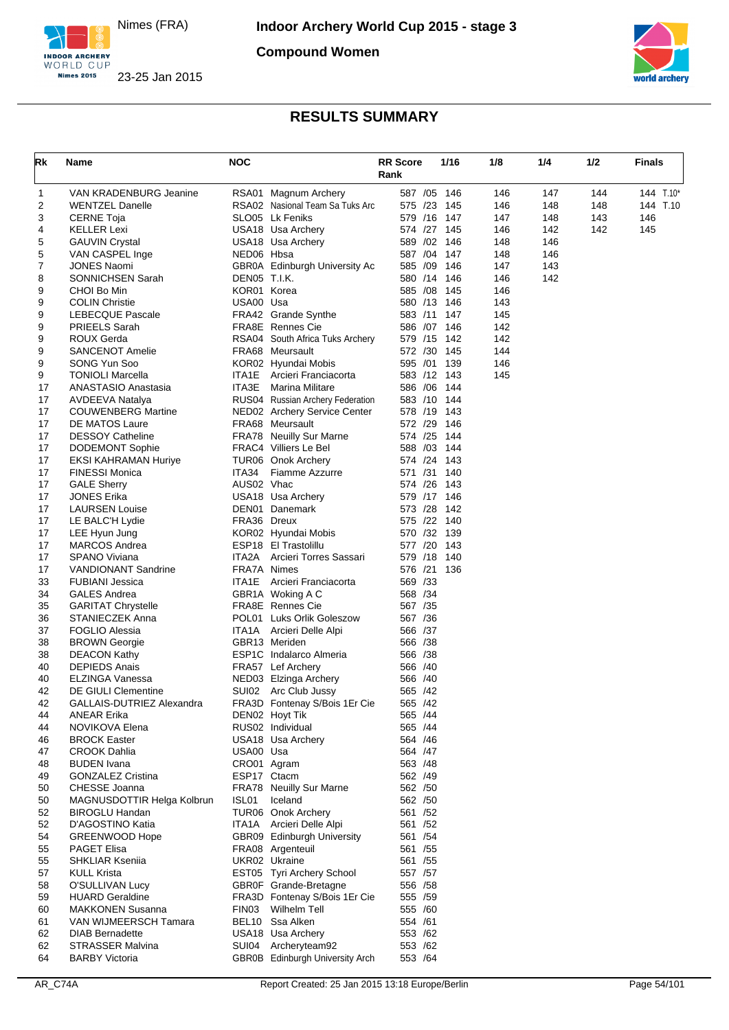# Indoor Archery World Cup 2015 - stage 3

Nimes (FRA)

23-25 Jan 2015

## Compound Women

## RESULTS SUMMARY

| Rk | Name | NOC | | RR Score Rank | 1/16 | 1/8 | 1/4 | 1/2 | Finals |
|---|---|---|---|---|---|---|---|---|---|
| 1 | VAN KRADENBURG Jeanine | RSA01 | Magnum Archery | 587 /05 | 146 | 146 | 147 | 144 | 144 T.10* |
| 2 | WENTZEL Danelle | RSA02 | Nasional Team Sa Tuks Arc | 575 /23 | 145 | 146 | 148 | 148 | 144 T.10 |
| 3 | CERNE Toja | SLO05 | Lk Feniks | 579 /16 | 147 | 147 | 148 | 143 | 146 |
| 4 | KELLER Lexi | USA18 | Usa Archery | 574 /27 | 145 | 146 | 142 | 142 | 145 |
| 5 | GAUVIN Crystal | USA18 | Usa Archery | 589 /02 | 146 | 148 | 146 | | |
| 5 | VAN CASPEL Inge | NED06 | Hbsa | 587 /04 | 147 | 148 | 146 | | |
| 7 | JONES Naomi | GBR0A | Edinburgh University Ac | 585 /09 | 146 | 147 | 143 | | |
| 8 | SONNICHSEN Sarah | DEN05 | T.I.K. | 580 /14 | 146 | 146 | 142 | | |
| 9 | CHOI Bo Min | KOR01 | Korea | 585 /08 | 145 | 146 | | | |
| 9 | COLIN Christie | USA00 | Usa | 580 /13 | 146 | 143 | | | |
| 9 | LEBECQUE Pascale | FRA42 | Grande Synthe | 583 /11 | 147 | 145 | | | |
| 9 | PRIEELS Sarah | FRA8E | Rennes Cie | 586 /07 | 146 | 142 | | | |
| 9 | ROUX Gerda | RSA04 | South Africa Tuks Archery | 579 /15 | 142 | 142 | | | |
| 9 | SANCENOT Amelie | FRA68 | Meursault | 572 /30 | 145 | 144 | | | |
| 9 | SONG Yun Soo | KOR02 | Hyundai Mobis | 595 /01 | 139 | 146 | | | |
| 9 | TONIOLI Marcella | ITA1E | Arcieri Franciacorta | 583 /12 | 143 | 145 | | | |
| 17 | ANASTASIO Anastasia | ITA3E | Marina Militare | 586 /06 | 144 | | | | |
| 17 | AVDEEVA Natalya | RUS04 | Russian Archery Federation | 583 /10 | 144 | | | | |
| 17 | COUWENBERG Martine | NED02 | Archery Service Center | 578 /19 | 143 | | | | |
| 17 | DE MATOS Laure | FRA68 | Meursault | 572 /29 | 146 | | | | |
| 17 | DESSOY Catheline | FRA78 | Neuilly Sur Marne | 574 /25 | 144 | | | | |
| 17 | DODEMONT Sophie | FRAC4 | Villiers Le Bel | 588 /03 | 144 | | | | |
| 17 | EKSI KAHRAMAN Huriye | TUR06 | Onok Archery | 574 /24 | 143 | | | | |
| 17 | FINESSI Monica | ITA34 | Fiamme Azzurre | 571 /31 | 140 | | | | |
| 17 | GALE Sherry | AUS02 | Vhac | 574 /26 | 143 | | | | |
| 17 | JONES Erika | USA18 | Usa Archery | 579 /17 | 146 | | | | |
| 17 | LAURSEN Louise | DEN01 | Danemark | 573 /28 | 142 | | | | |
| 17 | LE BALC'H Lydie | FRA36 | Dreux | 575 /22 | 140 | | | | |
| 17 | LEE Hyun Jung | KOR02 | Hyundai Mobis | 570 /32 | 139 | | | | |
| 17 | MARCOS Andrea | ESP18 | El Trastolillu | 577 /20 | 143 | | | | |
| 17 | SPANO Viviana | ITA2A | Arcieri Torres Sassari | 579 /18 | 140 | | | | |
| 17 | VANDIONANT Sandrine | FRA7A | Nimes | 576 /21 | 136 | | | | |
| 33 | FUBIANI Jessica | ITA1E | Arcieri Franciacorta | 569 /33 | | | | | |
| 34 | GALES Andrea | GBR1A | Woking A C | 568 /34 | | | | | |
| 35 | GARITAT Chrystelle | FRA8E | Rennes Cie | 567 /35 | | | | | |
| 36 | STANIECZEK Anna | POL01 | Luks Orlik Goleszow | 567 /36 | | | | | |
| 37 | FOGLIO Alessia | ITA1A | Arcieri Delle Alpi | 566 /37 | | | | | |
| 38 | BROWN Georgie | GBR13 | Meriden | 566 /38 | | | | | |
| 38 | DEACON Kathy | ESP1C | Indalarco Almeria | 566 /38 | | | | | |
| 40 | DEPIEDS Anais | FRA57 | Lef Archery | 566 /40 | | | | | |
| 40 | ELZINGA Vanessa | NED03 | Elzinga Archery | 566 /40 | | | | | |
| 42 | DE GIULI Clementine | SUI02 | Arc Club Jussy | 565 /42 | | | | | |
| 42 | GALLAIS-DUTRIEZ Alexandra | FRA3D | Fontenay S/Bois 1Er Cie | 565 /42 | | | | | |
| 44 | ANEAR Erika | DEN02 | Hoyt Tik | 565 /44 | | | | | |
| 44 | NOVIKOVA Elena | RUS02 | Individual | 565 /44 | | | | | |
| 46 | BROCK Easter | USA18 | Usa Archery | 564 /46 | | | | | |
| 47 | CROOK Dahlia | USA00 | Usa | 564 /47 | | | | | |
| 48 | BUDEN Ivana | CRO01 | Agram | 563 /48 | | | | | |
| 49 | GONZALEZ Cristina | ESP17 | Ctacm | 562 /49 | | | | | |
| 50 | CHESSE Joanna | FRA78 | Neuilly Sur Marne | 562 /50 | | | | | |
| 50 | MAGNUSDOTTIR Helga Kolbrun | ISL01 | Iceland | 562 /50 | | | | | |
| 52 | BIROGLU Handan | TUR06 | Onok Archery | 561 /52 | | | | | |
| 52 | D'AGOSTINO Katia | ITA1A | Arcieri Delle Alpi | 561 /52 | | | | | |
| 54 | GREENWOOD Hope | GBR09 | Edinburgh University | 561 /54 | | | | | |
| 55 | PAGET Elisa | FRA08 | Argenteuil | 561 /55 | | | | | |
| 55 | SHKLIAR Kseniia | UKR02 | Ukraine | 561 /55 | | | | | |
| 57 | KULL Krista | EST05 | Tyri Archery School | 557 /57 | | | | | |
| 58 | O'SULLIVAN Lucy | GBR0F | Grande-Bretagne | 556 /58 | | | | | |
| 59 | HUARD Geraldine | FRA3D | Fontenay S/Bois 1Er Cie | 555 /59 | | | | | |
| 60 | MAKKONEN Susanna | FIN03 | Wilhelm Tell | 555 /60 | | | | | |
| 61 | VAN WIJMEERSCH Tamara | BEL10 | Ssa Alken | 554 /61 | | | | | |
| 62 | DIAB Bernadette | USA18 | Usa Archery | 553 /62 | | | | | |
| 62 | STRASSER Malvina | SUI04 | Archeryteam92 | 553 /62 | | | | | |
| 64 | BARBY Victoria | GBR0B | Edinburgh University Arch | 553 /64 | | | | | |

AR_C74A — Report Created: 25 Jan 2015 13:18 Europe/Berlin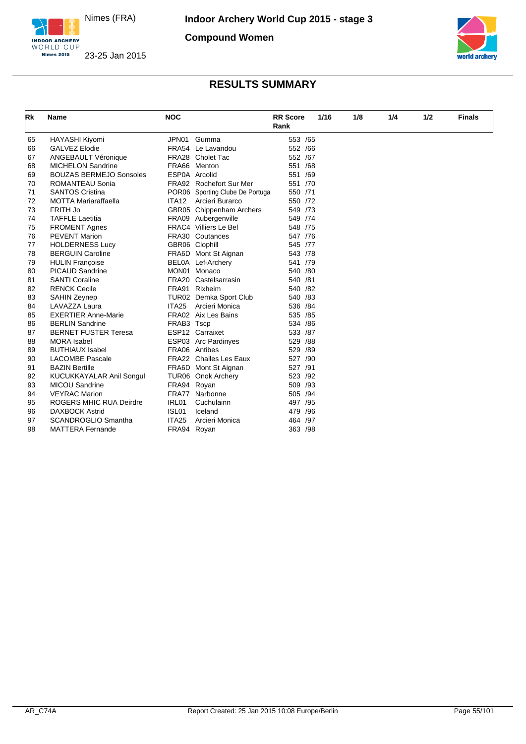# Indoor Archery World Cup 2015 - stage 3

Nimes (FRA)

23-25 Jan 2015

## Compound Women

## RESULTS SUMMARY

| Rk | Name | NOC | | RR Score Rank | 1/16 | 1/8 | 1/4 | 1/2 | Finals |
|---|---|---|---|---|---|---|---|---|---|
| 65 | HAYASHI Kiyomi | JPN01 | Gumma | 553 /65 | | | | | |
| 66 | GALVEZ Elodie | FRA54 | Le Lavandou | 552 /66 | | | | | |
| 67 | ANGEBAULT Véronique | FRA28 | Cholet Tac | 552 /67 | | | | | |
| 68 | MICHELON Sandrine | FRA66 | Menton | 551 /68 | | | | | |
| 69 | BOUZAS BERMEJO Sonsoles | ESP0A | Arcolid | 551 /69 | | | | | |
| 70 | ROMANTEAU Sonia | FRA92 | Rochefort Sur Mer | 551 /70 | | | | | |
| 71 | SANTOS Cristina | POR06 | Sporting Clube De Portuga | 550 /71 | | | | | |
| 72 | MOTTA Mariaraffaella | ITA12 | Arcieri Burarco | 550 /72 | | | | | |
| 73 | FRITH Jo | GBR05 | Chippenham Archers | 549 /73 | | | | | |
| 74 | TAFFLE Laetitia | FRA09 | Aubergenville | 549 /74 | | | | | |
| 75 | FROMENT Agnes | FRAC4 | Villiers Le Bel | 548 /75 | | | | | |
| 76 | PEVENT Marion | FRA30 | Coutances | 547 /76 | | | | | |
| 77 | HOLDERNESS Lucy | GBR06 | Clophill | 545 /77 | | | | | |
| 78 | BERGUIN Caroline | FRA6D | Mont St Aignan | 543 /78 | | | | | |
| 79 | HULIN Françoise | BEL0A | Lef-Archery | 541 /79 | | | | | |
| 80 | PICAUD Sandrine | MON01 | Monaco | 540 /80 | | | | | |
| 81 | SANTI Coraline | FRA20 | Castelsarrasin | 540 /81 | | | | | |
| 82 | RENCK Cecile | FRA91 | Rixheim | 540 /82 | | | | | |
| 83 | SAHIN Zeynep | TUR02 | Demka Sport Club | 540 /83 | | | | | |
| 84 | LAVAZZA Laura | ITA25 | Arcieri Monica | 536 /84 | | | | | |
| 85 | EXERTIER Anne-Marie | FRA02 | Aix Les Bains | 535 /85 | | | | | |
| 86 | BERLIN Sandrine | FRAB3 | Tscp | 534 /86 | | | | | |
| 87 | BERNET FUSTER Teresa | ESP12 | Carraixet | 533 /87 | | | | | |
| 88 | MORA Isabel | ESP03 | Arc Pardinyes | 529 /88 | | | | | |
| 89 | BUTHIAUX Isabel | FRA06 | Antibes | 529 /89 | | | | | |
| 90 | LACOMBE Pascale | FRA22 | Challes Les Eaux | 527 /90 | | | | | |
| 91 | BAZIN Bertille | FRA6D | Mont St Aignan | 527 /91 | | | | | |
| 92 | KUCUKKAYALAR Anil Songul | TUR06 | Onok Archery | 523 /92 | | | | | |
| 93 | MICOU Sandrine | FRA94 | Royan | 509 /93 | | | | | |
| 94 | VEYRAC Marion | FRA77 | Narbonne | 505 /94 | | | | | |
| 95 | ROGERS MHIC RUA Deirdre | IRL01 | Cuchulainn | 497 /95 | | | | | |
| 96 | DAXBOCK Astrid | ISL01 | Iceland | 479 /96 | | | | | |
| 97 | SCANDROGLIO Smantha | ITA25 | Arcieri Monica | 464 /97 | | | | | |
| 98 | MATTERA Fernande | FRA94 | Royan | 363 /98 | | | | | |

AR_C74A

Report Created: 25 Jan 2015 10:08 Europe/Berlin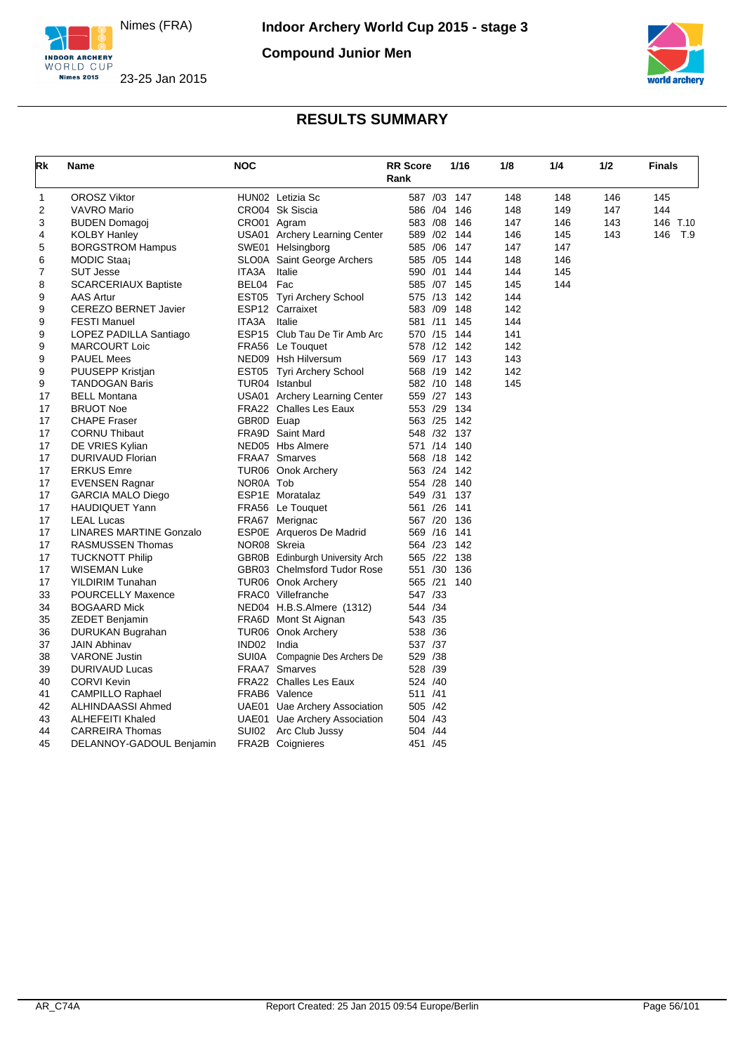# Indoor Archery World Cup 2015 - stage 3

Nimes (FRA)

23-25 Jan 2015

## Compound Junior Men

## RESULTS SUMMARY

| Rk | Name | NOC | | RR Score | Rank | 1/16 | 1/8 | 1/4 | 1/2 | Finals |
|---|---|---|---|---|---|---|---|---|---|---|
| 1 | OROSZ Viktor | HUN02 | Letizia Sc | 587 | /03 | 147 | 148 | 148 | 146 | 145 |
| 2 | VAVRO Mario | CRO04 | Sk Siscia | 586 | /04 | 146 | 148 | 149 | 147 | 144 |
| 3 | BUDEN Domagoj | CRO01 | Agram | 583 | /08 | 146 | 147 | 146 | 143 | 146 T.10 |
| 4 | KOLBY Hanley | USA01 | Archery Learning Center | 589 | /02 | 144 | 146 | 145 | 143 | 146 T.9 |
| 5 | BORGSTROM Hampus | SWE01 | Helsingborg | 585 | /06 | 147 | 147 | 147 | | |
| 6 | MODIC Staa¡ | SLO0A | Saint George Archers | 585 | /05 | 144 | 148 | 146 | | |
| 7 | SUT Jesse | ITA3A | Italie | 590 | /01 | 144 | 144 | 145 | | |
| 8 | SCARCERIAUX Baptiste | BEL04 | Fac | 585 | /07 | 145 | 145 | 144 | | |
| 9 | AAS Artur | EST05 | Tyri Archery School | 575 | /13 | 142 | 144 | | | |
| 9 | CEREZO BERNET Javier | ESP12 | Carraixet | 583 | /09 | 148 | 142 | | | |
| 9 | FESTI Manuel | ITA3A | Italie | 581 | /11 | 145 | 144 | | | |
| 9 | LOPEZ PADILLA Santiago | ESP15 | Club Tau De Tir Amb Arc | 570 | /15 | 144 | 141 | | | |
| 9 | MARCOURT Loic | FRA56 | Le Touquet | 578 | /12 | 142 | 142 | | | |
| 9 | PAUEL Mees | NED09 | Hsh Hilversum | 569 | /17 | 143 | 143 | | | |
| 9 | PUUSEPP Kristjan | EST05 | Tyri Archery School | 568 | /19 | 142 | 142 | | | |
| 9 | TANDOGAN Baris | TUR04 | Istanbul | 582 | /10 | 148 | 145 | | | |
| 17 | BELL Montana | USA01 | Archery Learning Center | 559 | /27 | 143 | | | | |
| 17 | BRUOT Noe | FRA22 | Challes Les Eaux | 553 | /29 | 134 | | | | |
| 17 | CHAPE Fraser | GBR0D | Euap | 563 | /25 | 142 | | | | |
| 17 | CORNU Thibaut | FRA9D | Saint Mard | 548 | /32 | 137 | | | | |
| 17 | DE VRIES Kylian | NED05 | Hbs Almere | 571 | /14 | 140 | | | | |
| 17 | DURIVAUD Florian | FRAA7 | Smarves | 568 | /18 | 142 | | | | |
| 17 | ERKUS Emre | TUR06 | Onok Archery | 563 | /24 | 142 | | | | |
| 17 | EVENSEN Ragnar | NOR0A | Tob | 554 | /28 | 140 | | | | |
| 17 | GARCIA MALO Diego | ESP1E | Moratalaz | 549 | /31 | 137 | | | | |
| 17 | HAUDIQUET Yann | FRA56 | Le Touquet | 561 | /26 | 141 | | | | |
| 17 | LEAL Lucas | FRA67 | Merignac | 567 | /20 | 136 | | | | |
| 17 | LINARES MARTINE Gonzalo | ESP0E | Arqueros De Madrid | 569 | /16 | 141 | | | | |
| 17 | RASMUSSEN Thomas | NOR08 | Skreia | 564 | /23 | 142 | | | | |
| 17 | TUCKNOTT Philip | GBR0B | Edinburgh University Arch | 565 | /22 | 138 | | | | |
| 17 | WISEMAN Luke | GBR03 | Chelmsford Tudor Rose | 551 | /30 | 136 | | | | |
| 17 | YILDIRIM Tunahan | TUR06 | Onok Archery | 565 | /21 | 140 | | | | |
| 33 | POURCELLY Maxence | FRAC0 | Villefranche | 547 | /33 | | | | | |
| 34 | BOGAARD Mick | NED04 | H.B.S.Almere (1312) | 544 | /34 | | | | | |
| 35 | ZEDET Benjamin | FRA6D | Mont St Aignan | 543 | /35 | | | | | |
| 36 | DURUKAN Bugrahan | TUR06 | Onok Archery | 538 | /36 | | | | | |
| 37 | JAIN Abhinav | IND02 | India | 537 | /37 | | | | | |
| 38 | VARONE Justin | SUI0A | Compagnie Des Archers De | 529 | /38 | | | | | |
| 39 | DURIVAUD Lucas | FRAA7 | Smarves | 528 | /39 | | | | | |
| 40 | CORVI Kevin | FRA22 | Challes Les Eaux | 524 | /40 | | | | | |
| 41 | CAMPILLO Raphael | FRAB6 | Valence | 511 | /41 | | | | | |
| 42 | ALHINDAASSI Ahmed | UAE01 | Uae Archery Association | 505 | /42 | | | | | |
| 43 | ALHEFEITI Khaled | UAE01 | Uae Archery Association | 504 | /43 | | | | | |
| 44 | CARREIRA Thomas | SUI02 | Arc Club Jussy | 504 | /44 | | | | | |
| 45 | DELANNOY-GADOUL Benjamin | FRA2B | Coignieres | 451 | /45 | | | | | |

AR_C74A — Report Created: 25 Jan 2015 09:54 Europe/Berlin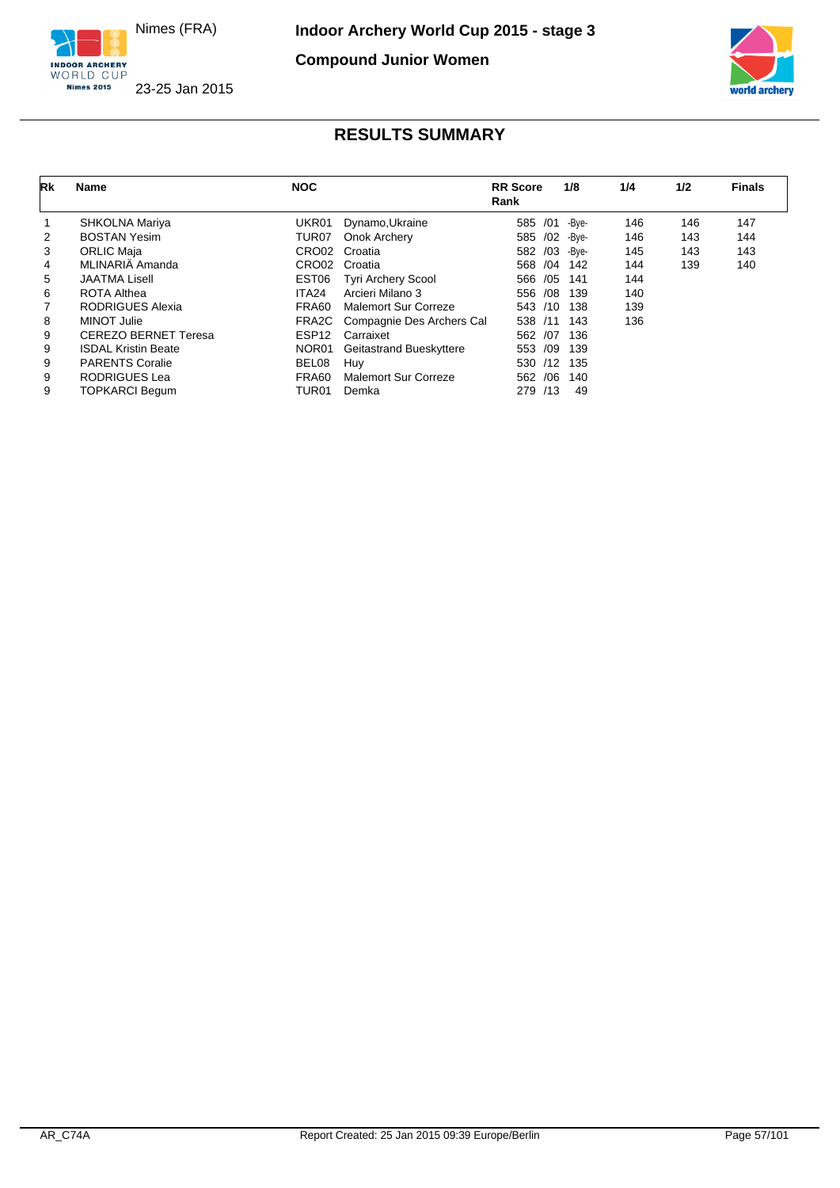Nimes (FRA)

23-25 Jan 2015

**Indoor Archery World Cup 2015 - stage 3**

**Compound Junior Women**

## RESULTS SUMMARY

| Rk | Name | NOC | | RR Score Rank | 1/8 | 1/4 | 1/2 | Finals |
|---|---|---|---|---|---|---|---|---|
| 1 | SHKOLNA Mariya | UKR01 | Dynamo,Ukraine | 585 /01 | -Bye- | 146 | 146 | 147 |
| 2 | BOSTAN Yesim | TUR07 | Onok Archery | 585 /02 | -Bye- | 146 | 143 | 144 |
| 3 | ORLIC Maja | CRO02 | Croatia | 582 /03 | -Bye- | 145 | 143 | 143 |
| 4 | MLINARIÄ Amanda | CRO02 | Croatia | 568 /04 | 142 | 144 | 139 | 140 |
| 5 | JAATMA Lisell | EST06 | Tyri Archery Scool | 566 /05 | 141 | 144 | | |
| 6 | ROTA Althea | ITA24 | Arcieri Milano 3 | 556 /08 | 139 | 140 | | |
| 7 | RODRIGUES Alexia | FRA60 | Malemort Sur Correze | 543 /10 | 138 | 139 | | |
| 8 | MINOT Julie | FRA2C | Compagnie Des Archers Cal | 538 /11 | 143 | 136 | | |
| 9 | CEREZO BERNET Teresa | ESP12 | Carraixet | 562 /07 | 136 | | | |
| 9 | ISDAL Kristin Beate | NOR01 | Geitastrand Bueskyttere | 553 /09 | 139 | | | |
| 9 | PARENTS Coralie | BEL08 | Huy | 530 /12 | 135 | | | |
| 9 | RODRIGUES Lea | FRA60 | Malemort Sur Correze | 562 /06 | 140 | | | |
| 9 | TOPKARCI Begum | TUR01 | Demka | 279 /13 | 49 | | | |

AR_C74A — Report Created: 25 Jan 2015 09:39 Europe/Berlin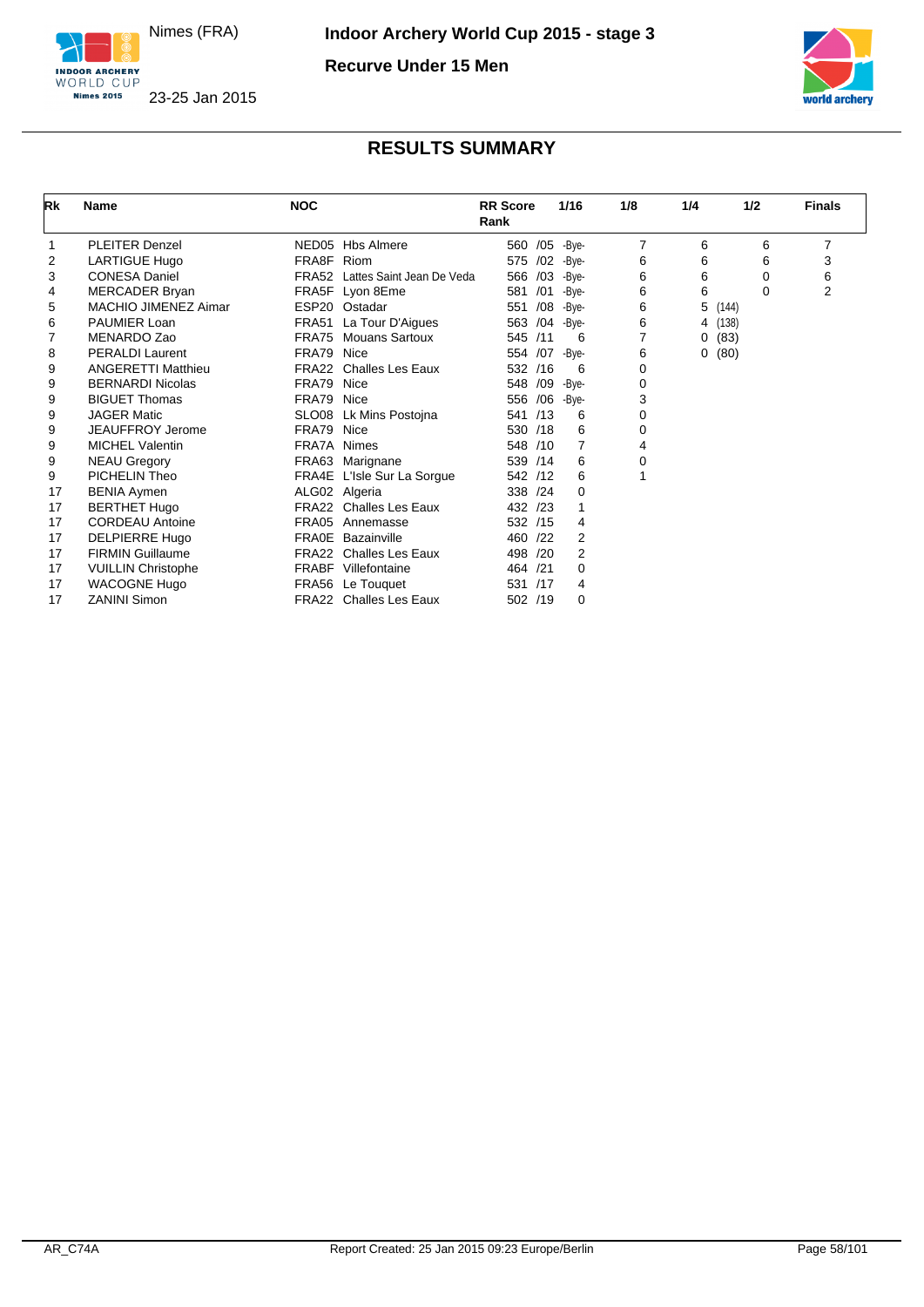Nimes (FRA)

**Indoor Archery World Cup 2015 - stage 3**

**Recurve Under 15 Men**

23-25 Jan 2015

# RESULTS SUMMARY

| Rk | Name | NOC | | RR Score Rank | 1/16 | 1/8 | 1/4 | 1/2 | Finals |
|---|---|---|---|---|---|---|---|---|---|
| 1 | PLEITER Denzel | NED05 | Hbs Almere | 560 /05 | -Bye- | 7 | 6 | 6 | 7 |
| 2 | LARTIGUE Hugo | FRA8F | Riom | 575 /02 | -Bye- | 6 | 6 | 6 | 3 |
| 3 | CONESA Daniel | FRA52 | Lattes Saint Jean De Veda | 566 /03 | -Bye- | 6 | 6 | 0 | 6 |
| 4 | MERCADER Bryan | FRA5F | Lyon 8Eme | 581 /01 | -Bye- | 6 | 6 | 0 | 2 |
| 5 | MACHIO JIMENEZ Aimar | ESP20 | Ostadar | 551 /08 | -Bye- | 6 | 5 (144) | | |
| 6 | PAUMIER Loan | FRA51 | La Tour D'Aigues | 563 /04 | -Bye- | 6 | 4 (138) | | |
| 7 | MENARDO Zao | FRA75 | Mouans Sartoux | 545 /11 | 6 | 7 | 0 (83) | | |
| 8 | PERALDI Laurent | FRA79 | Nice | 554 /07 | -Bye- | 6 | 0 (80) | | |
| 9 | ANGERETTI Matthieu | FRA22 | Challes Les Eaux | 532 /16 | 6 | 0 | | | |
| 9 | BERNARDI Nicolas | FRA79 | Nice | 548 /09 | -Bye- | 0 | | | |
| 9 | BIGUET Thomas | FRA79 | Nice | 556 /06 | -Bye- | 3 | | | |
| 9 | JAGER Matic | SLO08 | Lk Mins Postojna | 541 /13 | 6 | 0 | | | |
| 9 | JEAUFFROY Jerome | FRA79 | Nice | 530 /18 | 6 | 0 | | | |
| 9 | MICHEL Valentin | FRA7A | Nimes | 548 /10 | 7 | 4 | | | |
| 9 | NEAU Gregory | FRA63 | Marignane | 539 /14 | 6 | 0 | | | |
| 9 | PICHELIN Theo | FRA4E | L'Isle Sur La Sorgue | 542 /12 | 6 | 1 | | | |
| 17 | BENIA Aymen | ALG02 | Algeria | 338 /24 | 0 | | | | |
| 17 | BERTHET Hugo | FRA22 | Challes Les Eaux | 432 /23 | 1 | | | | |
| 17 | CORDEAU Antoine | FRA05 | Annemasse | 532 /15 | 4 | | | | |
| 17 | DELPIERRE Hugo | FRA0E | Bazainville | 460 /22 | 2 | | | | |
| 17 | FIRMIN Guillaume | FRA22 | Challes Les Eaux | 498 /20 | 2 | | | | |
| 17 | VUILLIN Christophe | FRABF | Villefontaine | 464 /21 | 0 | | | | |
| 17 | WACOGNE Hugo | FRA56 | Le Touquet | 531 /17 | 4 | | | | |
| 17 | ZANINI Simon | FRA22 | Challes Les Eaux | 502 /19 | 0 | | | | |

AR_C74A Report Created: 25 Jan 2015 09:23 Europe/Berlin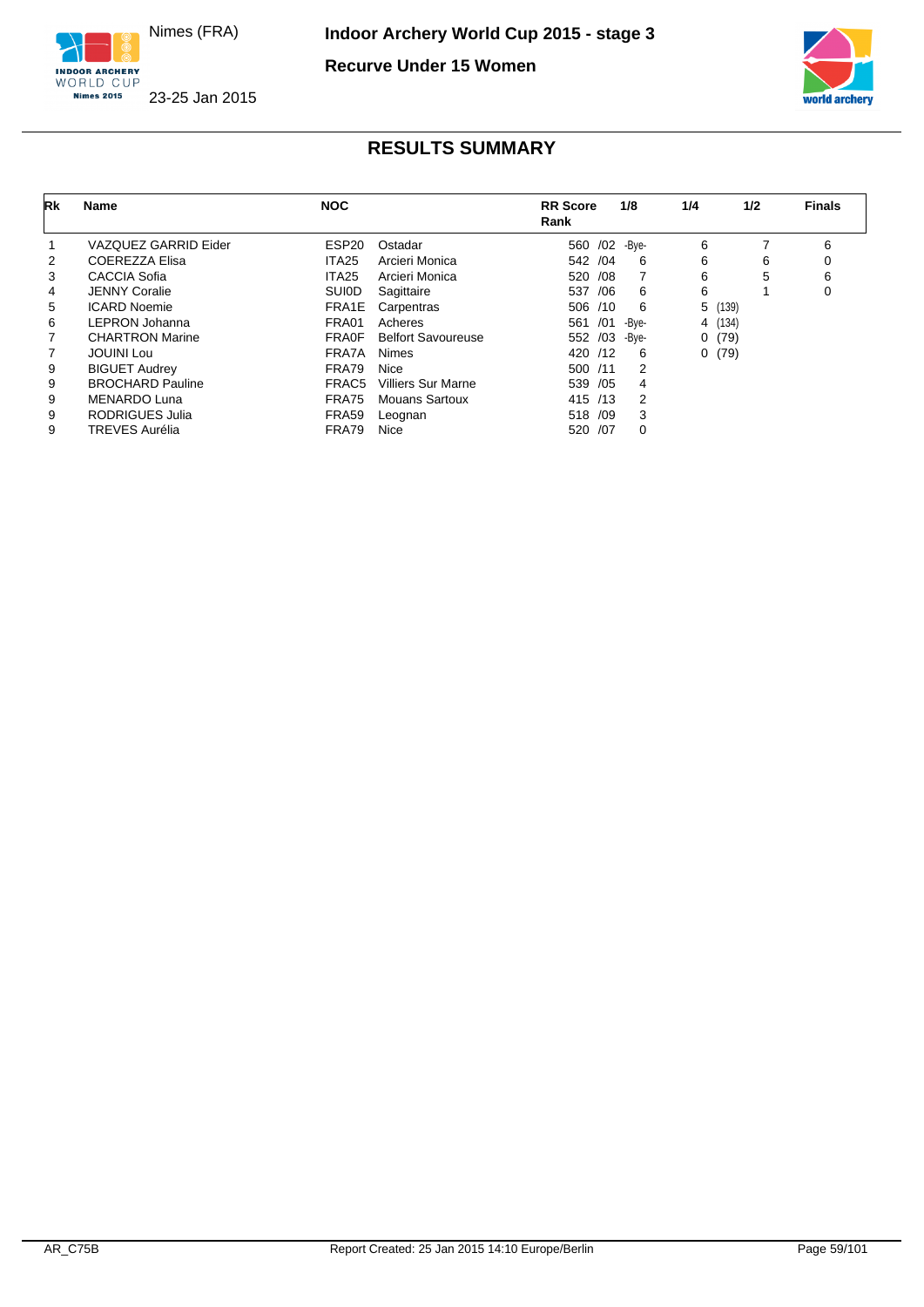Nimes (FRA)

23-25 Jan 2015

**Indoor Archery World Cup 2015 - stage 3**

**Recurve Under 15 Women**

## RESULTS SUMMARY

| Rk | Name | NOC | | RR Score Rank | 1/8 | 1/4 | 1/2 | Finals |
|---|---|---|---|---|---|---|---|---|
| 1 | VAZQUEZ GARRID Eider | ESP20 | Ostadar | 560 /02 | -Bye- | 6 | 7 | 6 |
| 2 | COEREZZA Elisa | ITA25 | Arcieri Monica | 542 /04 | 6 | 6 | 6 | 0 |
| 3 | CACCIA Sofia | ITA25 | Arcieri Monica | 520 /08 | 7 | 6 | 5 | 6 |
| 4 | JENNY Coralie | SUI0D | Sagittaire | 537 /06 | 6 | 6 | 1 | 0 |
| 5 | ICARD Noemie | FRA1E | Carpentras | 506 /10 | 6 | 5 (139) | | |
| 6 | LEPRON Johanna | FRA01 | Acheres | 561 /01 | -Bye- | 4 (134) | | |
| 7 | CHARTRON Marine | FRA0F | Belfort Savoureuse | 552 /03 | -Bye- | 0 (79) | | |
| 7 | JOUINI Lou | FRA7A | Nimes | 420 /12 | 6 | 0 (79) | | |
| 9 | BIGUET Audrey | FRA79 | Nice | 500 /11 | 2 | | | |
| 9 | BROCHARD Pauline | FRAC5 | Villiers Sur Marne | 539 /05 | 4 | | | |
| 9 | MENARDO Luna | FRA75 | Mouans Sartoux | 415 /13 | 2 | | | |
| 9 | RODRIGUES Julia | FRA59 | Leognan | 518 /09 | 3 | | | |
| 9 | TREVES Aurélia | FRA79 | Nice | 520 /07 | 0 | | | |

AR_C75B

Report Created: 25 Jan 2015 14:10 Europe/Berlin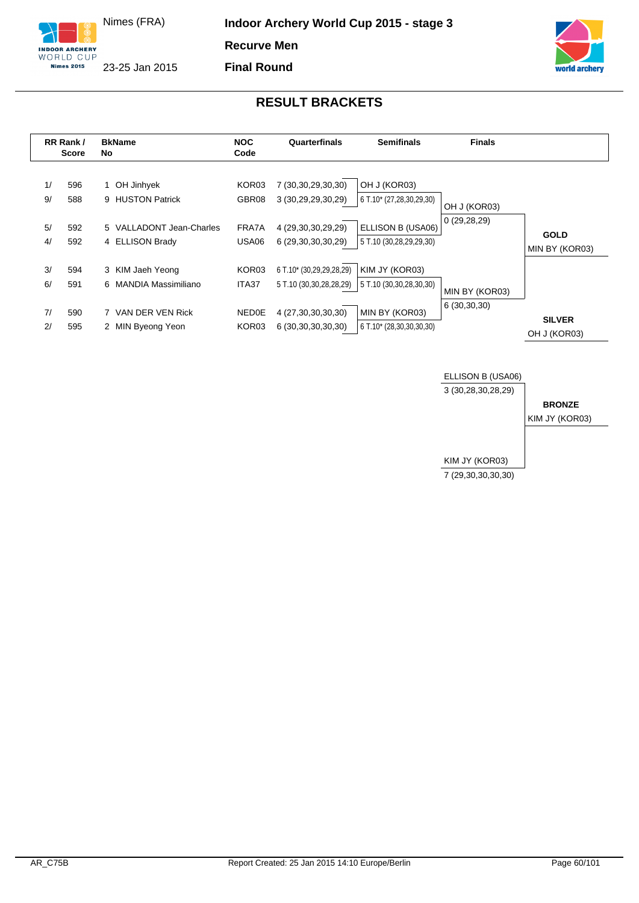Nimes (FRA)

23-25 Jan 2015

**Indoor Archery World Cup 2015 - stage 3**

**Recurve Men**

**Final Round**

## RESULT BRACKETS

| RR Rank / Score | | BkNo | Name | NOC Code | Quarterfinals | Semifinals | Finals | |
|---|---|---|---|---|---|---|---|---|
| 1/ | 596 | 1 | OH Jinhyek | KOR03 | 7 (30,30,29,30,30) | OH J (KOR03) | | |
| 9/ | 588 | 9 | HUSTON Patrick | GBR08 | 3 (30,29,29,30,29) | 6 T.10* (27,28,30,29,30) | OH J (KOR03) | |
| | | | | | | | 0 (29,28,29) | |
| 5/ | 592 | 5 | VALLADONT Jean-Charles | FRA7A | 4 (29,30,30,29,29) | ELLISON B (USA06) | | **GOLD** |
| 4/ | 592 | 4 | ELLISON Brady | USA06 | 6 (29,30,30,30,29) | 5 T.10 (30,28,29,29,30) | | MIN BY (KOR03) |
| 3/ | 594 | 3 | KIM Jaeh Yeong | KOR03 | 6 T.10* (30,29,29,28,29) | KIM JY (KOR03) | | |
| 6/ | 591 | 6 | MANDIA Massimiliano | ITA37 | 5 T.10 (30,30,28,28,29) | 5 T.10 (30,30,28,30,30) | MIN BY (KOR03) | |
| | | | | | | | 6 (30,30,30) | |
| 7/ | 590 | 7 | VAN DER VEN Rick | NED0E | 4 (27,30,30,30,30) | MIN BY (KOR03) | | **SILVER** |
| 2/ | 595 | 2 | MIN Byeong Yeon | KOR03 | 6 (30,30,30,30,30) | 6 T.10* (28,30,30,30,30) | | OH J (KOR03) |

**Bronze Match**

| Finals | |
|---|---|
| ELLISON B (USA06) | |
| 3 (30,28,30,28,29) | **BRONZE** |
| | KIM JY (KOR03) |
| KIM JY (KOR03) | |
| 7 (29,30,30,30,30) | |

AR_C75B

Report Created: 25 Jan 2015 14:10 Europe/Berlin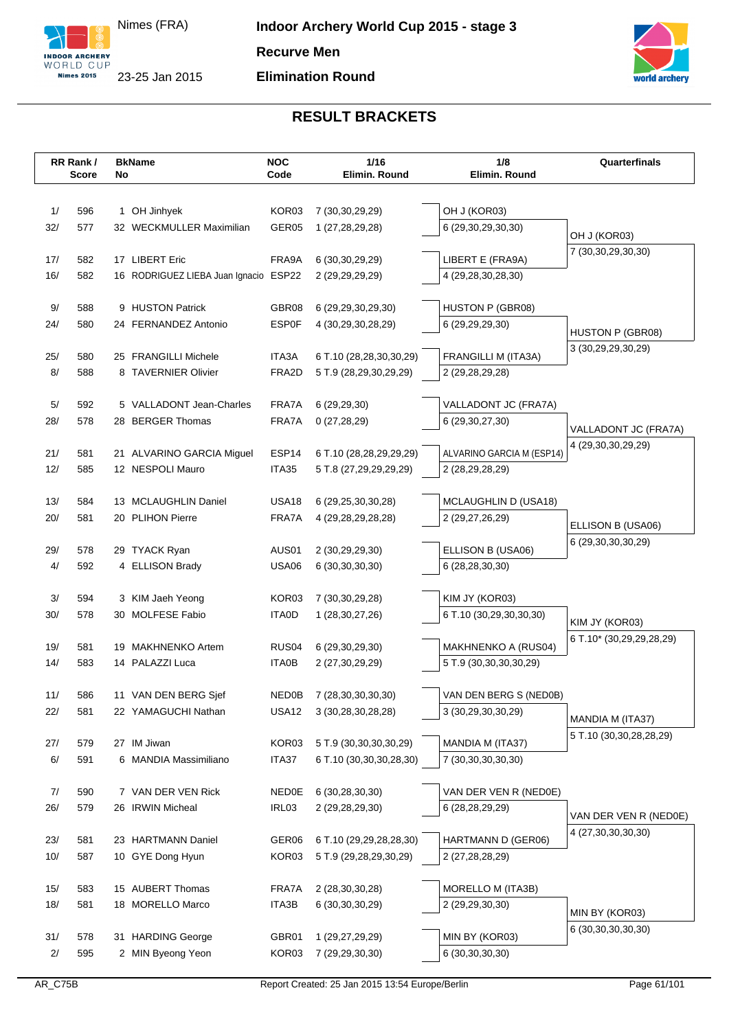Nimes (FRA)

23-25 Jan 2015

**Indoor Archery World Cup 2015 - stage 3**

**Recurve Men**

**Elimination Round**

## RESULT BRACKETS

| RR Rank / | Score | BkName No | | NOC Code | 1/16 Elimin. Round | 1/8 Elimin. Round | Quarterfinals |
|---|---|---|---|---|---|---|---|
| 1/ | 596 | 1 | OH Jinhyek | KOR03 | 7 (30,30,29,29) | OH J (KOR03) | |
| 32/ | 577 | 32 | WECKMULLER Maximilian | GER05 | 1 (27,28,29,28) | 6 (29,30,29,30,30) | OH J (KOR03) |
| | | | | | | | 7 (30,30,29,30,30) |
| 17/ | 582 | 17 | LIBERT Eric | FRA9A | 6 (30,30,29,29) | LIBERT E (FRA9A) | |
| 16/ | 582 | 16 | RODRIGUEZ LIEBA Juan Ignacio | ESP22 | 2 (29,29,29,29) | 4 (29,28,30,28,30) | |
| 9/ | 588 | 9 | HUSTON Patrick | GBR08 | 6 (29,29,30,29,30) | HUSTON P (GBR08) | |
| 24/ | 580 | 24 | FERNANDEZ Antonio | ESP0F | 4 (30,29,30,28,29) | 6 (29,29,29,30) | HUSTON P (GBR08) |
| | | | | | | | 3 (30,29,29,30,29) |
| 25/ | 580 | 25 | FRANGILLI Michele | ITA3A | 6 T.10 (28,28,30,30,29) | FRANGILLI M (ITA3A) | |
| 8/ | 588 | 8 | TAVERNIER Olivier | FRA2D | 5 T.9 (28,29,30,29,29) | 2 (29,28,29,28) | |
| 5/ | 592 | 5 | VALLADONT Jean-Charles | FRA7A | 6 (29,29,30) | VALLADONT JC (FRA7A) | |
| 28/ | 578 | 28 | BERGER Thomas | FRA7A | 0 (27,28,29) | 6 (29,30,27,30) | VALLADONT JC (FRA7A) |
| | | | | | | | 4 (29,30,30,29,29) |
| 21/ | 581 | 21 | ALVARINO GARCIA Miguel | ESP14 | 6 T.10 (28,28,29,29,29) | ALVARINO GARCIA M (ESP14) | |
| 12/ | 585 | 12 | NESPOLI Mauro | ITA35 | 5 T.8 (27,29,29,29,29) | 2 (28,29,28,29) | |
| 13/ | 584 | 13 | MCLAUGHLIN Daniel | USA18 | 6 (29,25,30,30,28) | MCLAUGHLIN D (USA18) | |
| 20/ | 581 | 20 | PLIHON Pierre | FRA7A | 4 (29,28,29,28,28) | 2 (29,27,26,29) | ELLISON B (USA06) |
| | | | | | | | 6 (29,30,30,30,29) |
| 29/ | 578 | 29 | TYACK Ryan | AUS01 | 2 (30,29,29,30) | ELLISON B (USA06) | |
| 4/ | 592 | 4 | ELLISON Brady | USA06 | 6 (30,30,30,30) | 6 (28,28,30,30) | |
| 3/ | 594 | 3 | KIM Jaeh Yeong | KOR03 | 7 (30,30,29,28) | KIM JY (KOR03) | |
| 30/ | 578 | 30 | MOLFESE Fabio | ITA0D | 1 (28,30,27,26) | 6 T.10 (30,29,30,30,30) | KIM JY (KOR03) |
| | | | | | | | 6 T.10* (30,29,29,28,29) |
| 19/ | 581 | 19 | MAKHNENKO Artem | RUS04 | 6 (29,30,29,30) | MAKHNENKO A (RUS04) | |
| 14/ | 583 | 14 | PALAZZI Luca | ITA0B | 2 (27,30,29,29) | 5 T.9 (30,30,30,30,29) | |
| 11/ | 586 | 11 | VAN DEN BERG Sjef | NED0B | 7 (28,30,30,30,30) | VAN DEN BERG S (NED0B) | |
| 22/ | 581 | 22 | YAMAGUCHI Nathan | USA12 | 3 (30,28,30,28,28) | 3 (30,29,30,30,29) | MANDIA M (ITA37) |
| | | | | | | | 5 T.10 (30,30,28,28,29) |
| 27/ | 579 | 27 | IM Jiwan | KOR03 | 5 T.9 (30,30,30,30,29) | MANDIA M (ITA37) | |
| 6/ | 591 | 6 | MANDIA Massimiliano | ITA37 | 6 T.10 (30,30,30,28,30) | 7 (30,30,30,30,30) | |
| 7/ | 590 | 7 | VAN DER VEN Rick | NED0E | 6 (30,28,30,30) | VAN DER VEN R (NED0E) | |
| 26/ | 579 | 26 | IRWIN Micheal | IRL03 | 2 (29,28,29,30) | 6 (28,28,29,29) | VAN DER VEN R (NED0E) |
| | | | | | | | 4 (27,30,30,30,30) |
| 23/ | 581 | 23 | HARTMANN Daniel | GER06 | 6 T.10 (29,29,28,28,30) | HARTMANN D (GER06) | |
| 10/ | 587 | 10 | GYE Dong Hyun | KOR03 | 5 T.9 (29,28,29,30,29) | 2 (27,28,28,29) | |
| 15/ | 583 | 15 | AUBERT Thomas | FRA7A | 2 (28,30,30,28) | MORELLO M (ITA3B) | |
| 18/ | 581 | 18 | MORELLO Marco | ITA3B | 6 (30,30,30,29) | 2 (29,29,30,30) | MIN BY (KOR03) |
| | | | | | | | 6 (30,30,30,30,30) |
| 31/ | 578 | 31 | HARDING George | GBR01 | 1 (29,27,29,29) | MIN BY (KOR03) | |
| 2/ | 595 | 2 | MIN Byeong Yeon | KOR03 | 7 (29,29,30,30) | 6 (30,30,30,30) | |

AR_C75B Report Created: 25 Jan 2015 13:54 Europe/Berlin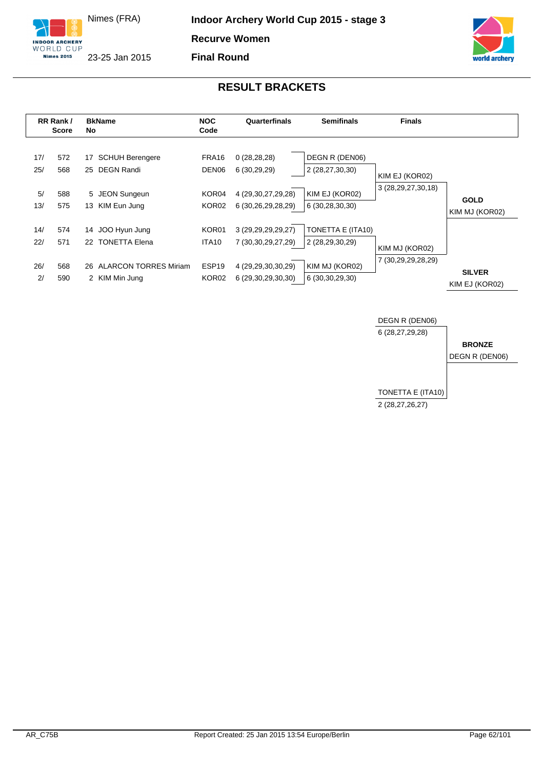Nimes (FRA)

23-25 Jan 2015

**Indoor Archery World Cup 2015 - stage 3**

**Recurve Women**

**Final Round**

## RESULT BRACKETS

| RR Rank / | Score | BkNo | Name | NOC Code | Quarterfinals | Semifinals | Finals | |
|---|---|---|---|---|---|---|---|---|
| 17/ | 572 | 17 | SCHUH Berengere | FRA16 | 0 (28,28,28) | DEGN R (DEN06) | | |
| 25/ | 568 | 25 | DEGN Randi | DEN06 | 6 (30,29,29) | 2 (28,27,30,30) | KIM EJ (KOR02) | |
| | | | | | | | 3 (28,29,27,30,18) | |
| 5/ | 588 | 5 | JEON Sungeun | KOR04 | 4 (29,30,27,29,28) | KIM EJ (KOR02) | | **GOLD** |
| 13/ | 575 | 13 | KIM Eun Jung | KOR02 | 6 (30,26,29,28,29) | 6 (30,28,30,30) | | KIM MJ (KOR02) |
| 14/ | 574 | 14 | JOO Hyun Jung | KOR01 | 3 (29,29,29,29,27) | TONETTA E (ITA10) | | |
| 22/ | 571 | 22 | TONETTA Elena | ITA10 | 7 (30,30,29,27,29) | 2 (28,29,30,29) | KIM MJ (KOR02) | |
| | | | | | | | 7 (30,29,29,28,29) | |
| 26/ | 568 | 26 | ALARCON TORRES Miriam | ESP19 | 4 (29,29,30,30,29) | KIM MJ (KOR02) | | **SILVER** |
| 2/ | 590 | 2 | KIM Min Jung | KOR02 | 6 (29,30,29,30,30) | 6 (30,30,29,30) | | KIM EJ (KOR02) |

| Bronze Match | | |
|---|---|---|
| DEGN R (DEN06) | 6 (28,27,29,28) | **BRONZE** |
| TONETTA E (ITA10) | 2 (28,27,26,27) | DEGN R (DEN06) |

AR_C75B

Report Created: 25 Jan 2015 13:54 Europe/Berlin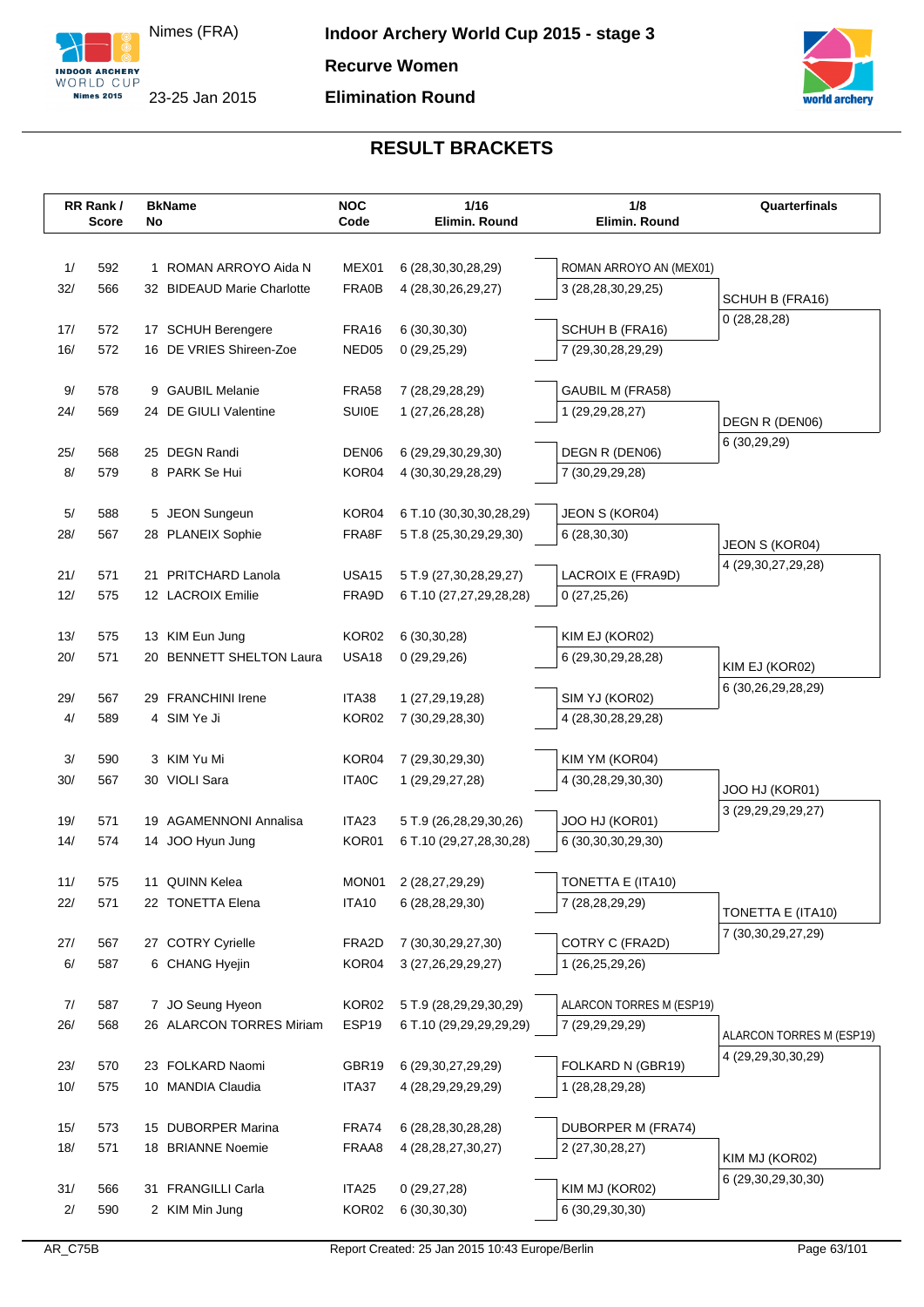Nimes (FRA)

23-25 Jan 2015

**Indoor Archery World Cup 2015 - stage 3**

**Recurve Women**

**Elimination Round**

## RESULT BRACKETS

| RR Rank / | Score | BkName No | Name | NOC Code | 1/16 Elimin. Round | 1/8 Elimin. Round | Quarterfinals |
|---|---|---|---|---|---|---|---|
| 1/ | 592 | 1 | ROMAN ARROYO Aida N | MEX01 | 6 (28,30,30,28,29) | ROMAN ARROYO AN (MEX01) | |
| 32/ | 566 | 32 | BIDEAUD Marie Charlotte | FRA0B | 4 (28,30,26,29,27) | 3 (28,28,30,29,25) | SCHUH B (FRA16) |
| | | | | | | | 0 (28,28,28) |
| 17/ | 572 | 17 | SCHUH Berengere | FRA16 | 6 (30,30,30) | SCHUH B (FRA16) | |
| 16/ | 572 | 16 | DE VRIES Shireen-Zoe | NED05 | 0 (29,25,29) | 7 (29,30,28,29,29) | |
| 9/ | 578 | 9 | GAUBIL Melanie | FRA58 | 7 (28,29,28,29) | GAUBIL M (FRA58) | |
| 24/ | 569 | 24 | DE GIULI Valentine | SUI0E | 1 (27,26,28,28) | 1 (29,29,28,27) | DEGN R (DEN06) |
| | | | | | | | 6 (30,29,29) |
| 25/ | 568 | 25 | DEGN Randi | DEN06 | 6 (29,29,30,29,30) | DEGN R (DEN06) | |
| 8/ | 579 | 8 | PARK Se Hui | KOR04 | 4 (30,30,29,28,29) | 7 (30,29,29,28) | |
| 5/ | 588 | 5 | JEON Sungeun | KOR04 | 6 T.10 (30,30,30,28,29) | JEON S (KOR04) | |
| 28/ | 567 | 28 | PLANEIX Sophie | FRA8F | 5 T.8 (25,30,29,29,30) | 6 (28,30,30) | JEON S (KOR04) |
| | | | | | | | 4 (29,30,27,29,28) |
| 21/ | 571 | 21 | PRITCHARD Lanola | USA15 | 5 T.9 (27,30,28,29,27) | LACROIX E (FRA9D) | |
| 12/ | 575 | 12 | LACROIX Emilie | FRA9D | 6 T.10 (27,27,29,28,28) | 0 (27,25,26) | |
| 13/ | 575 | 13 | KIM Eun Jung | KOR02 | 6 (30,30,28) | KIM EJ (KOR02) | |
| 20/ | 571 | 20 | BENNETT SHELTON Laura | USA18 | 0 (29,29,26) | 6 (29,30,29,28,28) | KIM EJ (KOR02) |
| | | | | | | | 6 (30,26,29,28,29) |
| 29/ | 567 | 29 | FRANCHINI Irene | ITA38 | 1 (27,29,19,28) | SIM YJ (KOR02) | |
| 4/ | 589 | 4 | SIM Ye Ji | KOR02 | 7 (30,29,28,30) | 4 (28,30,28,29,28) | |
| 3/ | 590 | 3 | KIM Yu Mi | KOR04 | 7 (29,30,29,30) | KIM YM (KOR04) | |
| 30/ | 567 | 30 | VIOLI Sara | ITA0C | 1 (29,29,27,28) | 4 (30,28,29,30,30) | JOO HJ (KOR01) |
| | | | | | | | 3 (29,29,29,29,27) |
| 19/ | 571 | 19 | AGAMENNONI Annalisa | ITA23 | 5 T.9 (26,28,29,30,26) | JOO HJ (KOR01) | |
| 14/ | 574 | 14 | JOO Hyun Jung | KOR01 | 6 T.10 (29,27,28,30,28) | 6 (30,30,30,29,30) | |
| 11/ | 575 | 11 | QUINN Kelea | MON01 | 2 (28,27,29,29) | TONETTA E (ITA10) | |
| 22/ | 571 | 22 | TONETTA Elena | ITA10 | 6 (28,28,29,30) | 7 (28,28,29,29) | TONETTA E (ITA10) |
| | | | | | | | 7 (30,30,29,27,29) |
| 27/ | 567 | 27 | COTRY Cyrielle | FRA2D | 7 (30,30,29,27,30) | COTRY C (FRA2D) | |
| 6/ | 587 | 6 | CHANG Hyejin | KOR04 | 3 (27,26,29,29,27) | 1 (26,25,29,26) | |
| 7/ | 587 | 7 | JO Seung Hyeon | KOR02 | 5 T.9 (28,29,29,30,29) | ALARCON TORRES M (ESP19) | |
| 26/ | 568 | 26 | ALARCON TORRES Miriam | ESP19 | 6 T.10 (29,29,29,29,29) | 7 (29,29,29,29) | ALARCON TORRES M (ESP19) |
| | | | | | | | 4 (29,29,30,30,29) |
| 23/ | 570 | 23 | FOLKARD Naomi | GBR19 | 6 (29,30,27,29,29) | FOLKARD N (GBR19) | |
| 10/ | 575 | 10 | MANDIA Claudia | ITA37 | 4 (28,29,29,29,29) | 1 (28,28,29,28) | |
| 15/ | 573 | 15 | DUBORPER Marina | FRA74 | 6 (28,28,30,28,28) | DUBORPER M (FRA74) | |
| 18/ | 571 | 18 | BRIANNE Noemie | FRAA8 | 4 (28,28,27,30,27) | 2 (27,30,28,27) | KIM MJ (KOR02) |
| | | | | | | | 6 (29,30,29,30,30) |
| 31/ | 566 | 31 | FRANGILLI Carla | ITA25 | 0 (29,27,28) | KIM MJ (KOR02) | |
| 2/ | 590 | 2 | KIM Min Jung | KOR02 | 6 (30,30,30) | 6 (30,29,30,30) | |

AR_C75B    Report Created: 25 Jan 2015 10:43 Europe/Berlin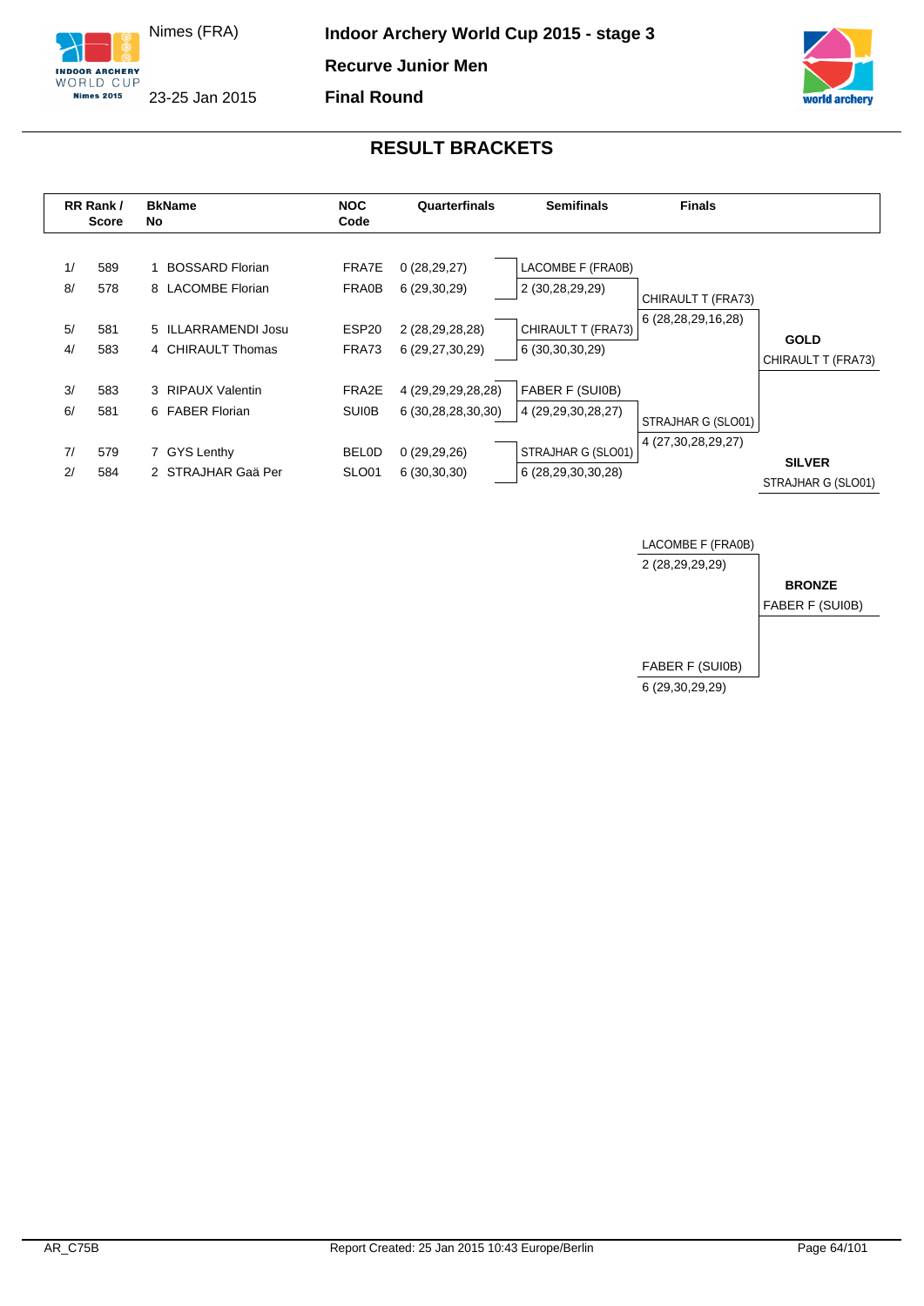Nimes (FRA)

23-25 Jan 2015

**Indoor Archery World Cup 2015 - stage 3**

**Recurve Junior Men**

**Final Round**

## RESULT BRACKETS

| RR Rank / | Score | BkNo | Name | NOC Code | Quarterfinals | Semifinals | Finals | |
|---|---|---|---|---|---|---|---|---|
| 1/ | 589 | 1 | BOSSARD Florian | FRA7E | 0 (28,29,27) | LACOMBE F (FRA0B) | | |
| 8/ | 578 | 8 | LACOMBE Florian | FRA0B | 6 (29,30,29) | 2 (30,28,29,29) | CHIRAULT T (FRA73) | |
| 5/ | 581 | 5 | ILLARRAMENDI Josu | ESP20 | 2 (28,29,28,28) | CHIRAULT T (FRA73) | 6 (28,28,29,16,28) | **GOLD** |
| 4/ | 583 | 4 | CHIRAULT Thomas | FRA73 | 6 (29,27,30,29) | 6 (30,30,30,29) | | CHIRAULT T (FRA73) |
| 3/ | 583 | 3 | RIPAUX Valentin | FRA2E | 4 (29,29,29,28,28) | FABER F (SUI0B) | | |
| 6/ | 581 | 6 | FABER Florian | SUI0B | 6 (30,28,28,30,30) | 4 (29,29,30,28,27) | STRAJHAR G (SLO01) | |
| 7/ | 579 | 7 | GYS Lenthy | BEL0D | 0 (29,29,26) | STRAJHAR G (SLO01) | 4 (27,30,28,29,27) | **SILVER** |
| 2/ | 584 | 2 | STRAJHAR Gaä Per | SLO01 | 6 (30,30,30) | 6 (28,29,30,30,28) | | STRAJHAR G (SLO01) |

| Bronze Match | | |
|---|---|---|
| LACOMBE F (FRA0B) | 2 (28,29,29,29) | **BRONZE** |
| FABER F (SUI0B) | 6 (29,30,29,29) | FABER F (SUI0B) |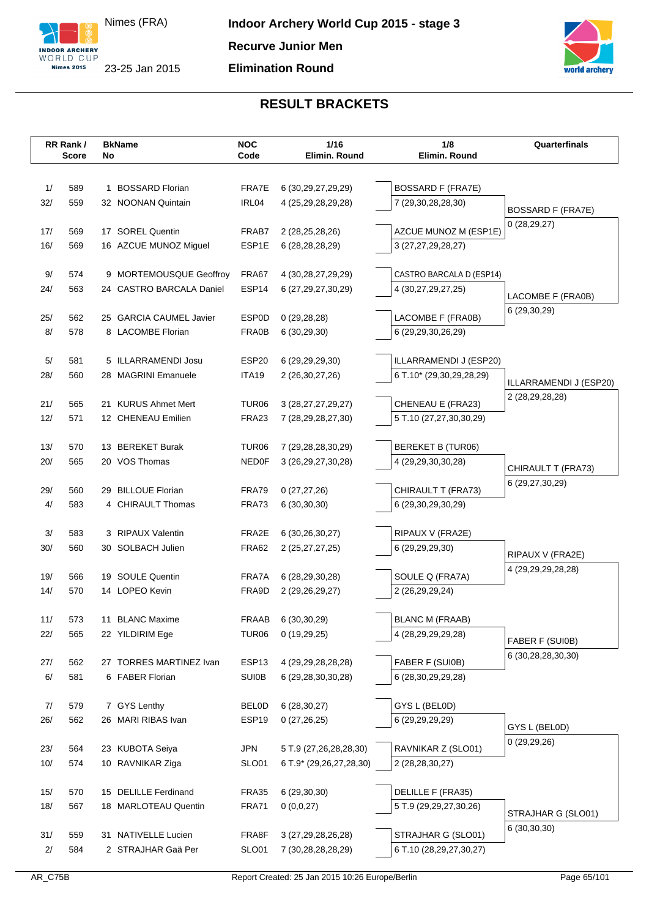Nimes (FRA)

23-25 Jan 2015

**Indoor Archery World Cup 2015 - stage 3**

**Recurve Junior Men**

**Elimination Round**

## RESULT BRACKETS

| RR Rank / Score | | BkName No | | NOC Code | 1/16 Elimin. Round | 1/8 Elimin. Round | Quarterfinals |
|---|---|---|---|---|---|---|---|
| 1/ | 589 | 1 | BOSSARD Florian | FRA7E | 6 (30,29,27,29,29) | BOSSARD F (FRA7E) | |
| 32/ | 559 | 32 | NOONAN Quintain | IRL04 | 4 (25,29,28,29,28) | 7 (29,30,28,28,30) | BOSSARD F (FRA7E) |
| 17/ | 569 | 17 | SOREL Quentin | FRAB7 | 2 (28,25,28,26) | AZCUE MUNOZ M (ESP1E) | 0 (28,29,27) |
| 16/ | 569 | 16 | AZCUE MUNOZ Miguel | ESP1E | 6 (28,28,28,29) | 3 (27,27,29,28,27) | |
| 9/ | 574 | 9 | MORTEMOUSQUE Geoffroy | FRA67 | 4 (30,28,27,29,29) | CASTRO BARCALA D (ESP14) | |
| 24/ | 563 | 24 | CASTRO BARCALA Daniel | ESP14 | 6 (27,29,27,30,29) | 4 (30,27,29,27,25) | LACOMBE F (FRA0B) |
| 25/ | 562 | 25 | GARCIA CAUMEL Javier | ESP0D | 0 (29,28,28) | LACOMBE F (FRA0B) | 6 (29,30,29) |
| 8/ | 578 | 8 | LACOMBE Florian | FRA0B | 6 (30,29,30) | 6 (29,29,30,26,29) | |
| 5/ | 581 | 5 | ILLARRAMENDI Josu | ESP20 | 6 (29,29,29,30) | ILLARRAMENDI J (ESP20) | |
| 28/ | 560 | 28 | MAGRINI Emanuele | ITA19 | 2 (26,30,27,26) | 6 T.10* (29,30,29,28,29) | ILLARRAMENDI J (ESP20) |
| 21/ | 565 | 21 | KURUS Ahmet Mert | TUR06 | 3 (28,27,27,29,27) | CHENEAU E (FRA23) | 2 (28,29,28,28) |
| 12/ | 571 | 12 | CHENEAU Emilien | FRA23 | 7 (28,29,28,27,30) | 5 T.10 (27,27,30,30,29) | |
| 13/ | 570 | 13 | BEREKET Burak | TUR06 | 7 (29,28,28,30,29) | BEREKET B (TUR06) | |
| 20/ | 565 | 20 | VOS Thomas | NED0F | 3 (26,29,27,30,28) | 4 (29,29,30,30,28) | CHIRAULT T (FRA73) |
| 29/ | 560 | 29 | BILLOUE Florian | FRA79 | 0 (27,27,26) | CHIRAULT T (FRA73) | 6 (29,27,30,29) |
| 4/ | 583 | 4 | CHIRAULT Thomas | FRA73 | 6 (30,30,30) | 6 (29,30,29,30,29) | |
| 3/ | 583 | 3 | RIPAUX Valentin | FRA2E | 6 (30,26,30,27) | RIPAUX V (FRA2E) | |
| 30/ | 560 | 30 | SOLBACH Julien | FRA62 | 2 (25,27,27,25) | 6 (29,29,29,30) | RIPAUX V (FRA2E) |
| 19/ | 566 | 19 | SOULE Quentin | FRA7A | 6 (28,29,30,28) | SOULE Q (FRA7A) | 4 (29,29,29,28,28) |
| 14/ | 570 | 14 | LOPEO Kevin | FRA9D | 2 (29,26,29,27) | 2 (26,29,29,24) | |
| 11/ | 573 | 11 | BLANC Maxime | FRAAB | 6 (30,30,29) | BLANC M (FRAAB) | |
| 22/ | 565 | 22 | YILDIRIM Ege | TUR06 | 0 (19,29,25) | 4 (28,29,29,29,28) | FABER F (SUI0B) |
| 27/ | 562 | 27 | TORRES MARTINEZ Ivan | ESP13 | 4 (29,29,28,28,28) | FABER F (SUI0B) | 6 (30,28,28,30,30) |
| 6/ | 581 | 6 | FABER Florian | SUI0B | 6 (29,28,30,30,28) | 6 (28,30,29,29,28) | |
| 7/ | 579 | 7 | GYS Lenthy | BEL0D | 6 (28,30,27) | GYS L (BEL0D) | |
| 26/ | 562 | 26 | MARI RIBAS Ivan | ESP19 | 0 (27,26,25) | 6 (29,29,29,29) | GYS L (BEL0D) |
| 23/ | 564 | 23 | KUBOTA Seiya | JPN | 5 T.9 (27,26,28,28,30) | RAVNIKAR Z (SLO01) | 0 (29,29,26) |
| 10/ | 574 | 10 | RAVNIKAR Ziga | SLO01 | 6 T.9* (29,26,27,28,30) | 2 (28,28,30,27) | |
| 15/ | 570 | 15 | DELILLE Ferdinand | FRA35 | 6 (29,30,30) | DELILLE F (FRA35) | |
| 18/ | 567 | 18 | MARLOTEAU Quentin | FRA71 | 0 (0,0,27) | 5 T.9 (29,29,27,30,26) | STRAJHAR G (SLO01) |
| 31/ | 559 | 31 | NATIVELLE Lucien | FRA8F | 3 (27,29,28,26,28) | STRAJHAR G (SLO01) | 6 (30,30,30) |
| 2/ | 584 | 2 | STRAJHAR Gaä Per | SLO01 | 7 (30,28,28,28,29) | 6 T.10 (28,29,27,30,27) | |

AR_C75B

Report Created: 25 Jan 2015 10:26 Europe/Berlin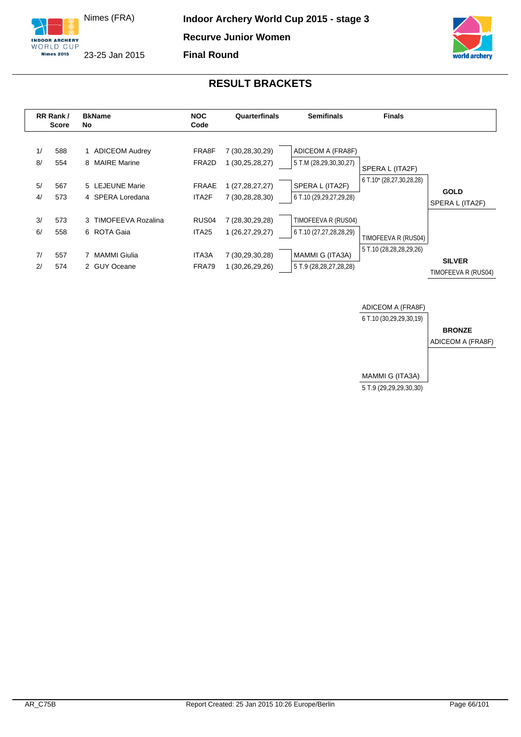Nimes (FRA)

23-25 Jan 2015

**Indoor Archery World Cup 2015 - stage 3**

**Recurve Junior Women**

**Final Round**

## RESULT BRACKETS

| RR Rank / | Score | BkNo | Name | NOC Code | Quarterfinals | Semifinals | Finals | |
|---|---|---|---|---|---|---|---|---|
| 1/ | 588 | 1 | ADICEOM Audrey | FRA8F | 7 (30,28,30,29) | ADICEOM A (FRA8F) | | |
| 8/ | 554 | 8 | MAIRE Marine | FRA2D | 1 (30,25,28,27) | 5 T.M (28,29,30,30,27) | SPERA L (ITA2F) | |
| 5/ | 567 | 5 | LEJEUNE Marie | FRAAE | 1 (27,28,27,27) | SPERA L (ITA2F) | 6 T.10* (28,27,30,28,28) | **GOLD** |
| 4/ | 573 | 4 | SPERA Loredana | ITA2F | 7 (30,28,28,30) | 6 T.10 (29,29,27,29,28) | | SPERA L (ITA2F) |
| 3/ | 573 | 3 | TIMOFEEVA Rozalina | RUS04 | 7 (28,30,29,28) | TIMOFEEVA R (RUS04) | | |
| 6/ | 558 | 6 | ROTA Gaia | ITA25 | 1 (26,27,29,27) | 6 T.10 (27,27,28,28,29) | TIMOFEEVA R (RUS04) | |
| 7/ | 557 | 7 | MAMMI Giulia | ITA3A | 7 (30,29,30,28) | MAMMI G (ITA3A) | 5 T.10 (28,28,28,29,26) | **SILVER** |
| 2/ | 574 | 2 | GUY Oceane | FRA79 | 1 (30,26,29,26) | 5 T.9 (28,28,27,28,28) | | TIMOFEEVA R (RUS04) |

**Bronze match**

| Finals | |
|---|---|
| ADICEOM A (FRA8F) | |
| 6 T.10 (30,29,29,30,19) | **BRONZE** |
| | ADICEOM A (FRA8F) |
| MAMMI G (ITA3A) | |
| 5 T.9 (29,29,29,30,30) | |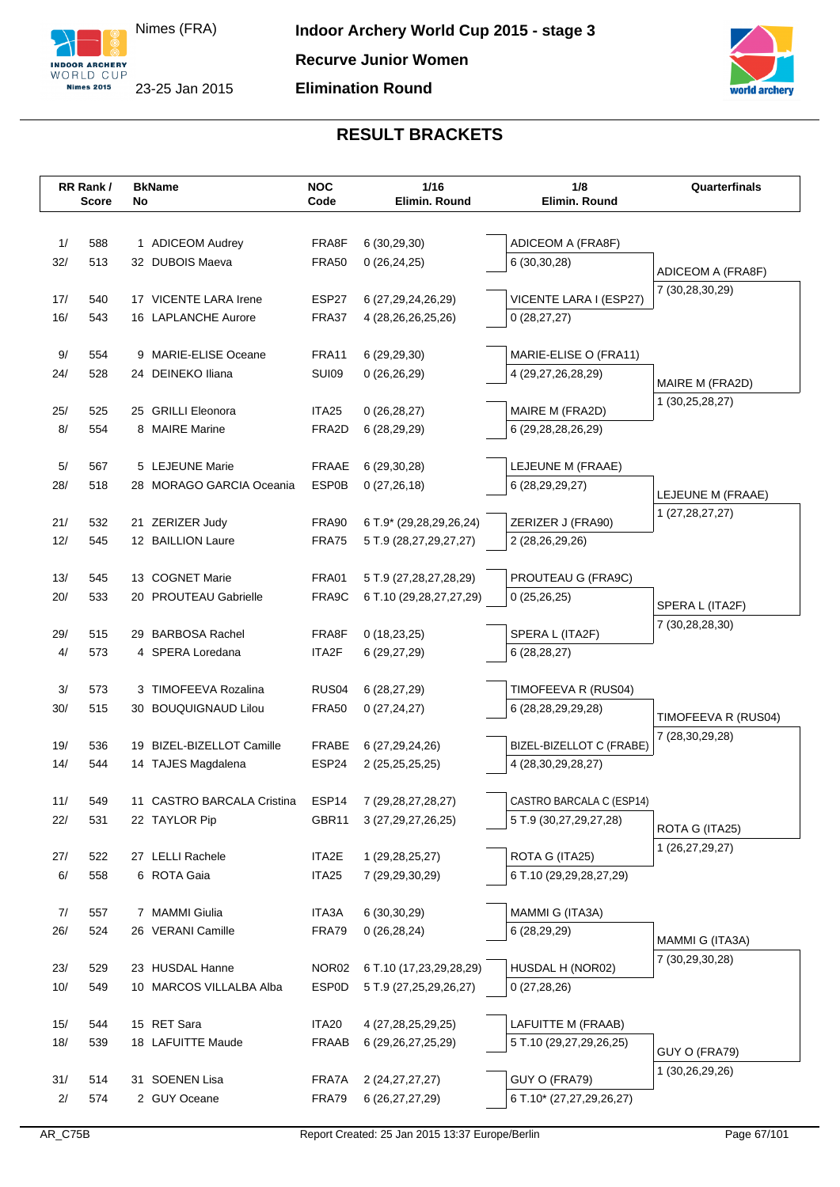# Indoor Archery World Cup 2015 - stage 3

Nimes (FRA)

23-25 Jan 2015

**Recurve Junior Women**

**Elimination Round**

## RESULT BRACKETS

| RR Rank / Score | | BkName No | | NOC Code | 1/16 Elimin. Round | 1/8 Elimin. Round | Quarterfinals |
|---|---|---|---|---|---|---|---|
| 1/ | 588 | 1 | ADICEOM Audrey | FRA8F | 6 (30,29,30) | ADICEOM A (FRA8F) | |
| 32/ | 513 | 32 | DUBOIS Maeva | FRA50 | 0 (26,24,25) | 6 (30,30,28) | ADICEOM A (FRA8F) |
| 17/ | 540 | 17 | VICENTE LARA Irene | ESP27 | 6 (27,29,24,26,29) | VICENTE LARA I (ESP27) | 7 (30,28,30,29) |
| 16/ | 543 | 16 | LAPLANCHE Aurore | FRA37 | 4 (28,26,26,25,26) | 0 (28,27,27) | |
| 9/ | 554 | 9 | MARIE-ELISE Oceane | FRA11 | 6 (29,29,30) | MARIE-ELISE O (FRA11) | |
| 24/ | 528 | 24 | DEINEKO Iliana | SUI09 | 0 (26,26,29) | 4 (29,27,26,28,29) | MAIRE M (FRA2D) |
| 25/ | 525 | 25 | GRILLI Eleonora | ITA25 | 0 (26,28,27) | MAIRE M (FRA2D) | 1 (30,25,28,27) |
| 8/ | 554 | 8 | MAIRE Marine | FRA2D | 6 (28,29,29) | 6 (29,28,28,26,29) | |
| 5/ | 567 | 5 | LEJEUNE Marie | FRAAE | 6 (29,30,28) | LEJEUNE M (FRAAE) | |
| 28/ | 518 | 28 | MORAGO GARCIA Oceania | ESP0B | 0 (27,26,18) | 6 (28,29,29,27) | LEJEUNE M (FRAAE) |
| 21/ | 532 | 21 | ZERIZER Judy | FRA90 | 6 T.9* (29,28,29,26,24) | ZERIZER J (FRA90) | 1 (27,28,27,27) |
| 12/ | 545 | 12 | BAILLION Laure | FRA75 | 5 T.9 (28,27,29,27,27) | 2 (28,26,29,26) | |
| 13/ | 545 | 13 | COGNET Marie | FRA01 | 5 T.9 (27,28,27,28,29) | PROUTEAU G (FRA9C) | |
| 20/ | 533 | 20 | PROUTEAU Gabrielle | FRA9C | 6 T.10 (29,28,27,27,29) | 0 (25,26,25) | SPERA L (ITA2F) |
| 29/ | 515 | 29 | BARBOSA Rachel | FRA8F | 0 (18,23,25) | SPERA L (ITA2F) | 7 (30,28,28,30) |
| 4/ | 573 | 4 | SPERA Loredana | ITA2F | 6 (29,27,29) | 6 (28,28,27) | |
| 3/ | 573 | 3 | TIMOFEEVA Rozalina | RUS04 | 6 (28,27,29) | TIMOFEEVA R (RUS04) | |
| 30/ | 515 | 30 | BOUQUIGNAUD Lilou | FRA50 | 0 (27,24,27) | 6 (28,28,29,29,28) | TIMOFEEVA R (RUS04) |
| 19/ | 536 | 19 | BIZEL-BIZELLOT Camille | FRABE | 6 (27,29,24,26) | BIZEL-BIZELLOT C (FRABE) | 7 (28,30,29,28) |
| 14/ | 544 | 14 | TAJES Magdalena | ESP24 | 2 (25,25,25,25) | 4 (28,30,29,28,27) | |
| 11/ | 549 | 11 | CASTRO BARCALA Cristina | ESP14 | 7 (29,28,27,28,27) | CASTRO BARCALA C (ESP14) | |
| 22/ | 531 | 22 | TAYLOR Pip | GBR11 | 3 (27,29,27,26,25) | 5 T.9 (30,27,29,27,28) | ROTA G (ITA25) |
| 27/ | 522 | 27 | LELLI Rachele | ITA2E | 1 (29,28,25,27) | ROTA G (ITA25) | 1 (26,27,29,27) |
| 6/ | 558 | 6 | ROTA Gaia | ITA25 | 7 (29,29,30,29) | 6 T.10 (29,29,28,27,29) | |
| 7/ | 557 | 7 | MAMMI Giulia | ITA3A | 6 (30,30,29) | MAMMI G (ITA3A) | |
| 26/ | 524 | 26 | VERANI Camille | FRA79 | 0 (26,28,24) | 6 (28,29,29) | MAMMI G (ITA3A) |
| 23/ | 529 | 23 | HUSDAL Hanne | NOR02 | 6 T.10 (17,23,29,28,29) | HUSDAL H (NOR02) | 7 (30,29,30,28) |
| 10/ | 549 | 10 | MARCOS VILLALBA Alba | ESP0D | 5 T.9 (27,25,29,26,27) | 0 (27,28,26) | |
| 15/ | 544 | 15 | RET Sara | ITA20 | 4 (27,28,25,29,25) | LAFUITTE M (FRAAB) | |
| 18/ | 539 | 18 | LAFUITTE Maude | FRAAB | 6 (29,26,27,25,29) | 5 T.10 (29,27,29,26,25) | GUY O (FRA79) |
| 31/ | 514 | 31 | SOENEN Lisa | FRA7A | 2 (24,27,27,27) | GUY O (FRA79) | 1 (30,26,29,26) |
| 2/ | 574 | 2 | GUY Oceane | FRA79 | 6 (26,27,27,29) | 6 T.10* (27,27,29,26,27) | |

AR_C75B

Report Created: 25 Jan 2015 13:37 Europe/Berlin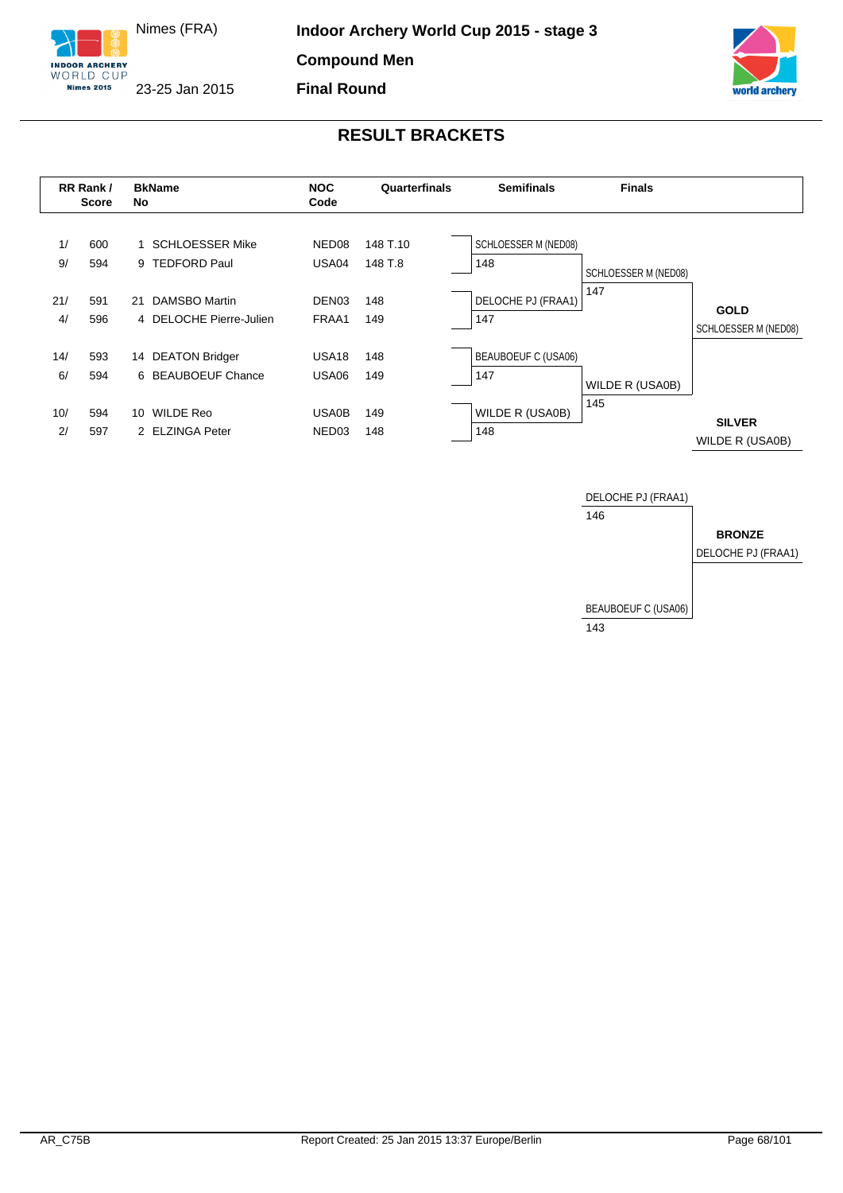# Indoor Archery World Cup 2015 - stage 3

Nimes (FRA)

23-25 Jan 2015

**Compound Men**

**Final Round**

## RESULT BRACKETS

| RR Rank / Score | | BkNo | Name | NOC Code | Quarterfinals |
|---|---|---|---|---|---|
| 1/ | 600 | 1 | SCHLOESSER Mike | NED08 | 148 T.10 |
| 9/ | 594 | 9 | TEDFORD Paul | USA04 | 148 T.8 |
| 21/ | 591 | 21 | DAMSBO Martin | DEN03 | 148 |
| 4/ | 596 | 4 | DELOCHE Pierre-Julien | FRAA1 | 149 |
| 14/ | 593 | 14 | DEATON Bridger | USA18 | 148 |
| 6/ | 594 | 6 | BEAUBOEUF Chance | USA06 | 149 |
| 10/ | 594 | 10 | WILDE Reo | USA0B | 149 |
| 2/ | 597 | 2 | ELZINGA Peter | NED03 | 148 |

**Semifinals**

| Athlete | Score |
|---|---|
| SCHLOESSER M (NED08) | 148 |
| DELOCHE PJ (FRAA1) | 147 |
| BEAUBOEUF C (USA06) | 147 |
| WILDE R (USA0B) | 148 |

**Finals**

| Athlete | Score |
|---|---|
| SCHLOESSER M (NED08) | 147 |
| WILDE R (USA0B) | 145 |

**GOLD**
SCHLOESSER M (NED08)

**SILVER**
WILDE R (USA0B)

**Bronze Match**

| Athlete | Score |
|---|---|
| DELOCHE PJ (FRAA1) | 146 |
| BEAUBOEUF C (USA06) | 143 |

**BRONZE**
DELOCHE PJ (FRAA1)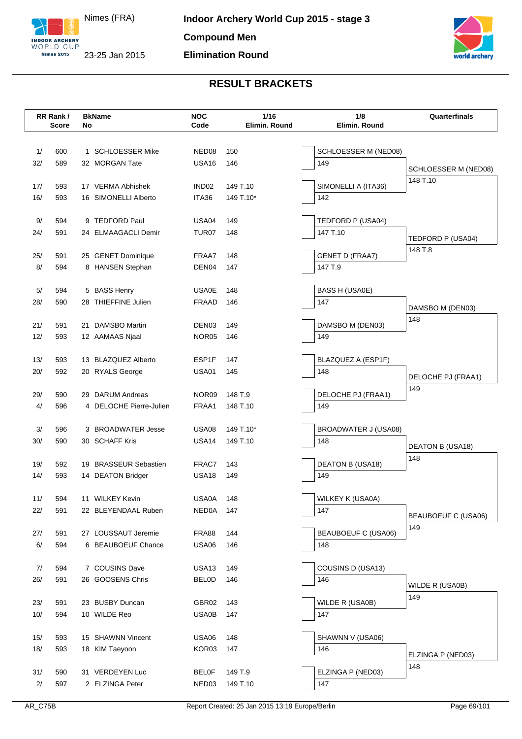Nimes (FRA)

23-25 Jan 2015

**Indoor Archery World Cup 2015 - stage 3**

**Compound Men**

**Elimination Round**

## RESULT BRACKETS

| RR Rank / | Score | BkName No | | NOC Code | 1/16 Elimin. Round | 1/8 Elimin. Round | Quarterfinals |
|---|---|---|---|---|---|---|---|
| 1/ | 600 | 1 | SCHLOESSER Mike | NED08 | 150 | SCHLOESSER M (NED08) | |
| 32/ | 589 | 32 | MORGAN Tate | USA16 | 146 | 149 | SCHLOESSER M (NED08) |
| 17/ | 593 | 17 | VERMA Abhishek | IND02 | 149 T.10 | SIMONELLI A (ITA36) | 148 T.10 |
| 16/ | 593 | 16 | SIMONELLI Alberto | ITA36 | 149 T.10* | 142 | |
| 9/ | 594 | 9 | TEDFORD Paul | USA04 | 149 | TEDFORD P (USA04) | |
| 24/ | 591 | 24 | ELMAAGACLI Demir | TUR07 | 148 | 147 T.10 | TEDFORD P (USA04) |
| 25/ | 591 | 25 | GENET Dominique | FRAA7 | 148 | GENET D (FRAA7) | 148 T.8 |
| 8/ | 594 | 8 | HANSEN Stephan | DEN04 | 147 | 147 T.9 | |
| 5/ | 594 | 5 | BASS Henry | USA0E | 148 | BASS H (USA0E) | |
| 28/ | 590 | 28 | THIEFFINE Julien | FRAAD | 146 | 147 | DAMSBO M (DEN03) |
| 21/ | 591 | 21 | DAMSBO Martin | DEN03 | 149 | DAMSBO M (DEN03) | 148 |
| 12/ | 593 | 12 | AAMAAS Njaal | NOR05 | 146 | 149 | |
| 13/ | 593 | 13 | BLAZQUEZ Alberto | ESP1F | 147 | BLAZQUEZ A (ESP1F) | |
| 20/ | 592 | 20 | RYALS George | USA01 | 145 | 148 | DELOCHE PJ (FRAA1) |
| 29/ | 590 | 29 | DARUM Andreas | NOR09 | 148 T.9 | DELOCHE PJ (FRAA1) | 149 |
| 4/ | 596 | 4 | DELOCHE Pierre-Julien | FRAA1 | 148 T.10 | 149 | |
| 3/ | 596 | 3 | BROADWATER Jesse | USA08 | 149 T.10* | BROADWATER J (USA08) | |
| 30/ | 590 | 30 | SCHAFF Kris | USA14 | 149 T.10 | 148 | DEATON B (USA18) |
| 19/ | 592 | 19 | BRASSEUR Sebastien | FRAC7 | 143 | DEATON B (USA18) | 148 |
| 14/ | 593 | 14 | DEATON Bridger | USA18 | 149 | 149 | |
| 11/ | 594 | 11 | WILKEY Kevin | USA0A | 148 | WILKEY K (USA0A) | |
| 22/ | 591 | 22 | BLEYENDAAL Ruben | NED0A | 147 | 147 | BEAUBOEUF C (USA06) |
| 27/ | 591 | 27 | LOUSSAUT Jeremie | FRA88 | 144 | BEAUBOEUF C (USA06) | 149 |
| 6/ | 594 | 6 | BEAUBOEUF Chance | USA06 | 146 | 148 | |
| 7/ | 594 | 7 | COUSINS Dave | USA13 | 149 | COUSINS D (USA13) | |
| 26/ | 591 | 26 | GOOSENS Chris | BEL0D | 146 | 146 | WILDE R (USA0B) |
| 23/ | 591 | 23 | BUSBY Duncan | GBR02 | 143 | WILDE R (USA0B) | 149 |
| 10/ | 594 | 10 | WILDE Reo | USA0B | 147 | 147 | |
| 15/ | 593 | 15 | SHAWNN Vincent | USA06 | 148 | SHAWNN V (USA06) | |
| 18/ | 593 | 18 | KIM Taeyoon | KOR03 | 147 | 146 | ELZINGA P (NED03) |
| 31/ | 590 | 31 | VERDEYEN Luc | BEL0F | 149 T.9 | ELZINGA P (NED03) | 148 |
| 2/ | 597 | 2 | ELZINGA Peter | NED03 | 149 T.10 | 147 | |

AR_C75B

Report Created: 25 Jan 2015 13:19 Europe/Berlin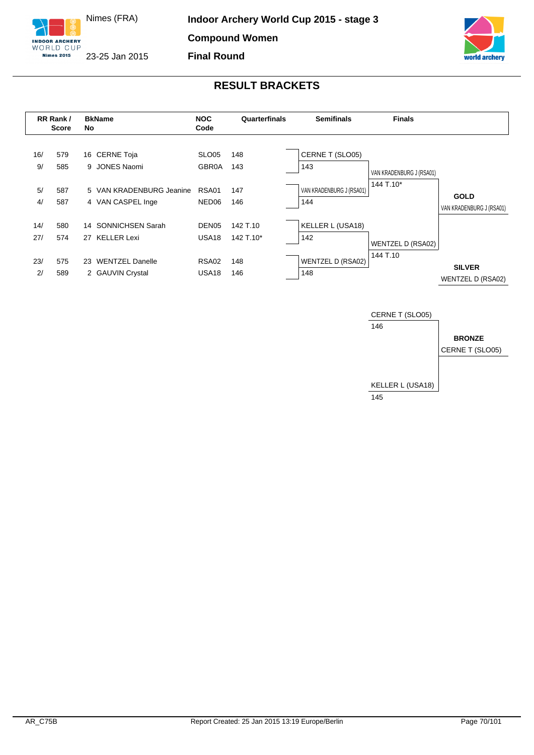# Indoor Archery World Cup 2015 - stage 3

Nimes (FRA)

23-25 Jan 2015

**Compound Women**

**Final Round**

## RESULT BRACKETS

| RR Rank / Score | | BkNo | Name | NOC Code | Quarterfinals |
|---|---|---|---|---|---|
| 16/ | 579 | 16 | CERNE Toja | SLO05 | 148 |
| 9/ | 585 | 9 | JONES Naomi | GBR0A | 143 |
| 5/ | 587 | 5 | VAN KRADENBURG Jeanine | RSA01 | 147 |
| 4/ | 587 | 4 | VAN CASPEL Inge | NED06 | 146 |
| 14/ | 580 | 14 | SONNICHSEN Sarah | DEN05 | 142 T.10 |
| 27/ | 574 | 27 | KELLER Lexi | USA18 | 142 T.10* |
| 23/ | 575 | 23 | WENTZEL Danelle | RSA02 | 148 |
| 2/ | 589 | 2 | GAUVIN Crystal | USA18 | 146 |

**Semifinals**

| Athlete | Score |
|---|---|
| CERNE T (SLO05) | 143 |
| VAN KRADENBURG J (RSA01) | 144 |
| KELLER L (USA18) | 142 |
| WENTZEL D (RSA02) | 148 |

**Finals**

| Athlete | Score |
|---|---|
| VAN KRADENBURG J (RSA01) | 144 T.10* |
| WENTZEL D (RSA02) | 144 T.10 |

**GOLD**: VAN KRADENBURG J (RSA01)

**SILVER**: WENTZEL D (RSA02)

**Bronze Match**

| Athlete | Score |
|---|---|
| CERNE T (SLO05) | 146 |
| KELLER L (USA18) | 145 |

**BRONZE**: CERNE T (SLO05)

AR_C75B

Report Created: 25 Jan 2015 13:19 Europe/Berlin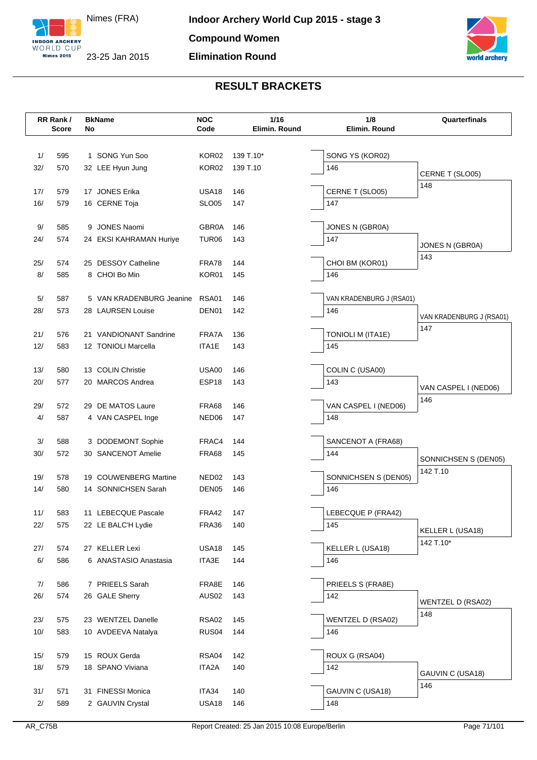Nimes (FRA)

23-25 Jan 2015

**Indoor Archery World Cup 2015 - stage 3**

**Compound Women**

**Elimination Round**

## RESULT BRACKETS

| RR Rank / Score | | BkName No | | NOC Code | 1/16 Elimin. Round | 1/8 Elimin. Round | Quarterfinals |
|---|---|---|---|---|---|---|---|
| 1/ | 595 | 1 | SONG Yun Soo | KOR02 | 139 T.10* | SONG YS (KOR02) | |
| 32/ | 570 | 32 | LEE Hyun Jung | KOR02 | 139 T.10 | 146 | CERNE T (SLO05) |
| 17/ | 579 | 17 | JONES Erika | USA18 | 146 | CERNE T (SLO05) | 148 |
| 16/ | 579 | 16 | CERNE Toja | SLO05 | 147 | 147 | |
| 9/ | 585 | 9 | JONES Naomi | GBR0A | 146 | JONES N (GBR0A) | |
| 24/ | 574 | 24 | EKSI KAHRAMAN Huriye | TUR06 | 143 | 147 | JONES N (GBR0A) |
| 25/ | 574 | 25 | DESSOY Catheline | FRA78 | 144 | CHOI BM (KOR01) | 143 |
| 8/ | 585 | 8 | CHOI Bo Min | KOR01 | 145 | 146 | |
| 5/ | 587 | 5 | VAN KRADENBURG Jeanine | RSA01 | 146 | VAN KRADENBURG J (RSA01) | |
| 28/ | 573 | 28 | LAURSEN Louise | DEN01 | 142 | 146 | VAN KRADENBURG J (RSA01) |
| 21/ | 576 | 21 | VANDIONANT Sandrine | FRA7A | 136 | TONIOLI M (ITA1E) | 147 |
| 12/ | 583 | 12 | TONIOLI Marcella | ITA1E | 143 | 145 | |
| 13/ | 580 | 13 | COLIN Christie | USA00 | 146 | COLIN C (USA00) | |
| 20/ | 577 | 20 | MARCOS Andrea | ESP18 | 143 | 143 | VAN CASPEL I (NED06) |
| 29/ | 572 | 29 | DE MATOS Laure | FRA68 | 146 | VAN CASPEL I (NED06) | 146 |
| 4/ | 587 | 4 | VAN CASPEL Inge | NED06 | 147 | 148 | |
| 3/ | 588 | 3 | DODEMONT Sophie | FRAC4 | 144 | SANCENOT A (FRA68) | |
| 30/ | 572 | 30 | SANCENOT Amelie | FRA68 | 145 | 144 | SONNICHSEN S (DEN05) |
| 19/ | 578 | 19 | COUWENBERG Martine | NED02 | 143 | SONNICHSEN S (DEN05) | 142 T.10 |
| 14/ | 580 | 14 | SONNICHSEN Sarah | DEN05 | 146 | 146 | |
| 11/ | 583 | 11 | LEBECQUE Pascale | FRA42 | 147 | LEBECQUE P (FRA42) | |
| 22/ | 575 | 22 | LE BALC'H Lydie | FRA36 | 140 | 145 | KELLER L (USA18) |
| 27/ | 574 | 27 | KELLER Lexi | USA18 | 145 | KELLER L (USA18) | 142 T.10* |
| 6/ | 586 | 6 | ANASTASIO Anastasia | ITA3E | 144 | 146 | |
| 7/ | 586 | 7 | PRIEELS Sarah | FRA8E | 146 | PRIEELS S (FRA8E) | |
| 26/ | 574 | 26 | GALE Sherry | AUS02 | 143 | 142 | WENTZEL D (RSA02) |
| 23/ | 575 | 23 | WENTZEL Danelle | RSA02 | 145 | WENTZEL D (RSA02) | 148 |
| 10/ | 583 | 10 | AVDEEVA Natalya | RUS04 | 144 | 146 | |
| 15/ | 579 | 15 | ROUX Gerda | RSA04 | 142 | ROUX G (RSA04) | |
| 18/ | 579 | 18 | SPANO Viviana | ITA2A | 140 | 142 | GAUVIN C (USA18) |
| 31/ | 571 | 31 | FINESSI Monica | ITA34 | 140 | GAUVIN C (USA18) | 146 |
| 2/ | 589 | 2 | GAUVIN Crystal | USA18 | 146 | 148 | |

AR_C75B Report Created: 25 Jan 2015 10:08 Europe/Berlin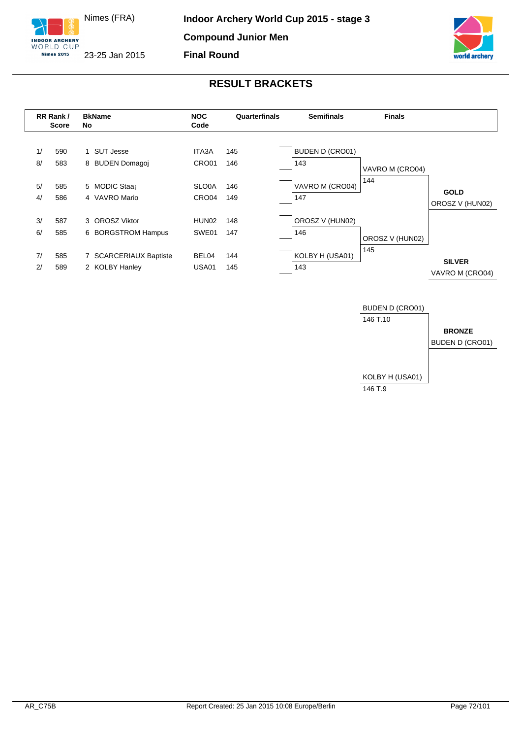Nimes (FRA)

23-25 Jan 2015

**Indoor Archery World Cup 2015 - stage 3**

**Compound Junior Men**

**Final Round**

## RESULT BRACKETS

| RR Rank / | Score | BkNo | Name | NOC Code | Quarterfinals |
|---|---|---|---|---|---|
| 1/ | 590 | 1 | SUT Jesse | ITA3A | 145 |
| 8/ | 583 | 8 | BUDEN Domagoj | CRO01 | 146 |
| 5/ | 585 | 5 | MODIC Staą¡ | SLO0A | 146 |
| 4/ | 586 | 4 | VAVRO Mario | CRO04 | 149 |
| 3/ | 587 | 3 | OROSZ Viktor | HUN02 | 148 |
| 6/ | 585 | 6 | BORGSTROM Hampus | SWE01 | 147 |
| 7/ | 585 | 7 | SCARCERIAUX Baptiste | BEL04 | 144 |
| 2/ | 589 | 2 | KOLBY Hanley | USA01 | 145 |

**Semifinals**

| Athlete | Score |
|---|---|
| BUDEN D (CRO01) | 143 |
| VAVRO M (CRO04) | 147 |
| OROSZ V (HUN02) | 146 |
| KOLBY H (USA01) | 143 |

**Finals**

| Athlete | Score |
|---|---|
| VAVRO M (CRO04) | 144 |
| OROSZ V (HUN02) | 145 |

**GOLD**
OROSZ V (HUN02)

**SILVER**
VAVRO M (CRO04)

**Bronze Match**

| Athlete | Score |
|---|---|
| BUDEN D (CRO01) | 146 T.10 |
| KOLBY H (USA01) | 146 T.9 |

**BRONZE**
BUDEN D (CRO01)

AR_C75B

Report Created: 25 Jan 2015 10:08 Europe/Berlin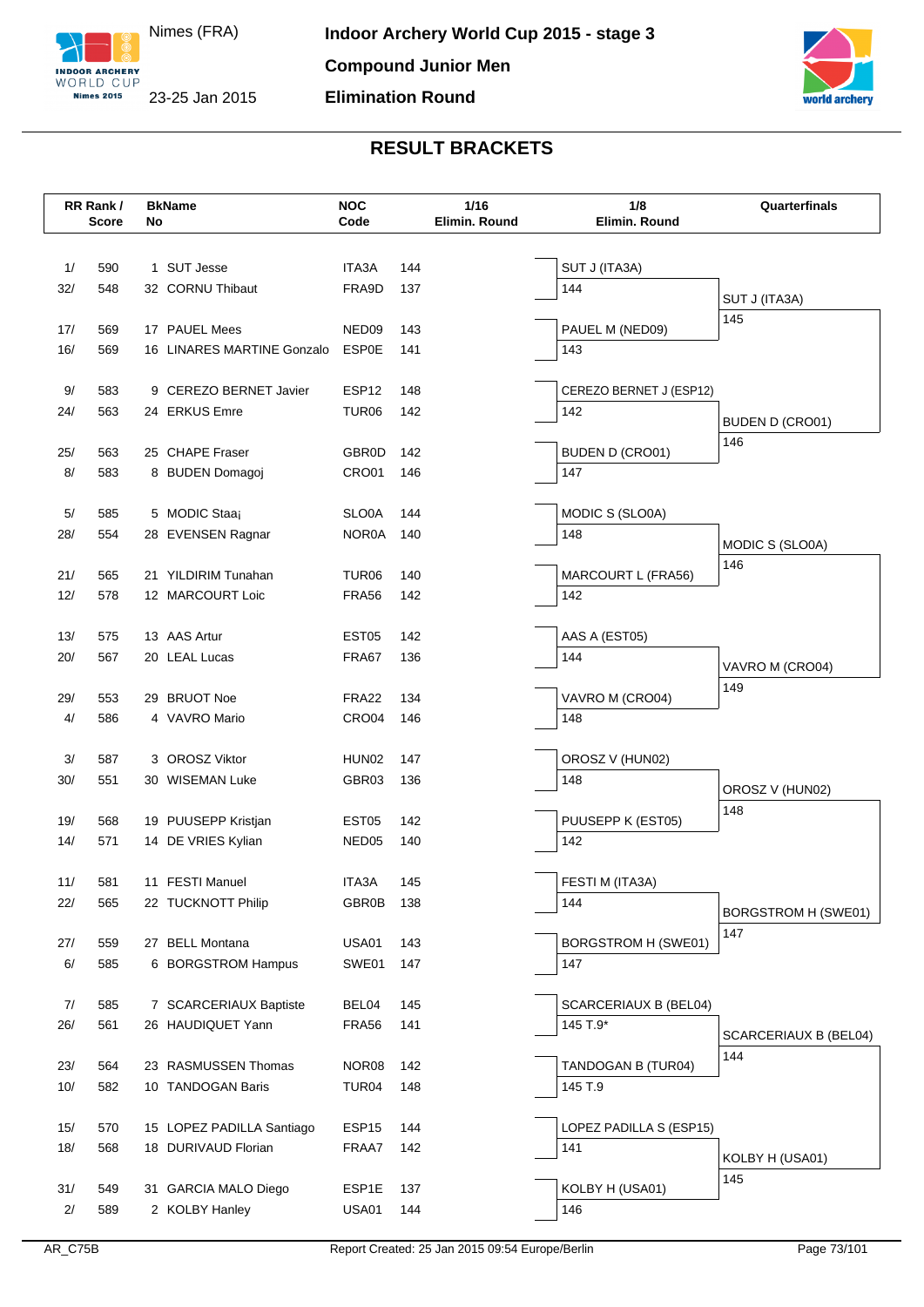Nimes (FRA)

23-25 Jan 2015

**Indoor Archery World Cup 2015 - stage 3**

**Compound Junior Men**

**Elimination Round**

## RESULT BRACKETS

| RR Rank / Score | BkName No | NOC Code | 1/16 Elimin. Round | 1/8 Elimin. Round | Quarterfinals |
|---|---|---|---|---|---|
| 1/ 590 | 1 SUT Jesse | ITA3A | 144 | SUT J (ITA3A) 144 | SUT J (ITA3A) 145 |
| 32/ 548 | 32 CORNU Thibaut | FRA9D | 137 | | |
| 17/ 569 | 17 PAUEL Mees | NED09 | 143 | PAUEL M (NED09) 143 | |
| 16/ 569 | 16 LINARES MARTINE Gonzalo | ESP0E | 141 | | |
| 9/ 583 | 9 CEREZO BERNET Javier | ESP12 | 148 | CEREZO BERNET J (ESP12) 142 | BUDEN D (CRO01) 146 |
| 24/ 563 | 24 ERKUS Emre | TUR06 | 142 | | |
| 25/ 563 | 25 CHAPE Fraser | GBR0D | 142 | BUDEN D (CRO01) 147 | |
| 8/ 583 | 8 BUDEN Domagoj | CRO01 | 146 | | |
| 5/ 585 | 5 MODIC Staa¡ | SLO0A | 144 | MODIC S (SLO0A) 148 | MODIC S (SLO0A) 146 |
| 28/ 554 | 28 EVENSEN Ragnar | NOR0A | 140 | | |
| 21/ 565 | 21 YILDIRIM Tunahan | TUR06 | 140 | MARCOURT L (FRA56) 142 | |
| 12/ 578 | 12 MARCOURT Loic | FRA56 | 142 | | |
| 13/ 575 | 13 AAS Artur | EST05 | 142 | AAS A (EST05) 144 | VAVRO M (CRO04) 149 |
| 20/ 567 | 20 LEAL Lucas | FRA67 | 136 | | |
| 29/ 553 | 29 BRUOT Noe | FRA22 | 134 | VAVRO M (CRO04) 148 | |
| 4/ 586 | 4 VAVRO Mario | CRO04 | 146 | | |
| 3/ 587 | 3 OROSZ Viktor | HUN02 | 147 | OROSZ V (HUN02) 148 | OROSZ V (HUN02) 148 |
| 30/ 551 | 30 WISEMAN Luke | GBR03 | 136 | | |
| 19/ 568 | 19 PUUSEPP Kristjan | EST05 | 142 | PUUSEPP K (EST05) 142 | |
| 14/ 571 | 14 DE VRIES Kylian | NED05 | 140 | | |
| 11/ 581 | 11 FESTI Manuel | ITA3A | 145 | FESTI M (ITA3A) 144 | BORGSTROM H (SWE01) 147 |
| 22/ 565 | 22 TUCKNOTT Philip | GBR0B | 138 | | |
| 27/ 559 | 27 BELL Montana | USA01 | 143 | BORGSTROM H (SWE01) 147 | |
| 6/ 585 | 6 BORGSTROM Hampus | SWE01 | 147 | | |
| 7/ 585 | 7 SCARCERIAUX Baptiste | BEL04 | 145 | SCARCERIAUX B (BEL04) 145 T.9* | SCARCERIAUX B (BEL04) 144 |
| 26/ 561 | 26 HAUDIQUET Yann | FRA56 | 141 | | |
| 23/ 564 | 23 RASMUSSEN Thomas | NOR08 | 142 | TANDOGAN B (TUR04) 145 T.9 | |
| 10/ 582 | 10 TANDOGAN Baris | TUR04 | 148 | | |
| 15/ 570 | 15 LOPEZ PADILLA Santiago | ESP15 | 144 | LOPEZ PADILLA S (ESP15) 141 | KOLBY H (USA01) 145 |
| 18/ 568 | 18 DURIVAUD Florian | FRAA7 | 142 | | |
| 31/ 549 | 31 GARCIA MALO Diego | ESP1E | 137 | KOLBY H (USA01) 146 | |
| 2/ 589 | 2 KOLBY Hanley | USA01 | 144 | | |

AR_C75B — Report Created: 25 Jan 2015 09:54 Europe/Berlin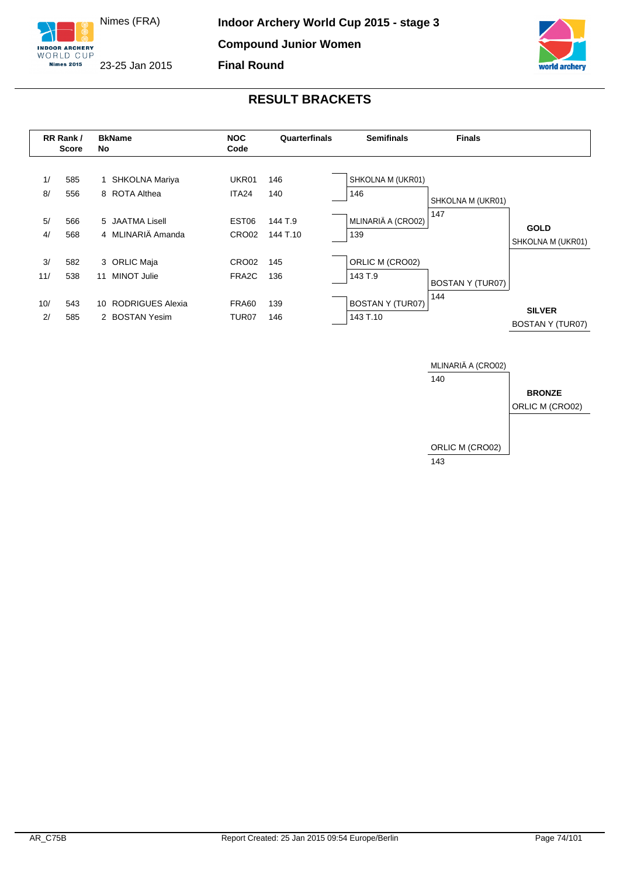Nimes (FRA)

23-25 Jan 2015

**Indoor Archery World Cup 2015 - stage 3**

**Compound Junior Women**

**Final Round**

## RESULT BRACKETS

| RR Rank / | Score | BkNo | Name | NOC Code | Quarterfinals |
|---|---|---|---|---|---|
| 1/ | 585 | 1 | SHKOLNA Mariya | UKR01 | 146 |
| 8/ | 556 | 8 | ROTA Althea | ITA24 | 140 |
| 5/ | 566 | 5 | JAATMA Lisell | EST06 | 144 T.9 |
| 4/ | 568 | 4 | MLINARIÄ Amanda | CRO02 | 144 T.10 |
| 3/ | 582 | 3 | ORLIC Maja | CRO02 | 145 |
| 11/ | 538 | 11 | MINOT Julie | FRA2C | 136 |
| 10/ | 543 | 10 | RODRIGUES Alexia | FRA60 | 139 |
| 2/ | 585 | 2 | BOSTAN Yesim | TUR07 | 146 |

**Semifinals**

| Athlete | Score |
|---|---|
| SHKOLNA M (UKR01) | 146 |
| MLINARIÄ A (CRO02) | 139 |
| ORLIC M (CRO02) | 143 T.9 |
| BOSTAN Y (TUR07) | 143 T.10 |

**Finals**

| Athlete | Score |
|---|---|
| SHKOLNA M (UKR01) | 147 |
| BOSTAN Y (TUR07) | 144 |

**Bronze match**

| Athlete | Score |
|---|---|
| MLINARIÄ A (CRO02) | 140 |
| ORLIC M (CRO02) | 143 |

**GOLD** SHKOLNA M (UKR01)

**SILVER** BOSTAN Y (TUR07)

**BRONZE** ORLIC M (CRO02)

AR_C75B

Report Created: 25 Jan 2015 09:54 Europe/Berlin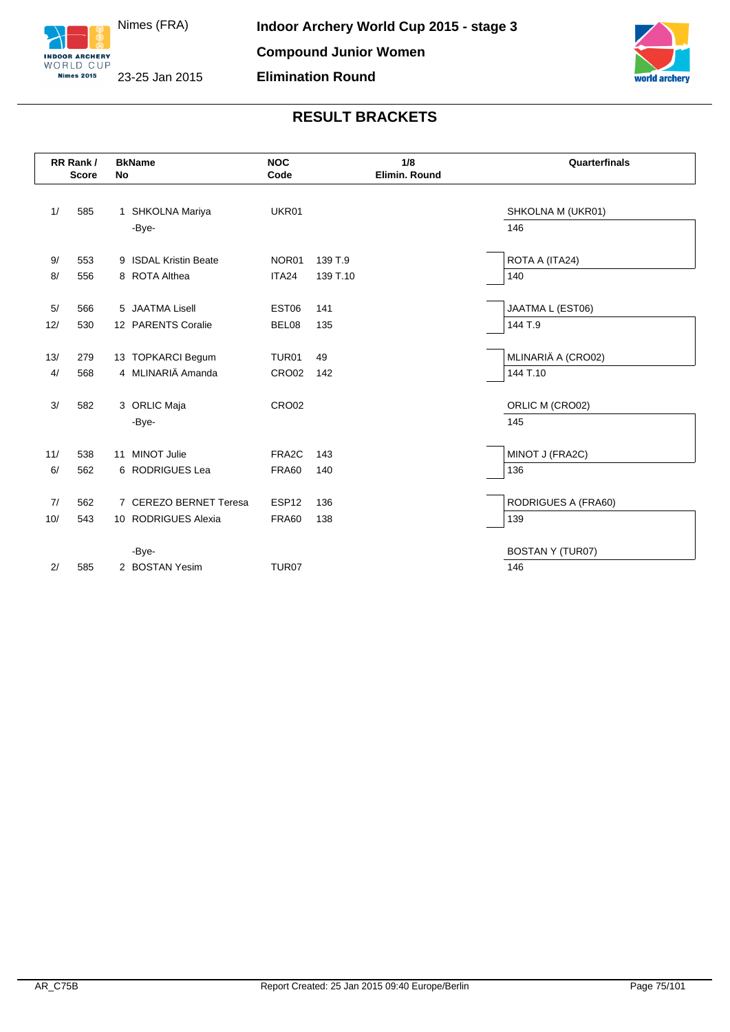Nimes (FRA)

23-25 Jan 2015

**Indoor Archery World Cup 2015 - stage 3**

**Compound Junior Women**

**Elimination Round**

## RESULT BRACKETS

| RR Rank / | Score | BkName No | | NOC Code | 1/8 Elimin. Round | Quarterfinals |
|---|---|---|---|---|---|---|
| 1/ | 585 | 1 | SHKOLNA Mariya | UKR01 | | SHKOLNA M (UKR01) |
| | | | -Bye- | | | 146 |
| 9/ | 553 | 9 | ISDAL Kristin Beate | NOR01 | 139 T.9 | ROTA A (ITA24) |
| 8/ | 556 | 8 | ROTA Althea | ITA24 | 139 T.10 | 140 |
| 5/ | 566 | 5 | JAATMA Lisell | EST06 | 141 | JAATMA L (EST06) |
| 12/ | 530 | 12 | PARENTS Coralie | BEL08 | 135 | 144 T.9 |
| 13/ | 279 | 13 | TOPKARCI Begum | TUR01 | 49 | MLINARIÄ A (CRO02) |
| 4/ | 568 | 4 | MLINARIÄ Amanda | CRO02 | 142 | 144 T.10 |
| 3/ | 582 | 3 | ORLIC Maja | CRO02 | | ORLIC M (CRO02) |
| | | | -Bye- | | | 145 |
| 11/ | 538 | 11 | MINOT Julie | FRA2C | 143 | MINOT J (FRA2C) |
| 6/ | 562 | 6 | RODRIGUES Lea | FRA60 | 140 | 136 |
| 7/ | 562 | 7 | CEREZO BERNET Teresa | ESP12 | 136 | RODRIGUES A (FRA60) |
| 10/ | 543 | 10 | RODRIGUES Alexia | FRA60 | 138 | 139 |
| | | | -Bye- | | | BOSTAN Y (TUR07) |
| 2/ | 585 | 2 | BOSTAN Yesim | TUR07 | | 146 |

AR_C75B

Report Created: 25 Jan 2015 09:40 Europe/Berlin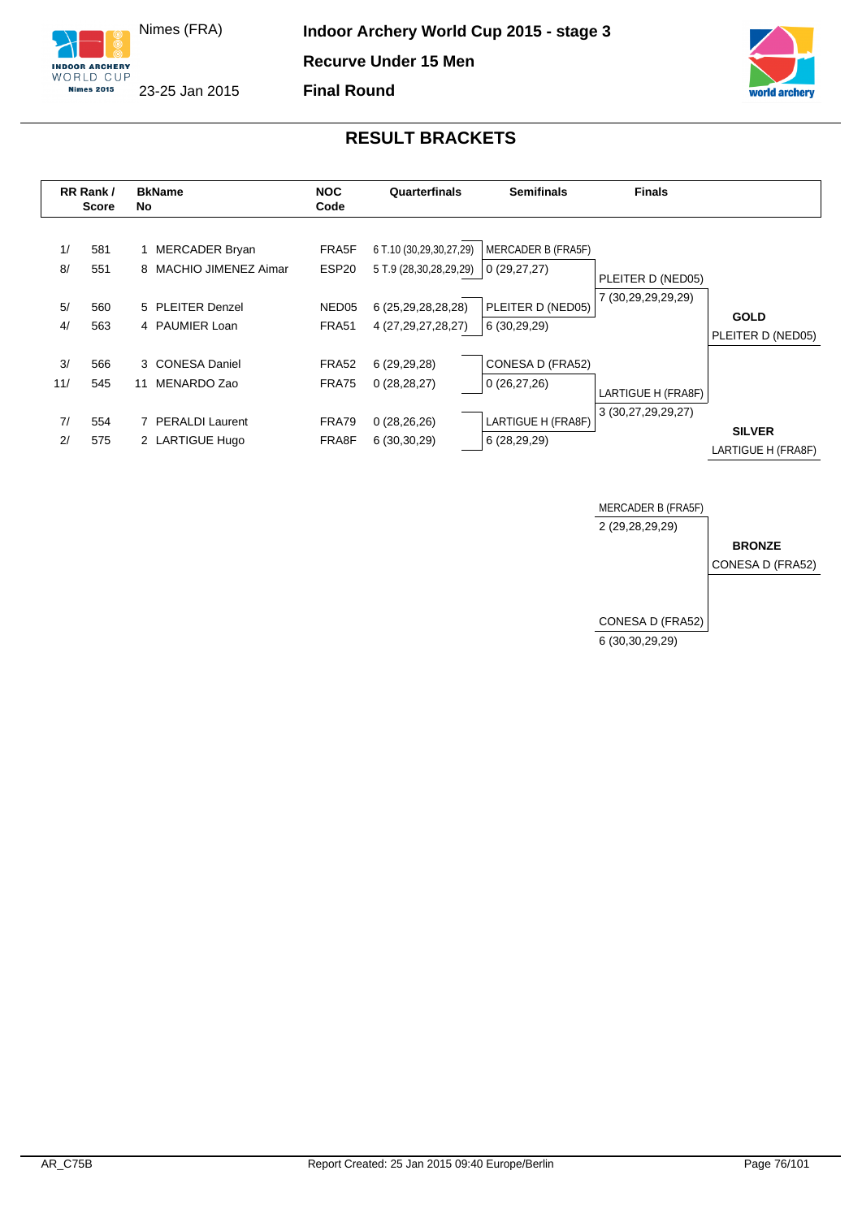Nimes (FRA)

23-25 Jan 2015

**Indoor Archery World Cup 2015 - stage 3**

**Recurve Under 15 Men**

**Final Round**

## RESULT BRACKETS

| RR Rank / | Score | BkNo | Name | NOC Code | Quarterfinals | Semifinals | Finals | |
|---|---|---|---|---|---|---|---|---|
| 1/ | 581 | 1 | MERCADER Bryan | FRA5F | 6 T.10 (30,29,30,27,29) | MERCADER B (FRA5F) | | |
| 8/ | 551 | 8 | MACHIO JIMENEZ Aimar | ESP20 | 5 T.9 (28,30,28,29,29) | 0 (29,27,27) | PLEITER D (NED05) | |
| | | | | | | | 7 (30,29,29,29,29) | |
| 5/ | 560 | 5 | PLEITER Denzel | NED05 | 6 (25,29,28,28,28) | PLEITER D (NED05) | | **GOLD** |
| 4/ | 563 | 4 | PAUMIER Loan | FRA51 | 4 (27,29,27,28,27) | 6 (30,29,29) | | PLEITER D (NED05) |
| 3/ | 566 | 3 | CONESA Daniel | FRA52 | 6 (29,29,28) | CONESA D (FRA52) | | |
| 11/ | 545 | 11 | MENARDO Zao | FRA75 | 0 (28,28,27) | 0 (26,27,26) | LARTIGUE H (FRA8F) | |
| | | | | | | | 3 (30,27,29,29,27) | |
| 7/ | 554 | 7 | PERALDI Laurent | FRA79 | 0 (28,26,26) | LARTIGUE H (FRA8F) | | **SILVER** |
| 2/ | 575 | 2 | LARTIGUE Hugo | FRA8F | 6 (30,30,29) | 6 (28,29,29) | | LARTIGUE H (FRA8F) |

**Bronze match**

| Finals | |
|---|---|
| MERCADER B (FRA5F) | |
| 2 (29,28,29,29) | **BRONZE** |
| | CONESA D (FRA52) |
| CONESA D (FRA52) | |
| 6 (30,30,29,29) | |

AR_C75B

Report Created: 25 Jan 2015 09:40 Europe/Berlin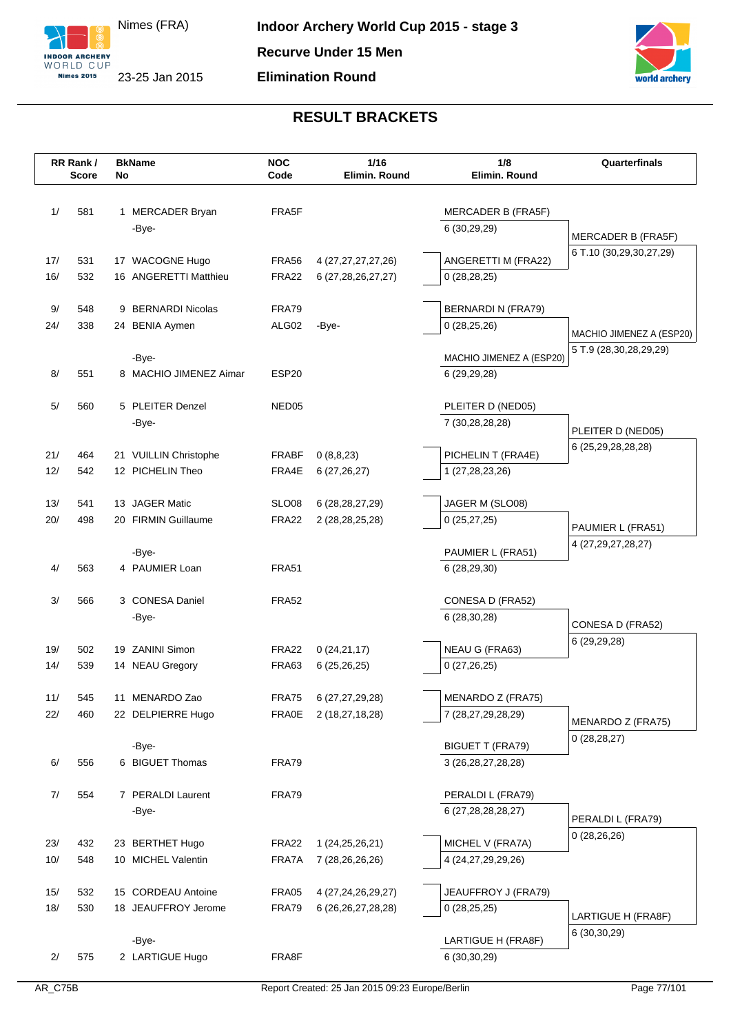Nimes (FRA)

23-25 Jan 2015

**Indoor Archery World Cup 2015 - stage 3**

**Recurve Under 15 Men**

**Elimination Round**

## RESULT BRACKETS

| RR Rank / Score | | BkNo | Name | NOC Code | 1/16 Elimin. Round | 1/8 Elimin. Round | Quarterfinals |
|---|---|---|---|---|---|---|---|
| 1/ | 581 | 1 | MERCADER Bryan | FRA5F | | MERCADER B (FRA5F) | |
| | | | -Bye- | | | 6 (30,29,29) | MERCADER B (FRA5F) |
| 17/ | 531 | 17 | WACOGNE Hugo | FRA56 | 4 (27,27,27,27,26) | ANGERETTI M (FRA22) | 6 T.10 (30,29,30,27,29) |
| 16/ | 532 | 16 | ANGERETTI Matthieu | FRA22 | 6 (27,28,26,27,27) | 0 (28,28,25) | |
| 9/ | 548 | 9 | BERNARDI Nicolas | FRA79 | | BERNARDI N (FRA79) | |
| 24/ | 338 | 24 | BENIA Aymen | ALG02 | -Bye- | 0 (28,25,26) | MACHIO JIMENEZ A (ESP20) |
| | | | -Bye- | | | MACHIO JIMENEZ A (ESP20) | 5 T.9 (28,30,28,29,29) |
| 8/ | 551 | 8 | MACHIO JIMENEZ Aimar | ESP20 | | 6 (29,29,28) | |
| 5/ | 560 | 5 | PLEITER Denzel | NED05 | | PLEITER D (NED05) | |
| | | | -Bye- | | | 7 (30,28,28,28) | PLEITER D (NED05) |
| 21/ | 464 | 21 | VUILLIN Christophe | FRABF | 0 (8,8,23) | PICHELIN T (FRA4E) | 6 (25,29,28,28,28) |
| 12/ | 542 | 12 | PICHELIN Theo | FRA4E | 6 (27,26,27) | 1 (27,28,23,26) | |
| 13/ | 541 | 13 | JAGER Matic | SLO08 | 6 (28,28,27,29) | JAGER M (SLO08) | |
| 20/ | 498 | 20 | FIRMIN Guillaume | FRA22 | 2 (28,28,25,28) | 0 (25,27,25) | PAUMIER L (FRA51) |
| | | | -Bye- | | | PAUMIER L (FRA51) | 4 (27,29,27,28,27) |
| 4/ | 563 | 4 | PAUMIER Loan | FRA51 | | 6 (28,29,30) | |
| 3/ | 566 | 3 | CONESA Daniel | FRA52 | | CONESA D (FRA52) | |
| | | | -Bye- | | | 6 (28,30,28) | CONESA D (FRA52) |
| 19/ | 502 | 19 | ZANINI Simon | FRA22 | 0 (24,21,17) | NEAU G (FRA63) | 6 (29,29,28) |
| 14/ | 539 | 14 | NEAU Gregory | FRA63 | 6 (25,26,25) | 0 (27,26,25) | |
| 11/ | 545 | 11 | MENARDO Zao | FRA75 | 6 (27,27,29,28) | MENARDO Z (FRA75) | |
| 22/ | 460 | 22 | DELPIERRE Hugo | FRA0E | 2 (18,27,18,28) | 7 (28,27,29,28,29) | MENARDO Z (FRA75) |
| | | | -Bye- | | | BIGUET T (FRA79) | 0 (28,28,27) |
| 6/ | 556 | 6 | BIGUET Thomas | FRA79 | | 3 (26,28,27,28,28) | |
| 7/ | 554 | 7 | PERALDI Laurent | FRA79 | | PERALDI L (FRA79) | |
| | | | -Bye- | | | 6 (27,28,28,28,27) | PERALDI L (FRA79) |
| 23/ | 432 | 23 | BERTHET Hugo | FRA22 | 1 (24,25,26,21) | MICHEL V (FRA7A) | 0 (28,26,26) |
| 10/ | 548 | 10 | MICHEL Valentin | FRA7A | 7 (28,26,26,26) | 4 (24,27,29,29,26) | |
| 15/ | 532 | 15 | CORDEAU Antoine | FRA05 | 4 (27,24,26,29,27) | JEAUFFROY J (FRA79) | |
| 18/ | 530 | 18 | JEAUFFROY Jerome | FRA79 | 6 (26,26,27,28,28) | 0 (28,25,25) | LARTIGUE H (FRA8F) |
| | | | -Bye- | | | LARTIGUE H (FRA8F) | 6 (30,30,29) |
| 2/ | 575 | 2 | LARTIGUE Hugo | FRA8F | | 6 (30,30,29) | |

AR_C75B

Report Created: 25 Jan 2015 09:23 Europe/Berlin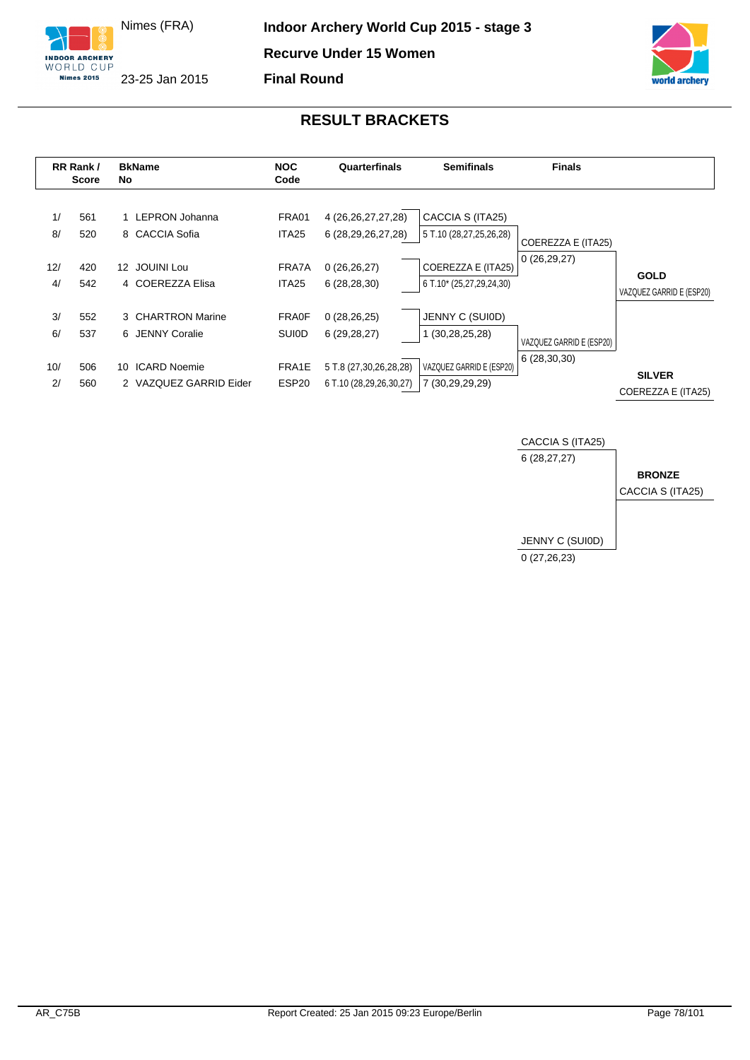Nimes (FRA)

23-25 Jan 2015

**Indoor Archery World Cup 2015 - stage 3**

**Recurve Under 15 Women**

**Final Round**

## RESULT BRACKETS

| RR Rank / | Score | BkNo | Name | NOC Code | Quarterfinals | Semifinals | Finals | |
|---|---|---|---|---|---|---|---|---|
| 1/ | 561 | 1 | LEPRON Johanna | FRA01 | 4 (26,26,27,27,28) | CACCIA S (ITA25) | | |
| 8/ | 520 | 8 | CACCIA Sofia | ITA25 | 6 (28,29,26,27,28) | 5 T.10 (28,27,25,26,28) | COEREZZA E (ITA25) | |
| | | | | | | | 0 (26,29,27) | |
| 12/ | 420 | 12 | JOUINI Lou | FRA7A | 0 (26,26,27) | COEREZZA E (ITA25) | | **GOLD** |
| 4/ | 542 | 4 | COEREZZA Elisa | ITA25 | 6 (28,28,30) | 6 T.10* (25,27,29,24,30) | | VAZQUEZ GARRID E (ESP20) |
| 3/ | 552 | 3 | CHARTRON Marine | FRA0F | 0 (28,26,25) | JENNY C (SUI0D) | | |
| 6/ | 537 | 6 | JENNY Coralie | SUI0D | 6 (29,28,27) | 1 (30,28,25,28) | VAZQUEZ GARRID E (ESP20) | |
| | | | | | | | 6 (28,30,30) | |
| 10/ | 506 | 10 | ICARD Noemie | FRA1E | 5 T.8 (27,30,26,28,28) | VAZQUEZ GARRID E (ESP20) | | **SILVER** |
| 2/ | 560 | 2 | VAZQUEZ GARRID Eider | ESP20 | 6 T.10 (28,29,26,30,27) | 7 (30,29,29,29) | | COEREZZA E (ITA25) |

| Bronze Match | | |
|---|---|---|
| CACCIA S (ITA25) | 6 (28,27,27) | **BRONZE** |
| JENNY C (SUI0D) | 0 (27,26,23) | CACCIA S (ITA25) |

AR_C75B

Report Created: 25 Jan 2015 09:23 Europe/Berlin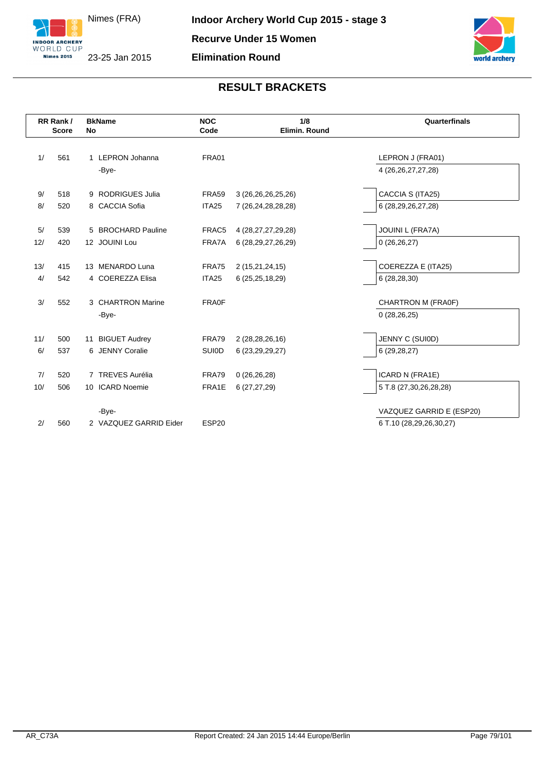Nimes (FRA)

23-25 Jan 2015

**Indoor Archery World Cup 2015 - stage 3**

**Recurve Under 15 Women**

**Elimination Round**

## RESULT BRACKETS

| RR Rank / | Score | BkName No | | NOC Code | 1/8 Elimin. Round | Quarterfinals |
|---|---|---|---|---|---|---|
| 1/ | 561 | 1 | LEPRON Johanna | FRA01 | | LEPRON J (FRA01) |
| | | | -Bye- | | | 4 (26,26,27,27,28) |
| 9/ | 518 | 9 | RODRIGUES Julia | FRA59 | 3 (26,26,26,25,26) | CACCIA S (ITA25) |
| 8/ | 520 | 8 | CACCIA Sofia | ITA25 | 7 (26,24,28,28,28) | 6 (28,29,26,27,28) |
| 5/ | 539 | 5 | BROCHARD Pauline | FRAC5 | 4 (28,27,27,29,28) | JOUINI L (FRA7A) |
| 12/ | 420 | 12 | JOUINI Lou | FRA7A | 6 (28,29,27,26,29) | 0 (26,26,27) |
| 13/ | 415 | 13 | MENARDO Luna | FRA75 | 2 (15,21,24,15) | COEREZZA E (ITA25) |
| 4/ | 542 | 4 | COEREZZA Elisa | ITA25 | 6 (25,25,18,29) | 6 (28,28,30) |
| 3/ | 552 | 3 | CHARTRON Marine | FRA0F | | CHARTRON M (FRA0F) |
| | | | -Bye- | | | 0 (28,26,25) |
| 11/ | 500 | 11 | BIGUET Audrey | FRA79 | 2 (28,28,26,16) | JENNY C (SUI0D) |
| 6/ | 537 | 6 | JENNY Coralie | SUI0D | 6 (23,29,29,27) | 6 (29,28,27) |
| 7/ | 520 | 7 | TREVES Aurélia | FRA79 | 0 (26,26,28) | ICARD N (FRA1E) |
| 10/ | 506 | 10 | ICARD Noemie | FRA1E | 6 (27,27,29) | 5 T.8 (27,30,26,28,28) |
| | | | -Bye- | | | VAZQUEZ GARRID E (ESP20) |
| 2/ | 560 | 2 | VAZQUEZ GARRID Eider | ESP20 | | 6 T.10 (28,29,26,30,27) |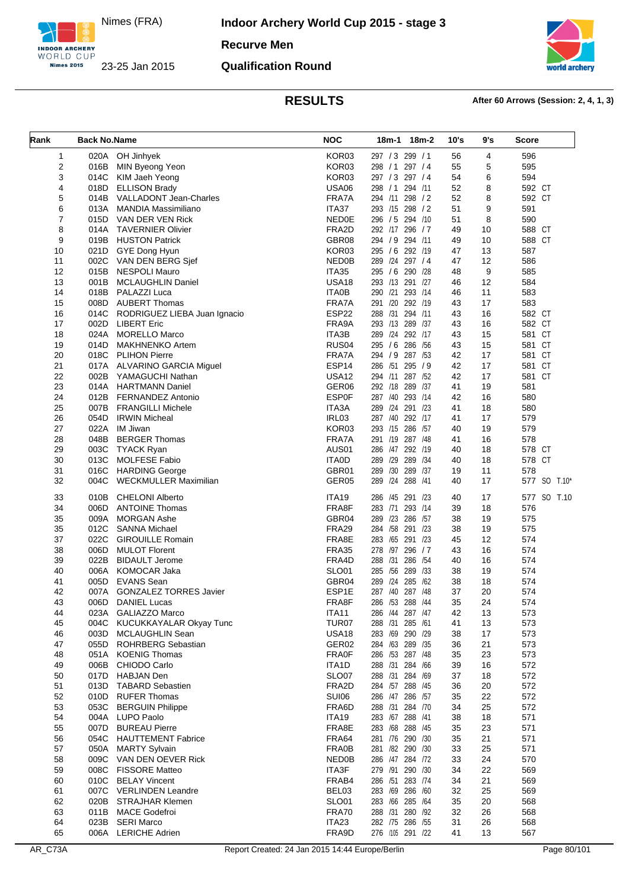Nimes (FRA)

23-25 Jan 2015

# Indoor Archery World Cup 2015 - stage 3

## Recurve Men

## Qualification Round

### RESULTS

**After 60 Arrows (Session: 2, 4, 1, 3)**

| Rank | Back No. | Name | NOC | 18m-1 | 18m-2 | 10's | 9's | Score |
|---|---|---|---|---|---|---|---|---|
| 1 | 020A | OH Jinhyek | KOR03 | 297 / 3 | 299 / 1 | 56 | 4 | 596 |
| 2 | 016B | MIN Byeong Yeon | KOR03 | 298 / 1 | 297 / 4 | 55 | 5 | 595 |
| 3 | 014C | KIM Jaeh Yeong | KOR03 | 297 / 3 | 297 / 4 | 54 | 6 | 594 |
| 4 | 018D | ELLISON Brady | USA06 | 298 / 1 | 294 /11 | 52 | 8 | 592 CT |
| 5 | 014B | VALLADONT Jean-Charles | FRA7A | 294 /11 | 298 / 2 | 52 | 8 | 592 CT |
| 6 | 013A | MANDIA Massimiliano | ITA37 | 293 /15 | 298 / 2 | 51 | 9 | 591 |
| 7 | 015D | VAN DER VEN Rick | NED0E | 296 / 5 | 294 /10 | 51 | 8 | 590 |
| 8 | 014A | TAVERNIER Olivier | FRA2D | 292 /17 | 296 / 7 | 49 | 10 | 588 CT |
| 9 | 019B | HUSTON Patrick | GBR08 | 294 / 9 | 294 /11 | 49 | 10 | 588 CT |
| 10 | 021D | GYE Dong Hyun | KOR03 | 295 / 6 | 292 /19 | 47 | 13 | 587 |
| 11 | 002C | VAN DEN BERG Sjef | NED0B | 289 /24 | 297 / 4 | 47 | 12 | 586 |
| 12 | 015B | NESPOLI Mauro | ITA35 | 295 / 6 | 290 /28 | 48 | 9 | 585 |
| 13 | 001B | MCLAUGHLIN Daniel | USA18 | 293 /13 | 291 /27 | 46 | 12 | 584 |
| 14 | 018B | PALAZZI Luca | ITA0B | 290 /21 | 293 /14 | 46 | 11 | 583 |
| 15 | 008D | AUBERT Thomas | FRA7A | 291 /20 | 292 /19 | 43 | 17 | 583 |
| 16 | 014C | RODRIGUEZ LIEBA Juan Ignacio | ESP22 | 288 /31 | 294 /11 | 43 | 16 | 582 CT |
| 17 | 002D | LIBERT Eric | FRA9A | 293 /13 | 289 /37 | 43 | 16 | 582 CT |
| 18 | 024A | MORELLO Marco | ITA3B | 289 /24 | 292 /17 | 43 | 15 | 581 CT |
| 19 | 014D | MAKHNENKO Artem | RUS04 | 295 / 6 | 286 /56 | 43 | 15 | 581 CT |
| 20 | 018C | PLIHON Pierre | FRA7A | 294 / 9 | 287 /53 | 42 | 17 | 581 CT |
| 21 | 017A | ALVARINO GARCIA Miguel | ESP14 | 286 /51 | 295 / 9 | 42 | 17 | 581 CT |
| 22 | 002B | YAMAGUCHI Nathan | USA12 | 294 /11 | 287 /52 | 42 | 17 | 581 CT |
| 23 | 014A | HARTMANN Daniel | GER06 | 292 /18 | 289 /37 | 41 | 19 | 581 |
| 24 | 012B | FERNANDEZ Antonio | ESP0F | 287 /40 | 293 /14 | 42 | 16 | 580 |
| 25 | 007B | FRANGILLI Michele | ITA3A | 289 /24 | 291 /23 | 41 | 18 | 580 |
| 26 | 054D | IRWIN Micheal | IRL03 | 287 /40 | 292 /17 | 41 | 17 | 579 |
| 27 | 022A | IM Jiwan | KOR03 | 293 /15 | 286 /57 | 40 | 19 | 579 |
| 28 | 048B | BERGER Thomas | FRA7A | 291 /19 | 287 /48 | 41 | 16 | 578 |
| 29 | 003C | TYACK Ryan | AUS01 | 286 /47 | 292 /19 | 40 | 18 | 578 CT |
| 30 | 013C | MOLFESE Fabio | ITA0D | 289 /29 | 289 /34 | 40 | 18 | 578 CT |
| 31 | 016C | HARDING George | GBR01 | 289 /30 | 289 /37 | 19 | 11 | 578 |
| 32 | 004C | WECKMULLER Maximilian | GER05 | 289 /24 | 288 /41 | 40 | 17 | 577 SO T.10* |
| 33 | 010B | CHELONI Alberto | ITA19 | 286 /45 | 291 /23 | 40 | 17 | 577 SO T.10 |
| 34 | 006D | ANTOINE Thomas | FRA8F | 283 /71 | 293 /14 | 39 | 18 | 576 |
| 35 | 009A | MORGAN Ashe | GBR04 | 289 /23 | 286 /57 | 38 | 19 | 575 |
| 35 | 012C | SANNA Michael | FRA29 | 284 /58 | 291 /23 | 38 | 19 | 575 |
| 37 | 022C | GIROUILLE Romain | FRA8E | 283 /65 | 291 /23 | 45 | 12 | 574 |
| 38 | 006D | MULOT Florent | FRA35 | 278 /97 | 296 / 7 | 43 | 16 | 574 |
| 39 | 022B | BIDAULT Jerome | FRA4D | 288 /31 | 286 /54 | 40 | 16 | 574 |
| 40 | 006A | KOMOCAR Jaka | SLO01 | 285 /56 | 289 /33 | 38 | 19 | 574 |
| 41 | 005D | EVANS Sean | GBR04 | 289 /24 | 285 /62 | 38 | 18 | 574 |
| 42 | 007A | GONZALEZ TORRES Javier | ESP1E | 287 /40 | 287 /48 | 37 | 20 | 574 |
| 43 | 006D | DANIEL Lucas | FRA8F | 286 /53 | 288 /44 | 35 | 24 | 574 |
| 44 | 023A | GALIAZZO Marco | ITA11 | 286 /44 | 287 /47 | 42 | 13 | 573 |
| 45 | 004C | KUCUKKAYALAR Okyay Tunc | TUR07 | 288 /31 | 285 /61 | 41 | 13 | 573 |
| 46 | 003D | MCLAUGHLIN Sean | USA18 | 283 /69 | 290 /29 | 38 | 17 | 573 |
| 47 | 055D | ROHRBERG Sebastian | GER02 | 284 /63 | 289 /35 | 36 | 21 | 573 |
| 48 | 051A | KOENIG Thomas | FRA0F | 286 /53 | 287 /48 | 35 | 23 | 573 |
| 49 | 006B | CHIODO Carlo | ITA1D | 288 /31 | 284 /66 | 39 | 16 | 572 |
| 50 | 017D | HABJAN Den | SLO07 | 288 /31 | 284 /69 | 37 | 18 | 572 |
| 51 | 013D | TABARD Sebastien | FRA2D | 284 /57 | 288 /45 | 36 | 20 | 572 |
| 52 | 010D | RUFER Thomas | SUI06 | 286 /47 | 286 /57 | 35 | 22 | 572 |
| 53 | 053C | BERGUIN Philippe | FRA6D | 288 /31 | 284 /70 | 34 | 25 | 572 |
| 54 | 004A | LUPO Paolo | ITA19 | 283 /67 | 288 /41 | 38 | 18 | 571 |
| 55 | 007D | BUREAU Pierre | FRA8E | 283 /68 | 288 /45 | 35 | 23 | 571 |
| 56 | 054C | HAUTTEMENT Fabrice | FRA64 | 281 /76 | 290 /30 | 35 | 21 | 571 |
| 57 | 050A | MARTY Sylvain | FRA0B | 281 /82 | 290 /30 | 33 | 25 | 571 |
| 58 | 009C | VAN DEN OEVER Rick | NED0B | 286 /47 | 284 /72 | 33 | 24 | 570 |
| 59 | 008C | FISSORE Matteo | ITA3F | 279 /91 | 290 /30 | 34 | 22 | 569 |
| 60 | 010C | BELAY Vincent | FRAB4 | 286 /51 | 283 /74 | 34 | 21 | 569 |
| 61 | 007C | VERLINDEN Leandre | BEL03 | 283 /69 | 286 /60 | 32 | 25 | 569 |
| 62 | 020B | STRAJHAR Klemen | SLO01 | 283 /66 | 285 /64 | 35 | 20 | 568 |
| 63 | 011B | MACE Godefroi | FRA70 | 288 /31 | 280 /92 | 32 | 26 | 568 |
| 64 | 023B | SERI Marco | ITA23 | 282 /75 | 286 /55 | 31 | 26 | 568 |
| 65 | 006A | LERICHE Adrien | FRA9D | 276 /105 | 291 /22 | 41 | 13 | 567 |

AR_C73A — Report Created: 24 Jan 2015 14:44 Europe/Berlin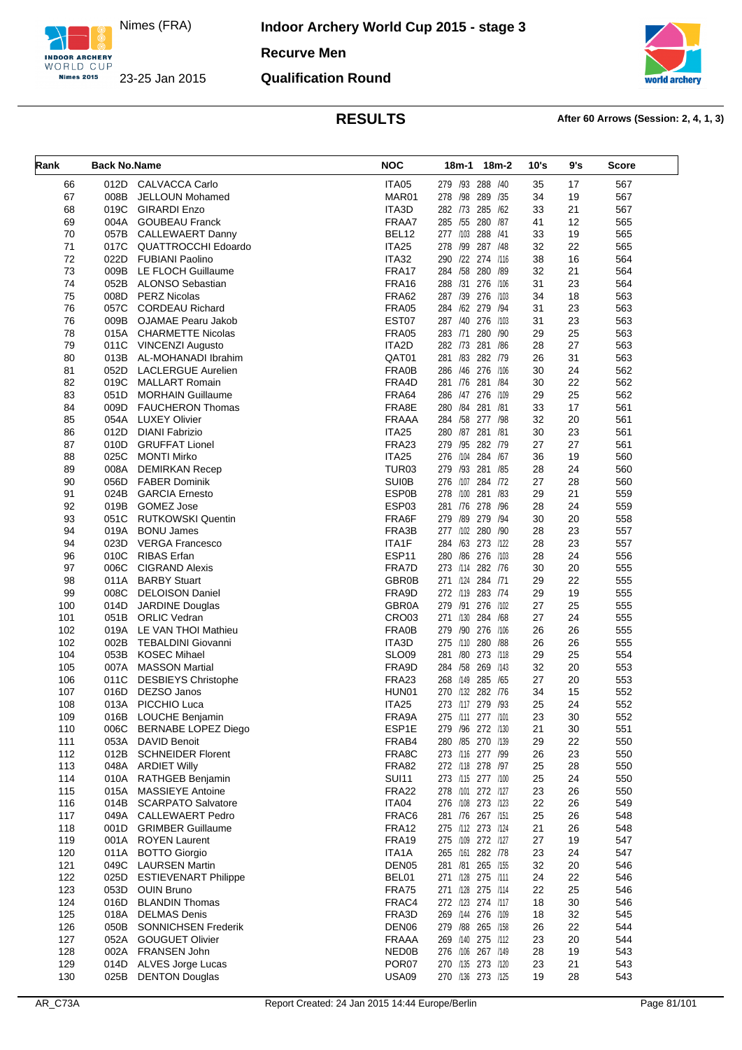Nimes (FRA)

23-25 Jan 2015

**Indoor Archery World Cup 2015 - stage 3**

**Recurve Men**

**Qualification Round**

## RESULTS

**After 60 Arrows (Session: 2, 4, 1, 3)**

| Rank | Back No. | Name | NOC | 18m-1 | 18m-2 | 10's | 9's | Score |
|---|---|---|---|---|---|---|---|---|
| 66 | 012D | CALVACCA Carlo | ITA05 | 279 /93 | 288 /40 | 35 | 17 | 567 |
| 67 | 008B | JELLOUN Mohamed | MAR01 | 278 /98 | 289 /35 | 34 | 19 | 567 |
| 68 | 019C | GIRARDI Enzo | ITA3D | 282 /73 | 285 /62 | 33 | 21 | 567 |
| 69 | 004A | GOUBEAU Franck | FRAA7 | 285 /55 | 280 /87 | 41 | 12 | 565 |
| 70 | 057B | CALLEWAERT Danny | BEL12 | 277 /103 | 288 /41 | 33 | 19 | 565 |
| 71 | 017C | QUATTROCCHI Edoardo | ITA25 | 278 /99 | 287 /48 | 32 | 22 | 565 |
| 72 | 022D | FUBIANI Paolino | ITA32 | 290 /22 | 274 /116 | 38 | 16 | 564 |
| 73 | 009B | LE FLOCH Guillaume | FRA17 | 284 /58 | 280 /89 | 32 | 21 | 564 |
| 74 | 052B | ALONSO Sebastian | FRA16 | 288 /31 | 276 /106 | 31 | 23 | 564 |
| 75 | 008D | PERZ Nicolas | FRA62 | 287 /39 | 276 /103 | 34 | 18 | 563 |
| 76 | 057C | CORDEAU Richard | FRA05 | 284 /62 | 279 /94 | 31 | 23 | 563 |
| 76 | 009B | OJAMAE Pearu Jakob | EST07 | 287 /40 | 276 /103 | 31 | 23 | 563 |
| 78 | 015A | CHARMETTE Nicolas | FRA05 | 283 /71 | 280 /90 | 29 | 25 | 563 |
| 79 | 011C | VINCENZI Augusto | ITA2D | 282 /73 | 281 /86 | 28 | 27 | 563 |
| 80 | 013B | AL-MOHANADI Ibrahim | QAT01 | 281 /83 | 282 /79 | 26 | 31 | 563 |
| 81 | 052D | LACLERGUE Aurelien | FRA0B | 286 /46 | 276 /106 | 30 | 24 | 562 |
| 82 | 019C | MALLART Romain | FRA4D | 281 /76 | 281 /84 | 30 | 22 | 562 |
| 83 | 051D | MORHAIN Guillaume | FRA64 | 286 /47 | 276 /109 | 29 | 25 | 562 |
| 84 | 009D | FAUCHERON Thomas | FRA8E | 280 /84 | 281 /81 | 33 | 17 | 561 |
| 85 | 054A | LUXEY Olivier | FRAAA | 284 /58 | 277 /98 | 32 | 20 | 561 |
| 86 | 012D | DIANI Fabrizio | ITA25 | 280 /87 | 281 /81 | 30 | 23 | 561 |
| 87 | 010D | GRUFFAT Lionel | FRA23 | 279 /95 | 282 /79 | 27 | 27 | 561 |
| 88 | 025C | MONTI Mirko | ITA25 | 276 /104 | 284 /67 | 36 | 19 | 560 |
| 89 | 008A | DEMIRKAN Recep | TUR03 | 279 /93 | 281 /85 | 28 | 24 | 560 |
| 90 | 056D | FABER Dominik | SUI0B | 276 /107 | 284 /72 | 27 | 28 | 560 |
| 91 | 024B | GARCIA Ernesto | ESP0B | 278 /100 | 281 /83 | 29 | 21 | 559 |
| 92 | 019B | GOMEZ Jose | ESP03 | 281 /76 | 278 /96 | 28 | 24 | 559 |
| 93 | 051C | RUTKOWSKI Quentin | FRA6F | 279 /89 | 279 /94 | 30 | 20 | 558 |
| 94 | 019A | BONU James | FRA3B | 277 /102 | 280 /90 | 28 | 23 | 557 |
| 94 | 023D | VERGA Francesco | ITA1F | 284 /63 | 273 /122 | 28 | 23 | 557 |
| 96 | 010C | RIBAS Erfan | ESP11 | 280 /86 | 276 /103 | 28 | 24 | 556 |
| 97 | 006C | CIGRAND Alexis | FRA7D | 273 /114 | 282 /76 | 30 | 20 | 555 |
| 98 | 011A | BARBY Stuart | GBR0B | 271 /124 | 284 /71 | 29 | 22 | 555 |
| 99 | 008C | DELOISON Daniel | FRA9D | 272 /119 | 283 /74 | 29 | 19 | 555 |
| 100 | 014D | JARDINE Douglas | GBR0A | 279 /91 | 276 /102 | 27 | 25 | 555 |
| 101 | 051B | ORLIC Vedran | CRO03 | 271 /130 | 284 /68 | 27 | 24 | 555 |
| 102 | 019A | LE VAN THOI Mathieu | FRA0B | 279 /90 | 276 /106 | 26 | 26 | 555 |
| 102 | 002B | TEBALDINI Giovanni | ITA3D | 275 /110 | 280 /88 | 26 | 26 | 555 |
| 104 | 053B | KOSEC Mihael | SLO09 | 281 /80 | 273 /118 | 29 | 25 | 554 |
| 105 | 007A | MASSON Martial | FRA9D | 284 /58 | 269 /143 | 32 | 20 | 553 |
| 106 | 011C | DESBIEYS Christophe | FRA23 | 268 /149 | 285 /65 | 27 | 20 | 553 |
| 107 | 016D | DEZSO Janos | HUN01 | 270 /132 | 282 /76 | 34 | 15 | 552 |
| 108 | 013A | PICCHIO Luca | ITA25 | 273 /117 | 279 /93 | 25 | 24 | 552 |
| 109 | 016B | LOUCHE Benjamin | FRA9A | 275 /111 | 277 /101 | 23 | 30 | 552 |
| 110 | 006C | BERNABE LOPEZ Diego | ESP1E | 279 /96 | 272 /130 | 21 | 30 | 551 |
| 111 | 053A | DAVID Benoit | FRAB4 | 280 /85 | 270 /139 | 29 | 22 | 550 |
| 112 | 012B | SCHNEIDER Florent | FRA8C | 273 /116 | 277 /99 | 26 | 23 | 550 |
| 113 | 048A | ARDIET Willy | FRA82 | 272 /118 | 278 /97 | 25 | 28 | 550 |
| 114 | 010A | RATHGEB Benjamin | SUI11 | 273 /115 | 277 /100 | 25 | 24 | 550 |
| 115 | 015A | MASSIEYE Antoine | FRA22 | 278 /101 | 272 /127 | 23 | 26 | 550 |
| 116 | 014B | SCARPATO Salvatore | ITA04 | 276 /108 | 273 /123 | 22 | 26 | 549 |
| 117 | 049A | CALLEWAERT Pedro | FRAC6 | 281 /76 | 267 /151 | 25 | 26 | 548 |
| 118 | 001D | GRIMBER Guillaume | FRA12 | 275 /112 | 273 /124 | 21 | 26 | 548 |
| 119 | 001A | ROYEN Laurent | FRA19 | 275 /109 | 272 /127 | 27 | 19 | 547 |
| 120 | 011A | BOTTO Giorgio | ITA1A | 265 /161 | 282 /78 | 23 | 24 | 547 |
| 121 | 049C | LAURSEN Martin | DEN05 | 281 /81 | 265 /155 | 32 | 20 | 546 |
| 122 | 025D | ESTIEVENART Philippe | BEL01 | 271 /128 | 275 /111 | 24 | 22 | 546 |
| 123 | 053D | OUIN Bruno | FRA75 | 271 /128 | 275 /114 | 22 | 25 | 546 |
| 124 | 016D | BLANDIN Thomas | FRAC4 | 272 /123 | 274 /117 | 18 | 30 | 546 |
| 125 | 018A | DELMAS Denis | FRA3D | 269 /144 | 276 /109 | 18 | 32 | 545 |
| 126 | 050B | SONNICHSEN Frederik | DEN06 | 279 /88 | 265 /158 | 26 | 22 | 544 |
| 127 | 052A | GOUGUET Olivier | FRAAA | 269 /140 | 275 /112 | 23 | 20 | 544 |
| 128 | 002A | FRANSEN John | NED0B | 276 /106 | 267 /149 | 28 | 19 | 543 |
| 129 | 014D | ALVES Jorge Lucas | POR07 | 270 /135 | 273 /120 | 23 | 21 | 543 |
| 130 | 025B | DENTON Douglas | USA09 | 270 /136 | 273 /125 | 19 | 28 | 543 |

AR_C73A — Report Created: 24 Jan 2015 14:44 Europe/Berlin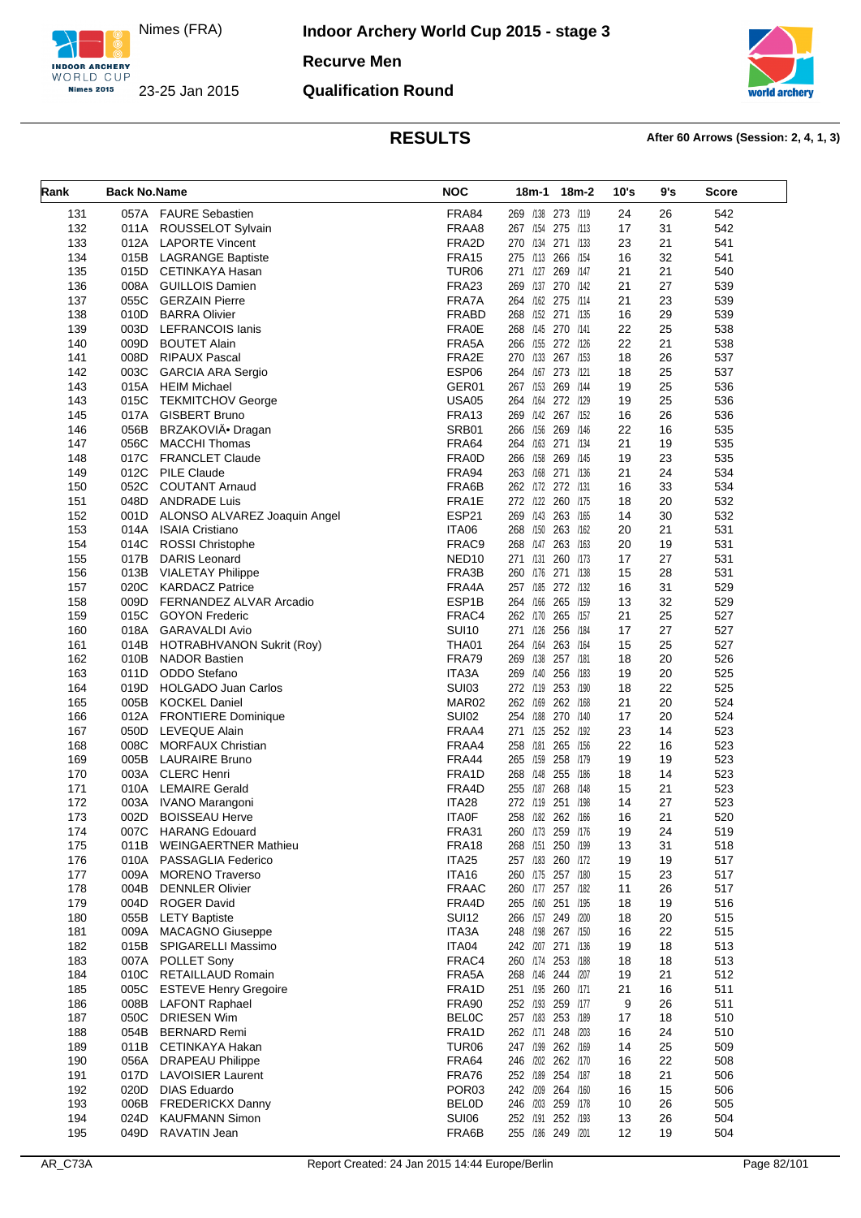Nimes (FRA)

23-25 Jan 2015

# Indoor Archery World Cup 2015 - stage 3

## Recurve Men

## Qualification Round

### RESULTS

**After 60 Arrows (Session: 2, 4, 1, 3)**

| Rank | Back No. | Name | NOC | 18m-1 | 18m-2 | 10's | 9's | Score |
|---|---|---|---|---|---|---|---|---|
| 131 | 057A | FAURE Sebastien | FRA84 | 269 /138 | 273 /119 | 24 | 26 | 542 |
| 132 | 011A | ROUSSELOT Sylvain | FRAA8 | 267 /154 | 275 /113 | 17 | 31 | 542 |
| 133 | 012A | LAPORTE Vincent | FRA2D | 270 /134 | 271 /133 | 23 | 21 | 541 |
| 134 | 015B | LAGRANGE Baptiste | FRA15 | 275 /113 | 266 /154 | 16 | 32 | 541 |
| 135 | 015D | CETINKAYA Hasan | TUR06 | 271 /127 | 269 /147 | 21 | 21 | 540 |
| 136 | 008A | GUILLOIS Damien | FRA23 | 269 /137 | 270 /142 | 21 | 27 | 539 |
| 137 | 055C | GERZAIN Pierre | FRA7A | 264 /162 | 275 /114 | 21 | 23 | 539 |
| 138 | 010D | BARRA Olivier | FRABD | 268 /152 | 271 /135 | 16 | 29 | 539 |
| 139 | 003D | LEFRANCOIS Ianis | FRA0E | 268 /145 | 270 /141 | 22 | 25 | 538 |
| 140 | 009D | BOUTET Alain | FRA5A | 266 /155 | 272 /126 | 22 | 21 | 538 |
| 141 | 008D | RIPAUX Pascal | FRA2E | 270 /133 | 267 /153 | 18 | 26 | 537 |
| 142 | 003C | GARCIA ARA Sergio | ESP06 | 264 /167 | 273 /121 | 18 | 25 | 537 |
| 143 | 015A | HEIM Michael | GER01 | 267 /153 | 269 /144 | 19 | 25 | 536 |
| 143 | 015C | TEKMITCHOV George | USA05 | 264 /164 | 272 /129 | 19 | 25 | 536 |
| 145 | 017A | GISBERT Bruno | FRA13 | 269 /142 | 267 /152 | 16 | 26 | 536 |
| 146 | 056B | BRZAKOVIÄ• Dragan | SRB01 | 266 /156 | 269 /146 | 22 | 16 | 535 |
| 147 | 056C | MACCHI Thomas | FRA64 | 264 /163 | 271 /134 | 21 | 19 | 535 |
| 148 | 017C | FRANCLET Claude | FRA0D | 266 /158 | 269 /145 | 19 | 23 | 535 |
| 149 | 012C | PILE Claude | FRA94 | 263 /168 | 271 /136 | 21 | 24 | 534 |
| 150 | 052C | COUTANT Arnaud | FRA6B | 262 /172 | 272 /131 | 16 | 33 | 534 |
| 151 | 048D | ANDRADE Luis | FRA1E | 272 /122 | 260 /175 | 18 | 20 | 532 |
| 152 | 001D | ALONSO ALVAREZ Joaquin Angel | ESP21 | 269 /143 | 263 /165 | 14 | 30 | 532 |
| 153 | 014A | ISAIA Cristiano | ITA06 | 268 /150 | 263 /162 | 20 | 21 | 531 |
| 154 | 014C | ROSSI Christophe | FRAC9 | 268 /147 | 263 /163 | 20 | 19 | 531 |
| 155 | 017B | DARIS Leonard | NED10 | 271 /131 | 260 /173 | 17 | 27 | 531 |
| 156 | 013B | VIALETAY Philippe | FRA3B | 260 /176 | 271 /138 | 15 | 28 | 531 |
| 157 | 020C | KARDACZ Patrice | FRA4A | 257 /185 | 272 /132 | 16 | 31 | 529 |
| 158 | 009D | FERNANDEZ ALVAR Arcadio | ESP1B | 264 /166 | 265 /159 | 13 | 32 | 529 |
| 159 | 015C | GOYON Frederic | FRAC4 | 262 /170 | 265 /157 | 21 | 25 | 527 |
| 160 | 018A | GARAVALDI Avio | SUI10 | 271 /126 | 256 /184 | 17 | 27 | 527 |
| 161 | 014B | HOTRABHVANON Sukrit (Roy) | THA01 | 264 /164 | 263 /164 | 15 | 25 | 527 |
| 162 | 010B | NADOR Bastien | FRA79 | 269 /138 | 257 /181 | 18 | 20 | 526 |
| 163 | 011D | ODDO Stefano | ITA3A | 269 /140 | 256 /183 | 19 | 20 | 525 |
| 164 | 019D | HOLGADO Juan Carlos | SUI03 | 272 /119 | 253 /190 | 18 | 22 | 525 |
| 165 | 005B | KOCKEL Daniel | MAR02 | 262 /169 | 262 /168 | 21 | 20 | 524 |
| 166 | 012A | FRONTIERE Dominique | SUI02 | 254 /188 | 270 /140 | 17 | 20 | 524 |
| 167 | 050D | LEVEQUE Alain | FRAA4 | 271 /125 | 252 /192 | 23 | 14 | 523 |
| 168 | 008C | MORFAUX Christian | FRAA4 | 258 /181 | 265 /156 | 22 | 16 | 523 |
| 169 | 005B | LAURAIRE Bruno | FRA44 | 265 /159 | 258 /179 | 19 | 19 | 523 |
| 170 | 003A | CLERC Henri | FRA1D | 268 /148 | 255 /186 | 18 | 14 | 523 |
| 171 | 010A | LEMAIRE Gerald | FRA4D | 255 /187 | 268 /148 | 15 | 21 | 523 |
| 172 | 003A | IVANO Marangoni | ITA28 | 272 /119 | 251 /198 | 14 | 27 | 523 |
| 173 | 002D | BOISSEAU Herve | ITA0F | 258 /182 | 262 /166 | 16 | 21 | 520 |
| 174 | 007C | HARANG Edouard | FRA31 | 260 /173 | 259 /176 | 19 | 24 | 519 |
| 175 | 011B | WEINGAERTNER Mathieu | FRA18 | 268 /151 | 250 /199 | 13 | 31 | 518 |
| 176 | 010A | PASSAGLIA Federico | ITA25 | 257 /183 | 260 /172 | 19 | 19 | 517 |
| 177 | 009A | MORENO Traverso | ITA16 | 260 /175 | 257 /180 | 15 | 23 | 517 |
| 178 | 004B | DENNLER Olivier | FRAAC | 260 /177 | 257 /182 | 11 | 26 | 517 |
| 179 | 004D | ROGER David | FRA4D | 265 /160 | 251 /195 | 18 | 19 | 516 |
| 180 | 055B | LETY Baptiste | SUI12 | 266 /157 | 249 /200 | 18 | 20 | 515 |
| 181 | 009A | MACAGNO Giuseppe | ITA3A | 248 /198 | 267 /150 | 16 | 22 | 515 |
| 182 | 015B | SPIGARELLI Massimo | ITA04 | 242 /207 | 271 /136 | 19 | 18 | 513 |
| 183 | 007A | POLLET Sony | FRAC4 | 260 /174 | 253 /188 | 18 | 18 | 513 |
| 184 | 010C | RETAILLAUD Romain | FRA5A | 268 /146 | 244 /207 | 19 | 21 | 512 |
| 185 | 005C | ESTEVE Henry Gregoire | FRA1D | 251 /195 | 260 /171 | 21 | 16 | 511 |
| 186 | 008B | LAFONT Raphael | FRA90 | 252 /193 | 259 /177 | 9 | 26 | 511 |
| 187 | 050C | DRIESEN Wim | BEL0C | 257 /183 | 253 /189 | 17 | 18 | 510 |
| 188 | 054B | BERNARD Remi | FRA1D | 262 /171 | 248 /203 | 16 | 24 | 510 |
| 189 | 011B | CETINKAYA Hakan | TUR06 | 247 /199 | 262 /169 | 14 | 25 | 509 |
| 190 | 056A | DRAPEAU Philippe | FRA64 | 246 /202 | 262 /170 | 16 | 22 | 508 |
| 191 | 017D | LAVOISIER Laurent | FRA76 | 252 /189 | 254 /187 | 18 | 21 | 506 |
| 192 | 020D | DIAS Eduardo | POR03 | 242 /209 | 264 /160 | 16 | 15 | 506 |
| 193 | 006B | FREDERICKX Danny | BEL0D | 246 /203 | 259 /178 | 10 | 26 | 505 |
| 194 | 024D | KAUFMANN Simon | SUI06 | 252 /191 | 252 /193 | 13 | 26 | 504 |
| 195 | 049D | RAVATIN Jean | FRA6B | 255 /186 | 249 /201 | 12 | 19 | 504 |

AR_C73A    Report Created: 24 Jan 2015 14:44 Europe/Berlin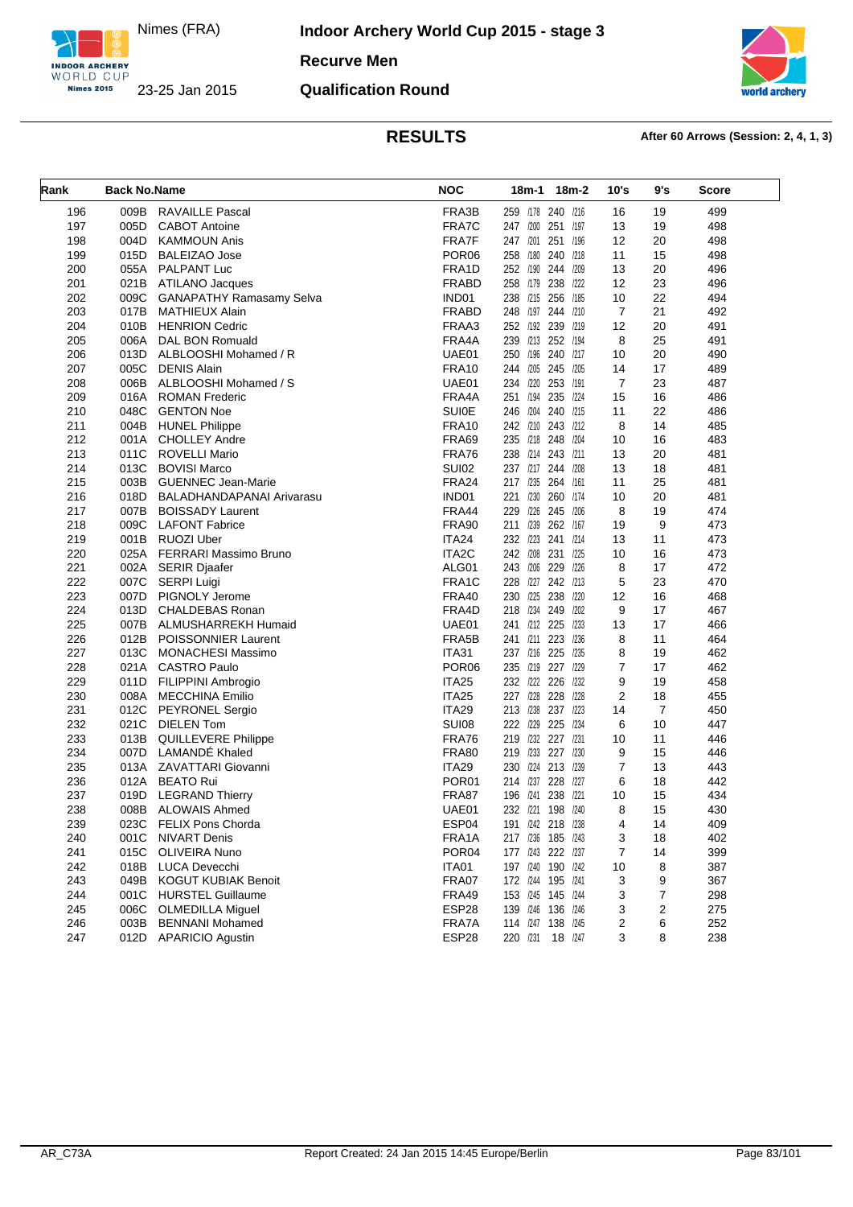# Indoor Archery World Cup 2015 - stage 3

Nimes (FRA)

23-25 Jan 2015

**Recurve Men**

**Qualification Round**

## RESULTS

**After 60 Arrows (Session: 2, 4, 1, 3)**

| Rank | Back No. | Name | NOC | 18m-1 | 18m-2 | 10's | 9's | Score |
|---|---|---|---|---|---|---|---|---|
| 196 | 009B | RAVAILLE Pascal | FRA3B | 259 /178 | 240 /216 | 16 | 19 | 499 |
| 197 | 005D | CABOT Antoine | FRA7C | 247 /200 | 251 /197 | 13 | 19 | 498 |
| 198 | 004D | KAMMOUN Anis | FRA7F | 247 /201 | 251 /196 | 12 | 20 | 498 |
| 199 | 015D | BALEIZAO Jose | POR06 | 258 /180 | 240 /218 | 11 | 15 | 498 |
| 200 | 055A | PALPANT Luc | FRA1D | 252 /190 | 244 /209 | 13 | 20 | 496 |
| 201 | 021B | ATILANO Jacques | FRABD | 258 /179 | 238 /222 | 12 | 23 | 496 |
| 202 | 009C | GANAPATHY Ramasamy Selva | IND01 | 238 /215 | 256 /185 | 10 | 22 | 494 |
| 203 | 017B | MATHIEUX Alain | FRABD | 248 /197 | 244 /210 | 7 | 21 | 492 |
| 204 | 010B | HENRION Cedric | FRAA3 | 252 /192 | 239 /219 | 12 | 20 | 491 |
| 205 | 006A | DAL BON Romuald | FRA4A | 239 /213 | 252 /194 | 8 | 25 | 491 |
| 206 | 013D | ALBLOOSHI Mohamed / R | UAE01 | 250 /196 | 240 /217 | 10 | 20 | 490 |
| 207 | 005C | DENIS Alain | FRA10 | 244 /205 | 245 /205 | 14 | 17 | 489 |
| 208 | 006B | ALBLOOSHI Mohamed / S | UAE01 | 234 /220 | 253 /191 | 7 | 23 | 487 |
| 209 | 016A | ROMAN Frederic | FRA4A | 251 /194 | 235 /224 | 15 | 16 | 486 |
| 210 | 048C | GENTON Noe | SUI0E | 246 /204 | 240 /215 | 11 | 22 | 486 |
| 211 | 004B | HUNEL Philippe | FRA10 | 242 /210 | 243 /212 | 8 | 14 | 485 |
| 212 | 001A | CHOLLEY Andre | FRA69 | 235 /218 | 248 /204 | 10 | 16 | 483 |
| 213 | 011C | ROVELLI Mario | FRA76 | 238 /214 | 243 /211 | 13 | 20 | 481 |
| 214 | 013C | BOVISI Marco | SUI02 | 237 /217 | 244 /208 | 13 | 18 | 481 |
| 215 | 003B | GUENNEC Jean-Marie | FRA24 | 217 /235 | 264 /161 | 11 | 25 | 481 |
| 216 | 018D | BALADHANDAPANAI Arivarasu | IND01 | 221 /230 | 260 /174 | 10 | 20 | 481 |
| 217 | 007B | BOISSADY Laurent | FRA44 | 229 /226 | 245 /206 | 8 | 19 | 474 |
| 218 | 009C | LAFONT Fabrice | FRA90 | 211 /239 | 262 /167 | 19 | 9 | 473 |
| 219 | 001B | RUOZI Uber | ITA24 | 232 /223 | 241 /214 | 13 | 11 | 473 |
| 220 | 025A | FERRARI Massimo Bruno | ITA2C | 242 /208 | 231 /225 | 10 | 16 | 473 |
| 221 | 002A | SERIR Djaafer | ALG01 | 243 /206 | 229 /226 | 8 | 17 | 472 |
| 222 | 007C | SERPI Luigi | FRA1C | 228 /227 | 242 /213 | 5 | 23 | 470 |
| 223 | 007D | PIGNOLY Jerome | FRA40 | 230 /225 | 238 /220 | 12 | 16 | 468 |
| 224 | 013D | CHALDEBAS Ronan | FRA4D | 218 /234 | 249 /202 | 9 | 17 | 467 |
| 225 | 007B | ALMUSHARREKH Humaid | UAE01 | 241 /212 | 225 /233 | 13 | 17 | 466 |
| 226 | 012B | POISSONNIER Laurent | FRA5B | 241 /211 | 223 /236 | 8 | 11 | 464 |
| 227 | 013C | MONACHESI Massimo | ITA31 | 237 /216 | 225 /235 | 8 | 19 | 462 |
| 228 | 021A | CASTRO Paulo | POR06 | 235 /219 | 227 /229 | 7 | 17 | 462 |
| 229 | 011D | FILIPPINI Ambrogio | ITA25 | 232 /222 | 226 /232 | 9 | 19 | 458 |
| 230 | 008A | MECCHINA Emilio | ITA25 | 227 /228 | 228 /228 | 2 | 18 | 455 |
| 231 | 012C | PEYRONEL Sergio | ITA29 | 213 /238 | 237 /223 | 14 | 7 | 450 |
| 232 | 021C | DIELEN Tom | SUI08 | 222 /229 | 225 /234 | 6 | 10 | 447 |
| 233 | 013B | QUILLEVERE Philippe | FRA76 | 219 /232 | 227 /231 | 10 | 11 | 446 |
| 234 | 007D | LAMANDÉ Khaled | FRA80 | 219 /233 | 227 /230 | 9 | 15 | 446 |
| 235 | 013A | ZAVATTARI Giovanni | ITA29 | 230 /224 | 213 /239 | 7 | 13 | 443 |
| 236 | 012A | BEATO Rui | POR01 | 214 /237 | 228 /227 | 6 | 18 | 442 |
| 237 | 019D | LEGRAND Thierry | FRA87 | 196 /241 | 238 /221 | 10 | 15 | 434 |
| 238 | 008B | ALOWAIS Ahmed | UAE01 | 232 /221 | 198 /240 | 8 | 15 | 430 |
| 239 | 023C | FELIX Pons Chorda | ESP04 | 191 /242 | 218 /238 | 4 | 14 | 409 |
| 240 | 001C | NIVART Denis | FRA1A | 217 /236 | 185 /243 | 3 | 18 | 402 |
| 241 | 015C | OLIVEIRA Nuno | POR04 | 177 /243 | 222 /237 | 7 | 14 | 399 |
| 242 | 018B | LUCA Devecchi | ITA01 | 197 /240 | 190 /242 | 10 | 8 | 387 |
| 243 | 049B | KOGUT KUBIAK Benoit | FRA07 | 172 /244 | 195 /241 | 3 | 9 | 367 |
| 244 | 001C | HURSTEL Guillaume | FRA49 | 153 /245 | 145 /244 | 3 | 7 | 298 |
| 245 | 006C | OLMEDILLA Miguel | ESP28 | 139 /246 | 136 /246 | 3 | 2 | 275 |
| 246 | 003B | BENNANI Mohamed | FRA7A | 114 /247 | 138 /245 | 2 | 6 | 252 |
| 247 | 012D | APARICIO Agustin | ESP28 | 220 /231 | 18 /247 | 3 | 8 | 238 |

AR_C73A — Report Created: 24 Jan 2015 14:45 Europe/Berlin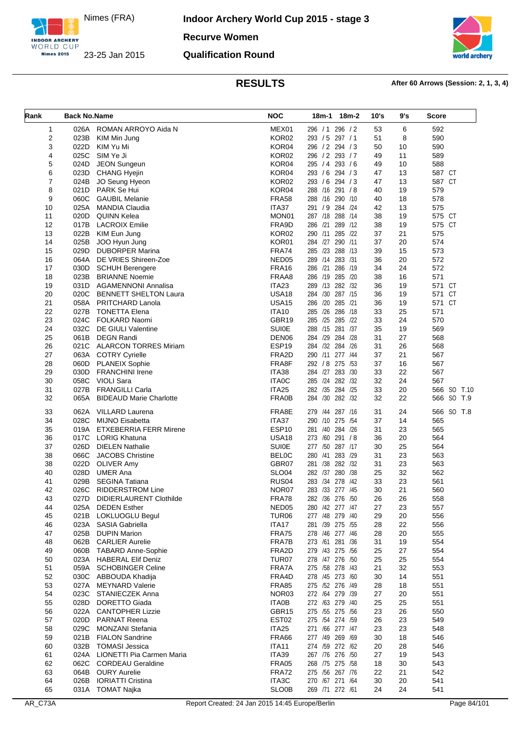Nimes (FRA)

23-25 Jan 2015

# Indoor Archery World Cup 2015 - stage 3

## Recurve Women

## Qualification Round

## RESULTS

**After 60 Arrows (Session: 2, 1, 3, 4)**

| Rank | Back No. | Name | NOC | 18m-1 | 18m-2 | 10's | 9's | Score |
|---|---|---|---|---|---|---|---|---|
| 1 | 026A | ROMAN ARROYO Aida N | MEX01 | 296 / 1 | 296 / 2 | 53 | 6 | 592 |
| 2 | 023B | KIM Min Jung | KOR02 | 293 / 5 | 297 / 1 | 51 | 8 | 590 |
| 3 | 022D | KIM Yu Mi | KOR04 | 296 / 2 | 294 / 3 | 50 | 10 | 590 |
| 4 | 025C | SIM Ye Ji | KOR02 | 296 / 2 | 293 / 7 | 49 | 11 | 589 |
| 5 | 024D | JEON Sungeun | KOR04 | 295 / 4 | 293 / 6 | 49 | 10 | 588 |
| 6 | 023D | CHANG Hyejin | KOR04 | 293 / 6 | 294 / 3 | 47 | 13 | 587 CT |
| 7 | 024B | JO Seung Hyeon | KOR02 | 293 / 6 | 294 / 3 | 47 | 13 | 587 CT |
| 8 | 021D | PARK Se Hui | KOR04 | 288 /16 | 291 / 8 | 40 | 19 | 579 |
| 9 | 060C | GAUBIL Melanie | FRA58 | 288 /16 | 290 /10 | 40 | 18 | 578 |
| 10 | 025A | MANDIA Claudia | ITA37 | 291 / 9 | 284 /24 | 42 | 13 | 575 |
| 11 | 020D | QUINN Kelea | MON01 | 287 /18 | 288 /14 | 38 | 19 | 575 CT |
| 12 | 017B | LACROIX Emilie | FRA9D | 286 /21 | 289 /12 | 38 | 19 | 575 CT |
| 13 | 022B | KIM Eun Jung | KOR02 | 290 /11 | 285 /22 | 37 | 21 | 575 |
| 14 | 025B | JOO Hyun Jung | KOR01 | 284 /27 | 290 /11 | 37 | 20 | 574 |
| 15 | 029D | DUBORPER Marina | FRA74 | 285 /23 | 288 /13 | 39 | 15 | 573 |
| 16 | 064A | DE VRIES Shireen-Zoe | NED05 | 289 /14 | 283 /31 | 36 | 20 | 572 |
| 17 | 030D | SCHUH Berengere | FRA16 | 286 /21 | 286 /19 | 34 | 24 | 572 |
| 18 | 023B | BRIANNE Noemie | FRAA8 | 286 /19 | 285 /20 | 38 | 16 | 571 |
| 19 | 031D | AGAMENNONI Annalisa | ITA23 | 289 /13 | 282 /32 | 36 | 19 | 571 CT |
| 20 | 020C | BENNETT SHELTON Laura | USA18 | 284 /30 | 287 /15 | 36 | 19 | 571 CT |
| 21 | 058A | PRITCHARD Lanola | USA15 | 286 /20 | 285 /21 | 36 | 19 | 571 CT |
| 22 | 027B | TONETTA Elena | ITA10 | 285 /26 | 286 /18 | 33 | 25 | 571 |
| 23 | 024C | FOLKARD Naomi | GBR19 | 285 /25 | 285 /22 | 33 | 24 | 570 |
| 24 | 032C | DE GIULI Valentine | SUI0E | 288 /15 | 281 /37 | 35 | 19 | 569 |
| 25 | 061B | DEGN Randi | DEN06 | 284 /29 | 284 /28 | 31 | 27 | 568 |
| 26 | 021C | ALARCON TORRES Miriam | ESP19 | 284 /32 | 284 /26 | 31 | 26 | 568 |
| 27 | 063A | COTRY Cyrielle | FRA2D | 290 /11 | 277 /44 | 37 | 21 | 567 |
| 28 | 060D | PLANEIX Sophie | FRA8F | 292 / 8 | 275 /53 | 37 | 16 | 567 |
| 29 | 030D | FRANCHINI Irene | ITA38 | 284 /27 | 283 /30 | 33 | 22 | 567 |
| 30 | 058C | VIOLI Sara | ITA0C | 285 /24 | 282 /32 | 32 | 24 | 567 |
| 31 | 027B | FRANGILLI Carla | ITA25 | 282 /35 | 284 /25 | 33 | 20 | 566 SO T.10 |
| 32 | 065A | BIDEAUD Marie Charlotte | FRA0B | 284 /30 | 282 /32 | 32 | 22 | 566 SO T.9 |
| 33 | 062A | VILLARD Laurena | FRA8E | 279 /44 | 287 /16 | 31 | 24 | 566 SO T.8 |
| 34 | 028C | MIJNO Eisabetta | ITA37 | 290 /10 | 275 /54 | 37 | 14 | 565 |
| 35 | 019A | ETXEBERRIA FERR Mirene | ESP10 | 281 /40 | 284 /26 | 31 | 23 | 565 |
| 36 | 017C | LORIG Khatuna | USA18 | 273 /60 | 291 / 8 | 36 | 20 | 564 |
| 37 | 026D | DIELEN Nathalie | SUI0E | 277 /50 | 287 /17 | 30 | 25 | 564 |
| 38 | 066C | JACOBS Christine | BEL0C | 280 /41 | 283 /29 | 31 | 23 | 563 |
| 38 | 022D | OLIVER Amy | GBR07 | 281 /38 | 282 /32 | 31 | 23 | 563 |
| 40 | 028D | UMER Ana | SLO04 | 282 /37 | 280 /38 | 25 | 32 | 562 |
| 41 | 029B | SEGINA Tatiana | RUS04 | 283 /34 | 278 /42 | 33 | 23 | 561 |
| 42 | 026C | RIDDERSTROM Line | NOR07 | 283 /33 | 277 /45 | 30 | 21 | 560 |
| 43 | 027D | DIDIERLAURENT Clothilde | FRA78 | 282 /36 | 276 /50 | 26 | 26 | 558 |
| 44 | 025A | DEDEN Esther | NED05 | 280 /42 | 277 /47 | 27 | 23 | 557 |
| 45 | 021B | LOKLUOGLU Begul | TUR06 | 277 /48 | 279 /40 | 29 | 20 | 556 |
| 46 | 023A | SASIA Gabriella | ITA17 | 281 /39 | 275 /55 | 28 | 22 | 556 |
| 47 | 025B | DUPIN Marion | FRA75 | 278 /46 | 277 /46 | 28 | 20 | 555 |
| 48 | 062B | CARLIER Aurelie | FRA7B | 273 /61 | 281 /36 | 31 | 19 | 554 |
| 49 | 060B | TABARD Anne-Sophie | FRA2D | 279 /43 | 275 /56 | 25 | 27 | 554 |
| 50 | 023A | HABERAL Elif Deniz | TUR07 | 278 /47 | 276 /50 | 25 | 25 | 554 |
| 51 | 059A | SCHOBINGER Celine | FRA7A | 275 /58 | 278 /43 | 21 | 32 | 553 |
| 52 | 030C | ABBOUDA Khadija | FRA4D | 278 /45 | 273 /60 | 30 | 14 | 551 |
| 53 | 027A | MEYNARD Valerie | FRA85 | 275 /52 | 276 /49 | 28 | 18 | 551 |
| 54 | 023C | STANIECZEK Anna | NOR03 | 272 /64 | 279 /39 | 27 | 20 | 551 |
| 55 | 028D | DORETTO Giada | ITA0B | 272 /63 | 279 /40 | 25 | 25 | 551 |
| 56 | 022A | CANTOPHER Lizzie | GBR15 | 275 /55 | 275 /56 | 23 | 26 | 550 |
| 57 | 020D | PARNAT Reena | EST02 | 275 /54 | 274 /59 | 26 | 23 | 549 |
| 58 | 029C | MONZANI Stefania | ITA25 | 271 /66 | 277 /47 | 23 | 23 | 548 |
| 59 | 021B | FIALON Sandrine | FRA66 | 277 /49 | 269 /69 | 30 | 18 | 546 |
| 60 | 032B | TOMASI Jessica | ITA11 | 274 /59 | 272 /62 | 20 | 28 | 546 |
| 61 | 024A | LIONETTI Pia Carmen Maria | ITA39 | 267 /76 | 276 /50 | 27 | 19 | 543 |
| 62 | 062C | CORDEAU Geraldine | FRA05 | 268 /75 | 275 /58 | 18 | 30 | 543 |
| 63 | 064B | OURY Aurelie | FRA72 | 275 /56 | 267 /76 | 22 | 21 | 542 |
| 64 | 026B | IORIATTI Cristina | ITA3C | 270 /67 | 271 /64 | 30 | 20 | 541 |
| 65 | 031A | TOMAT Najka | SLO0B | 269 /71 | 272 /61 | 24 | 24 | 541 |

AR_C73A Report Created: 24 Jan 2015 14:45 Europe/Berlin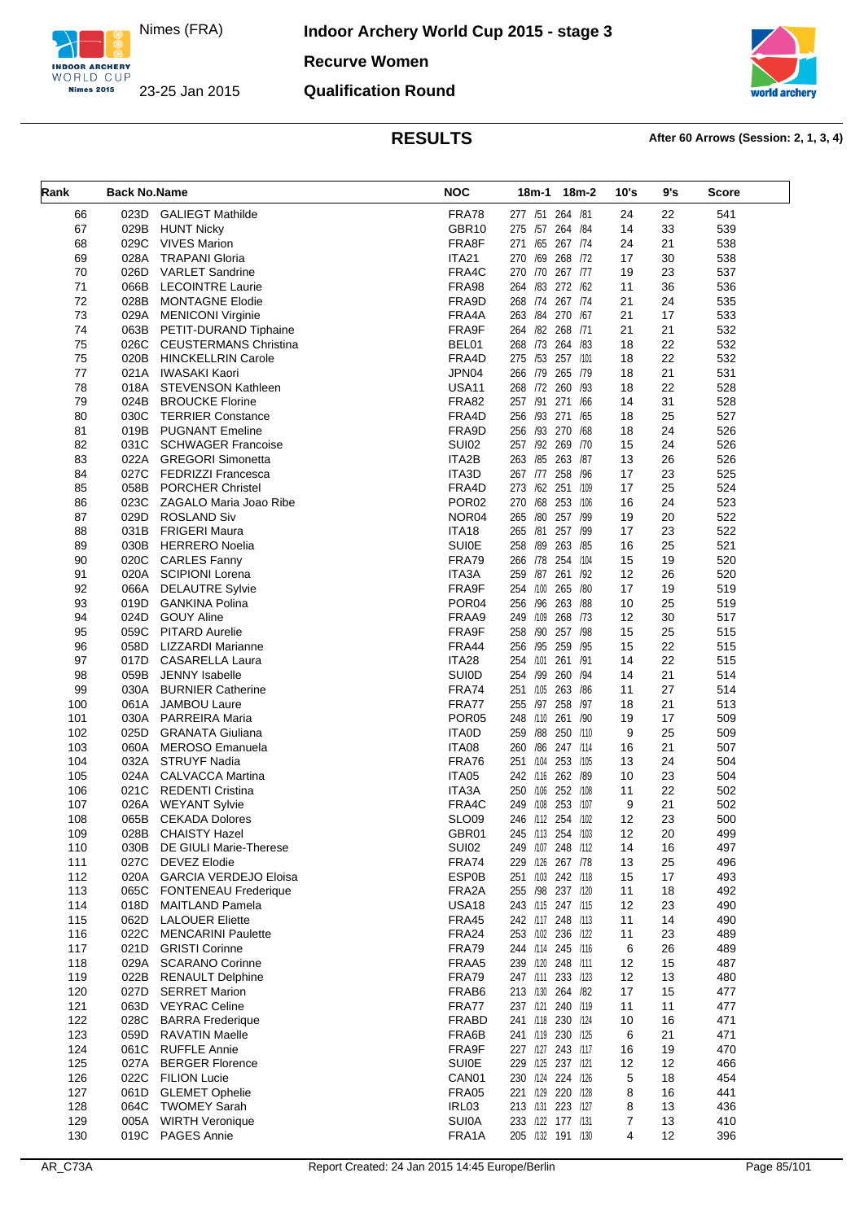Nimes (FRA)

23-25 Jan 2015

**Indoor Archery World Cup 2015 - stage 3**

**Recurve Women**

**Qualification Round**

## RESULTS

**After 60 Arrows (Session: 2, 1, 3, 4)**

| Rank | Back No. | Name | NOC | 18m-1 | 18m-2 | 10's | 9's | Score |
|---|---|---|---|---|---|---|---|---|
| 66 | 023D | GALIEGT Mathilde | FRA78 | 277 /51 | 264 /81 | 24 | 22 | 541 |
| 67 | 029B | HUNT Nicky | GBR10 | 275 /57 | 264 /84 | 14 | 33 | 539 |
| 68 | 029C | VIVES Marion | FRA8F | 271 /65 | 267 /74 | 24 | 21 | 538 |
| 69 | 028A | TRAPANI Gloria | ITA21 | 270 /69 | 268 /72 | 17 | 30 | 538 |
| 70 | 026D | VARLET Sandrine | FRA4C | 270 /70 | 267 /77 | 19 | 23 | 537 |
| 71 | 066B | LECOINTRE Laurie | FRA98 | 264 /83 | 272 /62 | 11 | 36 | 536 |
| 72 | 028B | MONTAGNE Elodie | FRA9D | 268 /74 | 267 /74 | 21 | 24 | 535 |
| 73 | 029A | MENICONI Virginie | FRA4A | 263 /84 | 270 /67 | 21 | 17 | 533 |
| 74 | 063B | PETIT-DURAND Tiphaine | FRA9F | 264 /82 | 268 /71 | 21 | 21 | 532 |
| 75 | 026C | CEUSTERMANS Christina | BEL01 | 268 /73 | 264 /83 | 18 | 22 | 532 |
| 75 | 020B | HINCKELLRIN Carole | FRA4D | 275 /53 | 257 /101 | 18 | 22 | 532 |
| 77 | 021A | IWASAKI Kaori | JPN04 | 266 /79 | 265 /79 | 18 | 21 | 531 |
| 78 | 018A | STEVENSON Kathleen | USA11 | 268 /72 | 260 /93 | 18 | 22 | 528 |
| 79 | 024B | BROUCKE Florine | FRA82 | 257 /91 | 271 /66 | 14 | 31 | 528 |
| 80 | 030C | TERRIER Constance | FRA4D | 256 /93 | 271 /65 | 18 | 25 | 527 |
| 81 | 019B | PUGNANT Emeline | FRA9D | 256 /93 | 270 /68 | 18 | 24 | 526 |
| 82 | 031C | SCHWAGER Francoise | SUI02 | 257 /92 | 269 /70 | 15 | 24 | 526 |
| 83 | 022A | GREGORI Simonetta | ITA2B | 263 /85 | 263 /87 | 13 | 26 | 526 |
| 84 | 027C | FEDRIZZI Francesca | ITA3D | 267 /77 | 258 /96 | 17 | 23 | 525 |
| 85 | 058B | PORCHER Christel | FRA4D | 273 /62 | 251 /109 | 17 | 25 | 524 |
| 86 | 023C | ZAGALO Maria Joao Ribe | POR02 | 270 /68 | 253 /106 | 16 | 24 | 523 |
| 87 | 029D | ROSLAND Siv | NOR04 | 265 /80 | 257 /99 | 19 | 20 | 522 |
| 88 | 031B | FRIGERI Maura | ITA18 | 265 /81 | 257 /99 | 17 | 23 | 522 |
| 89 | 030B | HERRERO Noelia | SUI0E | 258 /89 | 263 /85 | 16 | 25 | 521 |
| 90 | 020C | CARLES Fanny | FRA79 | 266 /78 | 254 /104 | 15 | 19 | 520 |
| 91 | 020A | SCIPIONI Lorena | ITA3A | 259 /87 | 261 /92 | 12 | 26 | 520 |
| 92 | 066A | DELAUTRE Sylvie | FRA9F | 254 /100 | 265 /80 | 17 | 19 | 519 |
| 93 | 019D | GANKINA Polina | POR04 | 256 /96 | 263 /88 | 10 | 25 | 519 |
| 94 | 024D | GOUY Aline | FRAA9 | 249 /109 | 268 /73 | 12 | 30 | 517 |
| 95 | 059C | PITARD Aurelie | FRA9F | 258 /90 | 257 /98 | 15 | 25 | 515 |
| 96 | 058D | LIZZARDI Marianne | FRA44 | 256 /95 | 259 /95 | 15 | 22 | 515 |
| 97 | 017D | CASARELLA Laura | ITA28 | 254 /101 | 261 /91 | 14 | 22 | 515 |
| 98 | 059B | JENNY Isabelle | SUI0D | 254 /99 | 260 /94 | 14 | 21 | 514 |
| 99 | 030A | BURNIER Catherine | FRA74 | 251 /105 | 263 /86 | 11 | 27 | 514 |
| 100 | 061A | JAMBOU Laure | FRA77 | 255 /97 | 258 /97 | 18 | 21 | 513 |
| 101 | 030A | PARREIRA Maria | POR05 | 248 /110 | 261 /90 | 19 | 17 | 509 |
| 102 | 025D | GRANATA Giuliana | ITA0D | 259 /88 | 250 /110 | 9 | 25 | 509 |
| 103 | 060A | MEROSO Emanuela | ITA08 | 260 /86 | 247 /114 | 16 | 21 | 507 |
| 104 | 032A | STRUYF Nadia | FRA76 | 251 /104 | 253 /105 | 13 | 24 | 504 |
| 105 | 024A | CALVACCA Martina | ITA05 | 242 /116 | 262 /89 | 10 | 23 | 504 |
| 106 | 021C | REDENTI Cristina | ITA3A | 250 /106 | 252 /108 | 11 | 22 | 502 |
| 107 | 026A | WEYANT Sylvie | FRA4C | 249 /108 | 253 /107 | 9 | 21 | 502 |
| 108 | 065B | CEKADA Dolores | SLO09 | 246 /112 | 254 /102 | 12 | 23 | 500 |
| 109 | 028B | CHAISTY Hazel | GBR01 | 245 /113 | 254 /103 | 12 | 20 | 499 |
| 110 | 030B | DE GIULI Marie-Therese | SUI02 | 249 /107 | 248 /112 | 14 | 16 | 497 |
| 111 | 027C | DEVEZ Elodie | FRA74 | 229 /126 | 267 /78 | 13 | 25 | 496 |
| 112 | 020A | GARCIA VERDEJO Eloisa | ESP0B | 251 /103 | 242 /118 | 15 | 17 | 493 |
| 113 | 065C | FONTENEAU Frederique | FRA2A | 255 /98 | 237 /120 | 11 | 18 | 492 |
| 114 | 018D | MAITLAND Pamela | USA18 | 243 /115 | 247 /115 | 12 | 23 | 490 |
| 115 | 062D | LALOUER Eliette | FRA45 | 242 /117 | 248 /113 | 11 | 14 | 490 |
| 116 | 022C | MENCARINI Paulette | FRA24 | 253 /102 | 236 /122 | 11 | 23 | 489 |
| 117 | 021D | GRISTI Corinne | FRA79 | 244 /114 | 245 /116 | 6 | 26 | 489 |
| 118 | 029A | SCARANO Corinne | FRAA5 | 239 /120 | 248 /111 | 12 | 15 | 487 |
| 119 | 022B | RENAULT Delphine | FRA79 | 247 /111 | 233 /123 | 12 | 13 | 480 |
| 120 | 027D | SERRET Marion | FRAB6 | 213 /130 | 264 /82 | 17 | 15 | 477 |
| 121 | 063D | VEYRAC Celine | FRA77 | 237 /121 | 240 /119 | 11 | 11 | 477 |
| 122 | 028C | BARRA Frederique | FRABD | 241 /118 | 230 /124 | 10 | 16 | 471 |
| 123 | 059D | RAVATIN Maelle | FRA6B | 241 /119 | 230 /125 | 6 | 21 | 471 |
| 124 | 061C | RUFFLE Annie | FRA9F | 227 /127 | 243 /117 | 16 | 19 | 470 |
| 125 | 027A | BERGER Florence | SUI0E | 229 /125 | 237 /121 | 12 | 12 | 466 |
| 126 | 022C | FILION Lucie | CAN01 | 230 /124 | 224 /126 | 5 | 18 | 454 |
| 127 | 061D | GLEMET Ophelie | FRA05 | 221 /129 | 220 /128 | 8 | 16 | 441 |
| 128 | 064C | TWOMEY Sarah | IRL03 | 213 /131 | 223 /127 | 8 | 13 | 436 |
| 129 | 005A | WIRTH Veronique | SUI0A | 233 /122 | 177 /131 | 7 | 13 | 410 |
| 130 | 019C | PAGES Annie | FRA1A | 205 /132 | 191 /130 | 4 | 12 | 396 |

AR_C73A — Report Created: 24 Jan 2015 14:45 Europe/Berlin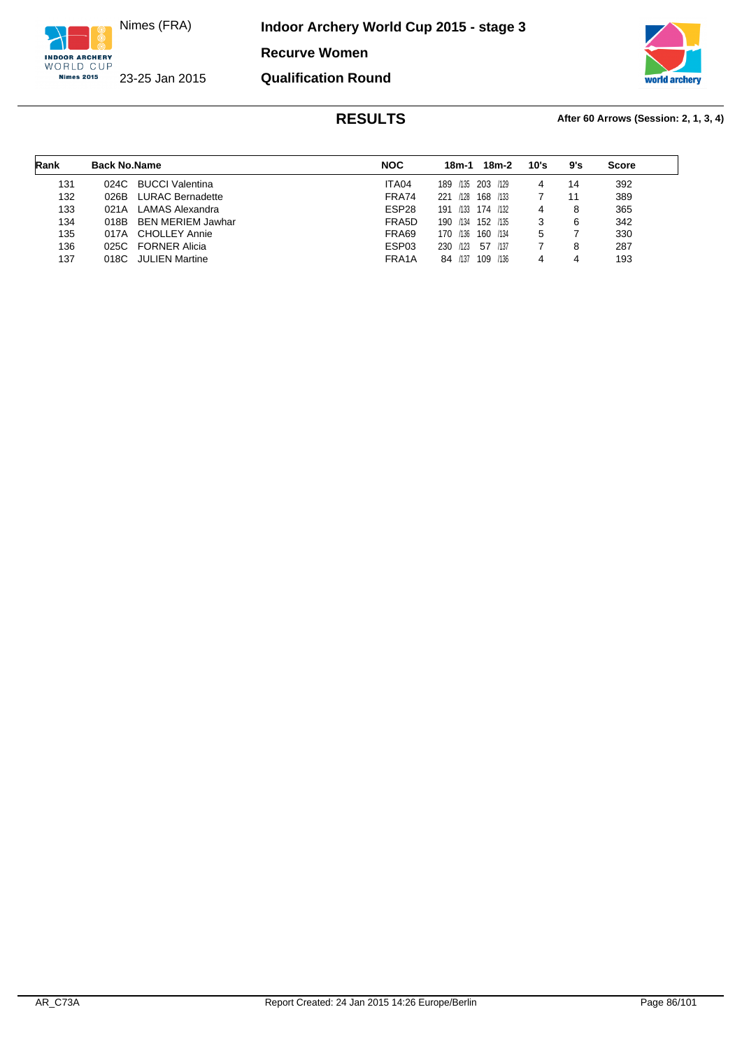# Indoor Archery World Cup 2015 - stage 3

Nimes (FRA)

23-25 Jan 2015

**Recurve Women**

**Qualification Round**

## RESULTS

**After 60 Arrows (Session: 2, 1, 3, 4)**

| Rank | Back No. | Name | NOC | 18m-1 | 18m-2 | 10's | 9's | Score |
|---|---|---|---|---|---|---|---|---|
| 131 | 024C | BUCCI Valentina | ITA04 | 189 /135 | 203 /129 | 4 | 14 | 392 |
| 132 | 026B | LURAC Bernadette | FRA74 | 221 /128 | 168 /133 | 7 | 11 | 389 |
| 133 | 021A | LAMAS Alexandra | ESP28 | 191 /133 | 174 /132 | 4 | 8 | 365 |
| 134 | 018B | BEN MERIEM Jawhar | FRA5D | 190 /134 | 152 /135 | 3 | 6 | 342 |
| 135 | 017A | CHOLLEY Annie | FRA69 | 170 /136 | 160 /134 | 5 | 7 | 330 |
| 136 | 025C | FORNER Alicia | ESP03 | 230 /123 | 57 /137 | 7 | 8 | 287 |
| 137 | 018C | JULIEN Martine | FRA1A | 84 /137 | 109 /136 | 4 | 4 | 193 |

AR_C73A Report Created: 24 Jan 2015 14:26 Europe/Berlin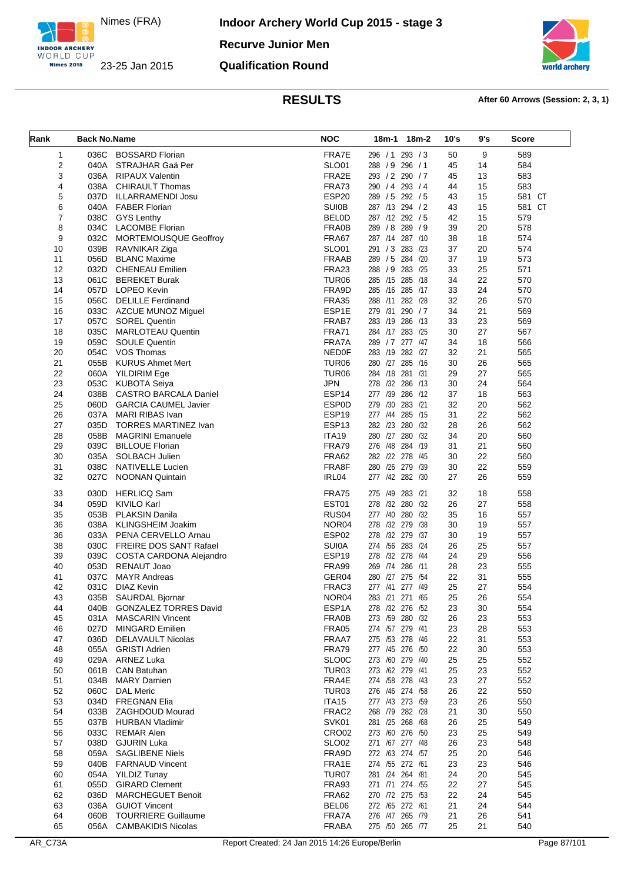Nimes (FRA)

23-25 Jan 2015

**Indoor Archery World Cup 2015 - stage 3**

**Recurve Junior Men**

**Qualification Round**

# RESULTS

**After 60 Arrows (Session: 2, 3, 1)**

| Rank | Back No. | Name | NOC | 18m-1 | 18m-2 | 10's | 9's | Score |
|---|---|---|---|---|---|---|---|---|
| 1 | 036C | BOSSARD Florian | FRA7E | 296 / 1 | 293 / 3 | 50 | 9 | 589 |
| 2 | 040A | STRAJHAR Gaä Per | SLO01 | 288 / 9 | 296 / 1 | 45 | 14 | 584 |
| 3 | 036A | RIPAUX Valentin | FRA2E | 293 / 2 | 290 / 7 | 45 | 13 | 583 |
| 4 | 038A | CHIRAULT Thomas | FRA73 | 290 / 4 | 293 / 4 | 44 | 15 | 583 |
| 5 | 037D | ILLARRAMENDI Josu | ESP20 | 289 / 5 | 292 / 5 | 43 | 15 | 581 CT |
| 6 | 040A | FABER Florian | SUI0B | 287 /13 | 294 / 2 | 43 | 15 | 581 CT |
| 7 | 038C | GYS Lenthy | BEL0D | 287 /12 | 292 / 5 | 42 | 15 | 579 |
| 8 | 034C | LACOMBE Florian | FRA0B | 289 / 8 | 289 / 9 | 39 | 20 | 578 |
| 9 | 032C | MORTEMOUSQUE Geoffroy | FRA67 | 287 /14 | 287 /10 | 38 | 18 | 574 |
| 10 | 039B | RAVNIKAR Ziga | SLO01 | 291 / 3 | 283 /23 | 37 | 20 | 574 |
| 11 | 056D | BLANC Maxime | FRAAB | 289 / 5 | 284 /20 | 37 | 19 | 573 |
| 12 | 032D | CHENEAU Emilien | FRA23 | 288 / 9 | 283 /25 | 33 | 25 | 571 |
| 13 | 061C | BEREKET Burak | TUR06 | 285 /15 | 285 /18 | 34 | 22 | 570 |
| 14 | 057D | LOPEO Kevin | FRA9D | 285 /16 | 285 /17 | 33 | 24 | 570 |
| 15 | 056C | DELILLE Ferdinand | FRA35 | 288 /11 | 282 /28 | 32 | 26 | 570 |
| 16 | 033C | AZCUE MUNOZ Miguel | ESP1E | 279 /31 | 290 / 7 | 34 | 21 | 569 |
| 17 | 057C | SOREL Quentin | FRAB7 | 283 /19 | 286 /13 | 33 | 23 | 569 |
| 18 | 035C | MARLOTEAU Quentin | FRA71 | 284 /17 | 283 /25 | 30 | 27 | 567 |
| 19 | 059C | SOULE Quentin | FRA7A | 289 / 7 | 277 /47 | 34 | 18 | 566 |
| 20 | 054C | VOS Thomas | NED0F | 283 /19 | 282 /27 | 32 | 21 | 565 |
| 21 | 055B | KURUS Ahmet Mert | TUR06 | 280 /27 | 285 /16 | 30 | 26 | 565 |
| 22 | 060A | YILDIRIM Ege | TUR06 | 284 /18 | 281 /31 | 29 | 27 | 565 |
| 23 | 053C | KUBOTA Seiya | JPN | 278 /32 | 286 /13 | 30 | 24 | 564 |
| 24 | 038B | CASTRO BARCALA Daniel | ESP14 | 277 /39 | 286 /12 | 37 | 18 | 563 |
| 25 | 060D | GARCIA CAUMEL Javier | ESP0D | 279 /30 | 283 /21 | 32 | 20 | 562 |
| 26 | 037A | MARI RIBAS Ivan | ESP19 | 277 /44 | 285 /15 | 31 | 22 | 562 |
| 27 | 035D | TORRES MARTINEZ Ivan | ESP13 | 282 /23 | 280 /32 | 28 | 26 | 562 |
| 28 | 058B | MAGRINI Emanuele | ITA19 | 280 /27 | 280 /32 | 34 | 20 | 560 |
| 29 | 039C | BILLOUE Florian | FRA79 | 276 /48 | 284 /19 | 31 | 21 | 560 |
| 30 | 035A | SOLBACH Julien | FRA62 | 282 /22 | 278 /45 | 30 | 22 | 560 |
| 31 | 038C | NATIVELLE Lucien | FRA8F | 280 /26 | 279 /39 | 30 | 22 | 559 |
| 32 | 027C | NOONAN Quintain | IRL04 | 277 /42 | 282 /30 | 27 | 26 | 559 |
| 33 | 030D | HERLICQ Sam | FRA75 | 275 /49 | 283 /21 | 32 | 18 | 558 |
| 34 | 059D | KIVILO Karl | EST01 | 278 /32 | 280 /32 | 26 | 27 | 558 |
| 35 | 053B | PLAKSIN Danila | RUS04 | 277 /40 | 280 /32 | 35 | 16 | 557 |
| 36 | 038A | KLINGSHEIM Joakim | NOR04 | 278 /32 | 279 /38 | 30 | 19 | 557 |
| 36 | 033A | PENA CERVELLO Arnau | ESP02 | 278 /32 | 279 /37 | 30 | 19 | 557 |
| 38 | 030C | FREIRE DOS SANT Rafael | SUI0A | 274 /56 | 283 /24 | 26 | 25 | 557 |
| 39 | 039C | COSTA CARDONA Alejandro | ESP19 | 278 /32 | 278 /44 | 24 | 29 | 556 |
| 40 | 053D | RENAUT Joao | FRA99 | 269 /74 | 286 /11 | 28 | 23 | 555 |
| 41 | 037C | MAYR Andreas | GER04 | 280 /27 | 275 /54 | 22 | 31 | 555 |
| 42 | 031C | DIAZ Kevin | FRAC3 | 277 /41 | 277 /49 | 25 | 27 | 554 |
| 43 | 035B | SAURDAL Bjornar | NOR04 | 283 /21 | 271 /65 | 25 | 26 | 554 |
| 44 | 040B | GONZALEZ TORRES David | ESP1A | 278 /32 | 276 /52 | 23 | 30 | 554 |
| 45 | 031A | MASCARIN Vincent | FRA0B | 273 /59 | 280 /32 | 26 | 23 | 553 |
| 46 | 027D | MINGARD Emilien | FRA05 | 274 /57 | 279 /41 | 23 | 28 | 553 |
| 47 | 036D | DELAVAULT Nicolas | FRAA7 | 275 /53 | 278 /46 | 22 | 31 | 553 |
| 48 | 055A | GRISTI Adrien | FRA79 | 277 /45 | 276 /50 | 22 | 30 | 553 |
| 49 | 029A | ARNEZ Luka | SLO0C | 273 /60 | 279 /40 | 25 | 25 | 552 |
| 50 | 061B | CAN Batuhan | TUR03 | 273 /62 | 279 /41 | 25 | 23 | 552 |
| 51 | 034B | MARY Damien | FRA4E | 274 /58 | 278 /43 | 23 | 27 | 552 |
| 52 | 060C | DAL Meric | TUR03 | 276 /46 | 274 /58 | 26 | 22 | 550 |
| 53 | 034D | FREGNAN Elia | ITA15 | 277 /43 | 273 /59 | 23 | 26 | 550 |
| 54 | 033B | ZAGHDOUD Mourad | FRAC2 | 268 /79 | 282 /28 | 21 | 30 | 550 |
| 55 | 037B | HURBAN Vladimir | SVK01 | 281 /25 | 268 /68 | 26 | 25 | 549 |
| 56 | 033C | REMAR Alen | CRO02 | 273 /60 | 276 /50 | 23 | 25 | 549 |
| 57 | 038D | GJURIN Luka | SLO02 | 271 /67 | 277 /48 | 26 | 23 | 548 |
| 58 | 059A | SAGLIBENE Niels | FRA9D | 272 /63 | 274 /57 | 25 | 20 | 546 |
| 59 | 040B | FARNAUD Vincent | FRA1E | 274 /55 | 272 /61 | 23 | 23 | 546 |
| 60 | 054A | YILDIZ Tunay | TUR07 | 281 /24 | 264 /81 | 24 | 20 | 545 |
| 61 | 055D | GIRARD Clement | FRA93 | 271 /71 | 274 /55 | 22 | 27 | 545 |
| 62 | 036D | MARCHEGUET Benoit | FRA62 | 270 /72 | 275 /53 | 22 | 24 | 545 |
| 63 | 036A | GUIOT Vincent | BEL06 | 272 /65 | 272 /61 | 21 | 24 | 544 |
| 64 | 060B | TOURRIERE Guillaume | FRA7A | 276 /47 | 265 /79 | 21 | 26 | 541 |
| 65 | 056A | CAMBAKIDIS Nicolas | FRABA | 275 /50 | 265 /77 | 25 | 21 | 540 |

AR_C73A Report Created: 24 Jan 2015 14:26 Europe/Berlin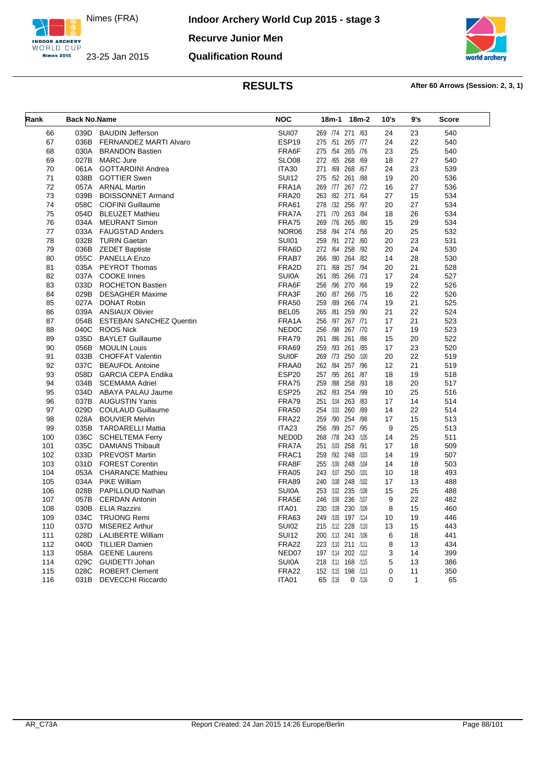Nimes (FRA)

23-25 Jan 2015

**Indoor Archery World Cup 2015 - stage 3**

**Recurve Junior Men**

**Qualification Round**

## RESULTS

**After 60 Arrows (Session: 2, 3, 1)**

| Rank | Back No. | Name | NOC | 18m-1 | 18m-2 | 10's | 9's | Score |
|---|---|---|---|---|---|---|---|---|
| 66 | 039D | BAUDIN Jefferson | SUI07 | 269 /74 | 271 /63 | 24 | 23 | 540 |
| 67 | 036B | FERNANDEZ MARTI Alvaro | ESP19 | 275 /51 | 265 /77 | 24 | 22 | 540 |
| 68 | 030A | BRANDON Bastien | FRA6F | 275 /54 | 265 /76 | 23 | 25 | 540 |
| 69 | 027B | MARC Jure | SLO08 | 272 /65 | 268 /69 | 18 | 27 | 540 |
| 70 | 061A | GOTTARDINI Andrea | ITA30 | 271 /69 | 268 /67 | 24 | 23 | 539 |
| 71 | 038B | GOTTIER Swen | SUI12 | 275 /52 | 261 /88 | 19 | 20 | 536 |
| 72 | 057A | ARNAL Martin | FRA1A | 269 /77 | 267 /72 | 16 | 27 | 536 |
| 73 | 039B | BOISSONNET Armand | FRA20 | 263 /82 | 271 /64 | 27 | 15 | 534 |
| 74 | 058C | CIOFINI Guillaume | FRA61 | 278 /32 | 256 /97 | 20 | 27 | 534 |
| 75 | 054D | BLEUZET Mathieu | FRA7A | 271 /70 | 263 /84 | 18 | 26 | 534 |
| 76 | 034A | MEURANT Simon | FRA75 | 269 /76 | 265 /80 | 15 | 29 | 534 |
| 77 | 033A | FAUGSTAD Anders | NOR06 | 258 /94 | 274 /56 | 20 | 25 | 532 |
| 78 | 032B | TURIN Gaetan | SUI01 | 259 /91 | 272 /60 | 20 | 23 | 531 |
| 79 | 036B | ZEDET Baptiste | FRA6D | 272 /64 | 258 /92 | 20 | 24 | 530 |
| 80 | 055C | PANELLA Enzo | FRAB7 | 266 /80 | 264 /82 | 14 | 28 | 530 |
| 81 | 035A | PEYROT Thomas | FRA2D | 271 /68 | 257 /94 | 20 | 21 | 528 |
| 82 | 037A | COOKE Innes | SUI0A | 261 /85 | 266 /73 | 17 | 24 | 527 |
| 83 | 033D | ROCHETON Bastien | FRA6F | 256 /96 | 270 /66 | 19 | 22 | 526 |
| 84 | 029B | DESAGHER Maxime | FRA3F | 260 /87 | 266 /75 | 16 | 22 | 526 |
| 85 | 027A | DONAT Robin | FRA50 | 259 /89 | 266 /74 | 19 | 21 | 525 |
| 86 | 039A | ANSIAUX Olivier | BEL05 | 265 /81 | 259 /90 | 21 | 22 | 524 |
| 87 | 054B | ESTEBAN SANCHEZ Quentin | FRA1A | 256 /97 | 267 /71 | 17 | 21 | 523 |
| 88 | 040C | ROOS Nick | NED0C | 256 /98 | 267 /70 | 17 | 19 | 523 |
| 89 | 035D | BAYLET Guillaume | FRA79 | 261 /86 | 261 /86 | 15 | 20 | 522 |
| 90 | 056B | MOULIN Louis | FRA69 | 259 /93 | 261 /85 | 17 | 23 | 520 |
| 91 | 033B | CHOFFAT Valentin | SUI0F | 269 /73 | 250 /100 | 20 | 22 | 519 |
| 92 | 037C | BEAUFOL Antoine | FRAA0 | 262 /84 | 257 /96 | 12 | 21 | 519 |
| 93 | 058D | GARCIA CEPA Endika | ESP20 | 257 /95 | 261 /87 | 18 | 19 | 518 |
| 94 | 034B | SCEMAMA Adriel | FRA75 | 259 /88 | 258 /93 | 18 | 20 | 517 |
| 95 | 034D | ABAYA PALAU Jaume | ESP25 | 262 /83 | 254 /99 | 10 | 25 | 516 |
| 96 | 037B | AUGUSTIN Yanis | FRA79 | 251 /104 | 263 /83 | 17 | 14 | 514 |
| 97 | 029D | COULAUD Guillaume | FRA50 | 254 /101 | 260 /89 | 14 | 22 | 514 |
| 98 | 028A | BOUVIER Melvin | FRA22 | 259 /90 | 254 /98 | 17 | 15 | 513 |
| 99 | 035B | TARDARELLI Mattia | ITA23 | 256 /99 | 257 /95 | 9 | 25 | 513 |
| 100 | 036C | SCHELTEMA Ferry | NED0D | 268 /78 | 243 /105 | 14 | 25 | 511 |
| 101 | 035C | DAMIANS Thibault | FRA7A | 251 /103 | 258 /91 | 17 | 18 | 509 |
| 102 | 033D | PREVOST Martin | FRAC1 | 259 /92 | 248 /103 | 14 | 19 | 507 |
| 103 | 031D | FOREST Corentin | FRA8F | 255 /100 | 248 /104 | 14 | 18 | 503 |
| 104 | 053A | CHARANCE Mathieu | FRA05 | 243 /107 | 250 /101 | 10 | 18 | 493 |
| 105 | 034A | PIKE William | FRA89 | 240 /108 | 248 /102 | 17 | 13 | 488 |
| 106 | 028B | PAPILLOUD Nathan | SUI0A | 253 /102 | 235 /108 | 15 | 25 | 488 |
| 107 | 057B | CERDAN Antonin | FRA5E | 246 /106 | 236 /107 | 9 | 22 | 482 |
| 108 | 030B | ELIA Razzini | ITA01 | 230 /109 | 230 /109 | 8 | 15 | 460 |
| 109 | 034C | TRUONG Remi | FRA63 | 249 /105 | 197 /114 | 10 | 19 | 446 |
| 110 | 037D | MISEREZ Arthur | SUI02 | 215 /112 | 228 /110 | 13 | 15 | 443 |
| 111 | 028D | LALIBERTE William | SUI12 | 200 /113 | 241 /106 | 6 | 18 | 441 |
| 112 | 040D | TILLIER Damien | FRA22 | 223 /110 | 211 /111 | 8 | 13 | 434 |
| 113 | 058A | GEENE Laurens | NED07 | 197 /114 | 202 /112 | 3 | 14 | 399 |
| 114 | 029C | GUIDETTI Johan | SUI0A | 218 /111 | 168 /115 | 5 | 13 | 386 |
| 115 | 028C | ROBERT Clement | FRA22 | 152 /115 | 198 /113 | 0 | 11 | 350 |
| 116 | 031B | DEVECCHI Riccardo | ITA01 | 65 /116 | 0 /116 | 0 | 1 | 65 |

AR_C73A

Report Created: 24 Jan 2015 14:26 Europe/Berlin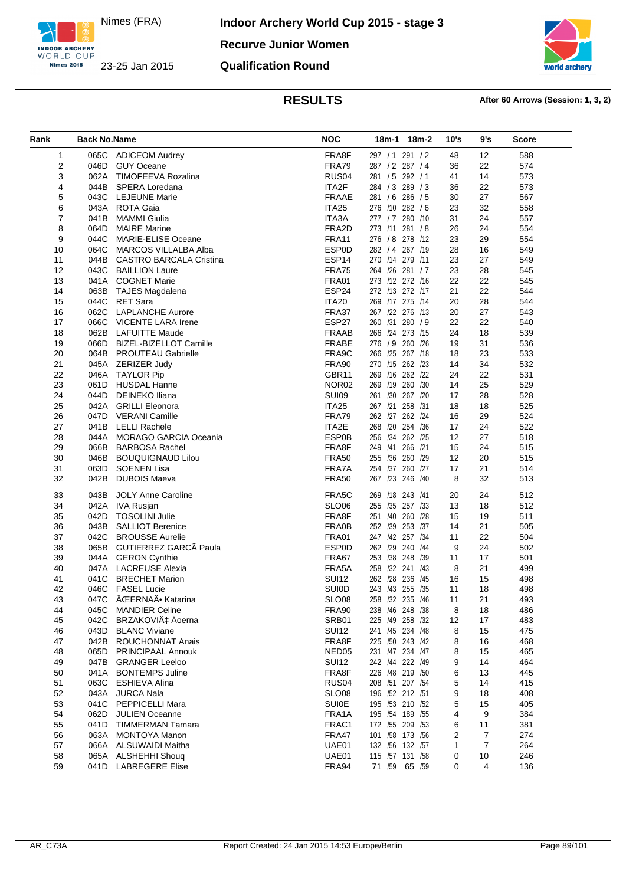Nimes (FRA)

23-25 Jan 2015

**Indoor Archery World Cup 2015 - stage 3**

**Recurve Junior Women**

**Qualification Round**

## RESULTS

**After 60 Arrows (Session: 1, 3, 2)**

| Rank | Back No. | Name | NOC | 18m-1 | 18m-2 | 10's | 9's | Score |
|---|---|---|---|---|---|---|---|---|
| 1 | 065C | ADICEOM Audrey | FRA8F | 297 / 1 | 291 / 2 | 48 | 12 | 588 |
| 2 | 046D | GUY Oceane | FRA79 | 287 / 2 | 287 / 4 | 36 | 22 | 574 |
| 3 | 062A | TIMOFEEVA Rozalina | RUS04 | 281 / 5 | 292 / 1 | 41 | 14 | 573 |
| 4 | 044B | SPERA Loredana | ITA2F | 284 / 3 | 289 / 3 | 36 | 22 | 573 |
| 5 | 043C | LEJEUNE Marie | FRAAE | 281 / 6 | 286 / 5 | 30 | 27 | 567 |
| 6 | 043A | ROTA Gaia | ITA25 | 276 /10 | 282 / 6 | 23 | 32 | 558 |
| 7 | 041B | MAMMI Giulia | ITA3A | 277 / 7 | 280 /10 | 31 | 24 | 557 |
| 8 | 064D | MAIRE Marine | FRA2D | 273 /11 | 281 / 8 | 26 | 24 | 554 |
| 9 | 044C | MARIE-ELISE Oceane | FRA11 | 276 / 8 | 278 /12 | 23 | 29 | 554 |
| 10 | 064C | MARCOS VILLALBA Alba | ESP0D | 282 / 4 | 267 /19 | 28 | 16 | 549 |
| 11 | 044B | CASTRO BARCALA Cristina | ESP14 | 270 /14 | 279 /11 | 23 | 27 | 549 |
| 12 | 043C | BAILLION Laure | FRA75 | 264 /26 | 281 / 7 | 23 | 28 | 545 |
| 13 | 041A | COGNET Marie | FRA01 | 273 /12 | 272 /16 | 22 | 22 | 545 |
| 14 | 063B | TAJES Magdalena | ESP24 | 272 /13 | 272 /17 | 21 | 22 | 544 |
| 15 | 044C | RET Sara | ITA20 | 269 /17 | 275 /14 | 20 | 28 | 544 |
| 16 | 062C | LAPLANCHE Aurore | FRA37 | 267 /22 | 276 /13 | 20 | 27 | 543 |
| 17 | 066C | VICENTE LARA Irene | ESP27 | 260 /31 | 280 / 9 | 22 | 22 | 540 |
| 18 | 062B | LAFUITTE Maude | FRAAB | 266 /24 | 273 /15 | 24 | 18 | 539 |
| 19 | 066D | BIZEL-BIZELLOT Camille | FRABE | 276 / 9 | 260 /26 | 19 | 31 | 536 |
| 20 | 064B | PROUTEAU Gabrielle | FRA9C | 266 /25 | 267 /18 | 18 | 23 | 533 |
| 21 | 045A | ZERIZER Judy | FRA90 | 270 /15 | 262 /23 | 14 | 34 | 532 |
| 22 | 046A | TAYLOR Pip | GBR11 | 269 /16 | 262 /22 | 24 | 22 | 531 |
| 23 | 061D | HUSDAL Hanne | NOR02 | 269 /19 | 260 /30 | 14 | 25 | 529 |
| 24 | 044D | DEINEKO Iliana | SUI09 | 261 /30 | 267 /20 | 17 | 28 | 528 |
| 25 | 042A | GRILLI Eleonora | ITA25 | 267 /21 | 258 /31 | 18 | 18 | 525 |
| 26 | 047D | VERANI Camille | FRA79 | 262 /27 | 262 /24 | 16 | 29 | 524 |
| 27 | 041B | LELLI Rachele | ITA2E | 268 /20 | 254 /36 | 17 | 24 | 522 |
| 28 | 044A | MORAGO GARCIA Oceania | ESP0B | 256 /34 | 262 /25 | 12 | 27 | 518 |
| 29 | 066B | BARBOSA Rachel | FRA8F | 249 /41 | 266 /21 | 15 | 24 | 515 |
| 30 | 046B | BOUQUIGNAUD Lilou | FRA50 | 255 /36 | 260 /29 | 12 | 20 | 515 |
| 31 | 063D | SOENEN Lisa | FRA7A | 254 /37 | 260 /27 | 17 | 21 | 514 |
| 32 | 042B | DUBOIS Maeva | FRA50 | 267 /23 | 246 /40 | 8 | 32 | 513 |
| 33 | 043B | JOLY Anne Caroline | FRA5C | 269 /18 | 243 /41 | 20 | 24 | 512 |
| 34 | 042A | IVA Rusjan | SLO06 | 255 /35 | 257 /33 | 13 | 18 | 512 |
| 35 | 042D | TOSOLINI Julie | FRA8F | 251 /40 | 260 /28 | 15 | 19 | 511 |
| 36 | 043B | SALLIOT Berenice | FRA0B | 252 /39 | 253 /37 | 14 | 21 | 505 |
| 37 | 042C | BROUSSE Aurelie | FRA01 | 247 /42 | 257 /34 | 11 | 22 | 504 |
| 38 | 065B | GUTIERREZ GARCÃ Paula | ESP0D | 262 /29 | 240 /44 | 9 | 24 | 502 |
| 39 | 044A | GERON Cynthie | FRA67 | 253 /38 | 248 /39 | 11 | 17 | 501 |
| 40 | 047A | LACREUSE Alexia | FRA5A | 258 /32 | 241 /43 | 8 | 21 | 499 |
| 41 | 041C | BRECHET Marion | SUI12 | 262 /28 | 236 /45 | 16 | 15 | 498 |
| 42 | 046C | FASEL Lucie | SUI0D | 243 /43 | 255 /35 | 11 | 18 | 498 |
| 43 | 047C | ÄŒERNAÄ• Katarina | SLO08 | 258 /32 | 235 /46 | 11 | 21 | 493 |
| 44 | 045C | MANDIER Celine | FRA90 | 238 /46 | 248 /38 | 8 | 18 | 486 |
| 45 | 042C | BRZAKOVIÄ‡ Äoerna | SRB01 | 225 /49 | 258 /32 | 12 | 17 | 483 |
| 46 | 043D | BLANC Viviane | SUI12 | 241 /45 | 234 /48 | 8 | 15 | 475 |
| 47 | 042B | ROUCHONNAT Anais | FRA8F | 225 /50 | 243 /42 | 8 | 16 | 468 |
| 48 | 065D | PRINCIPAAL Annouk | NED05 | 231 /47 | 234 /47 | 8 | 15 | 465 |
| 49 | 047B | GRANGER Leeloo | SUI12 | 242 /44 | 222 /49 | 9 | 14 | 464 |
| 50 | 041A | BONTEMPS Juline | FRA8F | 226 /48 | 219 /50 | 6 | 13 | 445 |
| 51 | 063C | ESHIEVA Alina | RUS04 | 208 /51 | 207 /54 | 5 | 14 | 415 |
| 52 | 043A | JURCA Nala | SLO08 | 196 /52 | 212 /51 | 9 | 18 | 408 |
| 53 | 041C | PEPPICELLI Mara | SUI0E | 195 /53 | 210 /52 | 5 | 15 | 405 |
| 54 | 062D | JULIEN Oceanne | FRA1A | 195 /54 | 189 /55 | 4 | 9 | 384 |
| 55 | 041D | TIMMERMAN Tamara | FRAC1 | 172 /55 | 209 /53 | 6 | 11 | 381 |
| 56 | 063A | MONTOYA Manon | FRA47 | 101 /58 | 173 /56 | 2 | 7 | 274 |
| 57 | 066A | ALSUWAIDI Maitha | UAE01 | 132 /56 | 132 /57 | 1 | 7 | 264 |
| 58 | 065A | ALSHEHHI Shouq | UAE01 | 115 /57 | 131 /58 | 0 | 10 | 246 |
| 59 | 041D | LABREGERE Elise | FRA94 | 71 /59 | 65 /59 | 0 | 4 | 136 |

AR_C73A Report Created: 24 Jan 2015 14:53 Europe/Berlin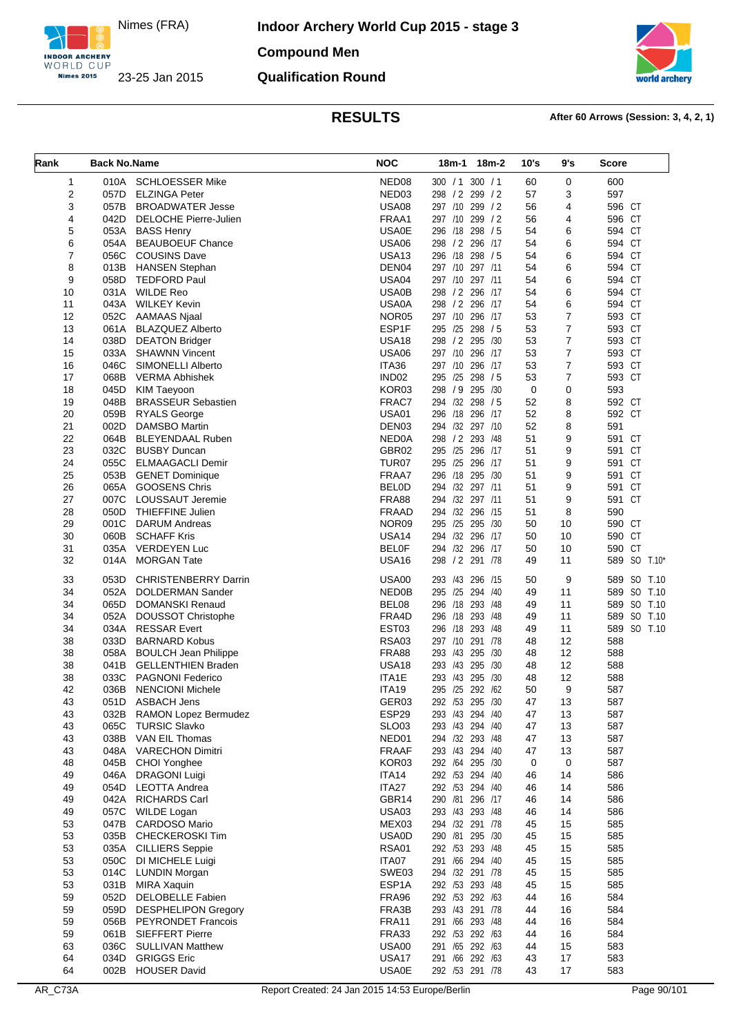Nimes (FRA)

23-25 Jan 2015

# Indoor Archery World Cup 2015 - stage 3

## Compound Men

## Qualification Round

### RESULTS

**After 60 Arrows (Session: 3, 4, 2, 1)**

| Rank | Back No. | Name | NOC | 18m-1 | 18m-2 | 10's | 9's | Score |
|---|---|---|---|---|---|---|---|---|
| 1 | 010A | SCHLOESSER Mike | NED08 | 300 / 1 | 300 / 1 | 60 | 0 | 600 |
| 2 | 057D | ELZINGA Peter | NED03 | 298 / 2 | 299 / 2 | 57 | 3 | 597 |
| 3 | 057B | BROADWATER Jesse | USA08 | 297 /10 | 299 / 2 | 56 | 4 | 596 CT |
| 4 | 042D | DELOCHE Pierre-Julien | FRAA1 | 297 /10 | 299 / 2 | 56 | 4 | 596 CT |
| 5 | 053A | BASS Henry | USA0E | 296 /18 | 298 / 5 | 54 | 6 | 594 CT |
| 6 | 054A | BEAUBOEUF Chance | USA06 | 298 / 2 | 296 /17 | 54 | 6 | 594 CT |
| 7 | 056C | COUSINS Dave | USA13 | 296 /18 | 298 / 5 | 54 | 6 | 594 CT |
| 8 | 013B | HANSEN Stephan | DEN04 | 297 /10 | 297 /11 | 54 | 6 | 594 CT |
| 9 | 058D | TEDFORD Paul | USA04 | 297 /10 | 297 /11 | 54 | 6 | 594 CT |
| 10 | 031A | WILDE Reo | USA0B | 298 / 2 | 296 /17 | 54 | 6 | 594 CT |
| 11 | 043A | WILKEY Kevin | USA0A | 298 / 2 | 296 /17 | 54 | 6 | 594 CT |
| 12 | 052C | AAMAAS Njaal | NOR05 | 297 /10 | 296 /17 | 53 | 7 | 593 CT |
| 13 | 061A | BLAZQUEZ Alberto | ESP1F | 295 /25 | 298 / 5 | 53 | 7 | 593 CT |
| 14 | 038D | DEATON Bridger | USA18 | 298 / 2 | 295 /30 | 53 | 7 | 593 CT |
| 15 | 033A | SHAWNN Vincent | USA06 | 297 /10 | 296 /17 | 53 | 7 | 593 CT |
| 16 | 046C | SIMONELLI Alberto | ITA36 | 297 /10 | 296 /17 | 53 | 7 | 593 CT |
| 17 | 068B | VERMA Abhishek | IND02 | 295 /25 | 298 / 5 | 53 | 7 | 593 CT |
| 18 | 045D | KIM Taeyoon | KOR03 | 298 / 9 | 295 /30 | 0 | 0 | 593 |
| 19 | 048B | BRASSEUR Sebastien | FRAC7 | 294 /32 | 298 / 5 | 52 | 8 | 592 CT |
| 20 | 059B | RYALS George | USA01 | 296 /18 | 296 /17 | 52 | 8 | 592 CT |
| 21 | 002D | DAMSBO Martin | DEN03 | 294 /32 | 297 /10 | 52 | 8 | 591 |
| 22 | 064B | BLEYENDAAL Ruben | NED0A | 298 / 2 | 293 /48 | 51 | 9 | 591 CT |
| 23 | 032C | BUSBY Duncan | GBR02 | 295 /25 | 296 /17 | 51 | 9 | 591 CT |
| 24 | 055C | ELMAAGACLI Demir | TUR07 | 295 /25 | 296 /17 | 51 | 9 | 591 CT |
| 25 | 053B | GENET Dominique | FRAA7 | 296 /18 | 295 /30 | 51 | 9 | 591 CT |
| 26 | 065A | GOOSENS Chris | BEL0D | 294 /32 | 297 /11 | 51 | 9 | 591 CT |
| 27 | 007C | LOUSSAUT Jeremie | FRA88 | 294 /32 | 297 /11 | 51 | 9 | 591 CT |
| 28 | 050D | THIEFFINE Julien | FRAAD | 294 /32 | 296 /15 | 51 | 8 | 590 |
| 29 | 001C | DARUM Andreas | NOR09 | 295 /25 | 295 /30 | 50 | 10 | 590 CT |
| 30 | 060B | SCHAFF Kris | USA14 | 294 /32 | 296 /17 | 50 | 10 | 590 CT |
| 31 | 035A | VERDEYEN Luc | BEL0F | 294 /32 | 296 /17 | 50 | 10 | 590 CT |
| 32 | 014A | MORGAN Tate | USA16 | 298 / 2 | 291 /78 | 49 | 11 | 589 SO T.10* |
| 33 | 053D | CHRISTENBERRY Darrin | USA00 | 293 /43 | 296 /15 | 50 | 9 | 589 SO T.10 |
| 34 | 052A | DOLDERMAN Sander | NED0B | 295 /25 | 294 /40 | 49 | 11 | 589 SO T.10 |
| 34 | 065D | DOMANSKI Renaud | BEL08 | 296 /18 | 293 /48 | 49 | 11 | 589 SO T.10 |
| 34 | 052A | DOUSSOT Christophe | FRA4D | 296 /18 | 293 /48 | 49 | 11 | 589 SO T.10 |
| 34 | 034A | RESSAR Evert | EST03 | 296 /18 | 293 /48 | 49 | 11 | 589 SO T.10 |
| 38 | 033D | BARNARD Kobus | RSA03 | 297 /10 | 291 /78 | 48 | 12 | 588 |
| 38 | 058A | BOULCH Jean Philippe | FRA88 | 293 /43 | 295 /30 | 48 | 12 | 588 |
| 38 | 041B | GELLENTHIEN Braden | USA18 | 293 /43 | 295 /30 | 48 | 12 | 588 |
| 38 | 033C | PAGNONI Federico | ITA1E | 293 /43 | 295 /30 | 48 | 12 | 588 |
| 42 | 036B | NENCIONI Michele | ITA19 | 295 /25 | 292 /62 | 50 | 9 | 587 |
| 43 | 051D | ASBACH Jens | GER03 | 292 /53 | 295 /30 | 47 | 13 | 587 |
| 43 | 032B | RAMON Lopez Bermudez | ESP29 | 293 /43 | 294 /40 | 47 | 13 | 587 |
| 43 | 065C | TURSIC Slavko | SLO03 | 293 /43 | 294 /40 | 47 | 13 | 587 |
| 43 | 038B | VAN EIL Thomas | NED01 | 294 /32 | 293 /48 | 47 | 13 | 587 |
| 43 | 048A | VARECHON Dimitri | FRAAF | 293 /43 | 294 /40 | 47 | 13 | 587 |
| 48 | 045B | CHOI Yonghee | KOR03 | 292 /64 | 295 /30 | 0 | 0 | 587 |
| 49 | 046A | DRAGONI Luigi | ITA14 | 292 /53 | 294 /40 | 46 | 14 | 586 |
| 49 | 054D | LEOTTA Andrea | ITA27 | 292 /53 | 294 /40 | 46 | 14 | 586 |
| 49 | 042A | RICHARDS Carl | GBR14 | 290 /81 | 296 /17 | 46 | 14 | 586 |
| 49 | 057C | WILDE Logan | USA03 | 293 /43 | 293 /48 | 46 | 14 | 586 |
| 53 | 047B | CARDOSO Mario | MEX03 | 294 /32 | 291 /78 | 45 | 15 | 585 |
| 53 | 035B | CHECKEROSKI Tim | USA0D | 290 /81 | 295 /30 | 45 | 15 | 585 |
| 53 | 035A | CILLIERS Seppie | RSA01 | 292 /53 | 293 /48 | 45 | 15 | 585 |
| 53 | 050C | DI MICHELE Luigi | ITA07 | 291 /66 | 294 /40 | 45 | 15 | 585 |
| 53 | 014C | LUNDIN Morgan | SWE03 | 294 /32 | 291 /78 | 45 | 15 | 585 |
| 53 | 031B | MIRA Xaquin | ESP1A | 292 /53 | 293 /48 | 45 | 15 | 585 |
| 59 | 052D | DELOBELLE Fabien | FRA96 | 292 /53 | 292 /63 | 44 | 16 | 584 |
| 59 | 059D | DESPHELIPON Gregory | FRA3B | 293 /43 | 291 /78 | 44 | 16 | 584 |
| 59 | 056B | PEYRONDET Francois | FRA11 | 291 /66 | 293 /48 | 44 | 16 | 584 |
| 59 | 061B | SIEFFERT Pierre | FRA33 | 292 /53 | 292 /63 | 44 | 16 | 584 |
| 63 | 036C | SULLIVAN Matthew | USA00 | 291 /65 | 292 /63 | 44 | 15 | 583 |
| 64 | 034D | GRIGGS Eric | USA17 | 291 /66 | 292 /63 | 43 | 17 | 583 |
| 64 | 002B | HOUSER David | USA0E | 292 /53 | 291 /78 | 43 | 17 | 583 |

AR_C73A    Report Created: 24 Jan 2015 14:53 Europe/Berlin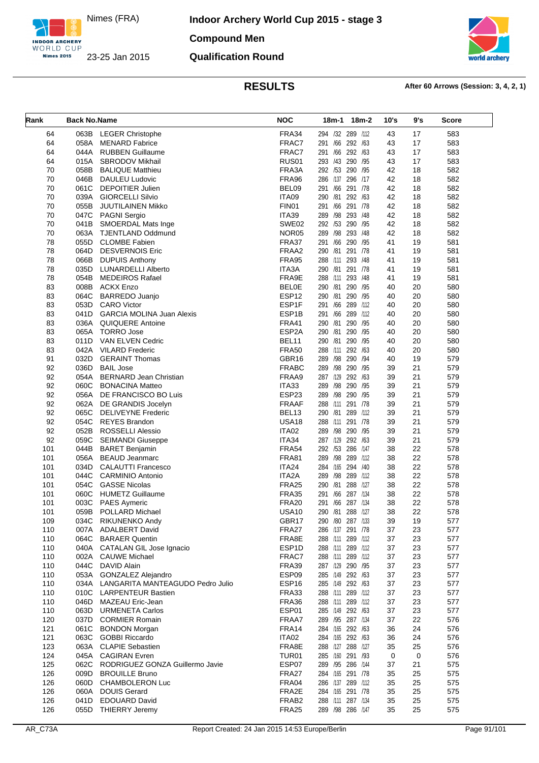# Indoor Archery World Cup 2015 - stage 3

Nimes (FRA)

23-25 Jan 2015

**Compound Men**

**Qualification Round**

## RESULTS

**After 60 Arrows (Session: 3, 4, 2, 1)**

| Rank | Back No. | Name | NOC | 18m-1 | 18m-2 | 10's | 9's | Score |
|---|---|---|---|---|---|---|---|---|
| 64 | 063B | LEGER Christophe | FRA34 | 294 /32 | 289 /112 | 43 | 17 | 583 |
| 64 | 058A | MENARD Fabrice | FRAC7 | 291 /66 | 292 /63 | 43 | 17 | 583 |
| 64 | 044A | RUBBEN Guillaume | FRAC7 | 291 /66 | 292 /63 | 43 | 17 | 583 |
| 64 | 015A | SBRODOV Mikhail | RUS01 | 293 /43 | 290 /95 | 43 | 17 | 583 |
| 70 | 058B | BALIQUE Matthieu | FRA3A | 292 /53 | 290 /95 | 42 | 18 | 582 |
| 70 | 046B | DAULEU Ludovic | FRA96 | 286 /137 | 296 /17 | 42 | 18 | 582 |
| 70 | 061C | DEPOITIER Julien | BEL09 | 291 /66 | 291 /78 | 42 | 18 | 582 |
| 70 | 039A | GIORCELLI Silvio | ITA09 | 290 /81 | 292 /63 | 42 | 18 | 582 |
| 70 | 055B | JUUTILAINEN Mikko | FIN01 | 291 /66 | 291 /78 | 42 | 18 | 582 |
| 70 | 047C | PAGNI Sergio | ITA39 | 289 /98 | 293 /48 | 42 | 18 | 582 |
| 70 | 041B | SMOERDAL Mats Inge | SWE02 | 292 /53 | 290 /95 | 42 | 18 | 582 |
| 70 | 063A | TJENTLAND Oddmund | NOR05 | 289 /98 | 293 /48 | 42 | 18 | 582 |
| 78 | 055D | CLOMBE Fabien | FRA37 | 291 /66 | 290 /95 | 41 | 19 | 581 |
| 78 | 064D | DESVERNOIS Eric | FRAA2 | 290 /81 | 291 /78 | 41 | 19 | 581 |
| 78 | 066B | DUPUIS Anthony | FRA95 | 288 /111 | 293 /48 | 41 | 19 | 581 |
| 78 | 035D | LUNARDELLI Alberto | ITA3A | 290 /81 | 291 /78 | 41 | 19 | 581 |
| 78 | 054B | MEDEIROS Rafael | FRA9E | 288 /111 | 293 /48 | 41 | 19 | 581 |
| 83 | 008B | ACKX Enzo | BEL0E | 290 /81 | 290 /95 | 40 | 20 | 580 |
| 83 | 064C | BARREDO Juanjo | ESP12 | 290 /81 | 290 /95 | 40 | 20 | 580 |
| 83 | 053D | CARO Victor | ESP1F | 291 /66 | 289 /112 | 40 | 20 | 580 |
| 83 | 041D | GARCIA MOLINA Juan Alexis | ESP1B | 291 /66 | 289 /112 | 40 | 20 | 580 |
| 83 | 036A | QUIQUERE Antoine | FRA41 | 290 /81 | 290 /95 | 40 | 20 | 580 |
| 83 | 065A | TORRO Jose | ESP2A | 290 /81 | 290 /95 | 40 | 20 | 580 |
| 83 | 011D | VAN ELVEN Cedric | BEL11 | 290 /81 | 290 /95 | 40 | 20 | 580 |
| 83 | 042A | VILARD Frederic | FRA50 | 288 /111 | 292 /63 | 40 | 20 | 580 |
| 91 | 032D | GERAINT Thomas | GBR16 | 289 /98 | 290 /94 | 40 | 19 | 579 |
| 92 | 036D | BAIL Jose | FRABC | 289 /98 | 290 /95 | 39 | 21 | 579 |
| 92 | 054A | BERNARD Jean Christian | FRAA9 | 287 /129 | 292 /63 | 39 | 21 | 579 |
| 92 | 060C | BONACINA Matteo | ITA33 | 289 /98 | 290 /95 | 39 | 21 | 579 |
| 92 | 056A | DE FRANCISCO BO Luis | ESP23 | 289 /98 | 290 /95 | 39 | 21 | 579 |
| 92 | 062A | DE GRANDIS Jocelyn | FRAAF | 288 /111 | 291 /78 | 39 | 21 | 579 |
| 92 | 065C | DELIVEYNE Frederic | BEL13 | 290 /81 | 289 /112 | 39 | 21 | 579 |
| 92 | 054C | REYES Brandon | USA18 | 288 /111 | 291 /78 | 39 | 21 | 579 |
| 92 | 052B | ROSSELLI Alessio | ITA02 | 289 /98 | 290 /95 | 39 | 21 | 579 |
| 92 | 059C | SEIMANDI Giuseppe | ITA34 | 287 /129 | 292 /63 | 39 | 21 | 579 |
| 101 | 044B | BARET Benjamin | FRA54 | 292 /53 | 286 /147 | 38 | 22 | 578 |
| 101 | 056A | BEAUD Jeanmarc | FRA81 | 289 /98 | 289 /112 | 38 | 22 | 578 |
| 101 | 034D | CALAUTTI Francesco | ITA24 | 284 /165 | 294 /40 | 38 | 22 | 578 |
| 101 | 044C | CARMINIO Antonio | ITA2A | 289 /98 | 289 /112 | 38 | 22 | 578 |
| 101 | 054C | GASSE Nicolas | FRA25 | 290 /81 | 288 /127 | 38 | 22 | 578 |
| 101 | 060C | HUMETZ Guillaume | FRA35 | 291 /66 | 287 /134 | 38 | 22 | 578 |
| 101 | 003C | PAES Aymeric | FRA20 | 291 /66 | 287 /134 | 38 | 22 | 578 |
| 101 | 059B | POLLARD Michael | USA10 | 290 /81 | 288 /127 | 38 | 22 | 578 |
| 109 | 034C | RIKUNENKO Andy | GBR17 | 290 /80 | 287 /133 | 39 | 19 | 577 |
| 110 | 007A | ADALBERT David | FRA27 | 286 /137 | 291 /78 | 37 | 23 | 577 |
| 110 | 064C | BARAER Quentin | FRA8E | 288 /111 | 289 /112 | 37 | 23 | 577 |
| 110 | 040A | CATALAN GIL Jose Ignacio | ESP1D | 288 /111 | 289 /112 | 37 | 23 | 577 |
| 110 | 002A | CAUWE Michael | FRAC7 | 288 /111 | 289 /112 | 37 | 23 | 577 |
| 110 | 044C | DAVID Alain | FRA39 | 287 /129 | 290 /95 | 37 | 23 | 577 |
| 110 | 053A | GONZALEZ Alejandro | ESP09 | 285 /149 | 292 /63 | 37 | 23 | 577 |
| 110 | 034A | LANGARITA MANTEAGUDO Pedro Julio | ESP16 | 285 /149 | 292 /63 | 37 | 23 | 577 |
| 110 | 010C | LARPENTEUR Bastien | FRA33 | 288 /111 | 289 /112 | 37 | 23 | 577 |
| 110 | 046D | MAZEAU Eric-Jean | FRA36 | 288 /111 | 289 /112 | 37 | 23 | 577 |
| 110 | 063D | URMENETA Carlos | ESP01 | 285 /149 | 292 /63 | 37 | 23 | 577 |
| 120 | 037D | CORMIER Romain | FRAA7 | 289 /95 | 287 /134 | 37 | 22 | 576 |
| 121 | 061C | BONDON Morgan | FRA14 | 284 /165 | 292 /63 | 36 | 24 | 576 |
| 121 | 063C | GOBBI Riccardo | ITA02 | 284 /165 | 292 /63 | 36 | 24 | 576 |
| 123 | 063A | CLAPIE Sebastien | FRA8E | 288 /127 | 288 /127 | 35 | 25 | 576 |
| 124 | 045A | CAGIRAN Evren | TUR01 | 285 /160 | 291 /93 | 0 | 0 | 576 |
| 125 | 062C | RODRIGUEZ GONZA Guillermo Javie | ESP07 | 289 /95 | 286 /144 | 37 | 21 | 575 |
| 126 | 009D | BROUILLE Bruno | FRA27 | 284 /165 | 291 /78 | 35 | 25 | 575 |
| 126 | 060D | CHAMBOLERON Luc | FRA04 | 286 /137 | 289 /112 | 35 | 25 | 575 |
| 126 | 060A | DOUIS Gerard | FRA2E | 284 /165 | 291 /78 | 35 | 25 | 575 |
| 126 | 041D | EDOUARD David | FRAB2 | 288 /111 | 287 /134 | 35 | 25 | 575 |
| 126 | 055D | THIERRY Jeremy | FRA25 | 289 /98 | 286 /147 | 35 | 25 | 575 |

AR_C73A — Report Created: 24 Jan 2015 14:53 Europe/Berlin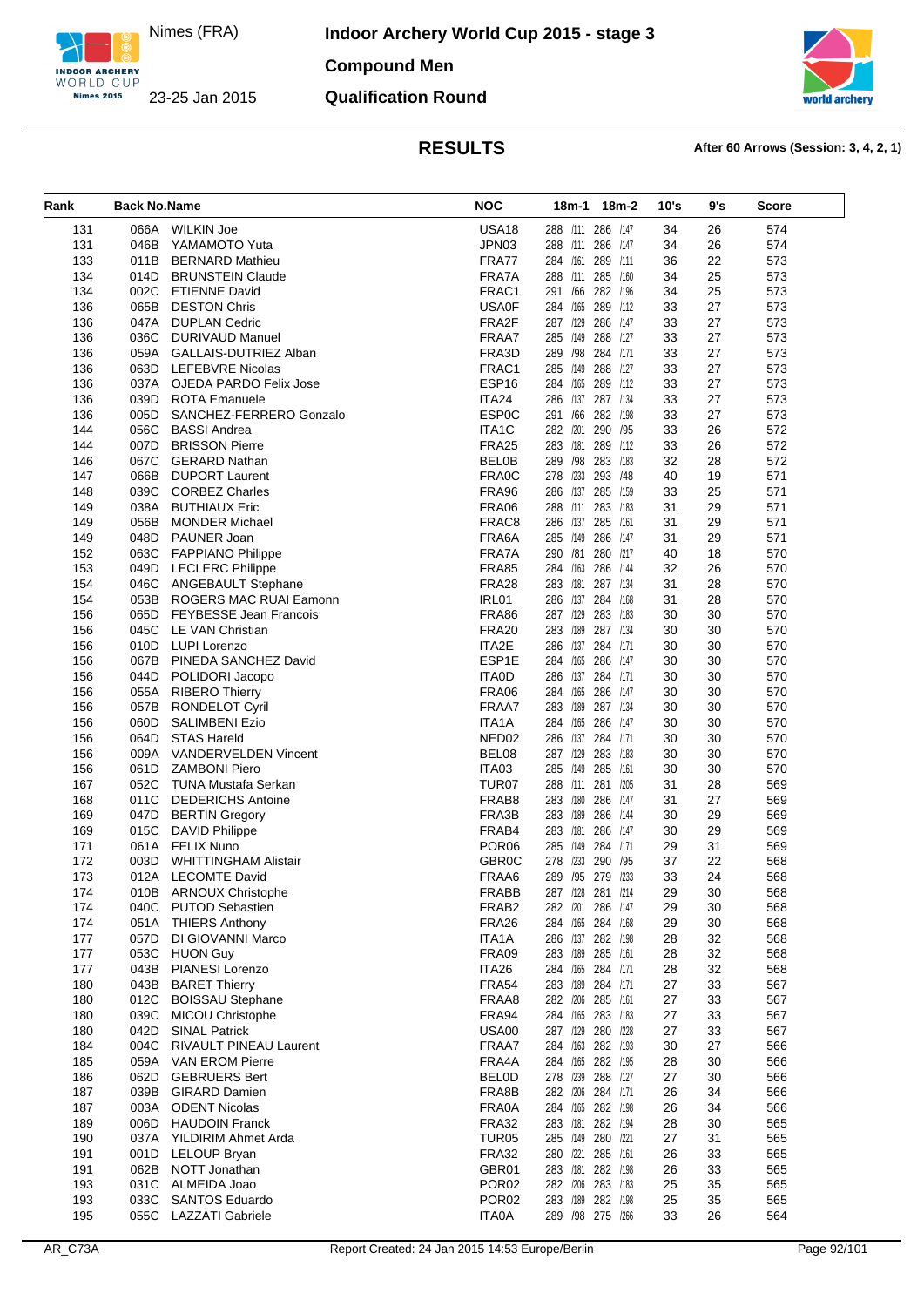# Indoor Archery World Cup 2015 - stage 3

Nimes (FRA)

23-25 Jan 2015

**Compound Men**

**Qualification Round**

## RESULTS

**After 60 Arrows (Session: 3, 4, 2, 1)**

| Rank | Back No. | Name | NOC | 18m-1 | 18m-2 | 10's | 9's | Score |
|---|---|---|---|---|---|---|---|---|
| 131 | 066A | WILKIN Joe | USA18 | 288 /111 | 286 /147 | 34 | 26 | 574 |
| 131 | 046B | YAMAMOTO Yuta | JPN03 | 288 /111 | 286 /147 | 34 | 26 | 574 |
| 133 | 011B | BERNARD Mathieu | FRA77 | 284 /161 | 289 /111 | 36 | 22 | 573 |
| 134 | 014D | BRUNSTEIN Claude | FRA7A | 288 /111 | 285 /160 | 34 | 25 | 573 |
| 134 | 002C | ETIENNE David | FRAC1 | 291 /66 | 282 /196 | 34 | 25 | 573 |
| 136 | 065B | DESTON Chris | USA0F | 284 /165 | 289 /112 | 33 | 27 | 573 |
| 136 | 047A | DUPLAN Cedric | FRA2F | 287 /129 | 286 /147 | 33 | 27 | 573 |
| 136 | 036C | DURIVAUD Manuel | FRAA7 | 285 /149 | 288 /127 | 33 | 27 | 573 |
| 136 | 059A | GALLAIS-DUTRIEZ Alban | FRA3D | 289 /98 | 284 /171 | 33 | 27 | 573 |
| 136 | 063D | LEFEBVRE Nicolas | FRAC1 | 285 /149 | 288 /127 | 33 | 27 | 573 |
| 136 | 037A | OJEDA PARDO Felix Jose | ESP16 | 284 /165 | 289 /112 | 33 | 27 | 573 |
| 136 | 039D | ROTA Emanuele | ITA24 | 286 /137 | 287 /134 | 33 | 27 | 573 |
| 136 | 005D | SANCHEZ-FERRERO Gonzalo | ESP0C | 291 /66 | 282 /198 | 33 | 27 | 573 |
| 144 | 056C | BASSI Andrea | ITA1C | 282 /201 | 290 /95 | 33 | 26 | 572 |
| 144 | 007D | BRISSON Pierre | FRA25 | 283 /181 | 289 /112 | 33 | 26 | 572 |
| 146 | 067C | GERARD Nathan | BEL0B | 289 /98 | 283 /183 | 32 | 28 | 572 |
| 147 | 066B | DUPORT Laurent | FRA0C | 278 /233 | 293 /48 | 40 | 19 | 571 |
| 148 | 039C | CORBEZ Charles | FRA96 | 286 /137 | 285 /159 | 33 | 25 | 571 |
| 149 | 038A | BUTHIAUX Eric | FRA06 | 288 /111 | 283 /183 | 31 | 29 | 571 |
| 149 | 056B | MONDER Michael | FRAC8 | 286 /137 | 285 /161 | 31 | 29 | 571 |
| 149 | 048D | PAUNER Joan | FRA6A | 285 /149 | 286 /147 | 31 | 29 | 571 |
| 152 | 063C | FAPPIANO Philippe | FRA7A | 290 /81 | 280 /217 | 40 | 18 | 570 |
| 153 | 049D | LECLERC Philippe | FRA85 | 284 /163 | 286 /144 | 32 | 26 | 570 |
| 154 | 046C | ANGEBAULT Stephane | FRA28 | 283 /181 | 287 /134 | 31 | 28 | 570 |
| 154 | 053B | ROGERS MAC RUAI Eamonn | IRL01 | 286 /137 | 284 /168 | 31 | 28 | 570 |
| 156 | 065D | FEYBESSE Jean Francois | FRA86 | 287 /129 | 283 /183 | 30 | 30 | 570 |
| 156 | 045C | LE VAN Christian | FRA20 | 283 /189 | 287 /134 | 30 | 30 | 570 |
| 156 | 010D | LUPI Lorenzo | ITA2E | 286 /137 | 284 /171 | 30 | 30 | 570 |
| 156 | 067B | PINEDA SANCHEZ David | ESP1E | 284 /165 | 286 /147 | 30 | 30 | 570 |
| 156 | 044D | POLIDORI Jacopo | ITA0D | 286 /137 | 284 /171 | 30 | 30 | 570 |
| 156 | 055A | RIBERO Thierry | FRA06 | 284 /165 | 286 /147 | 30 | 30 | 570 |
| 156 | 057B | RONDELOT Cyril | FRAA7 | 283 /189 | 287 /134 | 30 | 30 | 570 |
| 156 | 060D | SALIMBENI Ezio | ITA1A | 284 /165 | 286 /147 | 30 | 30 | 570 |
| 156 | 064D | STAS Hareld | NED02 | 286 /137 | 284 /171 | 30 | 30 | 570 |
| 156 | 009A | VANDERVELDEN Vincent | BEL08 | 287 /129 | 283 /183 | 30 | 30 | 570 |
| 156 | 061D | ZAMBONI Piero | ITA03 | 285 /149 | 285 /161 | 30 | 30 | 570 |
| 167 | 052C | TUNA Mustafa Serkan | TUR07 | 288 /111 | 281 /205 | 31 | 28 | 569 |
| 168 | 011C | DEDERICHS Antoine | FRAB8 | 283 /180 | 286 /147 | 31 | 27 | 569 |
| 169 | 047D | BERTIN Gregory | FRA3B | 283 /189 | 286 /144 | 30 | 29 | 569 |
| 169 | 015C | DAVID Philippe | FRAB4 | 283 /181 | 286 /147 | 30 | 29 | 569 |
| 171 | 061A | FELIX Nuno | POR06 | 285 /149 | 284 /171 | 29 | 31 | 569 |
| 172 | 003D | WHITTINGHAM Alistair | GBR0C | 278 /233 | 290 /95 | 37 | 22 | 568 |
| 173 | 012A | LECOMTE David | FRAA6 | 289 /95 | 279 /233 | 33 | 24 | 568 |
| 174 | 010B | ARNOUX Christophe | FRABB | 287 /128 | 281 /214 | 29 | 30 | 568 |
| 174 | 040C | PUTOD Sebastien | FRAB2 | 282 /201 | 286 /147 | 29 | 30 | 568 |
| 174 | 051A | THIERS Anthony | FRA26 | 284 /165 | 284 /168 | 29 | 30 | 568 |
| 177 | 057D | DI GIOVANNI Marco | ITA1A | 286 /137 | 282 /198 | 28 | 32 | 568 |
| 177 | 053C | HUON Guy | FRA09 | 283 /189 | 285 /161 | 28 | 32 | 568 |
| 177 | 043B | PIANESI Lorenzo | ITA26 | 284 /165 | 284 /171 | 28 | 32 | 568 |
| 180 | 043B | BARET Thierry | FRA54 | 283 /189 | 284 /171 | 27 | 33 | 567 |
| 180 | 012C | BOISSAU Stephane | FRAA8 | 282 /206 | 285 /161 | 27 | 33 | 567 |
| 180 | 039C | MICOU Christophe | FRA94 | 284 /165 | 283 /183 | 27 | 33 | 567 |
| 180 | 042D | SINAL Patrick | USA00 | 287 /129 | 280 /228 | 27 | 33 | 567 |
| 184 | 004C | RIVAULT PINEAU Laurent | FRAA7 | 284 /163 | 282 /193 | 30 | 27 | 566 |
| 185 | 059A | VAN EROM Pierre | FRA4A | 284 /165 | 282 /195 | 28 | 30 | 566 |
| 186 | 062D | GEBRUERS Bert | BEL0D | 278 /239 | 288 /127 | 27 | 30 | 566 |
| 187 | 039B | GIRARD Damien | FRA8B | 282 /206 | 284 /171 | 26 | 34 | 566 |
| 187 | 003A | ODENT Nicolas | FRA0A | 284 /165 | 282 /198 | 26 | 34 | 566 |
| 189 | 006D | HAUDOIN Franck | FRA32 | 283 /181 | 282 /194 | 28 | 30 | 565 |
| 190 | 037A | YILDIRIM Ahmet Arda | TUR05 | 285 /149 | 280 /221 | 27 | 31 | 565 |
| 191 | 001D | LELOUP Bryan | FRA32 | 280 /221 | 285 /161 | 26 | 33 | 565 |
| 191 | 062B | NOTT Jonathan | GBR01 | 283 /181 | 282 /198 | 26 | 33 | 565 |
| 193 | 031C | ALMEIDA Joao | POR02 | 282 /206 | 283 /183 | 25 | 35 | 565 |
| 193 | 033C | SANTOS Eduardo | POR02 | 283 /189 | 282 /198 | 25 | 35 | 565 |
| 195 | 055C | LAZZATI Gabriele | ITA0A | 289 /98 | 275 /266 | 33 | 26 | 564 |

AR_C73A

Report Created: 24 Jan 2015 14:53 Europe/Berlin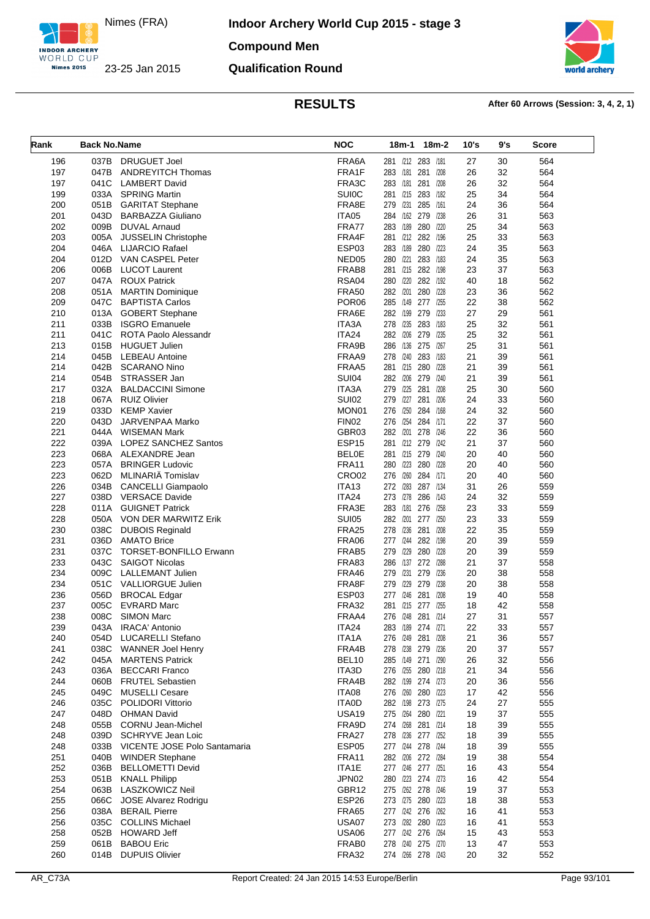# Indoor Archery World Cup 2015 - stage 3

Nimes (FRA)

23-25 Jan 2015

**Compound Men**

**Qualification Round**

## RESULTS

**After 60 Arrows (Session: 3, 4, 2, 1)**

| Rank | Back No. | Name | NOC | 18m-1 | 18m-2 | 10's | 9's | Score |
|---|---|---|---|---|---|---|---|---|
| 196 | 037B | DRUGUET Joel | FRA6A | 281 /212 | 283 /181 | 27 | 30 | 564 |
| 197 | 047B | ANDREYITCH Thomas | FRA1F | 283 /181 | 281 /208 | 26 | 32 | 564 |
| 197 | 041C | LAMBERT David | FRA3C | 283 /181 | 281 /208 | 26 | 32 | 564 |
| 199 | 033A | SPRING Martin | SUI0C | 281 /215 | 283 /182 | 25 | 34 | 564 |
| 200 | 051B | GARITAT Stephane | FRA8E | 279 /231 | 285 /161 | 24 | 36 | 564 |
| 201 | 043D | BARBAZZA Giuliano | ITA05 | 284 /162 | 279 /238 | 26 | 31 | 563 |
| 202 | 009B | DUVAL Arnaud | FRA77 | 283 /189 | 280 /220 | 25 | 34 | 563 |
| 203 | 005A | JUSSELIN Christophe | FRA4F | 281 /212 | 282 /196 | 25 | 33 | 563 |
| 204 | 046A | LIJARCIO Rafael | ESP03 | 283 /189 | 280 /223 | 24 | 35 | 563 |
| 204 | 012D | VAN CASPEL Peter | NED05 | 280 /221 | 283 /183 | 24 | 35 | 563 |
| 206 | 006B | LUCOT Laurent | FRAB8 | 281 /215 | 282 /198 | 23 | 37 | 563 |
| 207 | 047A | ROUX Patrick | RSA04 | 280 /220 | 282 /192 | 40 | 18 | 562 |
| 208 | 051A | MARTIN Dominique | FRA50 | 282 /201 | 280 /228 | 23 | 36 | 562 |
| 209 | 047C | BAPTISTA Carlos | POR06 | 285 /149 | 277 /255 | 22 | 38 | 562 |
| 210 | 013A | GOBERT Stephane | FRA6E | 282 /199 | 279 /233 | 27 | 29 | 561 |
| 211 | 033B | ISGRO Emanuele | ITA3A | 278 /235 | 283 /183 | 25 | 32 | 561 |
| 211 | 041C | ROTA Paolo Alessandr | ITA24 | 282 /206 | 279 /235 | 25 | 32 | 561 |
| 213 | 015B | HUGUET Julien | FRA9B | 286 /136 | 275 /267 | 25 | 31 | 561 |
| 214 | 045B | LEBEAU Antoine | FRAA9 | 278 /240 | 283 /183 | 21 | 39 | 561 |
| 214 | 042B | SCARANO Nino | FRAA5 | 281 /215 | 280 /228 | 21 | 39 | 561 |
| 214 | 054B | STRASSER Jan | SUI04 | 282 /206 | 279 /240 | 21 | 39 | 561 |
| 217 | 032A | BALDACCINI Simone | ITA3A | 279 /225 | 281 /208 | 25 | 30 | 560 |
| 218 | 067A | RUIZ Olivier | SUI02 | 279 /227 | 281 /206 | 24 | 33 | 560 |
| 219 | 033D | KEMP Xavier | MON01 | 276 /250 | 284 /168 | 24 | 32 | 560 |
| 220 | 043D | JARVENPAA Marko | FIN02 | 276 /254 | 284 /171 | 22 | 37 | 560 |
| 221 | 044A | WISEMAN Mark | GBR03 | 282 /201 | 278 /246 | 22 | 36 | 560 |
| 222 | 039A | LOPEZ SANCHEZ Santos | ESP15 | 281 /212 | 279 /242 | 21 | 37 | 560 |
| 223 | 068A | ALEXANDRE Jean | BEL0E | 281 /215 | 279 /240 | 20 | 40 | 560 |
| 223 | 057A | BRINGER Ludovic | FRA11 | 280 /223 | 280 /228 | 20 | 40 | 560 |
| 223 | 062D | MLINARIĂ Tomislav | CRO02 | 276 /260 | 284 /171 | 20 | 40 | 560 |
| 226 | 034B | CANCELLI Giampaolo | ITA13 | 272 /283 | 287 /134 | 31 | 26 | 559 |
| 227 | 038D | VERSACE Davide | ITA24 | 273 /278 | 286 /143 | 24 | 32 | 559 |
| 228 | 011A | GUIGNET Patrick | FRA3E | 283 /181 | 276 /258 | 23 | 33 | 559 |
| 228 | 050A | VON DER MARWITZ Erik | SUI05 | 282 /201 | 277 /250 | 23 | 33 | 559 |
| 230 | 038C | DUBOIS Reginald | FRA25 | 278 /236 | 281 /208 | 22 | 35 | 559 |
| 231 | 036D | AMATO Brice | FRA06 | 277 /244 | 282 /198 | 20 | 39 | 559 |
| 231 | 037C | TORSET-BONFILLO Erwann | FRAB5 | 279 /229 | 280 /228 | 20 | 39 | 559 |
| 233 | 043C | SAIGOT Nicolas | FRA83 | 286 /137 | 272 /288 | 21 | 37 | 558 |
| 234 | 009C | LALLEMANT Julien | FRA46 | 279 /231 | 279 /236 | 20 | 38 | 558 |
| 234 | 051C | VALLIORGUE Julien | FRA8F | 279 /229 | 279 /238 | 20 | 38 | 558 |
| 236 | 056D | BROCAL Edgar | ESP03 | 277 /246 | 281 /208 | 19 | 40 | 558 |
| 237 | 005C | EVRARD Marc | FRA32 | 281 /215 | 277 /255 | 18 | 42 | 558 |
| 238 | 008C | SIMON Marc | FRAA4 | 276 /248 | 281 /214 | 27 | 31 | 557 |
| 239 | 043A | IRACA' Antonio | ITA24 | 283 /189 | 274 /271 | 22 | 33 | 557 |
| 240 | 054D | LUCARELLI Stefano | ITA1A | 276 /249 | 281 /208 | 21 | 36 | 557 |
| 241 | 038C | WANNER Joel Henry | FRA4B | 278 /238 | 279 /236 | 20 | 37 | 557 |
| 242 | 045A | MARTENS Patrick | BEL10 | 285 /149 | 271 /290 | 26 | 32 | 556 |
| 243 | 036A | BECCARI Franco | ITA3D | 276 /255 | 280 /218 | 21 | 34 | 556 |
| 244 | 060B | FRUTEL Sebastien | FRA4B | 282 /199 | 274 /273 | 20 | 36 | 556 |
| 245 | 049C | MUSELLI Cesare | ITA08 | 276 /260 | 280 /223 | 17 | 42 | 556 |
| 246 | 035C | POLIDORI Vittorio | ITA0D | 282 /198 | 273 /275 | 24 | 27 | 555 |
| 247 | 048D | OHMAN David | USA19 | 275 /264 | 280 /221 | 19 | 37 | 555 |
| 248 | 055B | CORNU Jean-Michel | FRA9D | 274 /268 | 281 /214 | 18 | 39 | 555 |
| 248 | 039D | SCHRYVE Jean Loic | FRA27 | 278 /236 | 277 /252 | 18 | 39 | 555 |
| 248 | 033B | VICENTE JOSE Polo Santamaria | ESP05 | 277 /244 | 278 /244 | 18 | 39 | 555 |
| 251 | 040B | WINDER Stephane | FRA11 | 282 /206 | 272 /284 | 19 | 38 | 554 |
| 252 | 036B | BELLOMETTI Devid | ITA1E | 277 /246 | 277 /251 | 16 | 43 | 554 |
| 253 | 051B | KNALL Philipp | JPN02 | 280 /223 | 274 /273 | 16 | 42 | 554 |
| 254 | 063B | LASZKOWICZ Neil | GBR12 | 275 /262 | 278 /246 | 19 | 37 | 553 |
| 255 | 066C | JOSE Alvarez Rodrigu | ESP26 | 273 /275 | 280 /223 | 18 | 38 | 553 |
| 256 | 038A | BERAIL Pierre | FRA65 | 277 /242 | 276 /262 | 16 | 41 | 553 |
| 256 | 035C | COLLINS Michael | USA07 | 273 /282 | 280 /223 | 16 | 41 | 553 |
| 258 | 052B | HOWARD Jeff | USA06 | 277 /242 | 276 /264 | 15 | 43 | 553 |
| 259 | 061B | BABOU Eric | FRAB0 | 278 /240 | 275 /270 | 13 | 47 | 553 |
| 260 | 014B | DUPUIS Olivier | FRA32 | 274 /266 | 278 /243 | 20 | 32 | 552 |

AR_C73A — Report Created: 24 Jan 2015 14:53 Europe/Berlin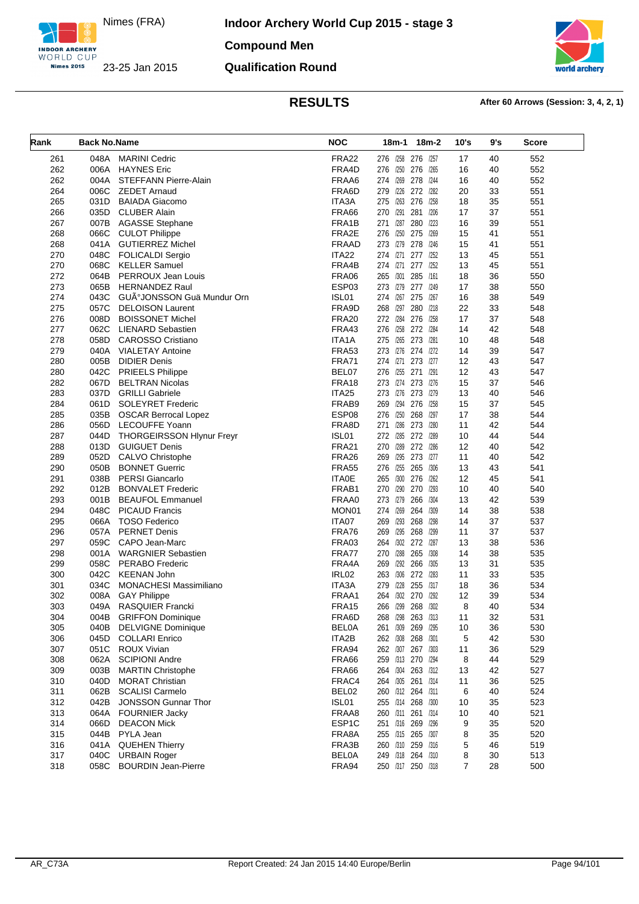Nimes (FRA)

23-25 Jan 2015

# Indoor Archery World Cup 2015 - stage 3

## Compound Men

## Qualification Round

## RESULTS

**After 60 Arrows (Session: 3, 4, 2, 1)**

| Rank | Back No. | Name | NOC | 18m-1 | 18m-2 | 10's | 9's | Score |
|---|---|---|---|---|---|---|---|---|
| 261 | 048A | MARINI Cedric | FRA22 | 276 /258 | 276 /257 | 17 | 40 | 552 |
| 262 | 006A | HAYNES Eric | FRA4D | 276 /250 | 276 /265 | 16 | 40 | 552 |
| 262 | 004A | STEFFANN Pierre-Alain | FRAA6 | 274 /269 | 278 /244 | 16 | 40 | 552 |
| 264 | 006C | ZEDET Arnaud | FRA6D | 279 /226 | 272 /282 | 20 | 33 | 551 |
| 265 | 031D | BAIADA Giacomo | ITA3A | 275 /263 | 276 /258 | 18 | 35 | 551 |
| 266 | 035D | CLUBER Alain | FRA66 | 270 /291 | 281 /206 | 17 | 37 | 551 |
| 267 | 007B | AGASSE Stephane | FRA1B | 271 /287 | 280 /223 | 16 | 39 | 551 |
| 268 | 066C | CULOT Philippe | FRA2E | 276 /250 | 275 /269 | 15 | 41 | 551 |
| 268 | 041A | GUTIERREZ Michel | FRAAD | 273 /279 | 278 /246 | 15 | 41 | 551 |
| 270 | 048C | FOLICALDI Sergio | ITA22 | 274 /271 | 277 /252 | 13 | 45 | 551 |
| 270 | 068C | KELLER Samuel | FRA4B | 274 /271 | 277 /252 | 13 | 45 | 551 |
| 272 | 064B | PERROUX Jean Louis | FRA06 | 265 /301 | 285 /161 | 18 | 36 | 550 |
| 273 | 065B | HERNANDEZ Raul | ESP03 | 273 /279 | 277 /249 | 17 | 38 | 550 |
| 274 | 043C | GUÃ°JONSSON Guä Mundur Orn | ISL01 | 274 /267 | 275 /267 | 16 | 38 | 549 |
| 275 | 057C | DELOISON Laurent | FRA9D | 268 /297 | 280 /218 | 22 | 33 | 548 |
| 276 | 008D | BOISSONET Michel | FRA20 | 272 /284 | 276 /258 | 17 | 37 | 548 |
| 277 | 062C | LIENARD Sebastien | FRA43 | 276 /258 | 272 /284 | 14 | 42 | 548 |
| 278 | 058D | CAROSSO Cristiano | ITA1A | 275 /265 | 273 /281 | 10 | 48 | 548 |
| 279 | 040A | VIALETAY Antoine | FRA53 | 273 /276 | 274 /272 | 14 | 39 | 547 |
| 280 | 005B | DIDIER Denis | FRA71 | 274 /271 | 273 /277 | 12 | 43 | 547 |
| 280 | 042C | PRIEELS Philippe | BEL07 | 276 /255 | 271 /291 | 12 | 43 | 547 |
| 282 | 067D | BELTRAN Nicolas | FRA18 | 273 /274 | 273 /276 | 15 | 37 | 546 |
| 283 | 037D | GRILLI Gabriele | ITA25 | 273 /276 | 273 /279 | 13 | 40 | 546 |
| 284 | 061D | SOLEYRET Frederic | FRAB9 | 269 /294 | 276 /258 | 15 | 37 | 545 |
| 285 | 035B | OSCAR Berrocal Lopez | ESP08 | 276 /250 | 268 /297 | 17 | 38 | 544 |
| 286 | 056D | LECOUFFE Yoann | FRA8D | 271 /286 | 273 /280 | 11 | 42 | 544 |
| 287 | 044D | THORGEIRSSON Hlynur Freyr | ISL01 | 272 /285 | 272 /289 | 10 | 44 | 544 |
| 288 | 013D | GUIGUET Denis | FRA21 | 270 /289 | 272 /286 | 12 | 40 | 542 |
| 289 | 052D | CALVO Christophe | FRA26 | 269 /295 | 273 /277 | 11 | 40 | 542 |
| 290 | 050B | BONNET Guerric | FRA55 | 276 /255 | 265 /306 | 13 | 43 | 541 |
| 291 | 038B | PERSI Giancarlo | ITA0E | 265 /300 | 276 /262 | 12 | 45 | 541 |
| 292 | 012B | BONVALET Frederic | FRAB1 | 270 /290 | 270 /293 | 10 | 40 | 540 |
| 293 | 001B | BEAUFOL Emmanuel | FRAA0 | 273 /279 | 266 /304 | 13 | 42 | 539 |
| 294 | 048C | PICAUD Francis | MON01 | 274 /269 | 264 /309 | 14 | 38 | 538 |
| 295 | 066A | TOSO Federico | ITA07 | 269 /293 | 268 /298 | 14 | 37 | 537 |
| 296 | 057A | PERNET Denis | FRA76 | 269 /295 | 268 /299 | 11 | 37 | 537 |
| 297 | 059C | CAPO Jean-Marc | FRA03 | 264 /302 | 272 /287 | 13 | 38 | 536 |
| 298 | 001A | WARGNIER Sebastien | FRA77 | 270 /288 | 265 /308 | 14 | 38 | 535 |
| 299 | 058C | PERABO Frederic | FRA4A | 269 /292 | 266 /305 | 13 | 31 | 535 |
| 300 | 042C | KEENAN John | IRL02 | 263 /306 | 272 /283 | 11 | 33 | 535 |
| 301 | 034C | MONACHESI Massimiliano | ITA3A | 279 /228 | 255 /317 | 18 | 36 | 534 |
| 302 | 008A | GAY Philippe | FRAA1 | 264 /302 | 270 /292 | 12 | 39 | 534 |
| 303 | 049A | RASQUIER Francki | FRA15 | 266 /299 | 268 /302 | 8 | 40 | 534 |
| 304 | 004B | GRIFFON Dominique | FRA6D | 268 /298 | 263 /313 | 11 | 32 | 531 |
| 305 | 040B | DELVIGNE Dominique | BELOA | 261 /309 | 269 /295 | 10 | 36 | 530 |
| 306 | 045D | COLLARI Enrico | ITA2B | 262 /308 | 268 /301 | 5 | 42 | 530 |
| 307 | 051C | ROUX Vivian | FRA94 | 262 /307 | 267 /303 | 11 | 36 | 529 |
| 308 | 062A | SCIPIONI Andre | FRA66 | 259 /313 | 270 /294 | 8 | 44 | 529 |
| 309 | 003B | MARTIN Christophe | FRA66 | 264 /304 | 263 /312 | 13 | 42 | 527 |
| 310 | 040D | MORAT Christian | FRAC4 | 264 /305 | 261 /314 | 11 | 36 | 525 |
| 311 | 062B | SCALISI Carmelo | BEL02 | 260 /312 | 264 /311 | 6 | 40 | 524 |
| 312 | 042B | JONSSON Gunnar Thor | ISL01 | 255 /314 | 268 /300 | 10 | 35 | 523 |
| 313 | 064A | FOURNIER Jacky | FRAA8 | 260 /311 | 261 /314 | 10 | 40 | 521 |
| 314 | 066D | DEACON Mick | ESP1C | 251 /316 | 269 /296 | 9 | 35 | 520 |
| 315 | 044B | PYLA Jean | FRA8A | 255 /315 | 265 /307 | 8 | 35 | 520 |
| 316 | 041A | QUEHEN Thierry | FRA3B | 260 /310 | 259 /316 | 5 | 46 | 519 |
| 317 | 040C | URBAIN Roger | BELOA | 249 /318 | 264 /310 | 8 | 30 | 513 |
| 318 | 058C | BOURDIN Jean-Pierre | FRA94 | 250 /317 | 250 /318 | 7 | 28 | 500 |

AR_C73A    Report Created: 24 Jan 2015 14:40 Europe/Berlin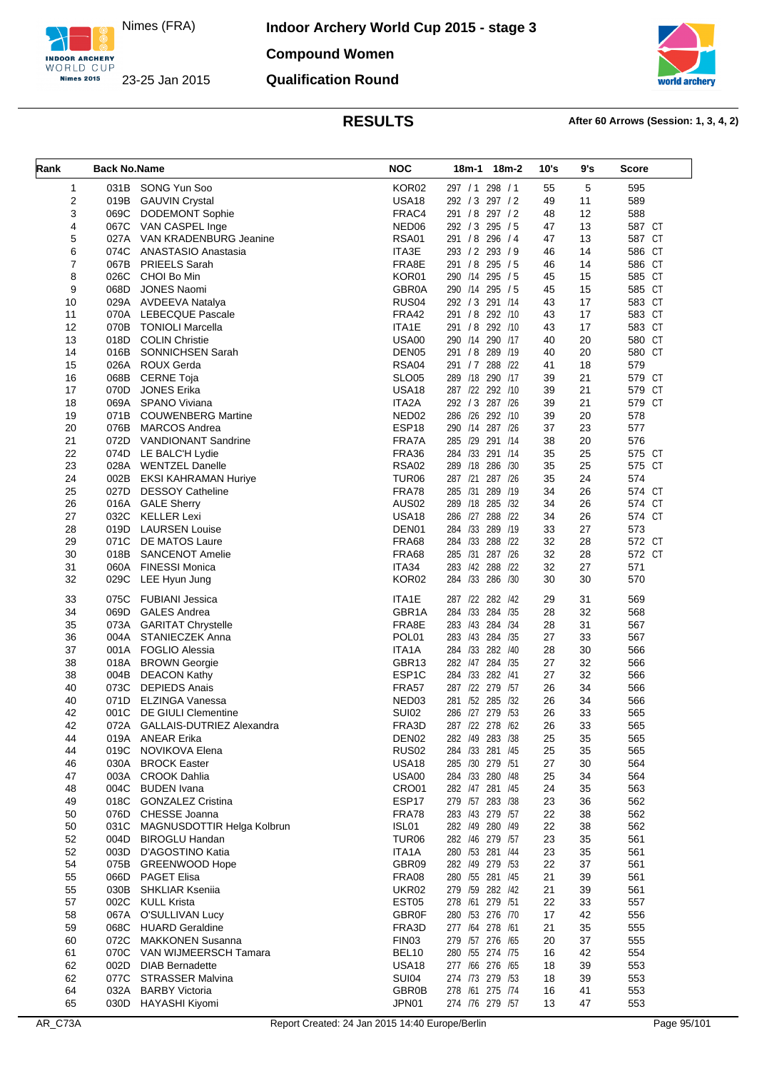# Indoor Archery World Cup 2015 - stage 3

Nimes (FRA)

23-25 Jan 2015

## Compound Women

## Qualification Round

## RESULTS

**After 60 Arrows (Session: 1, 3, 4, 2)**

| Rank | Back No. | Name | NOC | 18m-1 | 18m-2 | 10's | 9's | Score |
|---|---|---|---|---|---|---|---|---|
| 1 | 031B | SONG Yun Soo | KOR02 | 297 / 1 | 298 / 1 | 55 | 5 | 595 |
| 2 | 019B | GAUVIN Crystal | USA18 | 292 / 3 | 297 / 2 | 49 | 11 | 589 |
| 3 | 069C | DODEMONT Sophie | FRAC4 | 291 / 8 | 297 / 2 | 48 | 12 | 588 |
| 4 | 067C | VAN CASPEL Inge | NED06 | 292 / 3 | 295 / 5 | 47 | 13 | 587 CT |
| 5 | 027A | VAN KRADENBURG Jeanine | RSA01 | 291 / 8 | 296 / 4 | 47 | 13 | 587 CT |
| 6 | 074C | ANASTASIO Anastasia | ITA3E | 293 / 2 | 293 / 9 | 46 | 14 | 586 CT |
| 7 | 067B | PRIEELS Sarah | FRA8E | 291 / 8 | 295 / 5 | 46 | 14 | 586 CT |
| 8 | 026C | CHOI Bo Min | KOR01 | 290 /14 | 295 / 5 | 45 | 15 | 585 CT |
| 9 | 068D | JONES Naomi | GBR0A | 290 /14 | 295 / 5 | 45 | 15 | 585 CT |
| 10 | 029A | AVDEEVA Natalya | RUS04 | 292 / 3 | 291 /14 | 43 | 17 | 583 CT |
| 11 | 070A | LEBECQUE Pascale | FRA42 | 291 / 8 | 292 /10 | 43 | 17 | 583 CT |
| 12 | 070B | TONIOLI Marcella | ITA1E | 291 / 8 | 292 /10 | 43 | 17 | 583 CT |
| 13 | 018D | COLIN Christie | USA00 | 290 /14 | 290 /17 | 40 | 20 | 580 CT |
| 14 | 016B | SONNICHSEN Sarah | DEN05 | 291 / 8 | 289 /19 | 40 | 20 | 580 CT |
| 15 | 026A | ROUX Gerda | RSA04 | 291 / 7 | 288 /22 | 41 | 18 | 579 |
| 16 | 068B | CERNE Toja | SLO05 | 289 /18 | 290 /17 | 39 | 21 | 579 CT |
| 17 | 070D | JONES Erika | USA18 | 287 /22 | 292 /10 | 39 | 21 | 579 CT |
| 18 | 069A | SPANO Viviana | ITA2A | 292 / 3 | 287 /26 | 39 | 21 | 579 CT |
| 19 | 071B | COUWENBERG Martine | NED02 | 286 /26 | 292 /10 | 39 | 20 | 578 |
| 20 | 076B | MARCOS Andrea | ESP18 | 290 /14 | 287 /26 | 37 | 23 | 577 |
| 21 | 072D | VANDIONANT Sandrine | FRA7A | 285 /29 | 291 /14 | 38 | 20 | 576 |
| 22 | 074D | LE BALC'H Lydie | FRA36 | 284 /33 | 291 /14 | 35 | 25 | 575 CT |
| 23 | 028A | WENTZEL Danelle | RSA02 | 289 /18 | 286 /30 | 35 | 25 | 575 CT |
| 24 | 002B | EKSI KAHRAMAN Huriye | TUR06 | 287 /21 | 287 /26 | 35 | 24 | 574 |
| 25 | 027D | DESSOY Catheline | FRA78 | 285 /31 | 289 /19 | 34 | 26 | 574 CT |
| 26 | 016A | GALE Sherry | AUS02 | 289 /18 | 285 /32 | 34 | 26 | 574 CT |
| 27 | 032C | KELLER Lexi | USA18 | 286 /27 | 288 /22 | 34 | 26 | 574 CT |
| 28 | 019D | LAURSEN Louise | DEN01 | 284 /33 | 289 /19 | 33 | 27 | 573 |
| 29 | 071C | DE MATOS Laure | FRA68 | 284 /33 | 288 /22 | 32 | 28 | 572 CT |
| 30 | 018B | SANCENOT Amelie | FRA68 | 285 /31 | 287 /26 | 32 | 28 | 572 CT |
| 31 | 060A | FINESSI Monica | ITA34 | 283 /42 | 288 /22 | 32 | 27 | 571 |
| 32 | 029C | LEE Hyun Jung | KOR02 | 284 /33 | 286 /30 | 30 | 30 | 570 |
| 33 | 075C | FUBIANI Jessica | ITA1E | 287 /22 | 282 /42 | 29 | 31 | 569 |
| 34 | 069D | GALES Andrea | GBR1A | 284 /33 | 284 /35 | 28 | 32 | 568 |
| 35 | 073A | GARITAT Chrystelle | FRA8E | 283 /43 | 284 /34 | 28 | 31 | 567 |
| 36 | 004A | STANIECZEK Anna | POL01 | 283 /43 | 284 /35 | 27 | 33 | 567 |
| 37 | 001A | FOGLIO Alessia | ITA1A | 284 /33 | 282 /40 | 28 | 30 | 566 |
| 38 | 018A | BROWN Georgie | GBR13 | 282 /47 | 284 /35 | 27 | 32 | 566 |
| 38 | 004B | DEACON Kathy | ESP1C | 284 /33 | 282 /41 | 27 | 32 | 566 |
| 40 | 073C | DEPIEDS Anais | FRA57 | 287 /22 | 279 /57 | 26 | 34 | 566 |
| 40 | 071D | ELZINGA Vanessa | NED03 | 281 /52 | 285 /32 | 26 | 34 | 566 |
| 42 | 001C | DE GIULI Clementine | SUI02 | 286 /27 | 279 /53 | 26 | 33 | 565 |
| 42 | 072A | GALLAIS-DUTRIEZ Alexandra | FRA3D | 287 /22 | 278 /62 | 26 | 33 | 565 |
| 44 | 019A | ANEAR Erika | DEN02 | 282 /49 | 283 /38 | 25 | 35 | 565 |
| 44 | 019C | NOVIKOVA Elena | RUS02 | 284 /33 | 281 /45 | 25 | 35 | 565 |
| 46 | 030A | BROCK Easter | USA18 | 285 /30 | 279 /51 | 27 | 30 | 564 |
| 47 | 003A | CROOK Dahlia | USA00 | 284 /33 | 280 /48 | 25 | 34 | 564 |
| 48 | 004C | BUDEN Ivana | CRO01 | 282 /47 | 281 /45 | 24 | 35 | 563 |
| 49 | 018C | GONZALEZ Cristina | ESP17 | 279 /57 | 283 /38 | 23 | 36 | 562 |
| 50 | 076D | CHESSE Joanna | FRA78 | 283 /43 | 279 /57 | 22 | 38 | 562 |
| 50 | 031C | MAGNUSDOTTIR Helga Kolbrun | ISL01 | 282 /49 | 280 /49 | 22 | 38 | 562 |
| 52 | 004D | BIROGLU Handan | TUR06 | 282 /46 | 279 /57 | 23 | 35 | 561 |
| 52 | 003D | D'AGOSTINO Katia | ITA1A | 280 /53 | 281 /44 | 23 | 35 | 561 |
| 54 | 075B | GREENWOOD Hope | GBR09 | 282 /49 | 279 /53 | 22 | 37 | 561 |
| 55 | 066D | PAGET Elisa | FRA08 | 280 /55 | 281 /45 | 21 | 39 | 561 |
| 55 | 030B | SHKLIAR Kseniia | UKR02 | 279 /59 | 282 /42 | 21 | 39 | 561 |
| 57 | 002C | KULL Krista | EST05 | 278 /61 | 279 /51 | 22 | 33 | 557 |
| 58 | 067A | O'SULLIVAN Lucy | GBR0F | 280 /53 | 276 /70 | 17 | 42 | 556 |
| 59 | 068C | HUARD Geraldine | FRA3D | 277 /64 | 278 /61 | 21 | 35 | 555 |
| 60 | 072C | MAKKONEN Susanna | FIN03 | 279 /57 | 276 /65 | 20 | 37 | 555 |
| 61 | 070C | VAN WIJMEERSCH Tamara | BEL10 | 280 /55 | 274 /75 | 16 | 42 | 554 |
| 62 | 002D | DIAB Bernadette | USA18 | 277 /66 | 276 /65 | 18 | 39 | 553 |
| 62 | 077C | STRASSER Malvina | SUI04 | 274 /73 | 279 /53 | 18 | 39 | 553 |
| 64 | 032A | BARBY Victoria | GBR0B | 278 /61 | 275 /74 | 16 | 41 | 553 |
| 65 | 030D | HAYASHI Kiyomi | JPN01 | 274 /76 | 279 /57 | 13 | 47 | 553 |

AR_C73A — Report Created: 24 Jan 2015 14:40 Europe/Berlin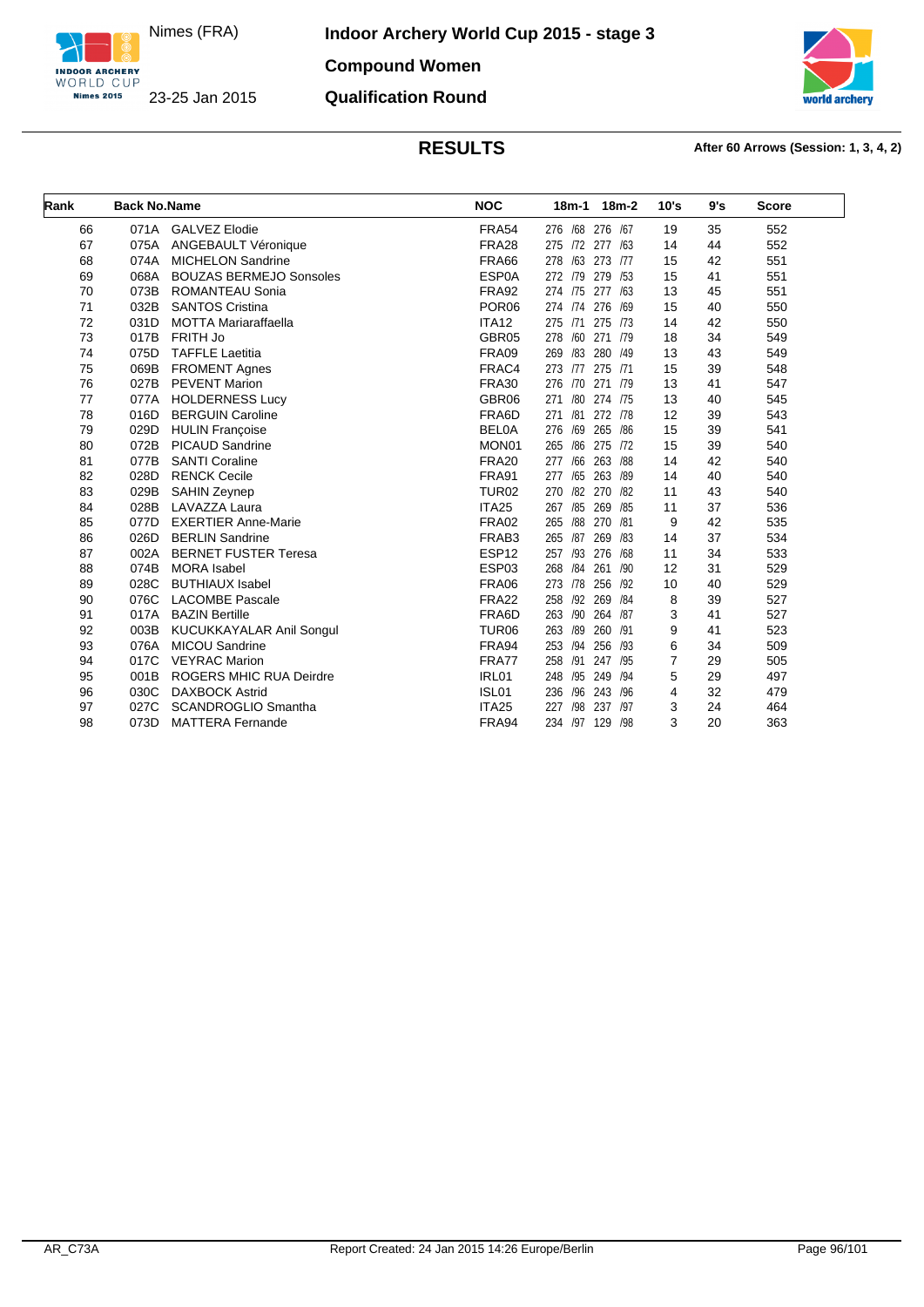# Indoor Archery World Cup 2015 - stage 3

Nimes (FRA)
23-25 Jan 2015

**Compound Women**

**Qualification Round**

## RESULTS

**After 60 Arrows (Session: 1, 3, 4, 2)**

| Rank | Back No. | Name | NOC | 18m-1 | 18m-2 | 10's | 9's | Score |
|---|---|---|---|---|---|---|---|---|
| 66 | 071A | GALVEZ Elodie | FRA54 | 276 /68 | 276 /67 | 19 | 35 | 552 |
| 67 | 075A | ANGEBAULT Véronique | FRA28 | 275 /72 | 277 /63 | 14 | 44 | 552 |
| 68 | 074A | MICHELON Sandrine | FRA66 | 278 /63 | 273 /77 | 15 | 42 | 551 |
| 69 | 068A | BOUZAS BERMEJO Sonsoles | ESP0A | 272 /79 | 279 /53 | 15 | 41 | 551 |
| 70 | 073B | ROMANTEAU Sonia | FRA92 | 274 /75 | 277 /63 | 13 | 45 | 551 |
| 71 | 032B | SANTOS Cristina | POR06 | 274 /74 | 276 /69 | 15 | 40 | 550 |
| 72 | 031D | MOTTA Mariaraffaella | ITA12 | 275 /71 | 275 /73 | 14 | 42 | 550 |
| 73 | 017B | FRITH Jo | GBR05 | 278 /60 | 271 /79 | 18 | 34 | 549 |
| 74 | 075D | TAFFLE Laetitia | FRA09 | 269 /83 | 280 /49 | 13 | 43 | 549 |
| 75 | 069B | FROMENT Agnes | FRAC4 | 273 /77 | 275 /71 | 15 | 39 | 548 |
| 76 | 027B | PEVENT Marion | FRA30 | 276 /70 | 271 /79 | 13 | 41 | 547 |
| 77 | 077A | HOLDERNESS Lucy | GBR06 | 271 /80 | 274 /75 | 13 | 40 | 545 |
| 78 | 016D | BERGUIN Caroline | FRA6D | 271 /81 | 272 /78 | 12 | 39 | 543 |
| 79 | 029D | HULIN Françoise | BEL0A | 276 /69 | 265 /86 | 15 | 39 | 541 |
| 80 | 072B | PICAUD Sandrine | MON01 | 265 /86 | 275 /72 | 15 | 39 | 540 |
| 81 | 077B | SANTI Coraline | FRA20 | 277 /66 | 263 /88 | 14 | 42 | 540 |
| 82 | 028D | RENCK Cecile | FRA91 | 277 /65 | 263 /89 | 14 | 40 | 540 |
| 83 | 029B | SAHIN Zeynep | TUR02 | 270 /82 | 270 /82 | 11 | 43 | 540 |
| 84 | 028B | LAVAZZA Laura | ITA25 | 267 /85 | 269 /85 | 11 | 37 | 536 |
| 85 | 077D | EXERTIER Anne-Marie | FRA02 | 265 /88 | 270 /81 | 9 | 42 | 535 |
| 86 | 026D | BERLIN Sandrine | FRAB3 | 265 /87 | 269 /83 | 14 | 37 | 534 |
| 87 | 002A | BERNET FUSTER Teresa | ESP12 | 257 /93 | 276 /68 | 11 | 34 | 533 |
| 88 | 074B | MORA Isabel | ESP03 | 268 /84 | 261 /90 | 12 | 31 | 529 |
| 89 | 028C | BUTHIAUX Isabel | FRA06 | 273 /78 | 256 /92 | 10 | 40 | 529 |
| 90 | 076C | LACOMBE Pascale | FRA22 | 258 /92 | 269 /84 | 8 | 39 | 527 |
| 91 | 017A | BAZIN Bertille | FRA6D | 263 /90 | 264 /87 | 3 | 41 | 527 |
| 92 | 003B | KUCUKKAYALAR Anil Songul | TUR06 | 263 /89 | 260 /91 | 9 | 41 | 523 |
| 93 | 076A | MICOU Sandrine | FRA94 | 253 /94 | 256 /93 | 6 | 34 | 509 |
| 94 | 017C | VEYRAC Marion | FRA77 | 258 /91 | 247 /95 | 7 | 29 | 505 |
| 95 | 001B | ROGERS MHIC RUA Deirdre | IRL01 | 248 /95 | 249 /94 | 5 | 29 | 497 |
| 96 | 030C | DAXBOCK Astrid | ISL01 | 236 /96 | 243 /96 | 4 | 32 | 479 |
| 97 | 027C | SCANDROGLIO Smantha | ITA25 | 227 /98 | 237 /97 | 3 | 24 | 464 |
| 98 | 073D | MATTERA Fernande | FRA94 | 234 /97 | 129 /98 | 3 | 20 | 363 |

AR_C73A    Report Created: 24 Jan 2015 14:26 Europe/Berlin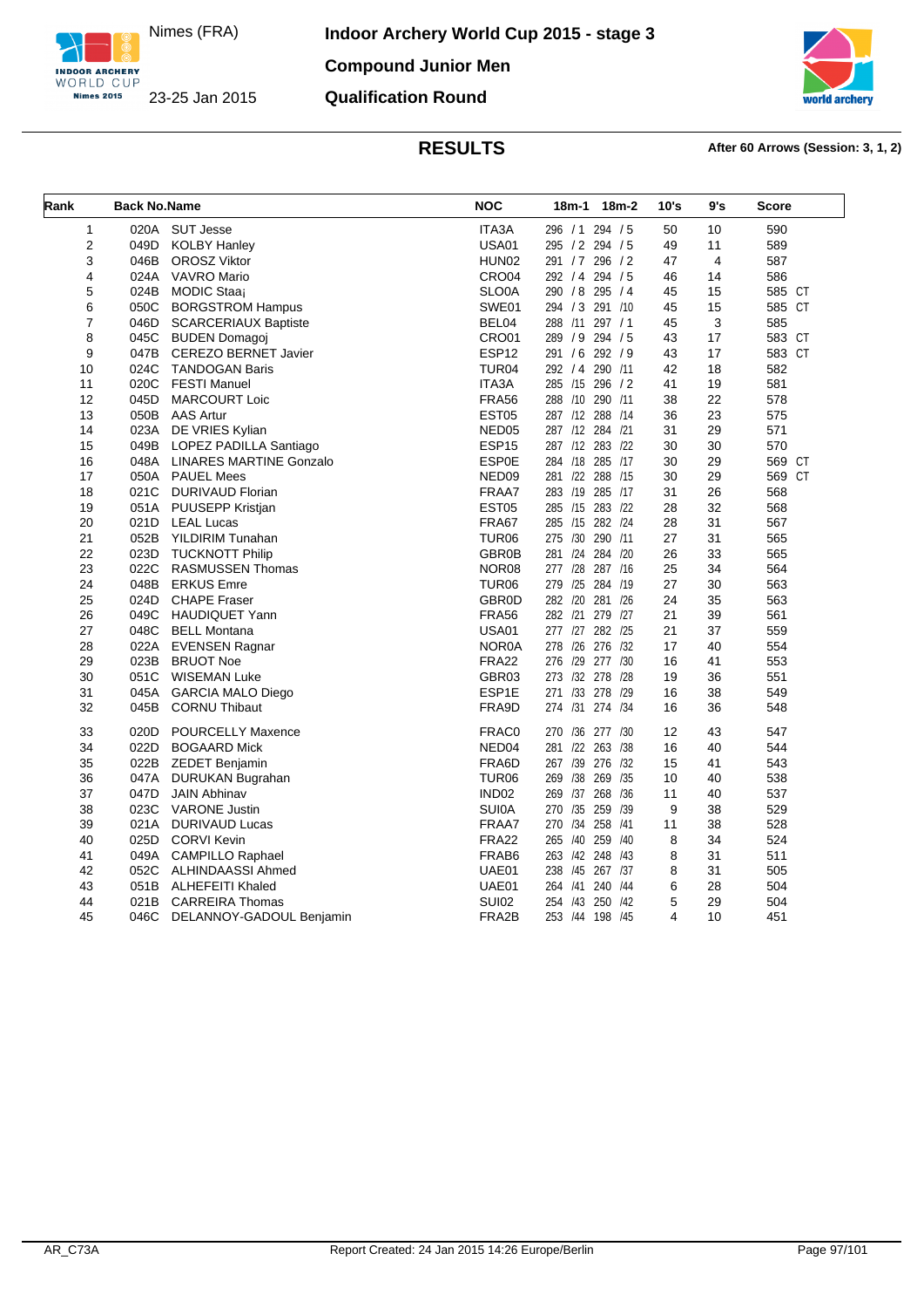# Indoor Archery World Cup 2015 - stage 3

Nimes (FRA)

23-25 Jan 2015

**Compound Junior Men**

**Qualification Round**

## RESULTS

**After 60 Arrows (Session: 3, 1, 2)**

| Rank | Back No. | Name | NOC | 18m-1 | 18m-2 | 10's | 9's | Score |
|---|---|---|---|---|---|---|---|---|
| 1 | 020A | SUT Jesse | ITA3A | 296 / 1 | 294 / 5 | 50 | 10 | 590 |
| 2 | 049D | KOLBY Hanley | USA01 | 295 / 2 | 294 / 5 | 49 | 11 | 589 |
| 3 | 046B | OROSZ Viktor | HUN02 | 291 / 7 | 296 / 2 | 47 | 4 | 587 |
| 4 | 024A | VAVRO Mario | CRO04 | 292 / 4 | 294 / 5 | 46 | 14 | 586 |
| 5 | 024B | MODIC Staa¡ | SLO0A | 290 / 8 | 295 / 4 | 45 | 15 | 585 CT |
| 6 | 050C | BORGSTROM Hampus | SWE01 | 294 / 3 | 291 /10 | 45 | 15 | 585 CT |
| 7 | 046D | SCARCERIAUX Baptiste | BEL04 | 288 /11 | 297 / 1 | 45 | 3 | 585 |
| 8 | 045C | BUDEN Domagoj | CRO01 | 289 / 9 | 294 / 5 | 43 | 17 | 583 CT |
| 9 | 047B | CEREZO BERNET Javier | ESP12 | 291 / 6 | 292 / 9 | 43 | 17 | 583 CT |
| 10 | 024C | TANDOGAN Baris | TUR04 | 292 / 4 | 290 /11 | 42 | 18 | 582 |
| 11 | 020C | FESTI Manuel | ITA3A | 285 /15 | 296 / 2 | 41 | 19 | 581 |
| 12 | 045D | MARCOURT Loic | FRA56 | 288 /10 | 290 /11 | 38 | 22 | 578 |
| 13 | 050B | AAS Artur | EST05 | 287 /12 | 288 /14 | 36 | 23 | 575 |
| 14 | 023A | DE VRIES Kylian | NED05 | 287 /12 | 284 /21 | 31 | 29 | 571 |
| 15 | 049B | LOPEZ PADILLA Santiago | ESP15 | 287 /12 | 283 /22 | 30 | 30 | 570 |
| 16 | 048A | LINARES MARTINE Gonzalo | ESP0E | 284 /18 | 285 /17 | 30 | 29 | 569 CT |
| 17 | 050A | PAUEL Mees | NED09 | 281 /22 | 288 /15 | 30 | 29 | 569 CT |
| 18 | 021C | DURIVAUD Florian | FRAA7 | 283 /19 | 285 /17 | 31 | 26 | 568 |
| 19 | 051A | PUUSEPP Kristjan | EST05 | 285 /15 | 283 /22 | 28 | 32 | 568 |
| 20 | 021D | LEAL Lucas | FRA67 | 285 /15 | 282 /24 | 28 | 31 | 567 |
| 21 | 052B | YILDIRIM Tunahan | TUR06 | 275 /30 | 290 /11 | 27 | 31 | 565 |
| 22 | 023D | TUCKNOTT Philip | GBR0B | 281 /24 | 284 /20 | 26 | 33 | 565 |
| 23 | 022C | RASMUSSEN Thomas | NOR08 | 277 /28 | 287 /16 | 25 | 34 | 564 |
| 24 | 048B | ERKUS Emre | TUR06 | 279 /25 | 284 /19 | 27 | 30 | 563 |
| 25 | 024D | CHAPE Fraser | GBR0D | 282 /20 | 281 /26 | 24 | 35 | 563 |
| 26 | 049C | HAUDIQUET Yann | FRA56 | 282 /21 | 279 /27 | 21 | 39 | 561 |
| 27 | 048C | BELL Montana | USA01 | 277 /27 | 282 /25 | 21 | 37 | 559 |
| 28 | 022A | EVENSEN Ragnar | NOR0A | 278 /26 | 276 /32 | 17 | 40 | 554 |
| 29 | 023B | BRUOT Noe | FRA22 | 276 /29 | 277 /30 | 16 | 41 | 553 |
| 30 | 051C | WISEMAN Luke | GBR03 | 273 /32 | 278 /28 | 19 | 36 | 551 |
| 31 | 045A | GARCIA MALO Diego | ESP1E | 271 /33 | 278 /29 | 16 | 38 | 549 |
| 32 | 045B | CORNU Thibaut | FRA9D | 274 /31 | 274 /34 | 16 | 36 | 548 |
| 33 | 020D | POURCELLY Maxence | FRAC0 | 270 /36 | 277 /30 | 12 | 43 | 547 |
| 34 | 022D | BOGAARD Mick | NED04 | 281 /22 | 263 /38 | 16 | 40 | 544 |
| 35 | 022B | ZEDET Benjamin | FRA6D | 267 /39 | 276 /32 | 15 | 41 | 543 |
| 36 | 047A | DURUKAN Bugrahan | TUR06 | 269 /38 | 269 /35 | 10 | 40 | 538 |
| 37 | 047D | JAIN Abhinav | IND02 | 269 /37 | 268 /36 | 11 | 40 | 537 |
| 38 | 023C | VARONE Justin | SUI0A | 270 /35 | 259 /39 | 9 | 38 | 529 |
| 39 | 021A | DURIVAUD Lucas | FRAA7 | 270 /34 | 258 /41 | 11 | 38 | 528 |
| 40 | 025D | CORVI Kevin | FRA22 | 265 /40 | 259 /40 | 8 | 34 | 524 |
| 41 | 049A | CAMPILLO Raphael | FRAB6 | 263 /42 | 248 /43 | 8 | 31 | 511 |
| 42 | 052C | ALHINDAASSI Ahmed | UAE01 | 238 /45 | 267 /37 | 8 | 31 | 505 |
| 43 | 051B | ALHEFEITI Khaled | UAE01 | 264 /41 | 240 /44 | 6 | 28 | 504 |
| 44 | 021B | CARREIRA Thomas | SUI02 | 254 /43 | 250 /42 | 5 | 29 | 504 |
| 45 | 046C | DELANNOY-GADOUL Benjamin | FRA2B | 253 /44 | 198 /45 | 4 | 10 | 451 |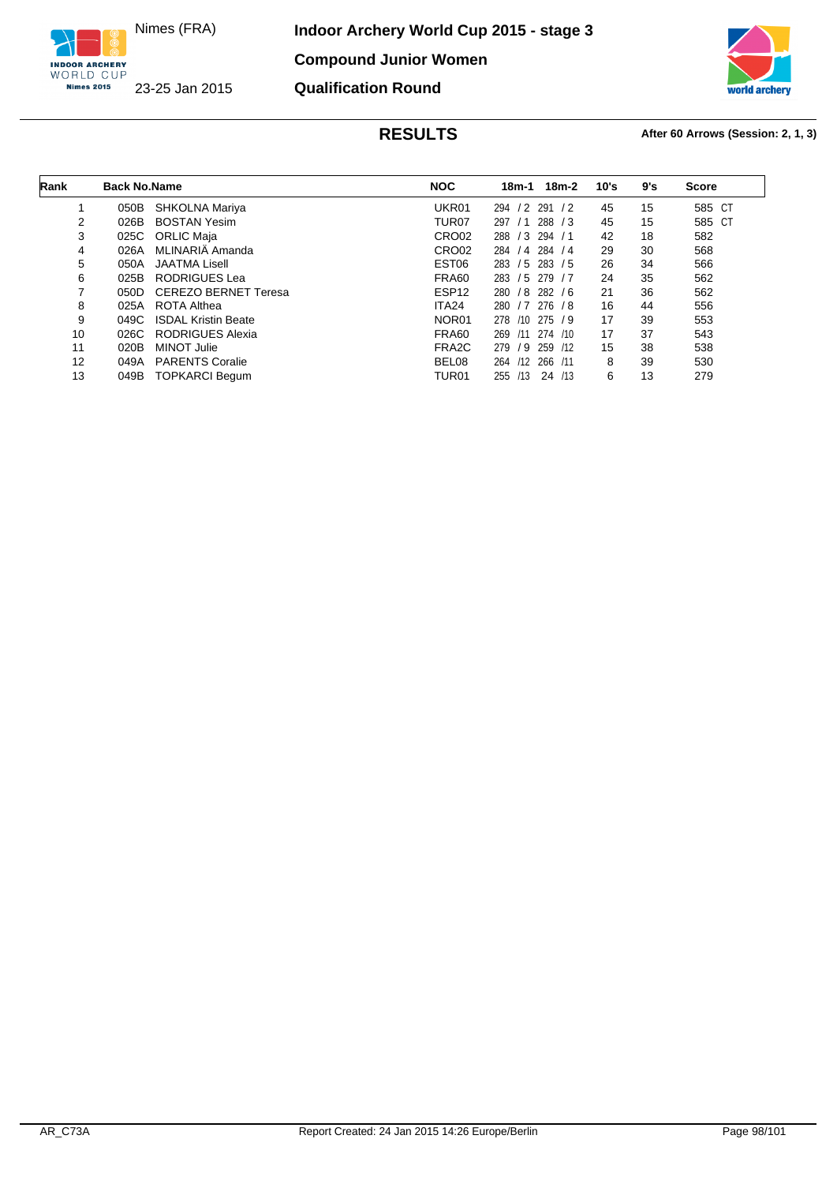Nimes (FRA)

23-25 Jan 2015

# Indoor Archery World Cup 2015 - stage 3

## Compound Junior Women

## Qualification Round

### RESULTS

**After 60 Arrows (Session: 2, 1, 3)**

| Rank | Back No. | Name | NOC | 18m-1 | 18m-2 | 10's | 9's | Score |
|---|---|---|---|---|---|---|---|---|
| 1 | 050B | SHKOLNA Mariya | UKR01 | 294 / 2 | 291 / 2 | 45 | 15 | 585 CT |
| 2 | 026B | BOSTAN Yesim | TUR07 | 297 / 1 | 288 / 3 | 45 | 15 | 585 CT |
| 3 | 025C | ORLIC Maja | CRO02 | 288 / 3 | 294 / 1 | 42 | 18 | 582 |
| 4 | 026A | MLINARIÄ Amanda | CRO02 | 284 / 4 | 284 / 4 | 29 | 30 | 568 |
| 5 | 050A | JAATMA Lisell | EST06 | 283 / 5 | 283 / 5 | 26 | 34 | 566 |
| 6 | 025B | RODRIGUES Lea | FRA60 | 283 / 5 | 279 / 7 | 24 | 35 | 562 |
| 7 | 050D | CEREZO BERNET Teresa | ESP12 | 280 / 8 | 282 / 6 | 21 | 36 | 562 |
| 8 | 025A | ROTA Althea | ITA24 | 280 / 7 | 276 / 8 | 16 | 44 | 556 |
| 9 | 049C | ISDAL Kristin Beate | NOR01 | 278 /10 | 275 / 9 | 17 | 39 | 553 |
| 10 | 026C | RODRIGUES Alexia | FRA60 | 269 /11 | 274 /10 | 17 | 37 | 543 |
| 11 | 020B | MINOT Julie | FRA2C | 279 / 9 | 259 /12 | 15 | 38 | 538 |
| 12 | 049A | PARENTS Coralie | BEL08 | 264 /12 | 266 /11 | 8 | 39 | 530 |
| 13 | 049B | TOPKARCI Begum | TUR01 | 255 /13 | 24 /13 | 6 | 13 | 279 |

AR_C73A Report Created: 24 Jan 2015 14:26 Europe/Berlin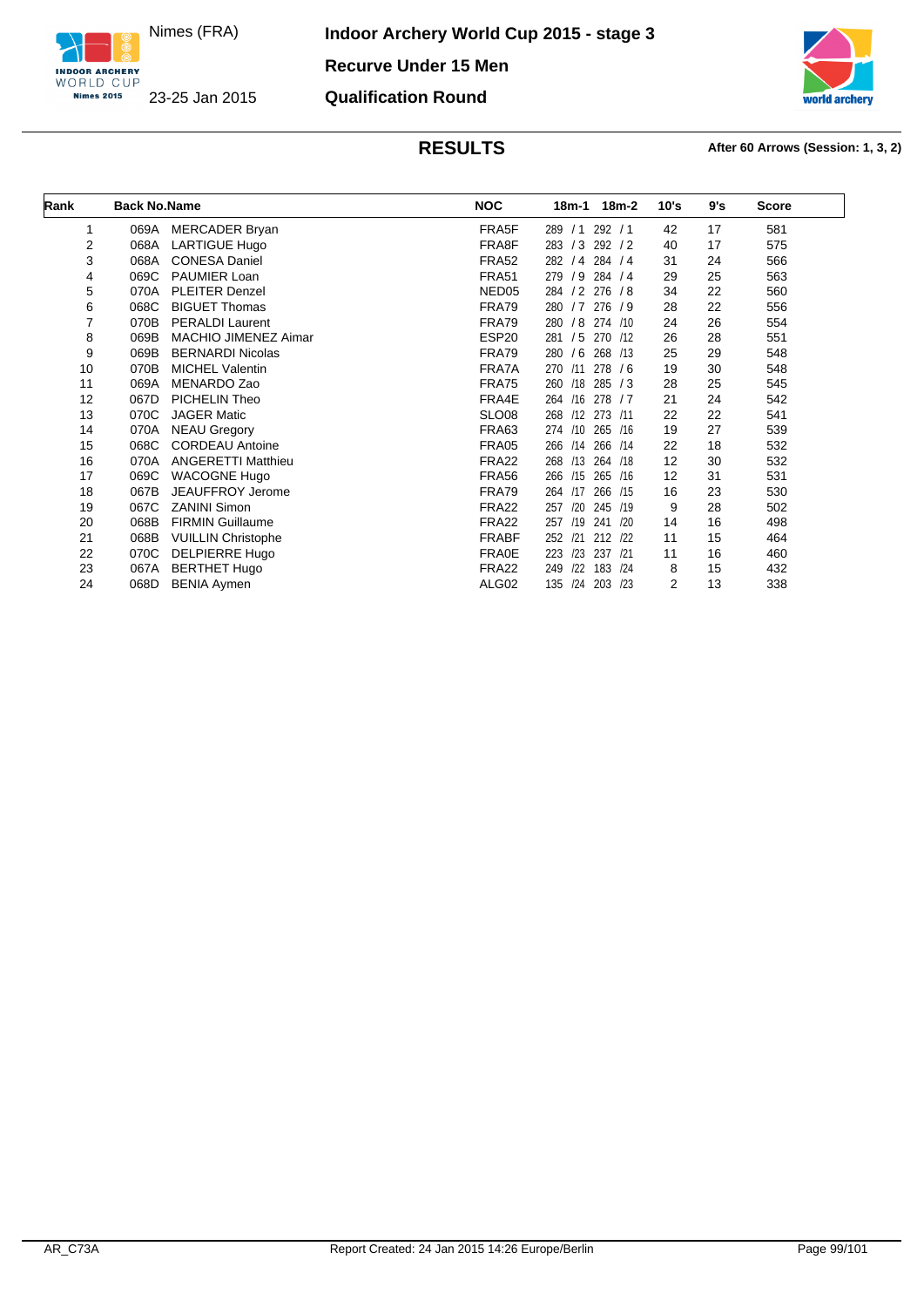Nimes (FRA)

23-25 Jan 2015

# Indoor Archery World Cup 2015 - stage 3

## Recurve Under 15 Men

## Qualification Round

## RESULTS

**After 60 Arrows (Session: 1, 3, 2)**

| Rank | Back No. | Name | NOC | 18m-1 | 18m-2 | 10's | 9's | Score |
|---|---|---|---|---|---|---|---|---|
| 1 | 069A | MERCADER Bryan | FRA5F | 289 / 1 | 292 / 1 | 42 | 17 | 581 |
| 2 | 068A | LARTIGUE Hugo | FRA8F | 283 / 3 | 292 / 2 | 40 | 17 | 575 |
| 3 | 068A | CONESA Daniel | FRA52 | 282 / 4 | 284 / 4 | 31 | 24 | 566 |
| 4 | 069C | PAUMIER Loan | FRA51 | 279 / 9 | 284 / 4 | 29 | 25 | 563 |
| 5 | 070A | PLEITER Denzel | NED05 | 284 / 2 | 276 / 8 | 34 | 22 | 560 |
| 6 | 068C | BIGUET Thomas | FRA79 | 280 / 7 | 276 / 9 | 28 | 22 | 556 |
| 7 | 070B | PERALDI Laurent | FRA79 | 280 / 8 | 274 /10 | 24 | 26 | 554 |
| 8 | 069B | MACHIO JIMENEZ Aimar | ESP20 | 281 / 5 | 270 /12 | 26 | 28 | 551 |
| 9 | 069B | BERNARDI Nicolas | FRA79 | 280 / 6 | 268 /13 | 25 | 29 | 548 |
| 10 | 070B | MICHEL Valentin | FRA7A | 270 /11 | 278 / 6 | 19 | 30 | 548 |
| 11 | 069A | MENARDO Zao | FRA75 | 260 /18 | 285 / 3 | 28 | 25 | 545 |
| 12 | 067D | PICHELIN Theo | FRA4E | 264 /16 | 278 / 7 | 21 | 24 | 542 |
| 13 | 070C | JAGER Matic | SLO08 | 268 /12 | 273 /11 | 22 | 22 | 541 |
| 14 | 070A | NEAU Gregory | FRA63 | 274 /10 | 265 /16 | 19 | 27 | 539 |
| 15 | 068C | CORDEAU Antoine | FRA05 | 266 /14 | 266 /14 | 22 | 18 | 532 |
| 16 | 070A | ANGERETTI Matthieu | FRA22 | 268 /13 | 264 /18 | 12 | 30 | 532 |
| 17 | 069C | WACOGNE Hugo | FRA56 | 266 /15 | 265 /16 | 12 | 31 | 531 |
| 18 | 067B | JEAUFFROY Jerome | FRA79 | 264 /17 | 266 /15 | 16 | 23 | 530 |
| 19 | 067C | ZANINI Simon | FRA22 | 257 /20 | 245 /19 | 9 | 28 | 502 |
| 20 | 068B | FIRMIN Guillaume | FRA22 | 257 /19 | 241 /20 | 14 | 16 | 498 |
| 21 | 068B | VUILLIN Christophe | FRABF | 252 /21 | 212 /22 | 11 | 15 | 464 |
| 22 | 070C | DELPIERRE Hugo | FRA0E | 223 /23 | 237 /21 | 11 | 16 | 460 |
| 23 | 067A | BERTHET Hugo | FRA22 | 249 /22 | 183 /24 | 8 | 15 | 432 |
| 24 | 068D | BENIA Aymen | ALG02 | 135 /24 | 203 /23 | 2 | 13 | 338 |

AR_C73A — Report Created: 24 Jan 2015 14:26 Europe/Berlin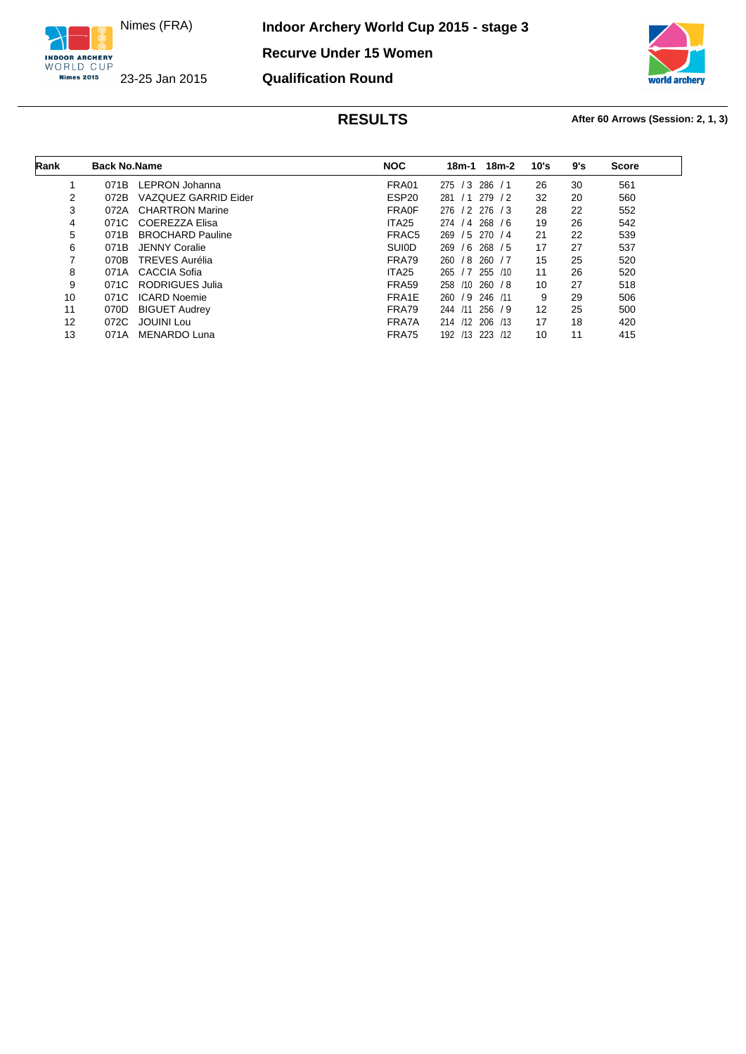Nimes (FRA)

23-25 Jan 2015

# Indoor Archery World Cup 2015 - stage 3

## Recurve Under 15 Women

## Qualification Round

### RESULTS

**After 60 Arrows (Session: 2, 1, 3)**

| Rank | Back No. | Name | NOC | 18m-1 | 18m-2 | 10's | 9's | Score |
|---|---|---|---|---|---|---|---|---|
| 1 | 071B | LEPRON Johanna | FRA01 | 275 / 3 | 286 / 1 | 26 | 30 | 561 |
| 2 | 072B | VAZQUEZ GARRID Eider | ESP20 | 281 / 1 | 279 / 2 | 32 | 20 | 560 |
| 3 | 072A | CHARTRON Marine | FRA0F | 276 / 2 | 276 / 3 | 28 | 22 | 552 |
| 4 | 071C | COEREZZA Elisa | ITA25 | 274 / 4 | 268 / 6 | 19 | 26 | 542 |
| 5 | 071B | BROCHARD Pauline | FRAC5 | 269 / 5 | 270 / 4 | 21 | 22 | 539 |
| 6 | 071B | JENNY Coralie | SUI0D | 269 / 6 | 268 / 5 | 17 | 27 | 537 |
| 7 | 070B | TREVES Aurélia | FRA79 | 260 / 8 | 260 / 7 | 15 | 25 | 520 |
| 8 | 071A | CACCIA Sofia | ITA25 | 265 / 7 | 255 /10 | 11 | 26 | 520 |
| 9 | 071C | RODRIGUES Julia | FRA59 | 258 /10 | 260 / 8 | 10 | 27 | 518 |
| 10 | 071C | ICARD Noemie | FRA1E | 260 / 9 | 246 /11 | 9 | 29 | 506 |
| 11 | 070D | BIGUET Audrey | FRA79 | 244 /11 | 256 / 9 | 12 | 25 | 500 |
| 12 | 072C | JOUINI Lou | FRA7A | 214 /12 | 206 /13 | 17 | 18 | 420 |
| 13 | 071A | MENARDO Luna | FRA75 | 192 /13 | 223 /12 | 10 | 11 | 415 |